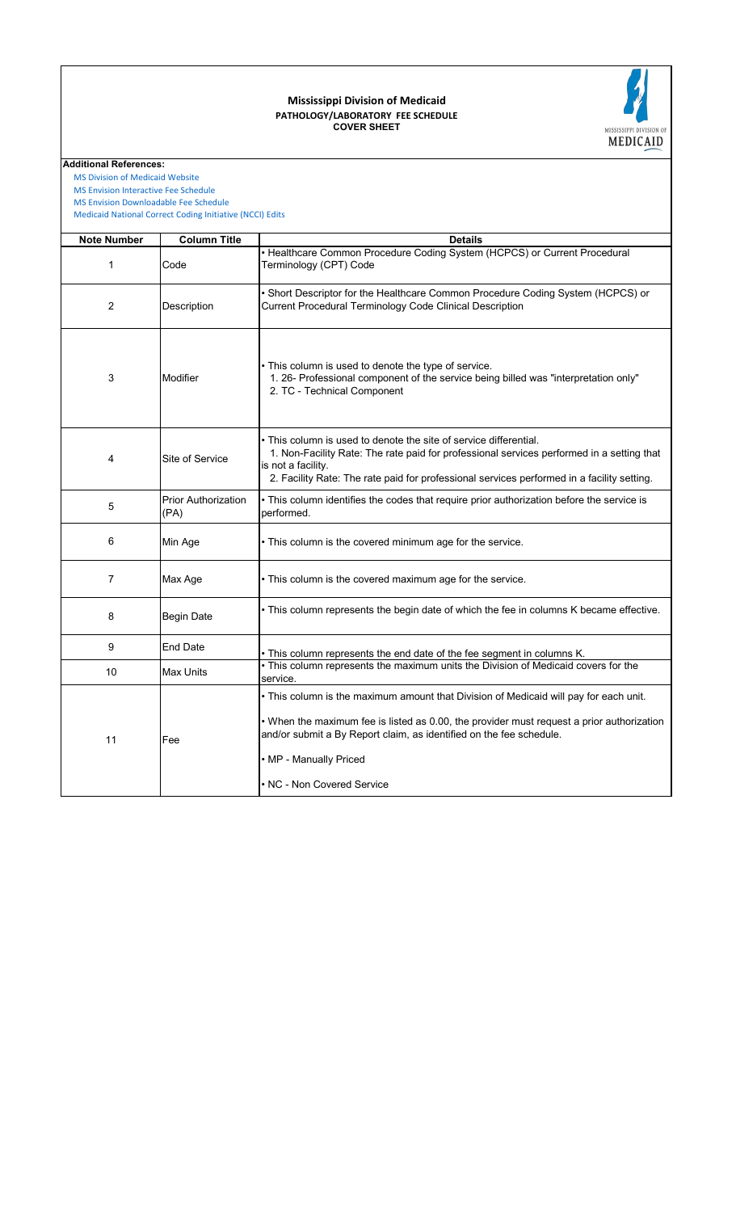# Mississippi Division of Medicaid

## PATHOLOGY/LABORATORY FEE SCHEDULE

### COVER SHEET

**Additional References:**

MS Division of Medicaid Website
MS Envision Interactive Fee Schedule
MS Envision Downloadable Fee Schedule
Medicaid National Correct Coding Initiative (NCCI) Edits

| Note Number | Column Title | Details |
|---|---|---|
| 1 | Code | • Healthcare Common Procedure Coding System (HCPCS) or Current Procedural Terminology (CPT) Code |
| 2 | Description | • Short Descriptor for the Healthcare Common Procedure Coding System (HCPCS) or Current Procedural Terminology Code Clinical Description |
| 3 | Modifier | • This column is used to denote the type of service.<br>1. 26- Professional component of the service being billed was "interpretation only"<br>2. TC - Technical Component |
| 4 | Site of Service | • This column is used to denote the site of service differential.<br>1. Non-Facility Rate: The rate paid for professional services performed in a setting that is not a facility.<br>2. Facility Rate: The rate paid for professional services performed in a facility setting. |
| 5 | Prior Authorization (PA) | • This column identifies the codes that require prior authorization before the service is performed. |
| 6 | Min Age | • This column is the covered minimum age for the service. |
| 7 | Max Age | • This column is the covered maximum age for the service. |
| 8 | Begin Date | • This column represents the begin date of which the fee in columns K became effective. |
| 9 | End Date | • This column represents the end date of the fee segment in columns K. |
| 10 | Max Units | • This column represents the maximum units the Division of Medicaid covers for the service. |
| 11 | Fee | • This column is the maximum amount that Division of Medicaid will pay for each unit.<br>• When the maximum fee is listed as 0.00, the provider must request a prior authorization and/or submit a By Report claim, as identified on the fee schedule.<br>• MP - Manually Priced<br>• NC - Non Covered Service |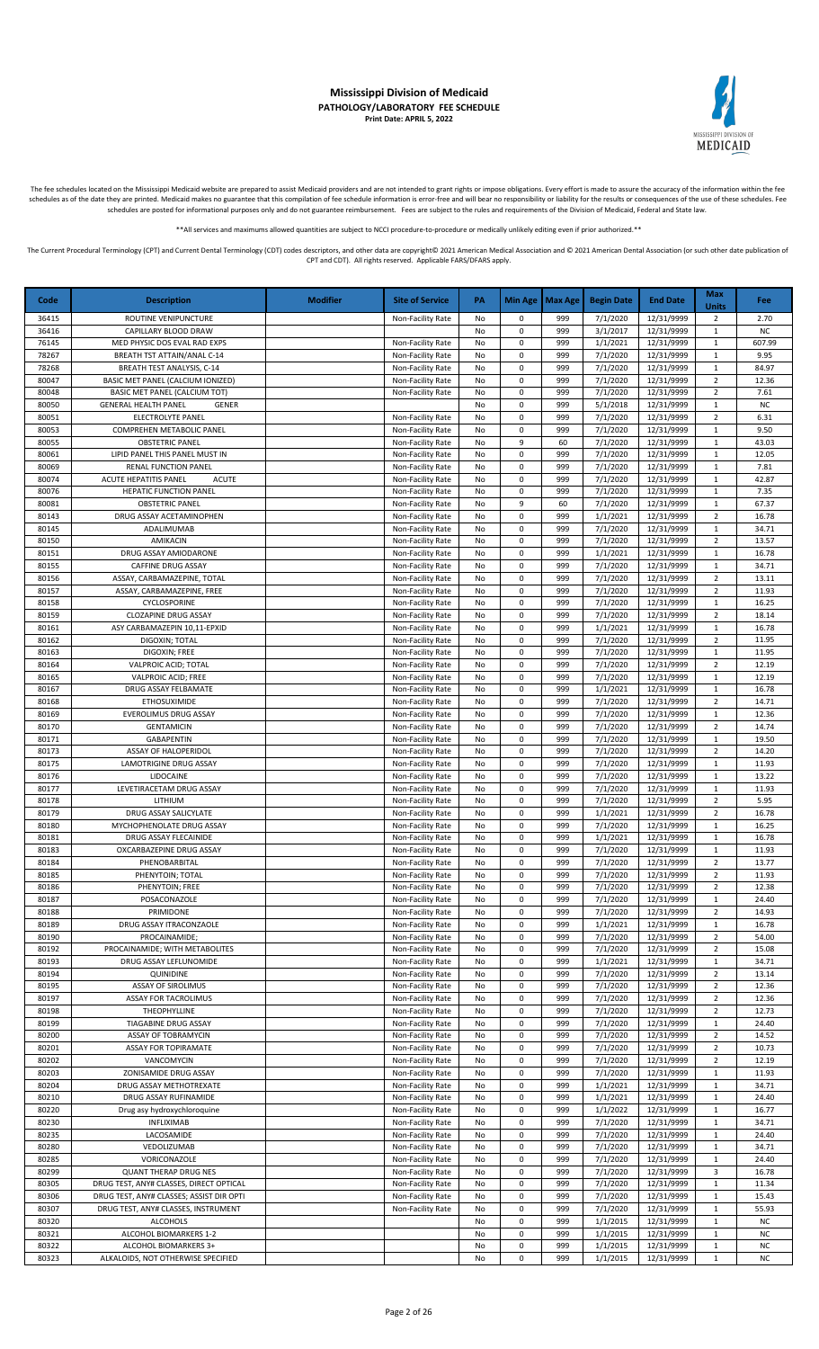# Mississippi Division of Medicaid

## PATHOLOGY/LABORATORY FEE SCHEDULE

**Print Date: APRIL 5, 2022**

The fee schedules located on the Mississippi Medicaid website are prepared to assist Medicaid providers and are not intended to grant rights or impose obligations. Every effort is made to assure the accuracy of the information within the fee schedules as of the date they are printed. Medicaid makes no guarantee that this compilation of fee schedule information is error-free and will bear no responsibility or liability for the results or consequences of the use of these schedules. Fee schedules are posted for informational purposes only and do not guarantee reimbursement. Fees are subject to the rules and requirements of the Division of Medicaid, Federal and State law.

**All services and maximums allowed quantities are subject to NCCI procedure-to-procedure or medically unlikely editing even if prior authorized.**

The Current Procedural Terminology (CPT) and Current Dental Terminology (CDT) codes descriptors, and other data are copyright© 2021 American Medical Association and © 2021 American Dental Association (or such other date publication of CPT and CDT). All rights reserved. Applicable FARS/DFARS apply.

| Code | Description | Modifier | Site of Service | PA | Min Age | Max Age | Begin Date | End Date | Max Units | Fee |
|---|---|---|---|---|---|---|---|---|---|---|
| 36415 | ROUTINE VENIPUNCTURE | | Non-Facility Rate | No | 0 | 999 | 7/1/2020 | 12/31/9999 | 2 | 2.70 |
| 36416 | CAPILLARY BLOOD DRAW | | | No | 0 | 999 | 3/1/2017 | 12/31/9999 | 1 | NC |
| 76145 | MED PHYSIC DOS EVAL RAD EXPS | | Non-Facility Rate | No | 0 | 999 | 1/1/2021 | 12/31/9999 | 1 | 607.99 |
| 78267 | BREATH TST ATTAIN/ANAL C-14 | | Non-Facility Rate | No | 0 | 999 | 7/1/2020 | 12/31/9999 | 1 | 9.95 |
| 78268 | BREATH TEST ANALYSIS, C-14 | | Non-Facility Rate | No | 0 | 999 | 7/1/2020 | 12/31/9999 | 1 | 84.97 |
| 80047 | BASIC MET PANEL (CALCIUM IONIZED) | | Non-Facility Rate | No | 0 | 999 | 7/1/2020 | 12/31/9999 | 2 | 12.36 |
| 80048 | BASIC MET PANEL (CALCIUM TOT) | | Non-Facility Rate | No | 0 | 999 | 7/1/2020 | 12/31/9999 | 2 | 7.61 |
| 80050 | GENERAL HEALTH PANEL GENER | | | No | 0 | 999 | 5/1/2018 | 12/31/9999 | 1 | NC |
| 80051 | ELECTROLYTE PANEL | | Non-Facility Rate | No | 0 | 999 | 7/1/2020 | 12/31/9999 | 2 | 6.31 |
| 80053 | COMPREHEN METABOLIC PANEL | | Non-Facility Rate | No | 0 | 999 | 7/1/2020 | 12/31/9999 | 1 | 9.50 |
| 80055 | OBSTETRIC PANEL | | Non-Facility Rate | No | 9 | 60 | 7/1/2020 | 12/31/9999 | 1 | 43.03 |
| 80061 | LIPID PANEL THIS PANEL MUST IN | | Non-Facility Rate | No | 0 | 999 | 7/1/2020 | 12/31/9999 | 1 | 12.05 |
| 80069 | RENAL FUNCTION PANEL | | Non-Facility Rate | No | 0 | 999 | 7/1/2020 | 12/31/9999 | 1 | 7.81 |
| 80074 | ACUTE HEPATITIS PANEL ACUTE | | Non-Facility Rate | No | 0 | 999 | 7/1/2020 | 12/31/9999 | 1 | 42.87 |
| 80076 | HEPATIC FUNCTION PANEL | | Non-Facility Rate | No | 0 | 999 | 7/1/2020 | 12/31/9999 | 1 | 7.35 |
| 80081 | OBSTETRIC PANEL | | Non-Facility Rate | No | 9 | 60 | 7/1/2020 | 12/31/9999 | 1 | 67.37 |
| 80143 | DRUG ASSAY ACETAMINOPHEN | | Non-Facility Rate | No | 0 | 999 | 1/1/2021 | 12/31/9999 | 2 | 16.78 |
| 80145 | ADALIMUMAB | | Non-Facility Rate | No | 0 | 999 | 7/1/2020 | 12/31/9999 | 1 | 34.71 |
| 80150 | AMIKACIN | | Non-Facility Rate | No | 0 | 999 | 7/1/2020 | 12/31/9999 | 2 | 13.57 |
| 80151 | DRUG ASSAY AMIODARONE | | Non-Facility Rate | No | 0 | 999 | 1/1/2021 | 12/31/9999 | 1 | 16.78 |
| 80155 | CAFFINE DRUG ASSAY | | Non-Facility Rate | No | 0 | 999 | 7/1/2020 | 12/31/9999 | 1 | 34.71 |
| 80156 | ASSAY, CARBAMAZEPINE, TOTAL | | Non-Facility Rate | No | 0 | 999 | 7/1/2020 | 12/31/9999 | 2 | 13.11 |
| 80157 | ASSAY, CARBAMAZEPINE, FREE | | Non-Facility Rate | No | 0 | 999 | 7/1/2020 | 12/31/9999 | 2 | 11.93 |
| 80158 | CYCLOSPORINE | | Non-Facility Rate | No | 0 | 999 | 7/1/2020 | 12/31/9999 | 1 | 16.25 |
| 80159 | CLOZAPINE DRUG ASSAY | | Non-Facility Rate | No | 0 | 999 | 7/1/2020 | 12/31/9999 | 2 | 18.14 |
| 80161 | ASY CARBAMAZEPIN 10,11-EPXID | | Non-Facility Rate | No | 0 | 999 | 1/1/2021 | 12/31/9999 | 1 | 16.78 |
| 80162 | DIGOXIN; TOTAL | | Non-Facility Rate | No | 0 | 999 | 7/1/2020 | 12/31/9999 | 2 | 11.95 |
| 80163 | DIGOXIN; FREE | | Non-Facility Rate | No | 0 | 999 | 7/1/2020 | 12/31/9999 | 1 | 11.95 |
| 80164 | VALPROIC ACID; TOTAL | | Non-Facility Rate | No | 0 | 999 | 7/1/2020 | 12/31/9999 | 2 | 12.19 |
| 80165 | VALPROIC ACID; FREE | | Non-Facility Rate | No | 0 | 999 | 7/1/2020 | 12/31/9999 | 1 | 12.19 |
| 80167 | DRUG ASSAY FELBAMATE | | Non-Facility Rate | No | 0 | 999 | 1/1/2021 | 12/31/9999 | 1 | 16.78 |
| 80168 | ETHOSUXIMIDE | | Non-Facility Rate | No | 0 | 999 | 7/1/2020 | 12/31/9999 | 2 | 14.71 |
| 80169 | EVEROLIMUS DRUG ASSAY | | Non-Facility Rate | No | 0 | 999 | 7/1/2020 | 12/31/9999 | 1 | 12.36 |
| 80170 | GENTAMICIN | | Non-Facility Rate | No | 0 | 999 | 7/1/2020 | 12/31/9999 | 2 | 14.74 |
| 80171 | GABAPENTIN | | Non-Facility Rate | No | 0 | 999 | 7/1/2020 | 12/31/9999 | 1 | 19.50 |
| 80173 | ASSAY OF HALOPERIDOL | | Non-Facility Rate | No | 0 | 999 | 7/1/2020 | 12/31/9999 | 2 | 14.20 |
| 80175 | LAMOTRIGINE DRUG ASSAY | | Non-Facility Rate | No | 0 | 999 | 7/1/2020 | 12/31/9999 | 1 | 11.93 |
| 80176 | LIDOCAINE | | Non-Facility Rate | No | 0 | 999 | 7/1/2020 | 12/31/9999 | 1 | 13.22 |
| 80177 | LEVETIRACETAM DRUG ASSAY | | Non-Facility Rate | No | 0 | 999 | 7/1/2020 | 12/31/9999 | 1 | 11.93 |
| 80178 | LITHIUM | | Non-Facility Rate | No | 0 | 999 | 7/1/2020 | 12/31/9999 | 2 | 5.95 |
| 80179 | DRUG ASSAY SALICYLATE | | Non-Facility Rate | No | 0 | 999 | 1/1/2021 | 12/31/9999 | 2 | 16.78 |
| 80180 | MYCHOPHENOLATE DRUG ASSAY | | Non-Facility Rate | No | 0 | 999 | 7/1/2020 | 12/31/9999 | 1 | 16.25 |
| 80181 | DRUG ASSAY FLECAINIDE | | Non-Facility Rate | No | 0 | 999 | 1/1/2021 | 12/31/9999 | 1 | 16.78 |
| 80183 | OXCARBAZEPINE DRUG ASSAY | | Non-Facility Rate | No | 0 | 999 | 7/1/2020 | 12/31/9999 | 1 | 11.93 |
| 80184 | PHENOBARBITAL | | Non-Facility Rate | No | 0 | 999 | 7/1/2020 | 12/31/9999 | 2 | 13.77 |
| 80185 | PHENYTOIN; TOTAL | | Non-Facility Rate | No | 0 | 999 | 7/1/2020 | 12/31/9999 | 2 | 11.93 |
| 80186 | PHENYTOIN; FREE | | Non-Facility Rate | No | 0 | 999 | 7/1/2020 | 12/31/9999 | 2 | 12.38 |
| 80187 | POSACONAZOLE | | Non-Facility Rate | No | 0 | 999 | 7/1/2020 | 12/31/9999 | 1 | 24.40 |
| 80188 | PRIMIDONE | | Non-Facility Rate | No | 0 | 999 | 7/1/2020 | 12/31/9999 | 2 | 14.93 |
| 80189 | DRUG ASSAY ITRACONZAOLE | | Non-Facility Rate | No | 0 | 999 | 1/1/2021 | 12/31/9999 | 1 | 16.78 |
| 80190 | PROCAINAMIDE; | | Non-Facility Rate | No | 0 | 999 | 7/1/2020 | 12/31/9999 | 2 | 54.00 |
| 80192 | PROCAINAMIDE; WITH METABOLITES | | Non-Facility Rate | No | 0 | 999 | 7/1/2020 | 12/31/9999 | 2 | 15.08 |
| 80193 | DRUG ASSAY LEFLUNOMIDE | | Non-Facility Rate | No | 0 | 999 | 1/1/2021 | 12/31/9999 | 1 | 34.71 |
| 80194 | QUINIDINE | | Non-Facility Rate | No | 0 | 999 | 7/1/2020 | 12/31/9999 | 2 | 13.14 |
| 80195 | ASSAY OF SIROLIMUS | | Non-Facility Rate | No | 0 | 999 | 7/1/2020 | 12/31/9999 | 2 | 12.36 |
| 80197 | ASSAY FOR TACROLIMUS | | Non-Facility Rate | No | 0 | 999 | 7/1/2020 | 12/31/9999 | 2 | 12.36 |
| 80198 | THEOPHYLLINE | | Non-Facility Rate | No | 0 | 999 | 7/1/2020 | 12/31/9999 | 2 | 12.73 |
| 80199 | TIAGABINE DRUG ASSAY | | Non-Facility Rate | No | 0 | 999 | 7/1/2020 | 12/31/9999 | 1 | 24.40 |
| 80200 | ASSAY OF TOBRAMYCIN | | Non-Facility Rate | No | 0 | 999 | 7/1/2020 | 12/31/9999 | 2 | 14.52 |
| 80201 | ASSAY FOR TOPIRAMATE | | Non-Facility Rate | No | 0 | 999 | 7/1/2020 | 12/31/9999 | 2 | 10.73 |
| 80202 | VANCOMYCIN | | Non-Facility Rate | No | 0 | 999 | 7/1/2020 | 12/31/9999 | 2 | 12.19 |
| 80203 | ZONISAMIDE DRUG ASSAY | | Non-Facility Rate | No | 0 | 999 | 7/1/2020 | 12/31/9999 | 1 | 11.93 |
| 80204 | DRUG ASSAY METHOTREXATE | | Non-Facility Rate | No | 0 | 999 | 1/1/2021 | 12/31/9999 | 1 | 34.71 |
| 80210 | DRUG ASSAY RUFINAMIDE | | Non-Facility Rate | No | 0 | 999 | 1/1/2021 | 12/31/9999 | 1 | 24.40 |
| 80220 | Drug asy hydroxychloroquine | | Non-Facility Rate | No | 0 | 999 | 1/1/2022 | 12/31/9999 | 1 | 16.77 |
| 80230 | INFLIXIMAB | | Non-Facility Rate | No | 0 | 999 | 7/1/2020 | 12/31/9999 | 1 | 34.71 |
| 80235 | LACOSAMIDE | | Non-Facility Rate | No | 0 | 999 | 7/1/2020 | 12/31/9999 | 1 | 24.40 |
| 80280 | VEDOLIZUMAB | | Non-Facility Rate | No | 0 | 999 | 7/1/2020 | 12/31/9999 | 1 | 34.71 |
| 80285 | VORICONAZOLE | | Non-Facility Rate | No | 0 | 999 | 7/1/2020 | 12/31/9999 | 1 | 24.40 |
| 80299 | QUANT THERAP DRUG NES | | Non-Facility Rate | No | 0 | 999 | 7/1/2020 | 12/31/9999 | 3 | 16.78 |
| 80305 | DRUG TEST, ANY# CLASSES, DIRECT OPTICAL | | Non-Facility Rate | No | 0 | 999 | 7/1/2020 | 12/31/9999 | 1 | 11.34 |
| 80306 | DRUG TEST, ANY# CLASSES; ASSIST DIR OPTI | | Non-Facility Rate | No | 0 | 999 | 7/1/2020 | 12/31/9999 | 1 | 15.43 |
| 80307 | DRUG TEST, ANY# CLASSES, INSTRUMENT | | Non-Facility Rate | No | 0 | 999 | 7/1/2020 | 12/31/9999 | 1 | 55.93 |
| 80320 | ALCOHOLS | | | No | 0 | 999 | 1/1/2015 | 12/31/9999 | 1 | NC |
| 80321 | ALCOHOL BIOMARKERS 1-2 | | | No | 0 | 999 | 1/1/2015 | 12/31/9999 | 1 | NC |
| 80322 | ALCOHOL BIOMARKERS 3+ | | | No | 0 | 999 | 1/1/2015 | 12/31/9999 | 1 | NC |
| 80323 | ALKALOIDS, NOT OTHERWISE SPECIFIED | | | No | 0 | 999 | 1/1/2015 | 12/31/9999 | 1 | NC |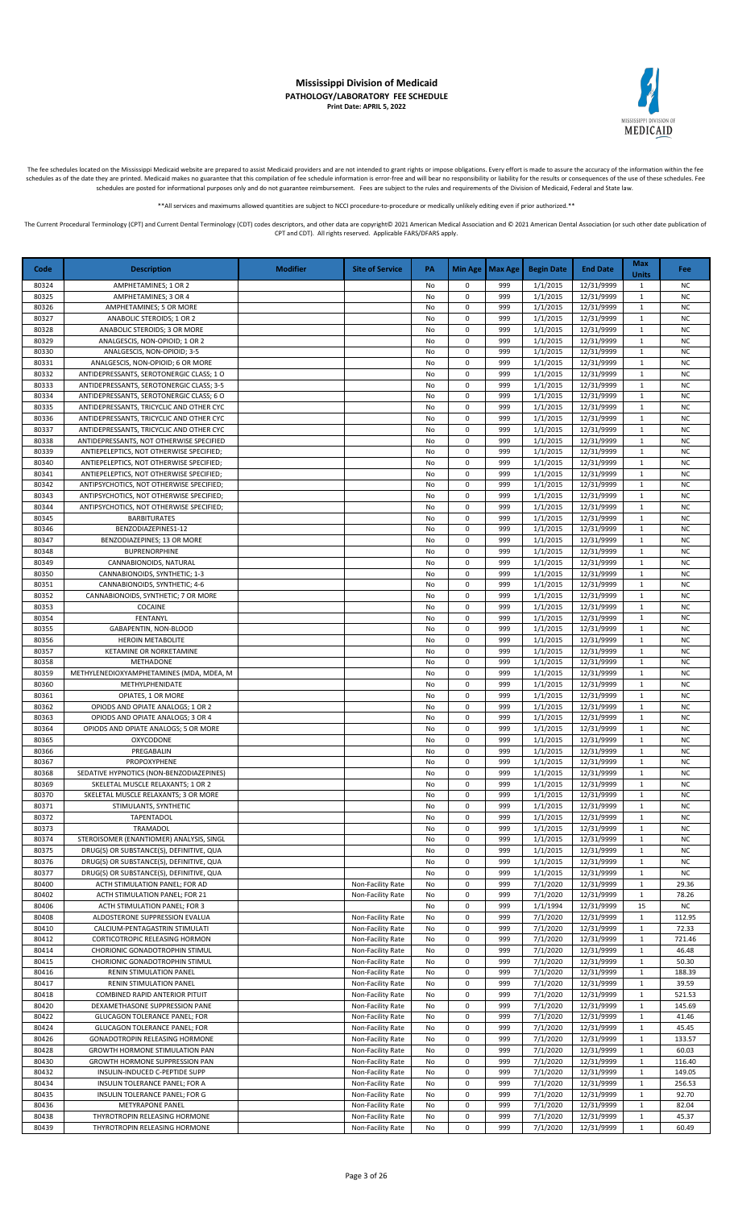# Mississippi Division of Medicaid

## PATHOLOGY/LABORATORY FEE SCHEDULE

**Print Date: APRIL 5, 2022**

The fee schedules located on the Mississippi Medicaid website are prepared to assist Medicaid providers and are not intended to grant rights or impose obligations. Every effort is made to assure the accuracy of the information within the fee schedules as of the date they are printed. Medicaid makes no guarantee that this compilation of fee schedule information is error-free and will bear no responsibility or liability for the results or consequences of the use of these schedules. Fee schedules are posted for informational purposes only and do not guarantee reimbursement. Fees are subject to the rules and requirements of the Division of Medicaid, Federal and State law.

**All services and maximums allowed quantities are subject to NCCI procedure-to-procedure or medically unlikely editing even if prior authorized.**

The Current Procedural Terminology (CPT) and Current Dental Terminology (CDT) codes descriptors, and other data are copyright© 2021 American Medical Association and © 2021 American Dental Association (or such other date publication of CPT and CDT). All rights reserved. Applicable FARS/DFARS apply.

| Code | Description | Modifier | Site of Service | PA | Min Age | Max Age | Begin Date | End Date | Max Units | Fee |
|---|---|---|---|---|---|---|---|---|---|---|
| 80324 | AMPHETAMINES; 1 OR 2 | | | No | 0 | 999 | 1/1/2015 | 12/31/9999 | 1 | NC |
| 80325 | AMPHETAMINES; 3 OR 4 | | | No | 0 | 999 | 1/1/2015 | 12/31/9999 | 1 | NC |
| 80326 | AMPHETAMINES; 5 OR MORE | | | No | 0 | 999 | 1/1/2015 | 12/31/9999 | 1 | NC |
| 80327 | ANABOLIC STEROIDS; 1 OR 2 | | | No | 0 | 999 | 1/1/2015 | 12/31/9999 | 1 | NC |
| 80328 | ANABOLIC STEROIDS; 3 OR MORE | | | No | 0 | 999 | 1/1/2015 | 12/31/9999 | 1 | NC |
| 80329 | ANALGESCIS, NON-OPIOID; 1 OR 2 | | | No | 0 | 999 | 1/1/2015 | 12/31/9999 | 1 | NC |
| 80330 | ANALGESCIS, NON-OPIOID; 3-5 | | | No | 0 | 999 | 1/1/2015 | 12/31/9999 | 1 | NC |
| 80331 | ANALGESCIS, NON-OPIOID; 6 OR MORE | | | No | 0 | 999 | 1/1/2015 | 12/31/9999 | 1 | NC |
| 80332 | ANTIDEPRESSANTS, SEROTONERGIC CLASS; 1 O | | | No | 0 | 999 | 1/1/2015 | 12/31/9999 | 1 | NC |
| 80333 | ANTIDEPRESSANTS, SEROTONERGIC CLASS; 3-5 | | | No | 0 | 999 | 1/1/2015 | 12/31/9999 | 1 | NC |
| 80334 | ANTIDEPRESSANTS, SEROTONERGIC CLASS; 6 O | | | No | 0 | 999 | 1/1/2015 | 12/31/9999 | 1 | NC |
| 80335 | ANTIDEPRESSANTS, TRICYCLIC AND OTHER CYC | | | No | 0 | 999 | 1/1/2015 | 12/31/9999 | 1 | NC |
| 80336 | ANTIDEPRESSANTS, TRICYCLIC AND OTHER CYC | | | No | 0 | 999 | 1/1/2015 | 12/31/9999 | 1 | NC |
| 80337 | ANTIDEPRESSANTS, TRICYCLIC AND OTHER CYC | | | No | 0 | 999 | 1/1/2015 | 12/31/9999 | 1 | NC |
| 80338 | ANTIDEPRESSANTS, NOT OTHERWISE SPECIFIED | | | No | 0 | 999 | 1/1/2015 | 12/31/9999 | 1 | NC |
| 80339 | ANTIEPELEPTICS, NOT OTHERWISE SPECIFIED; | | | No | 0 | 999 | 1/1/2015 | 12/31/9999 | 1 | NC |
| 80340 | ANTIEPELEPTICS, NOT OTHERWISE SPECIFIED; | | | No | 0 | 999 | 1/1/2015 | 12/31/9999 | 1 | NC |
| 80341 | ANTIEPELEPTICS, NOT OTHERWISE SPECIFIED; | | | No | 0 | 999 | 1/1/2015 | 12/31/9999 | 1 | NC |
| 80342 | ANTIPSYCHOTICS, NOT OTHERWISE SPECIFIED; | | | No | 0 | 999 | 1/1/2015 | 12/31/9999 | 1 | NC |
| 80343 | ANTIPSYCHOTICS, NOT OTHERWISE SPECIFIED; | | | No | 0 | 999 | 1/1/2015 | 12/31/9999 | 1 | NC |
| 80344 | ANTIPSYCHOTICS, NOT OTHERWISE SPECIFIED; | | | No | 0 | 999 | 1/1/2015 | 12/31/9999 | 1 | NC |
| 80345 | BARBITURATES | | | No | 0 | 999 | 1/1/2015 | 12/31/9999 | 1 | NC |
| 80346 | BENZODIAZEPINES1-12 | | | No | 0 | 999 | 1/1/2015 | 12/31/9999 | 1 | NC |
| 80347 | BENZODIAZEPINES; 13 OR MORE | | | No | 0 | 999 | 1/1/2015 | 12/31/9999 | 1 | NC |
| 80348 | BUPRENORPHINE | | | No | 0 | 999 | 1/1/2015 | 12/31/9999 | 1 | NC |
| 80349 | CANNABIONOIDS, NATURAL | | | No | 0 | 999 | 1/1/2015 | 12/31/9999 | 1 | NC |
| 80350 | CANNABIONOIDS, SYNTHETIC; 1-3 | | | No | 0 | 999 | 1/1/2015 | 12/31/9999 | 1 | NC |
| 80351 | CANNABIONOIDS, SYNTHETIC; 4-6 | | | No | 0 | 999 | 1/1/2015 | 12/31/9999 | 1 | NC |
| 80352 | CANNABIONOIDS, SYNTHETIC; 7 OR MORE | | | No | 0 | 999 | 1/1/2015 | 12/31/9999 | 1 | NC |
| 80353 | COCAINE | | | No | 0 | 999 | 1/1/2015 | 12/31/9999 | 1 | NC |
| 80354 | FENTANYL | | | No | 0 | 999 | 1/1/2015 | 12/31/9999 | 1 | NC |
| 80355 | GABAPENTIN, NON-BLOOD | | | No | 0 | 999 | 1/1/2015 | 12/31/9999 | 1 | NC |
| 80356 | HEROIN METABOLITE | | | No | 0 | 999 | 1/1/2015 | 12/31/9999 | 1 | NC |
| 80357 | KETAMINE OR NORKETAMINE | | | No | 0 | 999 | 1/1/2015 | 12/31/9999 | 1 | NC |
| 80358 | METHADONE | | | No | 0 | 999 | 1/1/2015 | 12/31/9999 | 1 | NC |
| 80359 | METHYLENEDIOXYAMPHETAMINES (MDA, MDEA, M | | | No | 0 | 999 | 1/1/2015 | 12/31/9999 | 1 | NC |
| 80360 | METHYLPHENIDATE | | | No | 0 | 999 | 1/1/2015 | 12/31/9999 | 1 | NC |
| 80361 | OPIATES, 1 OR MORE | | | No | 0 | 999 | 1/1/2015 | 12/31/9999 | 1 | NC |
| 80362 | OPIODS AND OPIATE ANALOGS; 1 OR 2 | | | No | 0 | 999 | 1/1/2015 | 12/31/9999 | 1 | NC |
| 80363 | OPIODS AND OPIATE ANALOGS; 3 OR 4 | | | No | 0 | 999 | 1/1/2015 | 12/31/9999 | 1 | NC |
| 80364 | OPIODS AND OPIATE ANALOGS; 5 OR MORE | | | No | 0 | 999 | 1/1/2015 | 12/31/9999 | 1 | NC |
| 80365 | OXYCODONE | | | No | 0 | 999 | 1/1/2015 | 12/31/9999 | 1 | NC |
| 80366 | PREGABALIN | | | No | 0 | 999 | 1/1/2015 | 12/31/9999 | 1 | NC |
| 80367 | PROPOXYPHENE | | | No | 0 | 999 | 1/1/2015 | 12/31/9999 | 1 | NC |
| 80368 | SEDATIVE HYPNOTICS (NON-BENZODIAZEPINES) | | | No | 0 | 999 | 1/1/2015 | 12/31/9999 | 1 | NC |
| 80369 | SKELETAL MUSCLE RELAXANTS; 1 OR 2 | | | No | 0 | 999 | 1/1/2015 | 12/31/9999 | 1 | NC |
| 80370 | SKELETAL MUSCLE RELAXANTS; 3 OR MORE | | | No | 0 | 999 | 1/1/2015 | 12/31/9999 | 1 | NC |
| 80371 | STIMULANTS, SYNTHETIC | | | No | 0 | 999 | 1/1/2015 | 12/31/9999 | 1 | NC |
| 80372 | TAPENTADOL | | | No | 0 | 999 | 1/1/2015 | 12/31/9999 | 1 | NC |
| 80373 | TRAMADOL | | | No | 0 | 999 | 1/1/2015 | 12/31/9999 | 1 | NC |
| 80374 | STEROISOMER (ENANTIOMER) ANALYSIS, SINGL | | | No | 0 | 999 | 1/1/2015 | 12/31/9999 | 1 | NC |
| 80375 | DRUG(S) OR SUBSTANCE(S), DEFINITIVE, QUA | | | No | 0 | 999 | 1/1/2015 | 12/31/9999 | 1 | NC |
| 80376 | DRUG(S) OR SUBSTANCE(S), DEFINITIVE, QUA | | | No | 0 | 999 | 1/1/2015 | 12/31/9999 | 1 | NC |
| 80377 | DRUG(S) OR SUBSTANCE(S), DEFINITIVE, QUA | | | No | 0 | 999 | 1/1/2015 | 12/31/9999 | 1 | NC |
| 80400 | ACTH STIMULATION PANEL; FOR AD | | Non-Facility Rate | No | 0 | 999 | 7/1/2020 | 12/31/9999 | 1 | 29.36 |
| 80402 | ACTH STIMULATION PANEL; FOR 21 | | Non-Facility Rate | No | 0 | 999 | 7/1/2020 | 12/31/9999 | 1 | 78.26 |
| 80406 | ACTH STIMULATION PANEL; FOR 3 | | | No | 0 | 999 | 1/1/1994 | 12/31/9999 | 15 | NC |
| 80408 | ALDOSTERONE SUPPRESSION EVALUA | | Non-Facility Rate | No | 0 | 999 | 7/1/2020 | 12/31/9999 | 1 | 112.95 |
| 80410 | CALCIUM-PENTAGASTRIN STIMULATI | | Non-Facility Rate | No | 0 | 999 | 7/1/2020 | 12/31/9999 | 1 | 72.33 |
| 80412 | CORTICOTROPIC RELEASING HORMON | | Non-Facility Rate | No | 0 | 999 | 7/1/2020 | 12/31/9999 | 1 | 721.46 |
| 80414 | CHORIONIC GONADOTROPHIN STIMUL | | Non-Facility Rate | No | 0 | 999 | 7/1/2020 | 12/31/9999 | 1 | 46.48 |
| 80415 | CHORIONIC GONADOTROPHIN STIMUL | | Non-Facility Rate | No | 0 | 999 | 7/1/2020 | 12/31/9999 | 1 | 50.30 |
| 80416 | RENIN STIMULATION PANEL | | Non-Facility Rate | No | 0 | 999 | 7/1/2020 | 12/31/9999 | 1 | 188.39 |
| 80417 | RENIN STIMULATION PANEL | | Non-Facility Rate | No | 0 | 999 | 7/1/2020 | 12/31/9999 | 1 | 39.59 |
| 80418 | COMBINED RAPID ANTERIOR PITUIT | | Non-Facility Rate | No | 0 | 999 | 7/1/2020 | 12/31/9999 | 1 | 521.53 |
| 80420 | DEXAMETHASONE SUPPRESSION PANE | | Non-Facility Rate | No | 0 | 999 | 7/1/2020 | 12/31/9999 | 1 | 145.69 |
| 80422 | GLUCAGON TOLERANCE PANEL; FOR | | Non-Facility Rate | No | 0 | 999 | 7/1/2020 | 12/31/9999 | 1 | 41.46 |
| 80424 | GLUCAGON TOLERANCE PANEL; FOR | | Non-Facility Rate | No | 0 | 999 | 7/1/2020 | 12/31/9999 | 1 | 45.45 |
| 80426 | GONADOTROPIN RELEASING HORMONE | | Non-Facility Rate | No | 0 | 999 | 7/1/2020 | 12/31/9999 | 1 | 133.57 |
| 80428 | GROWTH HORMONE STIMULATION PAN | | Non-Facility Rate | No | 0 | 999 | 7/1/2020 | 12/31/9999 | 1 | 60.03 |
| 80430 | GROWTH HORMONE SUPPRESSION PAN | | Non-Facility Rate | No | 0 | 999 | 7/1/2020 | 12/31/9999 | 1 | 116.40 |
| 80432 | INSULIN-INDUCED C-PEPTIDE SUPP | | Non-Facility Rate | No | 0 | 999 | 7/1/2020 | 12/31/9999 | 1 | 149.05 |
| 80434 | INSULIN TOLERANCE PANEL; FOR A | | Non-Facility Rate | No | 0 | 999 | 7/1/2020 | 12/31/9999 | 1 | 256.53 |
| 80435 | INSULIN TOLERANCE PANEL; FOR G | | Non-Facility Rate | No | 0 | 999 | 7/1/2020 | 12/31/9999 | 1 | 92.70 |
| 80436 | METYRAPONE PANEL | | Non-Facility Rate | No | 0 | 999 | 7/1/2020 | 12/31/9999 | 1 | 82.04 |
| 80438 | THYROTROPIN RELEASING HORMONE | | Non-Facility Rate | No | 0 | 999 | 7/1/2020 | 12/31/9999 | 1 | 45.37 |
| 80439 | THYROTROPIN RELEASING HORMONE | | Non-Facility Rate | No | 0 | 999 | 7/1/2020 | 12/31/9999 | 1 | 60.49 |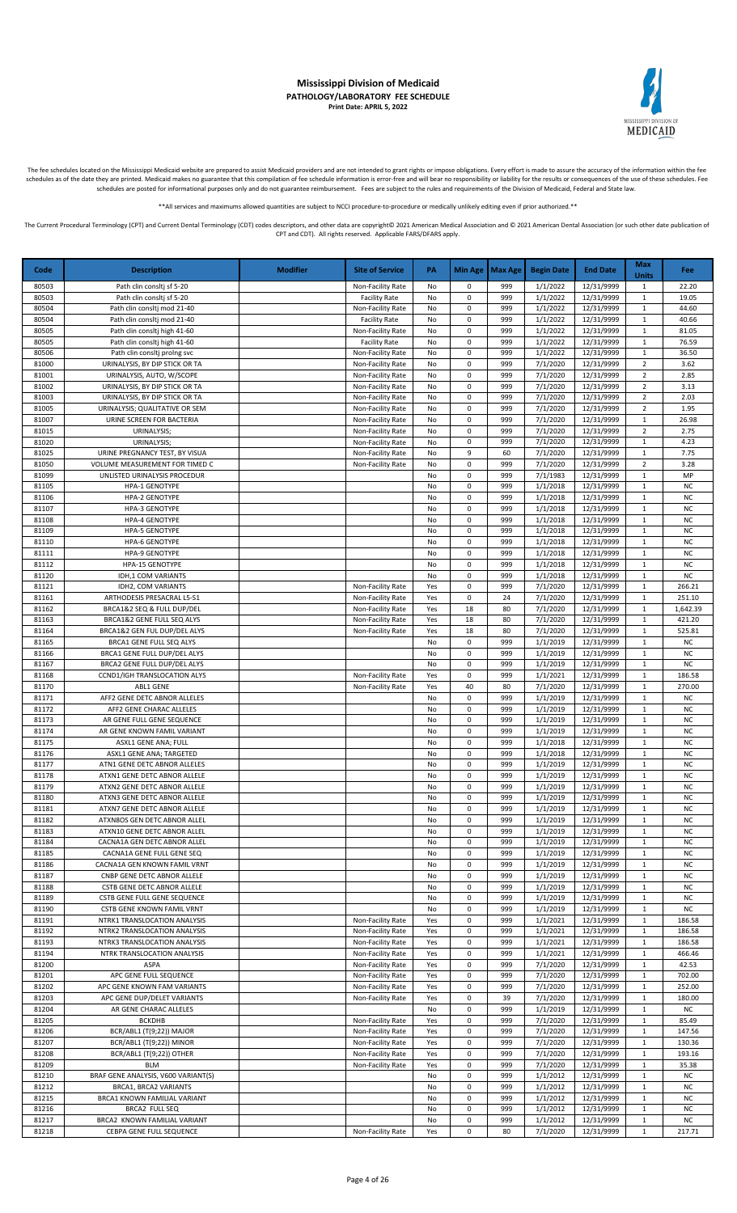# Mississippi Division of Medicaid

**PATHOLOGY/LABORATORY FEE SCHEDULE**

**Print Date: APRIL 5, 2022**

The fee schedules located on the Mississippi Medicaid website are prepared to assist Medicaid providers and are not intended to grant rights or impose obligations. Every effort is made to assure the accuracy of the information within the fee schedules as of the date they are printed. Medicaid makes no guarantee that this compilation of fee schedule information is error-free and will bear no responsibility or liability for the results or consequences of the use of these schedules. Fee schedules are posted for informational purposes only and do not guarantee reimbursement. Fees are subject to the rules and requirements of the Division of Medicaid, Federal and State law.

**All services and maximums allowed quantities are subject to NCCI procedure-to-procedure or medically unlikely editing even if prior authorized.**

The Current Procedural Terminology (CPT) and Current Dental Terminology (CDT) codes descriptors, and other data are copyright© 2021 American Medical Association and © 2021 American Dental Association (or such other date publication of CPT and CDT). All rights reserved. Applicable FARS/DFARS apply.

| Code | Description | Modifier | Site of Service | PA | Min Age | Max Age | Begin Date | End Date | Max Units | Fee |
|---|---|---|---|---|---|---|---|---|---|---|
| 80503 | Path clin consltj sf 5-20 | | Non-Facility Rate | No | 0 | 999 | 1/1/2022 | 12/31/9999 | 1 | 22.20 |
| 80503 | Path clin consltj sf 5-20 | | Facility Rate | No | 0 | 999 | 1/1/2022 | 12/31/9999 | 1 | 19.05 |
| 80504 | Path clin consltj mod 21-40 | | Non-Facility Rate | No | 0 | 999 | 1/1/2022 | 12/31/9999 | 1 | 44.60 |
| 80504 | Path clin consltj mod 21-40 | | Facility Rate | No | 0 | 999 | 1/1/2022 | 12/31/9999 | 1 | 40.66 |
| 80505 | Path clin consltj high 41-60 | | Non-Facility Rate | No | 0 | 999 | 1/1/2022 | 12/31/9999 | 1 | 81.05 |
| 80505 | Path clin consltj high 41-60 | | Facility Rate | No | 0 | 999 | 1/1/2022 | 12/31/9999 | 1 | 76.59 |
| 80506 | Path clin consltj prolng svc | | Non-Facility Rate | No | 0 | 999 | 1/1/2022 | 12/31/9999 | 1 | 36.50 |
| 81000 | URINALYSIS, BY DIP STICK OR TA | | Non-Facility Rate | No | 0 | 999 | 7/1/2020 | 12/31/9999 | 2 | 3.62 |
| 81001 | URINALYSIS, AUTO, W/SCOPE | | Non-Facility Rate | No | 0 | 999 | 7/1/2020 | 12/31/9999 | 2 | 2.85 |
| 81002 | URINALYSIS, BY DIP STICK OR TA | | Non-Facility Rate | No | 0 | 999 | 7/1/2020 | 12/31/9999 | 2 | 3.13 |
| 81003 | URINALYSIS, BY DIP STICK OR TA | | Non-Facility Rate | No | 0 | 999 | 7/1/2020 | 12/31/9999 | 2 | 2.03 |
| 81005 | URINALYSIS; QUALITATIVE OR SEM | | Non-Facility Rate | No | 0 | 999 | 7/1/2020 | 12/31/9999 | 2 | 1.95 |
| 81007 | URINE SCREEN FOR BACTERIA | | Non-Facility Rate | No | 0 | 999 | 7/1/2020 | 12/31/9999 | 1 | 26.98 |
| 81015 | URINALYSIS; | | Non-Facility Rate | No | 0 | 999 | 7/1/2020 | 12/31/9999 | 2 | 2.75 |
| 81020 | URINALYSIS; | | Non-Facility Rate | No | 0 | 999 | 7/1/2020 | 12/31/9999 | 1 | 4.23 |
| 81025 | URINE PREGNANCY TEST, BY VISUA | | Non-Facility Rate | No | 9 | 60 | 7/1/2020 | 12/31/9999 | 1 | 7.75 |
| 81050 | VOLUME MEASUREMENT FOR TIMED C | | Non-Facility Rate | No | 0 | 999 | 7/1/2020 | 12/31/9999 | 2 | 3.28 |
| 81099 | UNLISTED URINALYSIS PROCEDUR | | | No | 0 | 999 | 7/1/1983 | 12/31/9999 | 1 | MP |
| 81105 | HPA-1 GENOTYPE | | | No | 0 | 999 | 1/1/2018 | 12/31/9999 | 1 | NC |
| 81106 | HPA-2 GENOTYPE | | | No | 0 | 999 | 1/1/2018 | 12/31/9999 | 1 | NC |
| 81107 | HPA-3 GENOTYPE | | | No | 0 | 999 | 1/1/2018 | 12/31/9999 | 1 | NC |
| 81108 | HPA-4 GENOTYPE | | | No | 0 | 999 | 1/1/2018 | 12/31/9999 | 1 | NC |
| 81109 | HPA-5 GENOTYPE | | | No | 0 | 999 | 1/1/2018 | 12/31/9999 | 1 | NC |
| 81110 | HPA-6 GENOTYPE | | | No | 0 | 999 | 1/1/2018 | 12/31/9999 | 1 | NC |
| 81111 | HPA-9 GENOTYPE | | | No | 0 | 999 | 1/1/2018 | 12/31/9999 | 1 | NC |
| 81112 | HPA-15 GENOTYPE | | | No | 0 | 999 | 1/1/2018 | 12/31/9999 | 1 | NC |
| 81120 | IDH,1 COM VARIANTS | | | No | 0 | 999 | 1/1/2018 | 12/31/9999 | 1 | NC |
| 81121 | IDH2, COM VARIANTS | | Non-Facility Rate | Yes | 0 | 999 | 7/1/2020 | 12/31/9999 | 1 | 266.21 |
| 81161 | ARTHODESIS PRESACRAL L5-S1 | | Non-Facility Rate | Yes | 0 | 24 | 7/1/2020 | 12/31/9999 | 1 | 251.10 |
| 81162 | BRCA1&2 SEQ & FULL DUP/DEL | | Non-Facility Rate | Yes | 18 | 80 | 7/1/2020 | 12/31/9999 | 1 | 1,642.39 |
| 81163 | BRCA1&2 GENE FULL SEQ ALYS | | Non-Facility Rate | Yes | 18 | 80 | 7/1/2020 | 12/31/9999 | 1 | 421.20 |
| 81164 | BRCA1&2 GEN FUL DUP/DEL ALYS | | Non-Facility Rate | Yes | 18 | 80 | 7/1/2020 | 12/31/9999 | 1 | 525.81 |
| 81165 | BRCA1 GENE FULL SEQ ALYS | | | No | 0 | 999 | 1/1/2019 | 12/31/9999 | 1 | NC |
| 81166 | BRCA1 GENE FULL DUP/DEL ALYS | | | No | 0 | 999 | 1/1/2019 | 12/31/9999 | 1 | NC |
| 81167 | BRCA2 GENE FULL DUP/DEL ALYS | | | No | 0 | 999 | 1/1/2019 | 12/31/9999 | 1 | NC |
| 81168 | CCND1/IGH TRANSLOCATION ALYS | | Non-Facility Rate | Yes | 0 | 999 | 1/1/2021 | 12/31/9999 | 1 | 186.58 |
| 81170 | ABL1 GENE | | Non-Facility Rate | Yes | 40 | 80 | 7/1/2020 | 12/31/9999 | 1 | 270.00 |
| 81171 | AFF2 GENE DETC ABNOR ALLELES | | | No | 0 | 999 | 1/1/2019 | 12/31/9999 | 1 | NC |
| 81172 | AFF2 GENE CHARAC ALLELES | | | No | 0 | 999 | 1/1/2019 | 12/31/9999 | 1 | NC |
| 81173 | AR GENE FULL GENE SEQUENCE | | | No | 0 | 999 | 1/1/2019 | 12/31/9999 | 1 | NC |
| 81174 | AR GENE KNOWN FAMIL VARIANT | | | No | 0 | 999 | 1/1/2019 | 12/31/9999 | 1 | NC |
| 81175 | ASXL1 GENE ANA; FULL | | | No | 0 | 999 | 1/1/2018 | 12/31/9999 | 1 | NC |
| 81176 | ASXL1 GENE ANA; TARGETED | | | No | 0 | 999 | 1/1/2018 | 12/31/9999 | 1 | NC |
| 81177 | ATN1 GENE DETC ABNOR ALLELES | | | No | 0 | 999 | 1/1/2019 | 12/31/9999 | 1 | NC |
| 81178 | ATXN1 GENE DETC ABNOR ALLELE | | | No | 0 | 999 | 1/1/2019 | 12/31/9999 | 1 | NC |
| 81179 | ATXN2 GENE DETC ABNOR ALLELE | | | No | 0 | 999 | 1/1/2019 | 12/31/9999 | 1 | NC |
| 81180 | ATXN3 GENE DETC ABNOR ALLELE | | | No | 0 | 999 | 1/1/2019 | 12/31/9999 | 1 | NC |
| 81181 | ATXN7 GENE DETC ABNOR ALLELE | | | No | 0 | 999 | 1/1/2019 | 12/31/9999 | 1 | NC |
| 81182 | ATXN8OS GEN DETC ABNOR ALLEL | | | No | 0 | 999 | 1/1/2019 | 12/31/9999 | 1 | NC |
| 81183 | ATXN10 GENE DETC ABNOR ALLEL | | | No | 0 | 999 | 1/1/2019 | 12/31/9999 | 1 | NC |
| 81184 | CACNA1A GEN DETC ABNOR ALLEL | | | No | 0 | 999 | 1/1/2019 | 12/31/9999 | 1 | NC |
| 81185 | CACNA1A GENE FULL GENE SEQ | | | No | 0 | 999 | 1/1/2019 | 12/31/9999 | 1 | NC |
| 81186 | CACNA1A GEN KNOWN FAMIL VRNT | | | No | 0 | 999 | 1/1/2019 | 12/31/9999 | 1 | NC |
| 81187 | CNBP GENE DETC ABNOR ALLELE | | | No | 0 | 999 | 1/1/2019 | 12/31/9999 | 1 | NC |
| 81188 | CSTB GENE DETC ABNOR ALLELE | | | No | 0 | 999 | 1/1/2019 | 12/31/9999 | 1 | NC |
| 81189 | CSTB GENE FULL GENE SEQUENCE | | | No | 0 | 999 | 1/1/2019 | 12/31/9999 | 1 | NC |
| 81190 | CSTB GENE KNOWN FAMIL VRNT | | | No | 0 | 999 | 1/1/2019 | 12/31/9999 | 1 | NC |
| 81191 | NTRK1 TRANSLOCATION ANALYSIS | | Non-Facility Rate | Yes | 0 | 999 | 1/1/2021 | 12/31/9999 | 1 | 186.58 |
| 81192 | NTRK2 TRANSLOCATION ANALYSIS | | Non-Facility Rate | Yes | 0 | 999 | 1/1/2021 | 12/31/9999 | 1 | 186.58 |
| 81193 | NTRK3 TRANSLOCATION ANALYSIS | | Non-Facility Rate | Yes | 0 | 999 | 1/1/2021 | 12/31/9999 | 1 | 186.58 |
| 81194 | NTRK TRANSLOCATION ANALYSIS | | Non-Facility Rate | Yes | 0 | 999 | 1/1/2021 | 12/31/9999 | 1 | 466.46 |
| 81200 | ASPA | | Non-Facility Rate | Yes | 0 | 999 | 7/1/2020 | 12/31/9999 | 1 | 42.53 |
| 81201 | APC GENE FULL SEQUENCE | | Non-Facility Rate | Yes | 0 | 999 | 7/1/2020 | 12/31/9999 | 1 | 702.00 |
| 81202 | APC GENE KNOWN FAM VARIANTS | | Non-Facility Rate | Yes | 0 | 999 | 7/1/2020 | 12/31/9999 | 1 | 252.00 |
| 81203 | APC GENE DUP/DELET VARIANTS | | Non-Facility Rate | Yes | 0 | 39 | 7/1/2020 | 12/31/9999 | 1 | 180.00 |
| 81204 | AR GENE CHARAC ALLELES | | | No | 0 | 999 | 1/1/2019 | 12/31/9999 | 1 | NC |
| 81205 | BCKDHB | | Non-Facility Rate | Yes | 0 | 999 | 7/1/2020 | 12/31/9999 | 1 | 85.49 |
| 81206 | BCR/ABL1 (T(9;22)) MAJOR | | Non-Facility Rate | Yes | 0 | 999 | 7/1/2020 | 12/31/9999 | 1 | 147.56 |
| 81207 | BCR/ABL1 (T(9;22)) MINOR | | Non-Facility Rate | Yes | 0 | 999 | 7/1/2020 | 12/31/9999 | 1 | 130.36 |
| 81208 | BCR/ABL1 (T(9;22)) OTHER | | Non-Facility Rate | Yes | 0 | 999 | 7/1/2020 | 12/31/9999 | 1 | 193.16 |
| 81209 | BLM | | Non-Facility Rate | Yes | 0 | 999 | 7/1/2020 | 12/31/9999 | 1 | 35.38 |
| 81210 | BRAF GENE ANALYSIS, V600 VARIANT(S) | | | No | 0 | 999 | 1/1/2012 | 12/31/9999 | 1 | NC |
| 81212 | BRCA1, BRCA2 VARIANTS | | | No | 0 | 999 | 1/1/2012 | 12/31/9999 | 1 | NC |
| 81215 | BRCA1 KNOWN FAMILIAL VARIANT | | | No | 0 | 999 | 1/1/2012 | 12/31/9999 | 1 | NC |
| 81216 | BRCA2 FULL SEQ | | | No | 0 | 999 | 1/1/2012 | 12/31/9999 | 1 | NC |
| 81217 | BRCA2 KNOWN FAMILIAL VARIANT | | | No | 0 | 999 | 1/1/2012 | 12/31/9999 | 1 | NC |
| 81218 | CEBPA GENE FULL SEQUENCE | | Non-Facility Rate | Yes | 0 | 80 | 7/1/2020 | 12/31/9999 | 1 | 217.71 |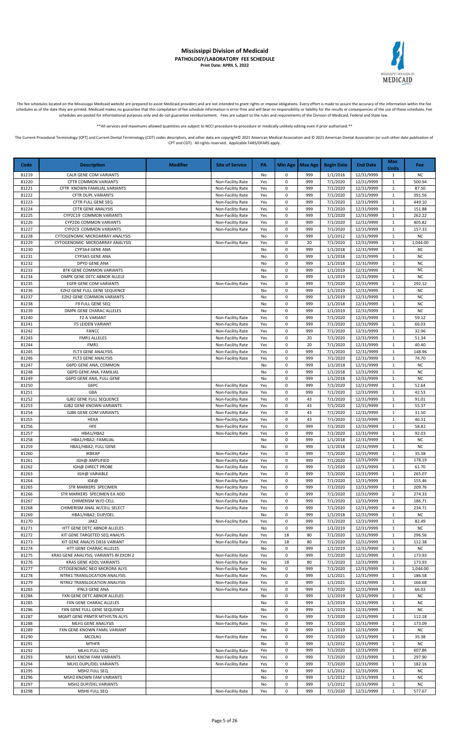# Mississippi Division of Medicaid

**PATHOLOGY/LABORATORY FEE SCHEDULE**

**Print Date: APRIL 5, 2022**

The fee schedules located on the Mississippi Medicaid website are prepared to assist Medicaid providers and are not intended to grant rights or impose obligations. Every effort is made to assure the accuracy of the information within the fee schedules as of the date they are printed. Medicaid makes no guarantee that this compilation of fee schedule information is error-free and will bear no responsibility or liability for the results or consequences of the use of these schedules. Fee schedules are posted for informational purposes only and do not guarantee reimbursement. Fees are subject to the rules and requirements of the Division of Medicaid, Federal and State law.

**All services and maximums allowed quantities are subject to NCCI procedure-to-procedure or medically unlikely editing even if prior authorized.**

The Current Procedural Terminology (CPT) and Current Dental Terminology (CDT) codes descriptors, and other data are copyright© 2021 American Medical Association and © 2021 American Dental Association (or such other date publication of CPT and CDT). All rights reserved. Applicable FARS/DFARS apply.

| Code | Description | Modifier | Site of Service | PA | Min Age | Max Age | Begin Date | End Date | Max Units | Fee |
|---|---|---|---|---|---|---|---|---|---|---|
| 81219 | CALR GENE COM VARIANTS | | | No | 0 | 999 | 1/1/2016 | 12/31/9999 | 1 | NC |
| 81220 | CFTR COMMON VARIANTS | | Non-Facility Rate | Yes | 0 | 999 | 7/1/2020 | 12/31/9999 | 1 | 500.94 |
| 81221 | CFTR KNOWN FAMILIAL VARIANTS | | Non-Facility Rate | Yes | 0 | 999 | 7/1/2020 | 12/31/9999 | 1 | 87.50 |
| 81222 | CFTR DUPL VARIANTS | | Non-Facility Rate | Yes | 0 | 999 | 7/1/2020 | 12/31/9999 | 1 | 391.56 |
| 81223 | CFTR FULL GENE SEQ | | Non-Facility Rate | Yes | 0 | 999 | 7/1/2020 | 12/31/9999 | 1 | 449.10 |
| 81224 | CFTR GENE ANALYSIS | | Non-Facility Rate | Yes | 0 | 999 | 7/1/2020 | 12/31/9999 | 1 | 151.88 |
| 81225 | CYP2C19 COMMON VARIANTS | | Non-Facility Rate | Yes | 0 | 999 | 7/1/2020 | 12/31/9999 | 1 | 262.22 |
| 81226 | CYP2D6 COMMON VARIANTS | | Non-Facility Rate | Yes | 0 | 999 | 7/1/2020 | 12/31/9999 | 1 | 405.82 |
| 81227 | CYP2C9 COMMON VARIANTS | | Non-Facility Rate | Yes | 0 | 999 | 7/1/2020 | 12/31/9999 | 1 | 157.33 |
| 81228 | CYTOGENOMIC MICROARRAY ANALYSIS | | | No | 0 | 999 | 1/1/2012 | 12/31/9999 | 1 | NC |
| 81229 | CYTOGENOMIC MICROARRAY ANALYSIS | | Non-Facility Rate | Yes | 0 | 20 | 7/1/2020 | 12/31/9999 | 1 | 1,044.00 |
| 81230 | CYP3A4 GENE ANA | | | No | 0 | 999 | 1/1/2018 | 12/31/9999 | 1 | NC |
| 81231 | CYP3A5 GENE ANA | | | No | 0 | 999 | 1/1/2018 | 12/31/9999 | 1 | NC |
| 81232 | DPYD GENE ANA | | | No | 0 | 999 | 1/1/2018 | 12/31/9999 | 1 | NC |
| 81233 | BTK GENE COMMON VARIANTS | | | No | 0 | 999 | 1/1/2019 | 12/31/9999 | 1 | NC |
| 81234 | DMPK GENE DETC ABNOR ALLELE | | | No | 0 | 999 | 1/1/2019 | 12/31/9999 | 1 | NC |
| 81235 | EGFR GENE COM VARIANTS | | Non-Facility Rate | Yes | 0 | 999 | 7/1/2020 | 12/31/9999 | 1 | 292.12 |
| 81236 | EZH2 GENE FULL GENE SEQUENCE | | | No | 0 | 999 | 1/1/2019 | 12/31/9999 | 1 | NC |
| 81237 | EZH2 GENE COMMON VARIANTS | | | No | 0 | 999 | 1/1/2019 | 12/31/9999 | 1 | NC |
| 81238 | F9 FULL GENE SEQ | | | No | 0 | 999 | 1/1/2018 | 12/31/9999 | 1 | NC |
| 81239 | DMPK GENE CHARAC ALLELES | | | No | 0 | 999 | 1/1/2019 | 12/31/9999 | 1 | NC |
| 81240 | F2 A VARIANT | | Non-Facility Rate | Yes | 0 | 999 | 7/1/2020 | 12/31/9999 | 1 | 59.12 |
| 81241 | F5 LEIDEN VARIANT | | Non-Facility Rate | Yes | 0 | 999 | 7/1/2020 | 12/31/9999 | 1 | 66.03 |
| 81242 | FANCC | | Non-Facility Rate | Yes | 0 | 999 | 7/1/2020 | 12/31/9999 | 1 | 32.96 |
| 81243 | FMR1 ALLELES | | Non-Facility Rate | Yes | 0 | 20 | 7/1/2020 | 12/31/9999 | 1 | 51.34 |
| 81244 | FMR1 | | Non-Facility Rate | Yes | 0 | 20 | 7/1/2020 | 12/31/9999 | 1 | 40.40 |
| 81245 | FLT3 GENE ANALYSIS | | Non-Facility Rate | Yes | 0 | 999 | 7/1/2020 | 12/31/9999 | 1 | 148.96 |
| 81246 | FLT3 GENE ANALYSIS | | Non-Facility Rate | Yes | 0 | 999 | 7/1/2020 | 12/31/9999 | 1 | 74.70 |
| 81247 | G6PD GENE ANA, COMMON | | | No | 0 | 999 | 1/1/2018 | 12/31/9999 | 1 | NC |
| 81248 | G6PD GENE ANA, FAMILIAL | | | No | 0 | 999 | 1/1/2018 | 12/31/9999 | 1 | NC |
| 81249 | G6PD GENE ANA, FULL GENE | | | No | 0 | 999 | 1/1/2018 | 12/31/9999 | 1 | NC |
| 81250 | G6PC | | Non-Facility Rate | Yes | 0 | 999 | 7/1/2020 | 12/31/9999 | 1 | 52.64 |
| 81251 | GBA | | Non-Facility Rate | Yes | 0 | 999 | 7/1/2020 | 12/31/9999 | 1 | 42.53 |
| 81252 | GJB2 GENE FULL SEQUENCE | | Non-Facility Rate | Yes | 0 | 43 | 7/1/2020 | 12/31/9999 | 1 | 91.01 |
| 81253 | GJB2 GENE KNOWN VARIANTS | | Non-Facility Rate | Yes | 0 | 43 | 7/1/2020 | 12/31/9999 | 1 | 55.37 |
| 81254 | GJB6 GENE COM VARIANTS | | Non-Facility Rate | Yes | 0 | 43 | 7/1/2020 | 12/31/9999 | 1 | 31.50 |
| 81255 | HEXA | | Non-Facility Rate | Yes | 0 | 43 | 7/1/2020 | 12/31/9999 | 1 | 46.31 |
| 81256 | HFE | | Non-Facility Rate | Yes | 0 | 999 | 7/1/2020 | 12/31/9999 | 1 | 58.82 |
| 81257 | HBA1/HBA2 | | Non-Facility Rate | Yes | 0 | 999 | 7/1/2020 | 12/31/9999 | 1 | 92.03 |
| 81258 | HBA1/HBA2; FAMILIAL | | | No | 0 | 999 | 1/1/2018 | 12/31/9999 | 1 | NC |
| 81259 | HBA1/HBA2; FULL GENE | | | No | 0 | 999 | 1/1/2018 | 12/31/9999 | 1 | NC |
| 81260 | IKBKAP | | Non-Facility Rate | Yes | 0 | 999 | 7/1/2020 | 12/31/9999 | 1 | 35.38 |
| 81261 | IGH@ AMPLIFIED | | Non-Facility Rate | Yes | 0 | 999 | 7/1/2020 | 12/31/9999 | 1 | 178.19 |
| 81262 | IGH@ DIRECT PROBE | | Non-Facility Rate | Yes | 0 | 999 | 7/1/2020 | 12/31/9999 | 1 | 61.70 |
| 81263 | IGH@ VARIABLE | | Non-Facility Rate | Yes | 0 | 999 | 7/1/2020 | 12/31/9999 | 1 | 265.07 |
| 81264 | IGK@ | | Non-Facility Rate | Yes | 0 | 999 | 7/1/2020 | 12/31/9999 | 1 | 155.46 |
| 81265 | STR MARKERS SPECIMEN | | Non-Facility Rate | Yes | 0 | 999 | 7/1/2020 | 12/31/9999 | 1 | 209.76 |
| 81266 | STR MARKERS SPECIMEN EA ADD | | Non-Facility Rate | Yes | 0 | 999 | 7/1/2020 | 12/31/9999 | 2 | 274.33 |
| 81267 | CHIMERISM W/O CELL | | Non-Facility Rate | Yes | 0 | 999 | 7/1/2020 | 12/31/9999 | 1 | 186.71 |
| 81268 | CHIMERISM ANAL W/CELL SELECT | | Non-Facility Rate | Yes | 0 | 999 | 7/1/2020 | 12/31/9999 | 4 | 234.71 |
| 81269 | HBA1/HBA2; DUP/DEL | | | No | 0 | 999 | 1/1/2018 | 12/31/9999 | 1 | NC |
| 81270 | JAK2 | | Non-Facility Rate | Yes | 0 | 999 | 7/1/2020 | 12/31/9999 | 1 | 82.49 |
| 81271 | HTT GENE DETC ABNOR ALLELES | | | No | 0 | 999 | 1/1/2019 | 12/31/9999 | 1 | NC |
| 81272 | KIT GENE TARGETED SEQ ANALYS | | Non-Facility Rate | Yes | 18 | 80 | 7/1/2020 | 12/31/9999 | 1 | 296.56 |
| 81273 | KIT GENE ANALYS D816 VARIANT | | Non-Facility Rate | Yes | 18 | 80 | 7/1/2020 | 12/31/9999 | 1 | 112.38 |
| 81274 | HTT GENE CHARAC ALLELES | | | No | 0 | 999 | 1/1/2019 | 12/31/9999 | 1 | NC |
| 81275 | KRAS GENE ANALYSIS; VARIANTS IN EXON 2 | | Non-Facility Rate | Yes | 0 | 999 | 7/1/2020 | 12/31/9999 | 1 | 173.93 |
| 81276 | KRAS GENE ADDL VARIANTS | | Non-Facility Rate | Yes | 18 | 80 | 7/1/2020 | 12/31/9999 | 1 | 173.93 |
| 81277 | CYTOGENOMIC NEO MICRORA ALYS | | Non-Facility Rate | No | 0 | 999 | 7/1/2020 | 12/31/9999 | 1 | 1,044.00 |
| 81278 | NTRK1 TRANSLOCATION ANALYSIS | | Non-Facility Rate | Yes | 0 | 999 | 1/1/2021 | 12/31/9999 | 1 | 186.58 |
| 81279 | NTRK2 TRANSLOCATION ANALYSIS | | Non-Facility Rate | Yes | 0 | 999 | 1/1/2021 | 12/31/9999 | 1 | 166.68 |
| 81283 | IFNL3 GENE ANA | | Non-Facility Rate | Yes | 0 | 999 | 7/1/2020 | 12/31/9999 | 1 | 66.03 |
| 81284 | FXN GENE DETC ABNOR ALLELES | | | No | 0 | 999 | 1/1/2019 | 12/31/9999 | 1 | NC |
| 81285 | FXN GENE CHARAC ALLELES | | | No | 0 | 999 | 1/1/2019 | 12/31/9999 | 1 | NC |
| 81286 | FXN GENE FULL GENE SEQUENCE | | | No | 0 | 999 | 1/1/2019 | 12/31/9999 | 1 | NC |
| 81287 | MGMT GENE PRMTR MTHYLTN ALYS | | Non-Facility Rate | Yes | 0 | 999 | 7/1/2020 | 12/31/9999 | 1 | 112.18 |
| 81288 | MLH1 GENE ANALYSIS | | Non-Facility Rate | Yes | 0 | 999 | 7/1/2020 | 12/31/9999 | 1 | 173.09 |
| 81289 | FXN GENE KNOWN FAMIL VARIANT | | | No | 0 | 999 | 1/1/2019 | 12/31/9999 | 1 | NC |
| 81290 | MCOLN1 | | Non-Facility Rate | Yes | 0 | 999 | 7/1/2020 | 12/31/9999 | 1 | 35.38 |
| 81291 | MTHFR | | | No | 0 | 999 | 1/1/2012 | 12/31/9999 | 1 | NC |
| 81292 | MLH1 FULL SEQ | | Non-Facility Rate | Yes | 0 | 999 | 7/1/2020 | 12/31/9999 | 1 | 607.86 |
| 81293 | MLH1 KNOW FAM VARIANTS | | Non-Facility Rate | Yes | 0 | 999 | 7/1/2020 | 12/31/9999 | 1 | 297.90 |
| 81294 | MLH1 DUPL/DEL VARIANTS | | Non-Facility Rate | Yes | 0 | 999 | 7/1/2020 | 12/31/9999 | 1 | 182.16 |
| 81295 | MSH2 FULL SEQ | | | No | 0 | 999 | 1/1/2012 | 12/31/9999 | 1 | NC |
| 81296 | MSH2 KNOWN FAM VARIANTS | | | No | 0 | 999 | 1/1/2012 | 12/31/9999 | 1 | NC |
| 81297 | MSH2 DUP/DEL VARIANTS | | | No | 0 | 999 | 1/1/2012 | 12/31/9999 | 1 | NC |
| 81298 | MSH6 FULL SEQ | | Non-Facility Rate | Yes | 0 | 999 | 7/1/2020 | 12/31/9999 | 1 | 577.67 |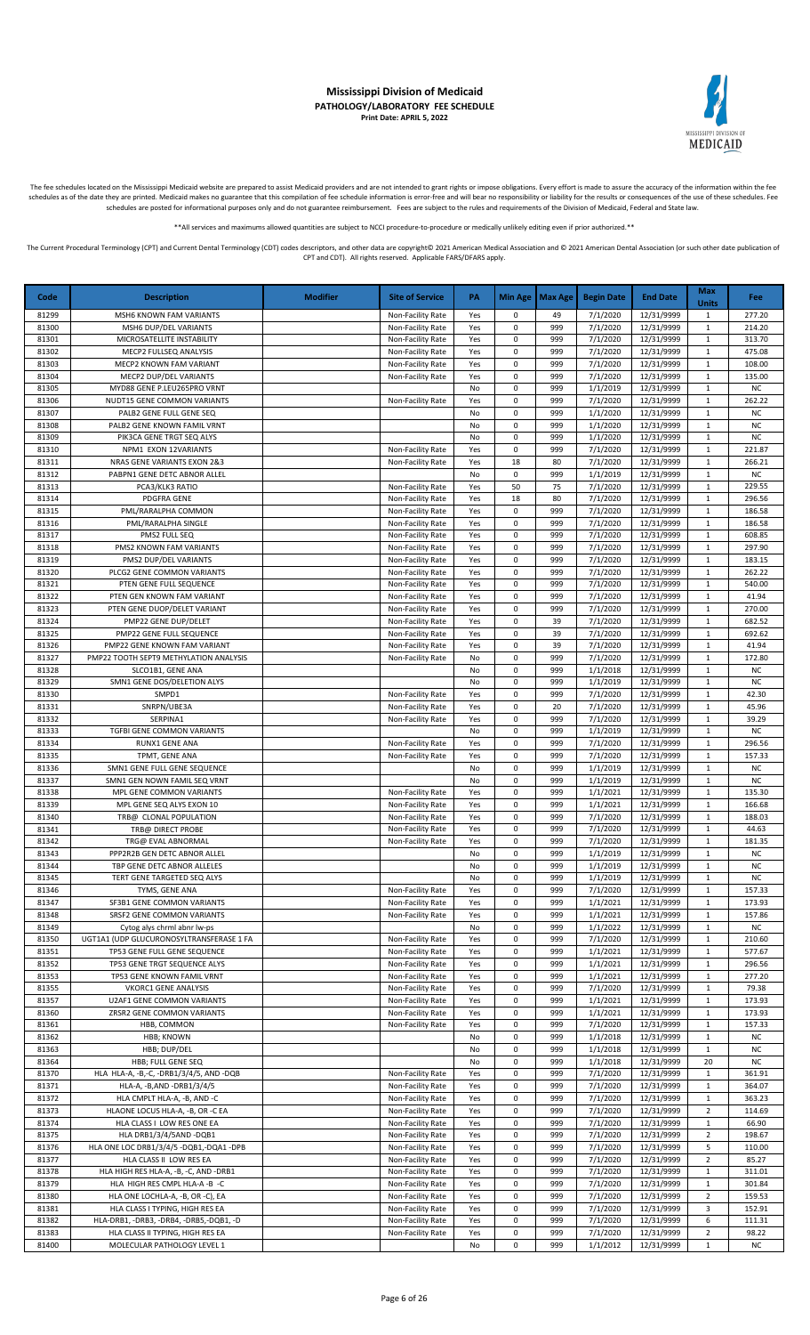# Mississippi Division of Medicaid

**PATHOLOGY/LABORATORY FEE SCHEDULE**

**Print Date: APRIL 5, 2022**

The fee schedules located on the Mississippi Medicaid website are prepared to assist Medicaid providers and are not intended to grant rights or impose obligations. Every effort is made to assure the accuracy of the information within the fee schedules as of the date they are printed. Medicaid makes no guarantee that this compilation of fee schedule information is error-free and will bear no responsibility or liability for the results or consequences of the use of these schedules. Fee schedules are posted for informational purposes only and do not guarantee reimbursement. Fees are subject to the rules and requirements of the Division of Medicaid, Federal and State law.

**All services and maximums allowed quantities are subject to NCCI procedure-to-procedure or medically unlikely editing even if prior authorized.**

The Current Procedural Terminology (CPT) and Current Dental Terminology (CDT) codes descriptors, and other data are copyright© 2021 American Medical Association and © 2021 American Dental Association (or such other date publication of CPT and CDT). All rights reserved. Applicable FARS/DFARS apply.

| Code | Description | Modifier | Site of Service | PA | Min Age | Max Age | Begin Date | End Date | Max Units | Fee |
|---|---|---|---|---|---|---|---|---|---|---|
| 81299 | MSH6 KNOWN FAM VARIANTS | | Non-Facility Rate | Yes | 0 | 49 | 7/1/2020 | 12/31/9999 | 1 | 277.20 |
| 81300 | MSH6 DUP/DEL VARIANTS | | Non-Facility Rate | Yes | 0 | 999 | 7/1/2020 | 12/31/9999 | 1 | 214.20 |
| 81301 | MICROSATELLITE INSTABILITY | | Non-Facility Rate | Yes | 0 | 999 | 7/1/2020 | 12/31/9999 | 1 | 313.70 |
| 81302 | MECP2 FULLSEQ ANALYSIS | | Non-Facility Rate | Yes | 0 | 999 | 7/1/2020 | 12/31/9999 | 1 | 475.08 |
| 81303 | MECP2 KNOWN FAM VARIANT | | Non-Facility Rate | Yes | 0 | 999 | 7/1/2020 | 12/31/9999 | 1 | 108.00 |
| 81304 | MECP2 DUP/DEL VARIANTS | | Non-Facility Rate | Yes | 0 | 999 | 7/1/2020 | 12/31/9999 | 1 | 135.00 |
| 81305 | MYD88 GENE P.LEU265PRO VRNT | | | No | 0 | 999 | 1/1/2019 | 12/31/9999 | 1 | NC |
| 81306 | NUDT15 GENE COMMON VARIANTS | | Non-Facility Rate | Yes | 0 | 999 | 7/1/2020 | 12/31/9999 | 1 | 262.22 |
| 81307 | PALB2 GENE FULL GENE SEQ | | | No | 0 | 999 | 1/1/2020 | 12/31/9999 | 1 | NC |
| 81308 | PALB2 GENE KNOWN FAMIL VRNT | | | No | 0 | 999 | 1/1/2020 | 12/31/9999 | 1 | NC |
| 81309 | PIK3CA GENE TRGT SEQ ALYS | | | No | 0 | 999 | 1/1/2020 | 12/31/9999 | 1 | NC |
| 81310 | NPM1 EXON 12VARIANTS | | Non-Facility Rate | Yes | 0 | 999 | 7/1/2020 | 12/31/9999 | 1 | 221.87 |
| 81311 | NRAS GENE VARIANTS EXON 2&3 | | Non-Facility Rate | Yes | 18 | 80 | 7/1/2020 | 12/31/9999 | 1 | 266.21 |
| 81312 | PABPN1 GENE DETC ABNOR ALLEL | | | No | 0 | 999 | 1/1/2019 | 12/31/9999 | 1 | NC |
| 81313 | PCA3/KLK3 RATIO | | Non-Facility Rate | Yes | 50 | 75 | 7/1/2020 | 12/31/9999 | 1 | 229.55 |
| 81314 | PDGFRA GENE | | Non-Facility Rate | Yes | 18 | 80 | 7/1/2020 | 12/31/9999 | 1 | 296.56 |
| 81315 | PML/RARALPHA COMMON | | Non-Facility Rate | Yes | 0 | 999 | 7/1/2020 | 12/31/9999 | 1 | 186.58 |
| 81316 | PML/RARALPHA SINGLE | | Non-Facility Rate | Yes | 0 | 999 | 7/1/2020 | 12/31/9999 | 1 | 186.58 |
| 81317 | PMS2 FULL SEQ | | Non-Facility Rate | Yes | 0 | 999 | 7/1/2020 | 12/31/9999 | 1 | 608.85 |
| 81318 | PMS2 KNOWN FAM VARIANTS | | Non-Facility Rate | Yes | 0 | 999 | 7/1/2020 | 12/31/9999 | 1 | 297.90 |
| 81319 | PMS2 DUP/DEL VARIANTS | | Non-Facility Rate | Yes | 0 | 999 | 7/1/2020 | 12/31/9999 | 1 | 183.15 |
| 81320 | PLCG2 GENE COMMON VARIANTS | | Non-Facility Rate | Yes | 0 | 999 | 7/1/2020 | 12/31/9999 | 1 | 262.22 |
| 81321 | PTEN GENE FULL SEQUENCE | | Non-Facility Rate | Yes | 0 | 999 | 7/1/2020 | 12/31/9999 | 1 | 540.00 |
| 81322 | PTEN GEN KNOWN FAM VARIANT | | Non-Facility Rate | Yes | 0 | 999 | 7/1/2020 | 12/31/9999 | 1 | 41.94 |
| 81323 | PTEN GENE DUOP/DELET VARIANT | | Non-Facility Rate | Yes | 0 | 999 | 7/1/2020 | 12/31/9999 | 1 | 270.00 |
| 81324 | PMP22 GENE DUP/DELET | | Non-Facility Rate | Yes | 0 | 39 | 7/1/2020 | 12/31/9999 | 1 | 682.52 |
| 81325 | PMP22 GENE FULL SEQUENCE | | Non-Facility Rate | Yes | 0 | 39 | 7/1/2020 | 12/31/9999 | 1 | 692.62 |
| 81326 | PMP22 GENE KNOWN FAM VARIANT | | Non-Facility Rate | Yes | 0 | 39 | 7/1/2020 | 12/31/9999 | 1 | 41.94 |
| 81327 | PMP22 TOOTH SEPT9 METHYLATION ANALYSIS | | Non-Facility Rate | No | 0 | 999 | 7/1/2020 | 12/31/9999 | 1 | 172.80 |
| 81328 | SLCO1B1, GENE ANA | | | No | 0 | 999 | 1/1/2018 | 12/31/9999 | 1 | NC |
| 81329 | SMN1 GENE DOS/DELETION ALYS | | | No | 0 | 999 | 1/1/2019 | 12/31/9999 | 1 | NC |
| 81330 | SMPD1 | | Non-Facility Rate | Yes | 0 | 999 | 7/1/2020 | 12/31/9999 | 1 | 42.30 |
| 81331 | SNRPN/UBE3A | | Non-Facility Rate | Yes | 0 | 20 | 7/1/2020 | 12/31/9999 | 1 | 45.96 |
| 81332 | SERPINA1 | | Non-Facility Rate | Yes | 0 | 999 | 7/1/2020 | 12/31/9999 | 1 | 39.29 |
| 81333 | TGFBI GENE COMMON VARIANTS | | | No | 0 | 999 | 1/1/2019 | 12/31/9999 | 1 | NC |
| 81334 | RUNX1 GENE ANA | | Non-Facility Rate | Yes | 0 | 999 | 7/1/2020 | 12/31/9999 | 1 | 296.56 |
| 81335 | TPMT, GENE ANA | | Non-Facility Rate | Yes | 0 | 999 | 7/1/2020 | 12/31/9999 | 1 | 157.33 |
| 81336 | SMN1 GENE FULL GENE SEQUENCE | | | No | 0 | 999 | 1/1/2019 | 12/31/9999 | 1 | NC |
| 81337 | SMN1 GEN NOWN FAMIL SEQ VRNT | | | No | 0 | 999 | 1/1/2019 | 12/31/9999 | 1 | NC |
| 81338 | MPL GENE COMMON VARIANTS | | Non-Facility Rate | Yes | 0 | 999 | 1/1/2021 | 12/31/9999 | 1 | 135.30 |
| 81339 | MPL GENE SEQ ALYS EXON 10 | | Non-Facility Rate | Yes | 0 | 999 | 1/1/2021 | 12/31/9999 | 1 | 166.68 |
| 81340 | TRB@ CLONAL POPULATION | | Non-Facility Rate | Yes | 0 | 999 | 7/1/2020 | 12/31/9999 | 1 | 188.03 |
| 81341 | TRB@ DIRECT PROBE | | Non-Facility Rate | Yes | 0 | 999 | 7/1/2020 | 12/31/9999 | 1 | 44.63 |
| 81342 | TRG@ EVAL ABNORMAL | | Non-Facility Rate | Yes | 0 | 999 | 7/1/2020 | 12/31/9999 | 1 | 181.35 |
| 81343 | PPP2R2B GEN DETC ABNOR ALLEL | | | No | 0 | 999 | 1/1/2019 | 12/31/9999 | 1 | NC |
| 81344 | TBP GENE DETC ABNOR ALLELES | | | No | 0 | 999 | 1/1/2019 | 12/31/9999 | 1 | NC |
| 81345 | TERT GENE TARGETED SEQ ALYS | | | No | 0 | 999 | 1/1/2019 | 12/31/9999 | 1 | NC |
| 81346 | TYMS, GENE ANA | | Non-Facility Rate | Yes | 0 | 999 | 7/1/2020 | 12/31/9999 | 1 | 157.33 |
| 81347 | SF3B1 GENE COMMON VARIANTS | | Non-Facility Rate | Yes | 0 | 999 | 1/1/2021 | 12/31/9999 | 1 | 173.93 |
| 81348 | SRSF2 GENE COMMON VARIANTS | | Non-Facility Rate | Yes | 0 | 999 | 1/1/2021 | 12/31/9999 | 1 | 157.86 |
| 81349 | Cytog alys chrml abnr lw-ps | | | No | 0 | 999 | 1/1/2022 | 12/31/9999 | 1 | NC |
| 81350 | UGT1A1 (UDP GLUCURONOSYLTRANSFERASE 1 FA | | Non-Facility Rate | Yes | 0 | 999 | 7/1/2020 | 12/31/9999 | 1 | 210.60 |
| 81351 | TP53 GENE FULL GENE SEQUENCE | | Non-Facility Rate | Yes | 0 | 999 | 1/1/2021 | 12/31/9999 | 1 | 577.67 |
| 81352 | TP53 GENE TRGT SEQUENCE ALYS | | Non-Facility Rate | Yes | 0 | 999 | 1/1/2021 | 12/31/9999 | 1 | 296.56 |
| 81353 | TP53 GENE KNOWN FAMIL VRNT | | Non-Facility Rate | Yes | 0 | 999 | 1/1/2021 | 12/31/9999 | 1 | 277.20 |
| 81355 | VKORC1 GENE ANALYSIS | | Non-Facility Rate | Yes | 0 | 999 | 7/1/2020 | 12/31/9999 | 1 | 79.38 |
| 81357 | U2AF1 GENE COMMON VARIANTS | | Non-Facility Rate | Yes | 0 | 999 | 1/1/2021 | 12/31/9999 | 1 | 173.93 |
| 81360 | ZRSR2 GENE COMMON VARIANTS | | Non-Facility Rate | Yes | 0 | 999 | 1/1/2021 | 12/31/9999 | 1 | 173.93 |
| 81361 | HBB, COMMON | | Non-Facility Rate | Yes | 0 | 999 | 7/1/2020 | 12/31/9999 | 1 | 157.33 |
| 81362 | HBB; KNOWN | | | No | 0 | 999 | 1/1/2018 | 12/31/9999 | 1 | NC |
| 81363 | HBB; DUP/DEL | | | No | 0 | 999 | 1/1/2018 | 12/31/9999 | 1 | NC |
| 81364 | HBB; FULL GENE SEQ | | | No | 0 | 999 | 1/1/2018 | 12/31/9999 | 20 | NC |
| 81370 | HLA HLA-A, -B,-C, -DRB1/3/4/5, AND -DQB | | Non-Facility Rate | Yes | 0 | 999 | 7/1/2020 | 12/31/9999 | 1 | 361.91 |
| 81371 | HLA-A, -B,AND -DRB1/3/4/5 | | Non-Facility Rate | Yes | 0 | 999 | 7/1/2020 | 12/31/9999 | 1 | 364.07 |
| 81372 | HLA CMPLT HLA-A, -B, AND -C | | Non-Facility Rate | Yes | 0 | 999 | 7/1/2020 | 12/31/9999 | 1 | 363.23 |
| 81373 | HLAONE LOCUS HLA-A, -B, OR -C EA | | Non-Facility Rate | Yes | 0 | 999 | 7/1/2020 | 12/31/9999 | 2 | 114.69 |
| 81374 | HLA CLASS I LOW RES ONE EA | | Non-Facility Rate | Yes | 0 | 999 | 7/1/2020 | 12/31/9999 | 1 | 66.90 |
| 81375 | HLA DRB1/3/4/5AND -DQB1 | | Non-Facility Rate | Yes | 0 | 999 | 7/1/2020 | 12/31/9999 | 2 | 198.67 |
| 81376 | HLA ONE LOC DRB1/3/4/5 -DQB1,-DQA1 -DPB | | Non-Facility Rate | Yes | 0 | 999 | 7/1/2020 | 12/31/9999 | 5 | 110.00 |
| 81377 | HLA CLASS II LOW RES EA | | Non-Facility Rate | Yes | 0 | 999 | 7/1/2020 | 12/31/9999 | 2 | 85.27 |
| 81378 | HLA HIGH RES HLA-A, -B, -C, AND -DRB1 | | Non-Facility Rate | Yes | 0 | 999 | 7/1/2020 | 12/31/9999 | 1 | 311.01 |
| 81379 | HLA HIGH RES CMPL HLA-A -B -C | | Non-Facility Rate | Yes | 0 | 999 | 7/1/2020 | 12/31/9999 | 1 | 301.84 |
| 81380 | HLA ONE LOCHLA-A, -B, OR -C), EA | | Non-Facility Rate | Yes | 0 | 999 | 7/1/2020 | 12/31/9999 | 2 | 159.53 |
| 81381 | HLA CLASS I TYPING, HIGH RES EA | | Non-Facility Rate | Yes | 0 | 999 | 7/1/2020 | 12/31/9999 | 3 | 152.91 |
| 81382 | HLA-DRB1, -DRB3, -DRB4, -DRB5,-DQB1, -D | | Non-Facility Rate | Yes | 0 | 999 | 7/1/2020 | 12/31/9999 | 6 | 111.31 |
| 81383 | HLA CLASS II TYPING, HIGH RES EA | | Non-Facility Rate | Yes | 0 | 999 | 7/1/2020 | 12/31/9999 | 2 | 98.22 |
| 81400 | MOLECULAR PATHOLOGY LEVEL 1 | | | No | 0 | 999 | 1/1/2012 | 12/31/9999 | 1 | NC |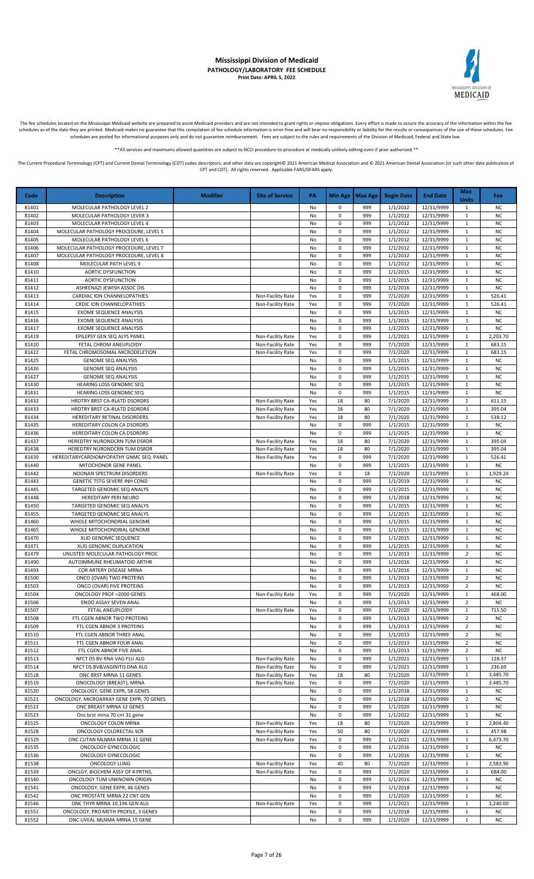# Mississippi Division of Medicaid

**PATHOLOGY/LABORATORY FEE SCHEDULE**

**Print Date: APRIL 5, 2022**

The fee schedules located on the Mississippi Medicaid website are prepared to assist Medicaid providers and are not intended to grant rights or impose obligations. Every effort is made to assure the accuracy of the information within the fee schedules as of the date they are printed. Medicaid makes no guarantee that this compilation of fee schedule information is error-free and will bear no responsibility or liability for the results or consequences of the use of these schedules. Fee schedules are posted for informational purposes only and do not guarantee reimbursement. Fees are subject to the rules and requirements of the Division of Medicaid, Federal and State law.

**All services and maximums allowed quantities are subject to NCCI procedure-to-procedure or medically unlikely editing even if prior authorized.**

The Current Procedural Terminology (CPT) and Current Dental Terminology (CDT) codes descriptors, and other data are copyright© 2021 American Medical Association and © 2021 American Dental Association (or such other date publication of CPT and CDT). All rights reserved. Applicable FARS/DFARS apply.

| Code | Description | Modifier | Site of Service | PA | Min Age | Max Age | Begin Date | End Date | Max Units | Fee |
|---|---|---|---|---|---|---|---|---|---|---|
| 81401 | MOLECULAR PATHOLOGY LEVEL 2 | | | No | 0 | 999 | 1/1/2012 | 12/31/9999 | 1 | NC |
| 81402 | MOLECULAR PATHOLOGY LEVER 3 | | | No | 0 | 999 | 1/1/2012 | 12/31/9999 | 1 | NC |
| 81403 | MOLECULAR PATHOLOGY LEVEL 4 | | | No | 0 | 999 | 1/1/2012 | 12/31/9999 | 1 | NC |
| 81404 | MOLECULAR PATHOLOGY PROCEDURE, LEVEL 5 | | | No | 0 | 999 | 1/1/2012 | 12/31/9999 | 1 | NC |
| 81405 | MOLECULAR PATHOLOGY LEVEL 6 | | | No | 0 | 999 | 1/1/2012 | 12/31/9999 | 1 | NC |
| 81406 | MOLECULAR PATHOLOGY PROCEDURE, LEVEL 7 | | | No | 0 | 999 | 1/1/2012 | 12/31/9999 | 1 | NC |
| 81407 | MOLECULAR PATHOLOGY PROCEDURE, LEVEL 8 | | | No | 0 | 999 | 1/1/2012 | 12/31/9999 | 1 | NC |
| 81408 | MOLECULAR PATH LEVEL 9 | | | No | 0 | 999 | 1/1/2012 | 12/31/9999 | 1 | NC |
| 81410 | AORTIC DYSFUNCTION | | | No | 0 | 999 | 1/1/2015 | 12/31/9999 | 1 | NC |
| 81411 | AORTIC DYSFUNCTION | | | No | 0 | 999 | 1/1/2015 | 12/31/9999 | 1 | NC |
| 81412 | ASHKENAZI JEWISH ASSOC DIS | | | No | 0 | 999 | 1/1/2016 | 12/31/9999 | 1 | NC |
| 81413 | CARDIAC ION CHANNELOPATHIES | | Non-Facility Rate | Yes | 0 | 999 | 7/1/2020 | 12/31/9999 | 1 | 526.41 |
| 81414 | CRDIC ION CHANNELOPATHIES | | Non-Facility Rate | Yes | 0 | 999 | 7/1/2020 | 12/31/9999 | 1 | 526.41 |
| 81415 | EXOME SEQUENCE ANALYSIS | | | No | 0 | 999 | 1/1/2015 | 12/31/9999 | 1 | NC |
| 81416 | EXOME SEQUENCE ANALYSIS | | | No | 0 | 999 | 1/1/2015 | 12/31/9999 | 1 | NC |
| 81417 | EXOME SEQUENCE ANALYSIS | | | No | 0 | 999 | 1/1/2015 | 12/31/9999 | 1 | NC |
| 81419 | EPILEPSY GEN SEQ ALYS PANEL | | Non-Facility Rate | Yes | 0 | 999 | 1/1/2021 | 12/31/9999 | 1 | 2,203.70 |
| 81420 | FETAL CHROM ANEUPLOIDY | | Non-Facility Rate | Yes | 0 | 999 | 7/1/2020 | 12/31/9999 | 1 | 683.15 |
| 81422 | FETAL CHROMOSOMAL MICRODELETION | | Non-Facility Rate | Yes | 0 | 999 | 7/1/2020 | 12/31/9999 | 1 | 683.15 |
| 81425 | GENOME SEQ ANALYSIS | | | No | 0 | 999 | 1/1/2015 | 12/31/9999 | 1 | NC |
| 81426 | GENOME SEQ ANALYSIS | | | No | 0 | 999 | 1/1/2015 | 12/31/9999 | 1 | NC |
| 81427 | GENOME SEQ ANALYSIS | | | No | 0 | 999 | 1/1/2015 | 12/31/9999 | 1 | NC |
| 81430 | HEARING LOSS GENOMIC SEQ | | | No | 0 | 999 | 1/1/2015 | 12/31/9999 | 1 | NC |
| 81431 | HEARING LOSS GENOMIC SEQ | | | No | 0 | 999 | 1/1/2015 | 12/31/9999 | 1 | NC |
| 81432 | HRDTRY BRST CA-RLATD DSORDRS | | Non-Facility Rate | Yes | 18 | 80 | 7/1/2020 | 12/31/9999 | 1 | 611.15 |
| 81433 | HRDTRY BRST CA-RLATD DSORDRS | | Non-Facility Rate | Yes | 18 | 80 | 7/1/2020 | 12/31/9999 | 1 | 395.04 |
| 81434 | HEREDITARY RETINAL DISORDERS | | Non-Facility Rate | Yes | 18 | 80 | 7/1/2020 | 12/31/9999 | 1 | 538.12 |
| 81435 | HEREDITARY COLON CA DSORDRS | | | No | 0 | 999 | 1/1/2015 | 12/31/9999 | 1 | NC |
| 81436 | HEREDITARY COLON CA DSORDRS | | | No | 0 | 999 | 1/1/2015 | 12/31/9999 | 1 | NC |
| 81437 | HEREDTRY NURONDCRN TUM DSRDR | | Non-Facility Rate | Yes | 18 | 80 | 7/1/2020 | 12/31/9999 | 1 | 395.04 |
| 81438 | HEREDTRY NURONDCRN TUM DSRDR | | Non-Facility Rate | Yes | 18 | 80 | 7/1/2020 | 12/31/9999 | 1 | 395.04 |
| 81439 | HEREDITARYCARDIOMYOPATHY GNMC SEQ PANEL | | Non-Facility Rate | Yes | 0 | 999 | 7/1/2020 | 12/31/9999 | 1 | 526.41 |
| 81440 | MITOCHONDR GENE PANEL | | | No | 0 | 999 | 1/1/2015 | 12/31/9999 | 1 | NC |
| 81442 | NOONAN SPECTRUM DISORDERS | | Non-Facility Rate | Yes | 0 | 18 | 7/1/2020 | 12/31/9999 | 1 | 1,929.24 |
| 81443 | GENETIC TSTG SEVERE INH COND | | | No | 0 | 999 | 1/1/2019 | 12/31/9999 | 1 | NC |
| 81445 | TARGETED GENOMIC SEQ ANALYS | | | No | 0 | 999 | 1/1/2015 | 12/31/9999 | 1 | NC |
| 81448 | HEREDITARY PERI NEURO | | | No | 0 | 999 | 1/1/2018 | 12/31/9999 | 1 | NC |
| 81450 | TARGETED GENOMIC SEQ ANALYS | | | No | 0 | 999 | 1/1/2015 | 12/31/9999 | 1 | NC |
| 81455 | TARGETED GENOMIC SEQ ANALYS | | | No | 0 | 999 | 1/1/2015 | 12/31/9999 | 1 | NC |
| 81460 | WHOLE MITOCHONDRIAL GENOME | | | No | 0 | 999 | 1/1/2015 | 12/31/9999 | 1 | NC |
| 81465 | WHOLE MITOCHONDRIAL GENOME | | | No | 0 | 999 | 1/1/2015 | 12/31/9999 | 1 | NC |
| 81470 | XLID GENOMIC SEQUENCE | | | No | 0 | 999 | 1/1/2015 | 12/31/9999 | 1 | NC |
| 81471 | XLID GENOMIC DUPLICATION | | | No | 0 | 999 | 1/1/2015 | 12/31/9999 | 1 | NC |
| 81479 | UNLISTED MOLECULAR PATHOLOGY PROC | | | No | 0 | 999 | 1/1/2013 | 12/31/9999 | 2 | NC |
| 81490 | AUTOIMMUNE RHEUMATOID ARTHR | | | No | 0 | 999 | 1/1/2016 | 12/31/9999 | 1 | NC |
| 81493 | COR ARTERY DISEASE MRNA | | | No | 0 | 999 | 1/1/2016 | 12/31/9999 | 1 | NC |
| 81500 | ONCO (OVAR) TWO PROTEINS | | | No | 0 | 999 | 1/1/2013 | 12/31/9999 | 2 | NC |
| 81503 | ONCO (OVAR) FIVE PROTEINS | | | No | 0 | 999 | 1/1/2013 | 12/31/9999 | 2 | NC |
| 81504 | ONCOLOGY PROF >2000 GENES | | Non-Facility Rate | Yes | 0 | 999 | 7/1/2020 | 12/31/9999 | 1 | 468.00 |
| 81506 | ENDO ASSAY SEVEN ANAL | | | No | 0 | 999 | 1/1/2013 | 12/31/9999 | 2 | NC |
| 81507 | FETAL ANEUPLOIDY | | Non-Facility Rate | Yes | 0 | 999 | 7/1/2020 | 12/31/9999 | 1 | 715.50 |
| 81508 | FTL CGEN ABNOR TWO PROTEINS | | | No | 0 | 999 | 1/1/2013 | 12/31/9999 | 2 | NC |
| 81509 | FTL CGEN ABNOR 3 PROTEINS | | | No | 0 | 999 | 1/1/2013 | 12/31/9999 | 2 | NC |
| 81510 | FTL CGEN ABNOR THREE ANAL | | | No | 0 | 999 | 1/1/2013 | 12/31/9999 | 2 | NC |
| 81511 | FTL CGEN ABNOR FOUR ANAL | | | No | 0 | 999 | 1/1/2013 | 12/31/9999 | 2 | NC |
| 81512 | FTL CGEN ABNOR FIVE ANAL | | | No | 0 | 999 | 1/1/2013 | 12/31/9999 | 2 | NC |
| 81513 | NFCT DS BV RNA VAG FLU ALG | | Non-Facility Rate | No | 0 | 999 | 1/1/2021 | 12/31/9999 | 1 | 128.37 |
| 81514 | NFCT DS BV&VAGINITIS DNA ALG | | Non-Facility Rate | No | 0 | 999 | 1/1/2021 | 12/31/9999 | 1 | 236.69 |
| 81518 | ONC BRST MRNA 11 GENES | | Non-Facility Rate | Yes | 18 | 80 | 7/1/2020 | 12/31/9999 | 1 | 3,485.70 |
| 81519 | ONOCOLOGY (BREAST), MRNA | | Non-Facility Rate | Yes | 0 | 999 | 7/1/2020 | 12/31/9999 | 1 | 3,485.70 |
| 81520 | ONCOLOGY, GENE EXPR, 58 GENES | | | No | 0 | 999 | 1/1/2018 | 12/31/9999 | 1 | NC |
| 81521 | ONCOLOGY, MICROARRAY GENE EXPR, 70 GENES | | | No | 0 | 999 | 1/1/2018 | 12/31/9999 | 2 | NC |
| 81522 | ONC BREAST MRNA 12 GENES | | | No | 0 | 999 | 1/1/2020 | 12/31/9999 | 1 | NC |
| 81523 | Onc brst mrna 70 cnt 31 gene | | | No | 0 | 999 | 1/1/2022 | 12/31/9999 | 1 | NC |
| 81525 | ONCOLOGY COLON MRNA | | Non-Facility Rate | Yes | 18 | 80 | 7/1/2020 | 12/31/9999 | 1 | 2,804.40 |
| 81528 | ONCOLOGY COLORECTAL SCR | | Non-Facility Rate | Yes | 50 | 80 | 7/1/2020 | 12/31/9999 | 1 | 457.98 |
| 81529 | ONC CUTAN MLNMA MRNA 31 GENE | | Non-Facility Rate | Yes | 0 | 999 | 1/1/2021 | 12/31/9999 | 1 | 6,473.70 |
| 81535 | ONCOLOGY GYNECOLOGIC | | | No | 0 | 999 | 1/1/2016 | 12/31/9999 | 1 | NC |
| 81536 | ONCOLOGY GYNECOLOGIC | | | No | 0 | 999 | 1/1/2016 | 12/31/9999 | 1 | NC |
| 81538 | ONCOLOGY LUNG | | Non-Facility Rate | Yes | 40 | 80 | 7/1/2020 | 12/31/9999 | 1 | 2,583.90 |
| 81539 | ONCLGY, BIOCHEM ASSY OF 4 PRTNS, | | Non-Facility Rate | Yes | 0 | 999 | 7/1/2020 | 12/31/9999 | 1 | 684.00 |
| 81540 | ONCOLOGY TUM UNKNOWN ORIGIN | | | No | 0 | 999 | 1/1/2016 | 12/31/9999 | 1 | NC |
| 81541 | ONCOLOGY, GENE EXPR, 46 GENES | | | No | 0 | 999 | 1/1/2018 | 12/31/9999 | 1 | NC |
| 81542 | ONC PROSTATE MRNA 22 CNT GEN | | | No | 0 | 999 | 1/1/2020 | 12/31/9999 | 1 | NC |
| 81546 | ONC THYR MRNA 10,196 GEN ALG | | Non-Facility Rate | Yes | 0 | 999 | 1/1/2021 | 12/31/9999 | 1 | 3,240.00 |
| 81551 | ONCOLOGY, PRO METH PROFILE, 3 GENES | | | No | 0 | 999 | 1/1/2018 | 12/31/9999 | 1 | NC |
| 81552 | ONC UVEAL MLNMA MRNA 15 GENE | | | No | 0 | 999 | 1/1/2020 | 12/31/9999 | 1 | NC |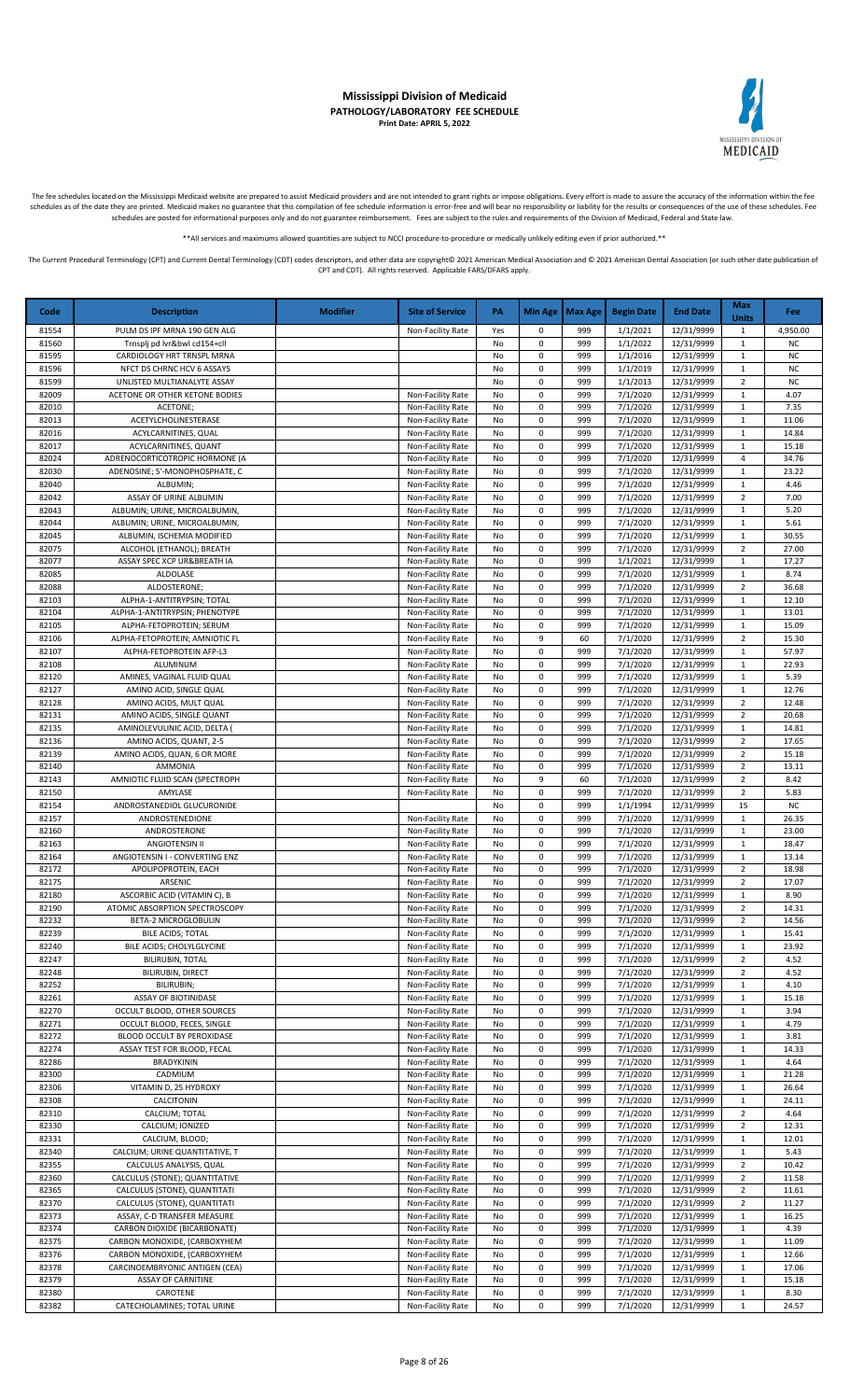# Mississippi Division of Medicaid

**PATHOLOGY/LABORATORY FEE SCHEDULE**

**Print Date: APRIL 5, 2022**

The fee schedules located on the Mississippi Medicaid website are prepared to assist Medicaid providers and are not intended to grant rights or impose obligations. Every effort is made to assure the accuracy of the information within the fee schedules as of the date they are printed. Medicaid makes no guarantee that this compilation of fee schedule information is error-free and will bear no responsibility or liability for the results or consequences of the use of these schedules. Fee schedules are posted for informational purposes only and do not guarantee reimbursement. Fees are subject to the rules and requirements of the Division of Medicaid, Federal and State law.

**All services and maximums allowed quantities are subject to NCCI procedure-to-procedure or medically unlikely editing even if prior authorized.**

The Current Procedural Terminology (CPT) and Current Dental Terminology (CDT) codes descriptors, and other data are copyright© 2021 American Medical Association and © 2021 American Dental Association (or such other date publication of CPT and CDT). All rights reserved. Applicable FARS/DFARS apply.

| Code | Description | Modifier | Site of Service | PA | Min Age | Max Age | Begin Date | End Date | Max Units | Fee |
|---|---|---|---|---|---|---|---|---|---|---|
| 81554 | PULM DS IPF MRNA 190 GEN ALG | | Non-Facility Rate | Yes | 0 | 999 | 1/1/2021 | 12/31/9999 | 1 | 4,950.00 |
| 81560 | Trnsplj pd lvr&bwl cd154+cll | | | No | 0 | 999 | 1/1/2022 | 12/31/9999 | 1 | NC |
| 81595 | CARDIOLOGY HRT TRNSPL MRNA | | | No | 0 | 999 | 1/1/2016 | 12/31/9999 | 1 | NC |
| 81596 | NFCT DS CHRNC HCV 6 ASSAYS | | | No | 0 | 999 | 1/1/2019 | 12/31/9999 | 1 | NC |
| 81599 | UNLISTED MULTIANALYTE ASSAY | | | No | 0 | 999 | 1/1/2013 | 12/31/9999 | 2 | NC |
| 82009 | ACETONE OR OTHER KETONE BODIES | | Non-Facility Rate | No | 0 | 999 | 7/1/2020 | 12/31/9999 | 1 | 4.07 |
| 82010 | ACETONE; | | Non-Facility Rate | No | 0 | 999 | 7/1/2020 | 12/31/9999 | 1 | 7.35 |
| 82013 | ACETYLCHOLINESTERASE | | Non-Facility Rate | No | 0 | 999 | 7/1/2020 | 12/31/9999 | 1 | 11.06 |
| 82016 | ACYLCARNITINES, QUAL | | Non-Facility Rate | No | 0 | 999 | 7/1/2020 | 12/31/9999 | 1 | 14.84 |
| 82017 | ACYLCARNITINES, QUANT | | Non-Facility Rate | No | 0 | 999 | 7/1/2020 | 12/31/9999 | 1 | 15.18 |
| 82024 | ADRENOCORTICOTROPIC HORMONE (A | | Non-Facility Rate | No | 0 | 999 | 7/1/2020 | 12/31/9999 | 4 | 34.76 |
| 82030 | ADENOSINE; 5'-MONOPHOSPHATE, C | | Non-Facility Rate | No | 0 | 999 | 7/1/2020 | 12/31/9999 | 1 | 23.22 |
| 82040 | ALBUMIN; | | Non-Facility Rate | No | 0 | 999 | 7/1/2020 | 12/31/9999 | 1 | 4.46 |
| 82042 | ASSAY OF URINE ALBUMIN | | Non-Facility Rate | No | 0 | 999 | 7/1/2020 | 12/31/9999 | 2 | 7.00 |
| 82043 | ALBUMIN; URINE, MICROALBUMIN, | | Non-Facility Rate | No | 0 | 999 | 7/1/2020 | 12/31/9999 | 1 | 5.20 |
| 82044 | ALBUMIN; URINE, MICROALBUMIN, | | Non-Facility Rate | No | 0 | 999 | 7/1/2020 | 12/31/9999 | 1 | 5.61 |
| 82045 | ALBUMIN, ISCHEMIA MODIFIED | | Non-Facility Rate | No | 0 | 999 | 7/1/2020 | 12/31/9999 | 1 | 30.55 |
| 82075 | ALCOHOL (ETHANOL); BREATH | | Non-Facility Rate | No | 0 | 999 | 7/1/2020 | 12/31/9999 | 2 | 27.00 |
| 82077 | ASSAY SPEC XCP UR&BREATH IA | | Non-Facility Rate | No | 0 | 999 | 1/1/2021 | 12/31/9999 | 1 | 17.27 |
| 82085 | ALDOLASE | | Non-Facility Rate | No | 0 | 999 | 7/1/2020 | 12/31/9999 | 1 | 8.74 |
| 82088 | ALDOSTERONE; | | Non-Facility Rate | No | 0 | 999 | 7/1/2020 | 12/31/9999 | 2 | 36.68 |
| 82103 | ALPHA-1-ANTITRYPSIN; TOTAL | | Non-Facility Rate | No | 0 | 999 | 7/1/2020 | 12/31/9999 | 1 | 12.10 |
| 82104 | ALPHA-1-ANTITRYPSIN; PHENOTYPE | | Non-Facility Rate | No | 0 | 999 | 7/1/2020 | 12/31/9999 | 1 | 13.01 |
| 82105 | ALPHA-FETOPROTEIN; SERUM | | Non-Facility Rate | No | 0 | 999 | 7/1/2020 | 12/31/9999 | 1 | 15.09 |
| 82106 | ALPHA-FETOPROTEIN; AMNIOTIC FL | | Non-Facility Rate | No | 9 | 60 | 7/1/2020 | 12/31/9999 | 2 | 15.30 |
| 82107 | ALPHA-FETOPROTEIN AFP-L3 | | Non-Facility Rate | No | 0 | 999 | 7/1/2020 | 12/31/9999 | 1 | 57.97 |
| 82108 | ALUMINUM | | Non-Facility Rate | No | 0 | 999 | 7/1/2020 | 12/31/9999 | 1 | 22.93 |
| 82120 | AMINES, VAGINAL FLUID QUAL | | Non-Facility Rate | No | 0 | 999 | 7/1/2020 | 12/31/9999 | 1 | 5.39 |
| 82127 | AMINO ACID, SINGLE QUAL | | Non-Facility Rate | No | 0 | 999 | 7/1/2020 | 12/31/9999 | 1 | 12.76 |
| 82128 | AMINO ACIDS, MULT QUAL | | Non-Facility Rate | No | 0 | 999 | 7/1/2020 | 12/31/9999 | 2 | 12.48 |
| 82131 | AMINO ACIDS, SINGLE QUANT | | Non-Facility Rate | No | 0 | 999 | 7/1/2020 | 12/31/9999 | 2 | 20.68 |
| 82135 | AMINOLEVULINIC ACID, DELTA ( | | Non-Facility Rate | No | 0 | 999 | 7/1/2020 | 12/31/9999 | 1 | 14.81 |
| 82136 | AMINO ACIDS, QUANT, 2-5 | | Non-Facility Rate | No | 0 | 999 | 7/1/2020 | 12/31/9999 | 2 | 17.65 |
| 82139 | AMINO ACIDS, QUAN, 6 OR MORE | | Non-Facility Rate | No | 0 | 999 | 7/1/2020 | 12/31/9999 | 2 | 15.18 |
| 82140 | AMMONIA | | Non-Facility Rate | No | 0 | 999 | 7/1/2020 | 12/31/9999 | 2 | 13.11 |
| 82143 | AMNIOTIC FLUID SCAN (SPECTROPH | | Non-Facility Rate | No | 9 | 60 | 7/1/2020 | 12/31/9999 | 2 | 8.42 |
| 82150 | AMYLASE | | Non-Facility Rate | No | 0 | 999 | 7/1/2020 | 12/31/9999 | 2 | 5.83 |
| 82154 | ANDROSTANEDIOL GLUCURONIDE | | | No | 0 | 999 | 1/1/1994 | 12/31/9999 | 15 | NC |
| 82157 | ANDROSTENEDIONE | | Non-Facility Rate | No | 0 | 999 | 7/1/2020 | 12/31/9999 | 1 | 26.35 |
| 82160 | ANDROSTERONE | | Non-Facility Rate | No | 0 | 999 | 7/1/2020 | 12/31/9999 | 1 | 23.00 |
| 82163 | ANGIOTENSIN II | | Non-Facility Rate | No | 0 | 999 | 7/1/2020 | 12/31/9999 | 1 | 18.47 |
| 82164 | ANGIOTENSIN I - CONVERTING ENZ | | Non-Facility Rate | No | 0 | 999 | 7/1/2020 | 12/31/9999 | 1 | 13.14 |
| 82172 | APOLIPOPROTEIN, EACH | | Non-Facility Rate | No | 0 | 999 | 7/1/2020 | 12/31/9999 | 2 | 18.98 |
| 82175 | ARSENIC | | Non-Facility Rate | No | 0 | 999 | 7/1/2020 | 12/31/9999 | 2 | 17.07 |
| 82180 | ASCORBIC ACID (VITAMIN C), B | | Non-Facility Rate | No | 0 | 999 | 7/1/2020 | 12/31/9999 | 1 | 8.90 |
| 82190 | ATOMIC ABSORPTION SPECTROSCOPY | | Non-Facility Rate | No | 0 | 999 | 7/1/2020 | 12/31/9999 | 2 | 14.31 |
| 82232 | BETA-2 MICROGLOBULIN | | Non-Facility Rate | No | 0 | 999 | 7/1/2020 | 12/31/9999 | 2 | 14.56 |
| 82239 | BILE ACIDS; TOTAL | | Non-Facility Rate | No | 0 | 999 | 7/1/2020 | 12/31/9999 | 1 | 15.41 |
| 82240 | BILE ACIDS; CHOLYLGLYCINE | | Non-Facility Rate | No | 0 | 999 | 7/1/2020 | 12/31/9999 | 1 | 23.92 |
| 82247 | BILIRUBIN, TOTAL | | Non-Facility Rate | No | 0 | 999 | 7/1/2020 | 12/31/9999 | 2 | 4.52 |
| 82248 | BILIRUBIN, DIRECT | | Non-Facility Rate | No | 0 | 999 | 7/1/2020 | 12/31/9999 | 2 | 4.52 |
| 82252 | BILIRUBIN; | | Non-Facility Rate | No | 0 | 999 | 7/1/2020 | 12/31/9999 | 1 | 4.10 |
| 82261 | ASSAY OF BIOTINIDASE | | Non-Facility Rate | No | 0 | 999 | 7/1/2020 | 12/31/9999 | 1 | 15.18 |
| 82270 | OCCULT BLOOD, OTHER SOURCES | | Non-Facility Rate | No | 0 | 999 | 7/1/2020 | 12/31/9999 | 1 | 3.94 |
| 82271 | OCCULT BLOOD, FECES, SINGLE | | Non-Facility Rate | No | 0 | 999 | 7/1/2020 | 12/31/9999 | 1 | 4.79 |
| 82272 | BLOOD OCCULT BY PEROXIDASE | | Non-Facility Rate | No | 0 | 999 | 7/1/2020 | 12/31/9999 | 1 | 3.81 |
| 82274 | ASSAY TEST FOR BLOOD, FECAL | | Non-Facility Rate | No | 0 | 999 | 7/1/2020 | 12/31/9999 | 1 | 14.33 |
| 82286 | BRADYKININ | | Non-Facility Rate | No | 0 | 999 | 7/1/2020 | 12/31/9999 | 1 | 4.64 |
| 82300 | CADMIUM | | Non-Facility Rate | No | 0 | 999 | 7/1/2020 | 12/31/9999 | 1 | 21.28 |
| 82306 | VITAMIN D, 25 HYDROXY | | Non-Facility Rate | No | 0 | 999 | 7/1/2020 | 12/31/9999 | 1 | 26.64 |
| 82308 | CALCITONIN | | Non-Facility Rate | No | 0 | 999 | 7/1/2020 | 12/31/9999 | 1 | 24.11 |
| 82310 | CALCIUM; TOTAL | | Non-Facility Rate | No | 0 | 999 | 7/1/2020 | 12/31/9999 | 2 | 4.64 |
| 82330 | CALCIUM; IONIZED | | Non-Facility Rate | No | 0 | 999 | 7/1/2020 | 12/31/9999 | 2 | 12.31 |
| 82331 | CALCIUM, BLOOD; | | Non-Facility Rate | No | 0 | 999 | 7/1/2020 | 12/31/9999 | 1 | 12.01 |
| 82340 | CALCIUM; URINE QUANTITATIVE, T | | Non-Facility Rate | No | 0 | 999 | 7/1/2020 | 12/31/9999 | 1 | 5.43 |
| 82355 | CALCULUS ANALYSIS, QUAL | | Non-Facility Rate | No | 0 | 999 | 7/1/2020 | 12/31/9999 | 2 | 10.42 |
| 82360 | CALCULUS (STONE); QUANTITATIVE | | Non-Facility Rate | No | 0 | 999 | 7/1/2020 | 12/31/9999 | 2 | 11.58 |
| 82365 | CALCULUS (STONE), QUANTITATI | | Non-Facility Rate | No | 0 | 999 | 7/1/2020 | 12/31/9999 | 2 | 11.61 |
| 82370 | CALCULUS (STONE), QUANTITATI | | Non-Facility Rate | No | 0 | 999 | 7/1/2020 | 12/31/9999 | 2 | 11.27 |
| 82373 | ASSAY, C-D TRANSFER MEASURE | | Non-Facility Rate | No | 0 | 999 | 7/1/2020 | 12/31/9999 | 1 | 16.25 |
| 82374 | CARBON DIOXIDE (BICARBONATE) | | Non-Facility Rate | No | 0 | 999 | 7/1/2020 | 12/31/9999 | 1 | 4.39 |
| 82375 | CARBON MONOXIDE, (CARBOXYHEM | | Non-Facility Rate | No | 0 | 999 | 7/1/2020 | 12/31/9999 | 1 | 11.09 |
| 82376 | CARBON MONOXIDE, (CARBOXYHEM | | Non-Facility Rate | No | 0 | 999 | 7/1/2020 | 12/31/9999 | 1 | 12.66 |
| 82378 | CARCINOEMBRYONIC ANTIGEN (CEA) | | Non-Facility Rate | No | 0 | 999 | 7/1/2020 | 12/31/9999 | 1 | 17.06 |
| 82379 | ASSAY OF CARNITINE | | Non-Facility Rate | No | 0 | 999 | 7/1/2020 | 12/31/9999 | 1 | 15.18 |
| 82380 | CAROTENE | | Non-Facility Rate | No | 0 | 999 | 7/1/2020 | 12/31/9999 | 1 | 8.30 |
| 82382 | CATECHOLAMINES; TOTAL URINE | | Non-Facility Rate | No | 0 | 999 | 7/1/2020 | 12/31/9999 | 1 | 24.57 |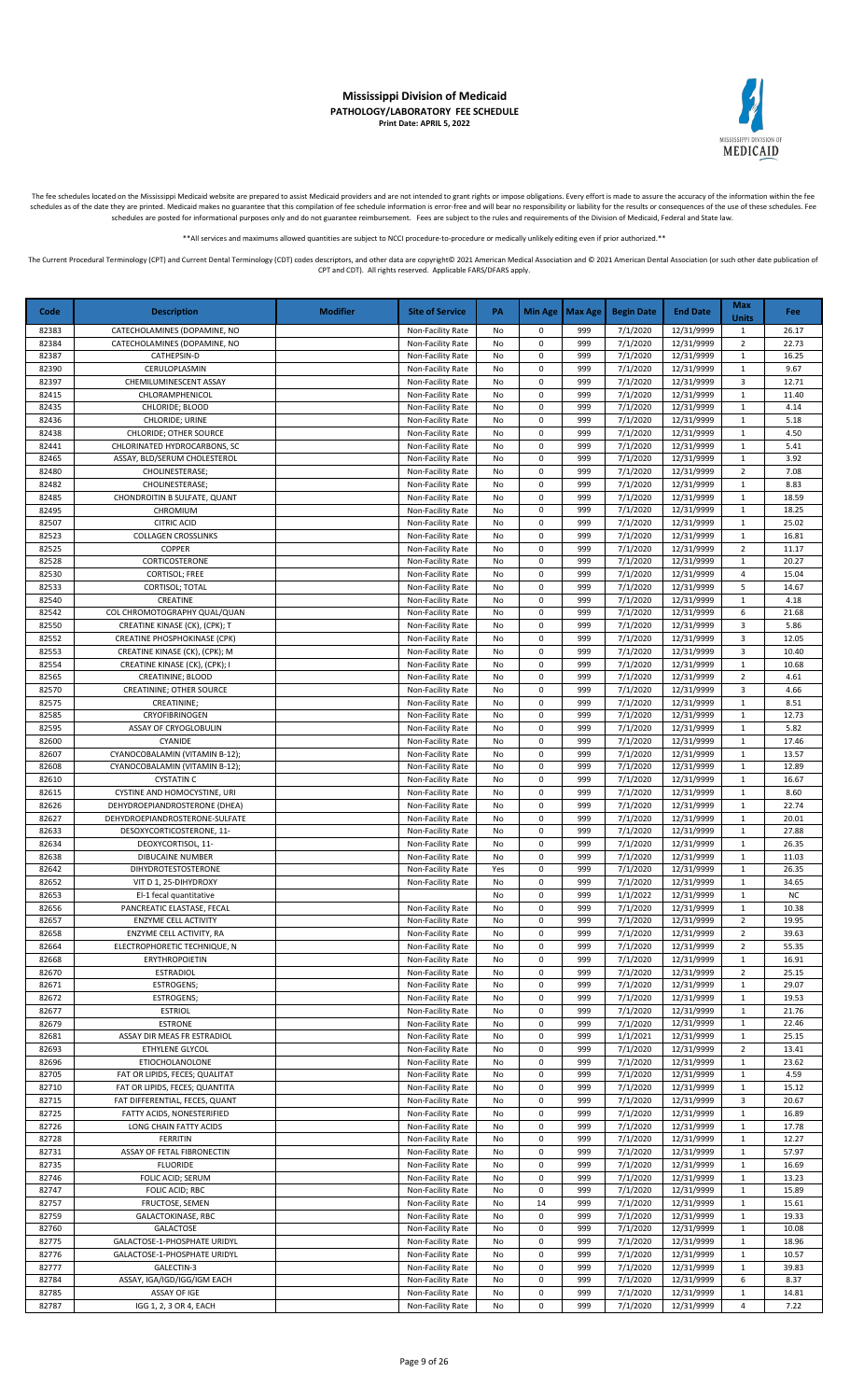# Mississippi Division of Medicaid

**PATHOLOGY/LABORATORY FEE SCHEDULE**

**Print Date: APRIL 5, 2022**

The fee schedules located on the Mississippi Medicaid website are prepared to assist Medicaid providers and are not intended to grant rights or impose obligations. Every effort is made to assure the accuracy of the information within the fee schedules as of the date they are printed. Medicaid makes no guarantee that this compilation of fee schedule information is error-free and will bear no responsibility or liability for the results or consequences of the use of these schedules. Fee schedules are posted for informational purposes only and do not guarantee reimbursement. Fees are subject to the rules and requirements of the Division of Medicaid, Federal and State law.

**All services and maximums allowed quantities are subject to NCCI procedure-to-procedure or medically unlikely editing even if prior authorized.**

The Current Procedural Terminology (CPT) and Current Dental Terminology (CDT) codes descriptors, and other data are copyright© 2021 American Medical Association and © 2021 American Dental Association (or such other date publication of CPT and CDT). All rights reserved. Applicable FARS/DFARS apply.

| Code | Description | Modifier | Site of Service | PA | Min Age | Max Age | Begin Date | End Date | Max Units | Fee |
|---|---|---|---|---|---|---|---|---|---|---|
| 82383 | CATECHOLAMINES (DOPAMINE, NO | | Non-Facility Rate | No | 0 | 999 | 7/1/2020 | 12/31/9999 | 1 | 26.17 |
| 82384 | CATECHOLAMINES (DOPAMINE, NO | | Non-Facility Rate | No | 0 | 999 | 7/1/2020 | 12/31/9999 | 2 | 22.73 |
| 82387 | CATHEPSIN-D | | Non-Facility Rate | No | 0 | 999 | 7/1/2020 | 12/31/9999 | 1 | 16.25 |
| 82390 | CERULOPLASMIN | | Non-Facility Rate | No | 0 | 999 | 7/1/2020 | 12/31/9999 | 1 | 9.67 |
| 82397 | CHEMILUMINESCENT ASSAY | | Non-Facility Rate | No | 0 | 999 | 7/1/2020 | 12/31/9999 | 3 | 12.71 |
| 82415 | CHLORAMPHENICOL | | Non-Facility Rate | No | 0 | 999 | 7/1/2020 | 12/31/9999 | 1 | 11.40 |
| 82435 | CHLORIDE; BLOOD | | Non-Facility Rate | No | 0 | 999 | 7/1/2020 | 12/31/9999 | 1 | 4.14 |
| 82436 | CHLORIDE; URINE | | Non-Facility Rate | No | 0 | 999 | 7/1/2020 | 12/31/9999 | 1 | 5.18 |
| 82438 | CHLORIDE; OTHER SOURCE | | Non-Facility Rate | No | 0 | 999 | 7/1/2020 | 12/31/9999 | 1 | 4.50 |
| 82441 | CHLORINATED HYDROCARBONS, SC | | Non-Facility Rate | No | 0 | 999 | 7/1/2020 | 12/31/9999 | 1 | 5.41 |
| 82465 | ASSAY, BLD/SERUM CHOLESTEROL | | Non-Facility Rate | No | 0 | 999 | 7/1/2020 | 12/31/9999 | 1 | 3.92 |
| 82480 | CHOLINESTERASE; | | Non-Facility Rate | No | 0 | 999 | 7/1/2020 | 12/31/9999 | 2 | 7.08 |
| 82482 | CHOLINESTERASE; | | Non-Facility Rate | No | 0 | 999 | 7/1/2020 | 12/31/9999 | 1 | 8.83 |
| 82485 | CHONDROITIN B SULFATE, QUANT | | Non-Facility Rate | No | 0 | 999 | 7/1/2020 | 12/31/9999 | 1 | 18.59 |
| 82495 | CHROMIUM | | Non-Facility Rate | No | 0 | 999 | 7/1/2020 | 12/31/9999 | 1 | 18.25 |
| 82507 | CITRIC ACID | | Non-Facility Rate | No | 0 | 999 | 7/1/2020 | 12/31/9999 | 1 | 25.02 |
| 82523 | COLLAGEN CROSSLINKS | | Non-Facility Rate | No | 0 | 999 | 7/1/2020 | 12/31/9999 | 1 | 16.81 |
| 82525 | COPPER | | Non-Facility Rate | No | 0 | 999 | 7/1/2020 | 12/31/9999 | 2 | 11.17 |
| 82528 | CORTICOSTERONE | | Non-Facility Rate | No | 0 | 999 | 7/1/2020 | 12/31/9999 | 1 | 20.27 |
| 82530 | CORTISOL; FREE | | Non-Facility Rate | No | 0 | 999 | 7/1/2020 | 12/31/9999 | 4 | 15.04 |
| 82533 | CORTISOL; TOTAL | | Non-Facility Rate | No | 0 | 999 | 7/1/2020 | 12/31/9999 | 5 | 14.67 |
| 82540 | CREATINE | | Non-Facility Rate | No | 0 | 999 | 7/1/2020 | 12/31/9999 | 1 | 4.18 |
| 82542 | COL CHROMOTOGRAPHY QUAL/QUAN | | Non-Facility Rate | No | 0 | 999 | 7/1/2020 | 12/31/9999 | 6 | 21.68 |
| 82550 | CREATINE KINASE (CK), (CPK); T | | Non-Facility Rate | No | 0 | 999 | 7/1/2020 | 12/31/9999 | 3 | 5.86 |
| 82552 | CREATINE PHOSPHOKINASE (CPK) | | Non-Facility Rate | No | 0 | 999 | 7/1/2020 | 12/31/9999 | 3 | 12.05 |
| 82553 | CREATINE KINASE (CK), (CPK); M | | Non-Facility Rate | No | 0 | 999 | 7/1/2020 | 12/31/9999 | 3 | 10.40 |
| 82554 | CREATINE KINASE (CK), (CPK); I | | Non-Facility Rate | No | 0 | 999 | 7/1/2020 | 12/31/9999 | 1 | 10.68 |
| 82565 | CREATININE; BLOOD | | Non-Facility Rate | No | 0 | 999 | 7/1/2020 | 12/31/9999 | 2 | 4.61 |
| 82570 | CREATININE; OTHER SOURCE | | Non-Facility Rate | No | 0 | 999 | 7/1/2020 | 12/31/9999 | 3 | 4.66 |
| 82575 | CREATININE; | | Non-Facility Rate | No | 0 | 999 | 7/1/2020 | 12/31/9999 | 1 | 8.51 |
| 82585 | CRYOFIBRINOGEN | | Non-Facility Rate | No | 0 | 999 | 7/1/2020 | 12/31/9999 | 1 | 12.73 |
| 82595 | ASSAY OF CRYOGLOBULIN | | Non-Facility Rate | No | 0 | 999 | 7/1/2020 | 12/31/9999 | 1 | 5.82 |
| 82600 | CYANIDE | | Non-Facility Rate | No | 0 | 999 | 7/1/2020 | 12/31/9999 | 1 | 17.46 |
| 82607 | CYANOCOBALAMIN (VITAMIN B-12); | | Non-Facility Rate | No | 0 | 999 | 7/1/2020 | 12/31/9999 | 1 | 13.57 |
| 82608 | CYANOCOBALAMIN (VITAMIN B-12); | | Non-Facility Rate | No | 0 | 999 | 7/1/2020 | 12/31/9999 | 1 | 12.89 |
| 82610 | CYSTATIN C | | Non-Facility Rate | No | 0 | 999 | 7/1/2020 | 12/31/9999 | 1 | 16.67 |
| 82615 | CYSTINE AND HOMOCYSTINE, URI | | Non-Facility Rate | No | 0 | 999 | 7/1/2020 | 12/31/9999 | 1 | 8.60 |
| 82626 | DEHYDROEPIANDROSTERONE (DHEA) | | Non-Facility Rate | No | 0 | 999 | 7/1/2020 | 12/31/9999 | 1 | 22.74 |
| 82627 | DEHYDROEPIANDROSTERONE-SULFATE | | Non-Facility Rate | No | 0 | 999 | 7/1/2020 | 12/31/9999 | 1 | 20.01 |
| 82633 | DESOXYCORTICOSTERONE, 11- | | Non-Facility Rate | No | 0 | 999 | 7/1/2020 | 12/31/9999 | 1 | 27.88 |
| 82634 | DEOXYCORTISOL, 11- | | Non-Facility Rate | No | 0 | 999 | 7/1/2020 | 12/31/9999 | 1 | 26.35 |
| 82638 | DIBUCAINE NUMBER | | Non-Facility Rate | No | 0 | 999 | 7/1/2020 | 12/31/9999 | 1 | 11.03 |
| 82642 | DIHYDROTESTOSTERONE | | Non-Facility Rate | Yes | 0 | 999 | 7/1/2020 | 12/31/9999 | 1 | 26.35 |
| 82652 | VIT D 1, 25-DIHYDROXY | | Non-Facility Rate | No | 0 | 999 | 7/1/2020 | 12/31/9999 | 1 | 34.65 |
| 82653 | El-1 fecal quantitative | | | No | 0 | 999 | 1/1/2022 | 12/31/9999 | 1 | NC |
| 82656 | PANCREATIC ELASTASE, FECAL | | Non-Facility Rate | No | 0 | 999 | 7/1/2020 | 12/31/9999 | 1 | 10.38 |
| 82657 | ENZYME CELL ACTIVITY | | Non-Facility Rate | No | 0 | 999 | 7/1/2020 | 12/31/9999 | 2 | 19.95 |
| 82658 | ENZYME CELL ACTIVITY, RA | | Non-Facility Rate | No | 0 | 999 | 7/1/2020 | 12/31/9999 | 2 | 39.63 |
| 82664 | ELECTROPHORETIC TECHNIQUE, N | | Non-Facility Rate | No | 0 | 999 | 7/1/2020 | 12/31/9999 | 2 | 55.35 |
| 82668 | ERYTHROPOIETIN | | Non-Facility Rate | No | 0 | 999 | 7/1/2020 | 12/31/9999 | 1 | 16.91 |
| 82670 | ESTRADIOL | | Non-Facility Rate | No | 0 | 999 | 7/1/2020 | 12/31/9999 | 2 | 25.15 |
| 82671 | ESTROGENS; | | Non-Facility Rate | No | 0 | 999 | 7/1/2020 | 12/31/9999 | 1 | 29.07 |
| 82672 | ESTROGENS; | | Non-Facility Rate | No | 0 | 999 | 7/1/2020 | 12/31/9999 | 1 | 19.53 |
| 82677 | ESTRIOL | | Non-Facility Rate | No | 0 | 999 | 7/1/2020 | 12/31/9999 | 1 | 21.76 |
| 82679 | ESTRONE | | Non-Facility Rate | No | 0 | 999 | 7/1/2020 | 12/31/9999 | 1 | 22.46 |
| 82681 | ASSAY DIR MEAS FR ESTRADIOL | | Non-Facility Rate | No | 0 | 999 | 1/1/2021 | 12/31/9999 | 1 | 25.15 |
| 82693 | ETHYLENE GLYCOL | | Non-Facility Rate | No | 0 | 999 | 7/1/2020 | 12/31/9999 | 2 | 13.41 |
| 82696 | ETIOCHOLANOLONE | | Non-Facility Rate | No | 0 | 999 | 7/1/2020 | 12/31/9999 | 1 | 23.62 |
| 82705 | FAT OR LIPIDS, FECES; QUALITAT | | Non-Facility Rate | No | 0 | 999 | 7/1/2020 | 12/31/9999 | 1 | 4.59 |
| 82710 | FAT OR LIPIDS, FECES; QUANTITA | | Non-Facility Rate | No | 0 | 999 | 7/1/2020 | 12/31/9999 | 1 | 15.12 |
| 82715 | FAT DIFFERENTIAL, FECES, QUANT | | Non-Facility Rate | No | 0 | 999 | 7/1/2020 | 12/31/9999 | 3 | 20.67 |
| 82725 | FATTY ACIDS, NONESTERIFIED | | Non-Facility Rate | No | 0 | 999 | 7/1/2020 | 12/31/9999 | 1 | 16.89 |
| 82726 | LONG CHAIN FATTY ACIDS | | Non-Facility Rate | No | 0 | 999 | 7/1/2020 | 12/31/9999 | 1 | 17.78 |
| 82728 | FERRITIN | | Non-Facility Rate | No | 0 | 999 | 7/1/2020 | 12/31/9999 | 1 | 12.27 |
| 82731 | ASSAY OF FETAL FIBRONECTIN | | Non-Facility Rate | No | 0 | 999 | 7/1/2020 | 12/31/9999 | 1 | 57.97 |
| 82735 | FLUORIDE | | Non-Facility Rate | No | 0 | 999 | 7/1/2020 | 12/31/9999 | 1 | 16.69 |
| 82746 | FOLIC ACID; SERUM | | Non-Facility Rate | No | 0 | 999 | 7/1/2020 | 12/31/9999 | 1 | 13.23 |
| 82747 | FOLIC ACID; RBC | | Non-Facility Rate | No | 0 | 999 | 7/1/2020 | 12/31/9999 | 1 | 15.89 |
| 82757 | FRUCTOSE, SEMEN | | Non-Facility Rate | No | 14 | 999 | 7/1/2020 | 12/31/9999 | 1 | 15.61 |
| 82759 | GALACTOKINASE, RBC | | Non-Facility Rate | No | 0 | 999 | 7/1/2020 | 12/31/9999 | 1 | 19.33 |
| 82760 | GALACTOSE | | Non-Facility Rate | No | 0 | 999 | 7/1/2020 | 12/31/9999 | 1 | 10.08 |
| 82775 | GALACTOSE-1-PHOSPHATE URIDYL | | Non-Facility Rate | No | 0 | 999 | 7/1/2020 | 12/31/9999 | 1 | 18.96 |
| 82776 | GALACTOSE-1-PHOSPHATE URIDYL | | Non-Facility Rate | No | 0 | 999 | 7/1/2020 | 12/31/9999 | 1 | 10.57 |
| 82777 | GALECTIN-3 | | Non-Facility Rate | No | 0 | 999 | 7/1/2020 | 12/31/9999 | 1 | 39.83 |
| 82784 | ASSAY, IGA/IGD/IGG/IGM EACH | | Non-Facility Rate | No | 0 | 999 | 7/1/2020 | 12/31/9999 | 6 | 8.37 |
| 82785 | ASSAY OF IGE | | Non-Facility Rate | No | 0 | 999 | 7/1/2020 | 12/31/9999 | 1 | 14.81 |
| 82787 | IGG 1, 2, 3 OR 4, EACH | | Non-Facility Rate | No | 0 | 999 | 7/1/2020 | 12/31/9999 | 4 | 7.22 |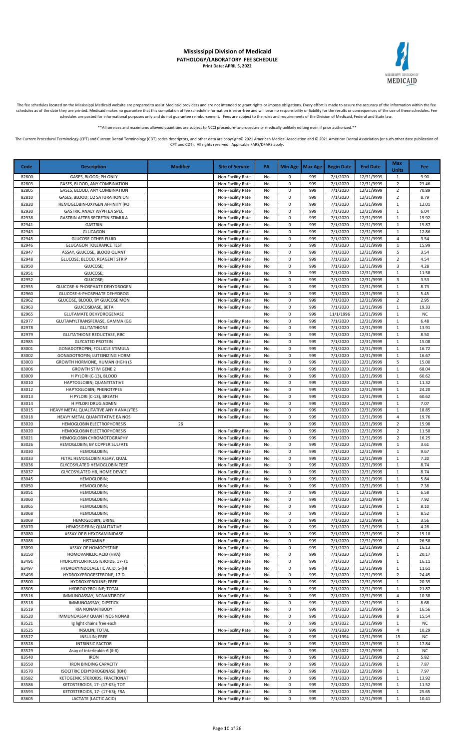# Mississippi Division of Medicaid
## PATHOLOGY/LABORATORY FEE SCHEDULE
**Print Date: APRIL 5, 2022**

The fee schedules located on the Mississippi Medicaid website are prepared to assist Medicaid providers and are not intended to grant rights or impose obligations. Every effort is made to assure the accuracy of the information within the fee schedules as of the date they are printed. Medicaid makes no guarantee that this compilation of fee schedule information is error-free and will bear no responsibility or liability for the results or consequences of the use of these schedules. Fee schedules are posted for informational purposes only and do not guarantee reimbursement. Fees are subject to the rules and requirements of the Division of Medicaid, Federal and State law.

**All services and maximums allowed quantities are subject to NCCI procedure-to-procedure or medically unlikely editing even if prior authorized.**

The Current Procedural Terminology (CPT) and Current Dental Terminology (CDT) codes descriptors, and other data are copyright© 2021 American Medical Association and © 2021 American Dental Association (or such other date publication of CPT and CDT). All rights reserved. Applicable FARS/DFARS apply.

| Code | Description | Modifier | Site of Service | PA | Min Age | Max Age | Begin Date | End Date | Max Units | Fee |
|---|---|---|---|---|---|---|---|---|---|---|
| 82800 | GASES, BLOOD; PH ONLY | | Non-Facility Rate | No | 0 | 999 | 7/1/2020 | 12/31/9999 | 1 | 9.90 |
| 82803 | GASES, BLOOD, ANY COMBINATION | | Non-Facility Rate | No | 0 | 999 | 7/1/2020 | 12/31/9999 | 2 | 23.46 |
| 82805 | GASES, BLOOD, ANY COMBINATION | | Non-Facility Rate | No | 0 | 999 | 7/1/2020 | 12/31/9999 | 2 | 70.89 |
| 82810 | GASES, BLOOD, O2 SATURATION ON | | Non-Facility Rate | No | 0 | 999 | 7/1/2020 | 12/31/9999 | 2 | 8.79 |
| 82820 | HEMOGLOBIN-OXYGEN AFFINITY (PO | | Non-Facility Rate | No | 0 | 999 | 7/1/2020 | 12/31/9999 | 1 | 12.01 |
| 82930 | GASTRIC ANALY W/PH EA SPEC | | Non-Facility Rate | No | 0 | 999 | 7/1/2020 | 12/31/9999 | 1 | 6.04 |
| 82938 | GASTRIN AFTER SECRETIN STIMULA | | Non-Facility Rate | No | 0 | 999 | 7/1/2020 | 12/31/9999 | 1 | 15.92 |
| 82941 | GASTRIN | | Non-Facility Rate | No | 0 | 999 | 7/1/2020 | 12/31/9999 | 1 | 15.87 |
| 82943 | GLUCAGON | | Non-Facility Rate | No | 0 | 999 | 7/1/2020 | 12/31/9999 | 1 | 12.86 |
| 82945 | GLUCOSE OTHER FLUID | | Non-Facility Rate | No | 0 | 999 | 7/1/2020 | 12/31/9999 | 4 | 3.54 |
| 82946 | GLUCAGON TOLERANCE TEST | | Non-Facility Rate | No | 0 | 999 | 7/1/2020 | 12/31/9999 | 1 | 15.99 |
| 82947 | ASSAY, GLUCOSE, BLOOD QUANT | | Non-Facility Rate | No | 0 | 999 | 7/1/2020 | 12/31/9999 | 5 | 3.54 |
| 82948 | GLUCOSE; BLOOD, REAGENT STRIP | | Non-Facility Rate | No | 0 | 999 | 7/1/2020 | 12/31/9999 | 2 | 4.54 |
| 82950 | GLUCOSE; | | Non-Facility Rate | No | 0 | 999 | 7/1/2020 | 12/31/9999 | 3 | 4.28 |
| 82951 | GLUCOSE; | | Non-Facility Rate | No | 0 | 999 | 7/1/2020 | 12/31/9999 | 1 | 11.58 |
| 82952 | GLUCOSE; | | Non-Facility Rate | No | 0 | 999 | 7/1/2020 | 12/31/9999 | 3 | 3.53 |
| 82955 | GLUCOSE-6-PHOSPHATE DEHYDROGEN | | Non-Facility Rate | No | 0 | 999 | 7/1/2020 | 12/31/9999 | 1 | 8.73 |
| 82960 | GLUCOSE-6-PHOSPHATE DEHYDROG | | Non-Facility Rate | No | 0 | 999 | 7/1/2020 | 12/31/9999 | 1 | 5.45 |
| 82962 | GLUCOSE, BLOOD, BY GLUCOSE MON | | Non-Facility Rate | No | 0 | 999 | 7/1/2020 | 12/31/9999 | 2 | 2.95 |
| 82963 | GLUCOSIDASE, BETA | | Non-Facility Rate | No | 0 | 999 | 7/1/2020 | 12/31/9999 | 1 | 19.33 |
| 82965 | GLUTAMATE DEHYDROGENASE | | | No | 0 | 999 | 11/1/1996 | 12/31/9999 | 1 | NC |
| 82977 | GLUTAMYLTRANSFERASE, GAMMA (GG | | Non-Facility Rate | No | 0 | 999 | 7/1/2020 | 12/31/9999 | 1 | 6.48 |
| 82978 | GLUTATHIONE | | Non-Facility Rate | No | 0 | 999 | 7/1/2020 | 12/31/9999 | 1 | 13.91 |
| 82979 | GLUTATHIONE REDUCTASE, RBC | | Non-Facility Rate | No | 0 | 999 | 7/1/2020 | 12/31/9999 | 1 | 8.50 |
| 82985 | GLYCATED PROTEIN | | Non-Facility Rate | No | 0 | 999 | 7/1/2020 | 12/31/9999 | 1 | 15.08 |
| 83001 | GONADOTROPIN; FOLLICLE STIMULA | | Non-Facility Rate | No | 0 | 999 | 7/1/2020 | 12/31/9999 | 1 | 16.72 |
| 83002 | GONADOTROPIN; LUTEINIZING HORM | | Non-Facility Rate | No | 0 | 999 | 7/1/2020 | 12/31/9999 | 1 | 16.67 |
| 83003 | GROWTH HORMONE, HUMAN (HGH) (S | | Non-Facility Rate | No | 0 | 999 | 7/1/2020 | 12/31/9999 | 5 | 15.00 |
| 83006 | GROWTH STIM GENE 2 | | Non-Facility Rate | No | 0 | 999 | 7/1/2020 | 12/31/9999 | 1 | 68.04 |
| 83009 | H PYLORI (C-13), BLOOD | | Non-Facility Rate | No | 0 | 999 | 7/1/2020 | 12/31/9999 | 1 | 60.62 |
| 83010 | HAPTOGLOBIN; QUANTITATIVE | | Non-Facility Rate | No | 0 | 999 | 7/1/2020 | 12/31/9999 | 1 | 11.32 |
| 83012 | HAPTOGLOBIN; PHENOTYPES | | Non-Facility Rate | No | 0 | 999 | 7/1/2020 | 12/31/9999 | 1 | 24.20 |
| 83013 | H PYLORI (C-13), BREATH | | Non-Facility Rate | No | 0 | 999 | 7/1/2020 | 12/31/9999 | 1 | 60.62 |
| 83014 | H PYLORI DRUG ADMIN | | Non-Facility Rate | No | 0 | 999 | 7/1/2020 | 12/31/9999 | 1 | 7.07 |
| 83015 | HEAVY METAL QUALITATIVE ANY # ANALYTES | | Non-Facility Rate | No | 0 | 999 | 7/1/2020 | 12/31/9999 | 1 | 18.85 |
| 83018 | HEAVY METAL QUANTITATIVE EA NOS | | Non-Facility Rate | No | 0 | 999 | 7/1/2020 | 12/31/9999 | 4 | 19.76 |
| 83020 | HEMOGLOBIN ELECTROPHORESIS | 26 | | No | 0 | 999 | 7/1/2020 | 12/31/9999 | 2 | 15.98 |
| 83020 | HEMOGLOBIN ELECTROPHORESIS | | Non-Facility Rate | No | 0 | 999 | 7/1/2020 | 12/31/9999 | 2 | 11.58 |
| 83021 | HEMOGLOBIN CHROMOTOGRAPHY | | Non-Facility Rate | No | 0 | 999 | 7/1/2020 | 12/31/9999 | 2 | 16.25 |
| 83026 | HEMOGLOBIN; BY COPPER SULFATE | | Non-Facility Rate | No | 0 | 999 | 7/1/2020 | 12/31/9999 | 1 | 3.61 |
| 83030 | HEMOGLOBIN; | | Non-Facility Rate | No | 0 | 999 | 7/1/2020 | 12/31/9999 | 1 | 9.67 |
| 83033 | FETAL HEMOGLOBIN ASSAY, QUAL | | Non-Facility Rate | No | 0 | 999 | 7/1/2020 | 12/31/9999 | 1 | 7.20 |
| 83036 | GLYCOSYLATED HEMOGLOBIN TEST | | Non-Facility Rate | No | 0 | 999 | 7/1/2020 | 12/31/9999 | 1 | 8.74 |
| 83037 | GLYCOSYLATED HB, HOME DEVICE | | Non-Facility Rate | No | 0 | 999 | 7/1/2020 | 12/31/9999 | 1 | 8.74 |
| 83045 | HEMOGLOBIN; | | Non-Facility Rate | No | 0 | 999 | 7/1/2020 | 12/31/9999 | 1 | 5.84 |
| 83050 | HEMOGLOBIN; | | Non-Facility Rate | No | 0 | 999 | 7/1/2020 | 12/31/9999 | 1 | 7.38 |
| 83051 | HEMOGLOBIN; | | Non-Facility Rate | No | 0 | 999 | 7/1/2020 | 12/31/9999 | 1 | 6.58 |
| 83060 | HEMOGLOBIN; | | Non-Facility Rate | No | 0 | 999 | 7/1/2020 | 12/31/9999 | 1 | 7.92 |
| 83065 | HEMOGLOBIN; | | Non-Facility Rate | No | 0 | 999 | 7/1/2020 | 12/31/9999 | 1 | 8.10 |
| 83068 | HEMOGLOBIN; | | Non-Facility Rate | No | 0 | 999 | 7/1/2020 | 12/31/9999 | 1 | 8.52 |
| 83069 | HEMOGLOBIN; URINE | | Non-Facility Rate | No | 0 | 999 | 7/1/2020 | 12/31/9999 | 1 | 3.56 |
| 83070 | HEMOSIDERIN; QUALITATIVE | | Non-Facility Rate | No | 0 | 999 | 7/1/2020 | 12/31/9999 | 1 | 4.28 |
| 83080 | ASSAY OF B HEXOSAMINIDASE | | Non-Facility Rate | No | 0 | 999 | 7/1/2020 | 12/31/9999 | 2 | 15.18 |
| 83088 | HISTAMINE | | Non-Facility Rate | No | 0 | 999 | 7/1/2020 | 12/31/9999 | 1 | 26.58 |
| 83090 | ASSAY OF HOMOCYSTINE | | Non-Facility Rate | No | 0 | 999 | 7/1/2020 | 12/31/9999 | 2 | 16.13 |
| 83150 | HOMOVANILLIC ACID (HVA) | | Non-Facility Rate | No | 0 | 999 | 7/1/2020 | 12/31/9999 | 1 | 20.17 |
| 83491 | HYDROXYCORTICOSTEROIDS, 17- (1 | | Non-Facility Rate | No | 0 | 999 | 7/1/2020 | 12/31/9999 | 1 | 16.11 |
| 83497 | HYDROXYINDOLACETIC ACID, 5-(HI | | Non-Facility Rate | No | 0 | 999 | 7/1/2020 | 12/31/9999 | 1 | 11.61 |
| 83498 | HYDROXYPROGESTERONE, 17-D | | Non-Facility Rate | No | 0 | 999 | 7/1/2020 | 12/31/9999 | 2 | 24.45 |
| 83500 | HYDROXYPROLINE; FREE | | Non-Facility Rate | No | 0 | 999 | 7/1/2020 | 12/31/9999 | 1 | 20.39 |
| 83505 | HYDROXYPROLINE; TOTAL | | Non-Facility Rate | No | 0 | 999 | 7/1/2020 | 12/31/9999 | 1 | 21.87 |
| 83516 | IMMUNOASSAY, NONANTIBODY | | Non-Facility Rate | No | 0 | 999 | 7/1/2020 | 12/31/9999 | 4 | 10.38 |
| 83518 | IMMUNOASSAY, DIPSTICK | | Non-Facility Rate | No | 0 | 999 | 7/1/2020 | 12/31/9999 | 1 | 8.68 |
| 83519 | RIA NONANTIBODY | | Non-Facility Rate | No | 0 | 999 | 7/1/2020 | 12/31/9999 | 5 | 16.56 |
| 83520 | IMMUNOASSAY QUANT NOS NONAB | | Non-Facility Rate | No | 0 | 999 | 7/1/2020 | 12/31/9999 | 8 | 15.54 |
| 83521 | Ig light chains free each | | | No | 0 | 999 | 1/1/2022 | 12/31/9999 | 1 | NC |
| 83525 | INSULIN; TOTAL | | Non-Facility Rate | No | 0 | 999 | 7/1/2020 | 12/31/9999 | 4 | 10.29 |
| 83527 | INSULIN; FREE | | | No | 0 | 999 | 1/1/1994 | 12/31/9999 | 15 | NC |
| 83528 | INTRINSIC FACTOR | | Non-Facility Rate | No | 0 | 999 | 7/1/2020 | 12/31/9999 | 1 | 17.84 |
| 83529 | Asay of interleukin-6 (il-6) | | | No | 0 | 999 | 1/1/2022 | 12/31/9999 | 1 | NC |
| 83540 | IRON | | Non-Facility Rate | No | 0 | 999 | 7/1/2020 | 12/31/9999 | 2 | 5.82 |
| 83550 | IRON BINDING CAPACITY | | Non-Facility Rate | No | 0 | 999 | 7/1/2020 | 12/31/9999 | 1 | 7.87 |
| 83570 | ISOCITRIC DEHYDROGENASE (IDH) | | Non-Facility Rate | No | 0 | 999 | 7/1/2020 | 12/31/9999 | 1 | 7.97 |
| 83582 | KETOGENIC STEROIDS; FRACTIONAT | | Non-Facility Rate | No | 0 | 999 | 7/1/2020 | 12/31/9999 | 1 | 13.92 |
| 83586 | KETOSTEROIDS, 17- (17-KS); TOT | | Non-Facility Rate | No | 0 | 999 | 7/1/2020 | 12/31/9999 | 1 | 11.52 |
| 83593 | KETOSTEROIDS, 17- (17-KS); FRA | | Non-Facility Rate | No | 0 | 999 | 7/1/2020 | 12/31/9999 | 1 | 25.65 |
| 83605 | LACTATE (LACTIC ACID) | | Non-Facility Rate | No | 0 | 999 | 7/1/2020 | 12/31/9999 | 1 | 10.41 |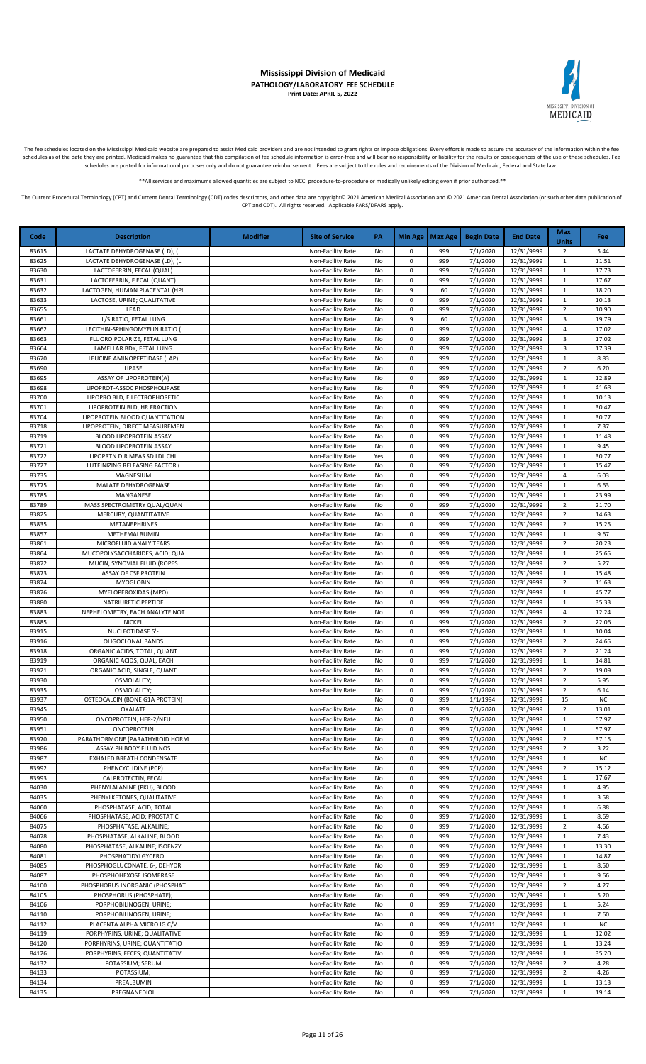# Mississippi Division of Medicaid

**PATHOLOGY/LABORATORY FEE SCHEDULE**

**Print Date: APRIL 5, 2022**

The fee schedules located on the Mississippi Medicaid website are prepared to assist Medicaid providers and are not intended to grant rights or impose obligations. Every effort is made to assure the accuracy of the information within the fee schedules as of the date they are printed. Medicaid makes no guarantee that this compilation of fee schedule information is error-free and will bear no responsibility or liability for the results or consequences of the use of these schedules. Fee schedules are posted for informational purposes only and do not guarantee reimbursement. Fees are subject to the rules and requirements of the Division of Medicaid, Federal and State law.

**All services and maximums allowed quantities are subject to NCCI procedure-to-procedure or medically unlikely editing even if prior authorized.**

The Current Procedural Terminology (CPT) and Current Dental Terminology (CDT) codes descriptors, and other data are copyright© 2021 American Medical Association and © 2021 American Dental Association (or such other date publication of CPT and CDT). All rights reserved. Applicable FARS/DFARS apply.

| Code | Description | Modifier | Site of Service | PA | Min Age | Max Age | Begin Date | End Date | Max Units | Fee |
|---|---|---|---|---|---|---|---|---|---|---|
| 83615 | LACTATE DEHYDROGENASE (LD), (L | | Non-Facility Rate | No | 0 | 999 | 7/1/2020 | 12/31/9999 | 2 | 5.44 |
| 83625 | LACTATE DEHYDROGENASE (LD), (L | | Non-Facility Rate | No | 0 | 999 | 7/1/2020 | 12/31/9999 | 1 | 11.51 |
| 83630 | LACTOFERRIN, FECAL (QUAL) | | Non-Facility Rate | No | 0 | 999 | 7/1/2020 | 12/31/9999 | 1 | 17.73 |
| 83631 | LACTOFERRIN, F ECAL (QUANT) | | Non-Facility Rate | No | 0 | 999 | 7/1/2020 | 12/31/9999 | 1 | 17.67 |
| 83632 | LACTOGEN, HUMAN PLACENTAL (HPL | | Non-Facility Rate | No | 9 | 60 | 7/1/2020 | 12/31/9999 | 1 | 18.20 |
| 83633 | LACTOSE, URINE; QUALITATIVE | | Non-Facility Rate | No | 0 | 999 | 7/1/2020 | 12/31/9999 | 1 | 10.13 |
| 83655 | LEAD | | Non-Facility Rate | No | 0 | 999 | 7/1/2020 | 12/31/9999 | 2 | 10.90 |
| 83661 | L/S RATIO, FETAL LUNG | | Non-Facility Rate | No | 9 | 60 | 7/1/2020 | 12/31/9999 | 3 | 19.79 |
| 83662 | LECITHIN-SPHINGOMYELIN RATIO ( | | Non-Facility Rate | No | 0 | 999 | 7/1/2020 | 12/31/9999 | 4 | 17.02 |
| 83663 | FLUORO POLARIZE, FETAL LUNG | | Non-Facility Rate | No | 0 | 999 | 7/1/2020 | 12/31/9999 | 3 | 17.02 |
| 83664 | LAMELLAR BDY, FETAL LUNG | | Non-Facility Rate | No | 0 | 999 | 7/1/2020 | 12/31/9999 | 3 | 17.39 |
| 83670 | LEUCINE AMINOPEPTIDASE (LAP) | | Non-Facility Rate | No | 0 | 999 | 7/1/2020 | 12/31/9999 | 1 | 8.83 |
| 83690 | LIPASE | | Non-Facility Rate | No | 0 | 999 | 7/1/2020 | 12/31/9999 | 2 | 6.20 |
| 83695 | ASSAY OF LIPOPROTEIN(A) | | Non-Facility Rate | No | 0 | 999 | 7/1/2020 | 12/31/9999 | 1 | 12.89 |
| 83698 | LIPOPROT-ASSOC PHOSPHOLIPASE | | Non-Facility Rate | No | 0 | 999 | 7/1/2020 | 12/31/9999 | 1 | 41.68 |
| 83700 | LIPOPRO BLD, E LECTROPHORETIC | | Non-Facility Rate | No | 0 | 999 | 7/1/2020 | 12/31/9999 | 1 | 10.13 |
| 83701 | LIPOPROTEIN BLD, HR FRACTION | | Non-Facility Rate | No | 0 | 999 | 7/1/2020 | 12/31/9999 | 1 | 30.47 |
| 83704 | LIPOPROTEIN BLOOD QUANTITATION | | Non-Facility Rate | No | 0 | 999 | 7/1/2020 | 12/31/9999 | 1 | 30.77 |
| 83718 | LIPOPROTEIN, DIRECT MEASUREMEN | | Non-Facility Rate | No | 0 | 999 | 7/1/2020 | 12/31/9999 | 1 | 7.37 |
| 83719 | BLOOD LIPOPROTEIN ASSAY | | Non-Facility Rate | No | 0 | 999 | 7/1/2020 | 12/31/9999 | 1 | 11.48 |
| 83721 | BLOOD LIPOPROTEIN ASSAY | | Non-Facility Rate | No | 0 | 999 | 7/1/2020 | 12/31/9999 | 1 | 9.45 |
| 83722 | LIPOPRTN DIR MEAS SD LDL CHL | | Non-Facility Rate | Yes | 0 | 999 | 7/1/2020 | 12/31/9999 | 1 | 30.77 |
| 83727 | LUTEINIZING RELEASING FACTOR ( | | Non-Facility Rate | No | 0 | 999 | 7/1/2020 | 12/31/9999 | 1 | 15.47 |
| 83735 | MAGNESIUM | | Non-Facility Rate | No | 0 | 999 | 7/1/2020 | 12/31/9999 | 4 | 6.03 |
| 83775 | MALATE DEHYDROGENASE | | Non-Facility Rate | No | 0 | 999 | 7/1/2020 | 12/31/9999 | 1 | 6.63 |
| 83785 | MANGANESE | | Non-Facility Rate | No | 0 | 999 | 7/1/2020 | 12/31/9999 | 1 | 23.99 |
| 83789 | MASS SPECTROMETRY QUAL/QUAN | | Non-Facility Rate | No | 0 | 999 | 7/1/2020 | 12/31/9999 | 2 | 21.70 |
| 83825 | MERCURY, QUANTITATIVE | | Non-Facility Rate | No | 0 | 999 | 7/1/2020 | 12/31/9999 | 2 | 14.63 |
| 83835 | METANEPHRINES | | Non-Facility Rate | No | 0 | 999 | 7/1/2020 | 12/31/9999 | 2 | 15.25 |
| 83857 | METHEMALBUMIN | | Non-Facility Rate | No | 0 | 999 | 7/1/2020 | 12/31/9999 | 1 | 9.67 |
| 83861 | MICROFLUID ANALY TEARS | | Non-Facility Rate | No | 0 | 999 | 7/1/2020 | 12/31/9999 | 2 | 20.23 |
| 83864 | MUCOPOLYSACCHARIDES, ACID; QUA | | Non-Facility Rate | No | 0 | 999 | 7/1/2020 | 12/31/9999 | 1 | 25.65 |
| 83872 | MUCIN, SYNOVIAL FLUID (ROPES | | Non-Facility Rate | No | 0 | 999 | 7/1/2020 | 12/31/9999 | 2 | 5.27 |
| 83873 | ASSAY OF CSF PROTEIN | | Non-Facility Rate | No | 0 | 999 | 7/1/2020 | 12/31/9999 | 1 | 15.48 |
| 83874 | MYOGLOBIN | | Non-Facility Rate | No | 0 | 999 | 7/1/2020 | 12/31/9999 | 2 | 11.63 |
| 83876 | MYELOPEROXIDAS (MPO) | | Non-Facility Rate | No | 0 | 999 | 7/1/2020 | 12/31/9999 | 1 | 45.77 |
| 83880 | NATRIURETIC PEPTIDE | | Non-Facility Rate | No | 0 | 999 | 7/1/2020 | 12/31/9999 | 1 | 35.33 |
| 83883 | NEPHELOMETRY, EACH ANALYTE NOT | | Non-Facility Rate | No | 0 | 999 | 7/1/2020 | 12/31/9999 | 4 | 12.24 |
| 83885 | NICKEL | | Non-Facility Rate | No | 0 | 999 | 7/1/2020 | 12/31/9999 | 2 | 22.06 |
| 83915 | NUCLEOTIDASE 5'- | | Non-Facility Rate | No | 0 | 999 | 7/1/2020 | 12/31/9999 | 1 | 10.04 |
| 83916 | OLIGOCLONAL BANDS | | Non-Facility Rate | No | 0 | 999 | 7/1/2020 | 12/31/9999 | 2 | 24.65 |
| 83918 | ORGANIC ACIDS, TOTAL, QUANT | | Non-Facility Rate | No | 0 | 999 | 7/1/2020 | 12/31/9999 | 2 | 21.24 |
| 83919 | ORGANIC ACIDS, QUAL, EACH | | Non-Facility Rate | No | 0 | 999 | 7/1/2020 | 12/31/9999 | 1 | 14.81 |
| 83921 | ORGANIC ACID, SINGLE, QUANT | | Non-Facility Rate | No | 0 | 999 | 7/1/2020 | 12/31/9999 | 2 | 19.09 |
| 83930 | OSMOLALITY; | | Non-Facility Rate | No | 0 | 999 | 7/1/2020 | 12/31/9999 | 2 | 5.95 |
| 83935 | OSMOLALITY; | | Non-Facility Rate | No | 0 | 999 | 7/1/2020 | 12/31/9999 | 2 | 6.14 |
| 83937 | OSTEOCALCIN (BONE G1A PROTEIN) | | | No | 0 | 999 | 1/1/1994 | 12/31/9999 | 15 | NC |
| 83945 | OXALATE | | Non-Facility Rate | No | 0 | 999 | 7/1/2020 | 12/31/9999 | 2 | 13.01 |
| 83950 | ONCOPROTEIN, HER-2/NEU | | Non-Facility Rate | No | 0 | 999 | 7/1/2020 | 12/31/9999 | 1 | 57.97 |
| 83951 | ONCOPROTEIN | | Non-Facility Rate | No | 0 | 999 | 7/1/2020 | 12/31/9999 | 1 | 57.97 |
| 83970 | PARATHORMONE (PARATHYROID HORM | | Non-Facility Rate | No | 0 | 999 | 7/1/2020 | 12/31/9999 | 2 | 37.15 |
| 83986 | ASSAY PH BODY FLUID NOS | | Non-Facility Rate | No | 0 | 999 | 7/1/2020 | 12/31/9999 | 2 | 3.22 |
| 83987 | EXHALED BREATH CONDENSATE | | | No | 0 | 999 | 1/1/2010 | 12/31/9999 | 1 | NC |
| 83992 | PHENCYCLIDINE (PCP) | | Non-Facility Rate | No | 0 | 999 | 7/1/2020 | 12/31/9999 | 2 | 15.12 |
| 83993 | CALPROTECTIN, FECAL | | Non-Facility Rate | No | 0 | 999 | 7/1/2020 | 12/31/9999 | 1 | 17.67 |
| 84030 | PHENYLALANINE (PKU), BLOOD | | Non-Facility Rate | No | 0 | 999 | 7/1/2020 | 12/31/9999 | 1 | 4.95 |
| 84035 | PHENYLKETONES, QUALITATIVE | | Non-Facility Rate | No | 0 | 999 | 7/1/2020 | 12/31/9999 | 1 | 3.58 |
| 84060 | PHOSPHATASE, ACID; TOTAL | | Non-Facility Rate | No | 0 | 999 | 7/1/2020 | 12/31/9999 | 1 | 6.88 |
| 84066 | PHOSPHATASE, ACID; PROSTATIC | | Non-Facility Rate | No | 0 | 999 | 7/1/2020 | 12/31/9999 | 1 | 8.69 |
| 84075 | PHOSPHATASE, ALKALINE; | | Non-Facility Rate | No | 0 | 999 | 7/1/2020 | 12/31/9999 | 2 | 4.66 |
| 84078 | PHOSPHATASE, ALKALINE, BLOOD | | Non-Facility Rate | No | 0 | 999 | 7/1/2020 | 12/31/9999 | 1 | 7.43 |
| 84080 | PHOSPHATASE, ALKALINE; ISOENZY | | Non-Facility Rate | No | 0 | 999 | 7/1/2020 | 12/31/9999 | 1 | 13.30 |
| 84081 | PHOSPHATIDYLGYCEROL | | Non-Facility Rate | No | 0 | 999 | 7/1/2020 | 12/31/9999 | 1 | 14.87 |
| 84085 | PHOSPHOGLUCONATE, 6-, DEHYDR | | Non-Facility Rate | No | 0 | 999 | 7/1/2020 | 12/31/9999 | 1 | 8.50 |
| 84087 | PHOSPHOHEXOSE ISOMERASE | | Non-Facility Rate | No | 0 | 999 | 7/1/2020 | 12/31/9999 | 1 | 9.66 |
| 84100 | PHOSPHORUS INORGANIC (PHOSPHAT | | Non-Facility Rate | No | 0 | 999 | 7/1/2020 | 12/31/9999 | 2 | 4.27 |
| 84105 | PHOSPHORUS (PHOSPHATE); | | Non-Facility Rate | No | 0 | 999 | 7/1/2020 | 12/31/9999 | 1 | 5.20 |
| 84106 | PORPHOBILINOGEN, URINE; | | Non-Facility Rate | No | 0 | 999 | 7/1/2020 | 12/31/9999 | 1 | 5.24 |
| 84110 | PORPHOBILINOGEN, URINE; | | Non-Facility Rate | No | 0 | 999 | 7/1/2020 | 12/31/9999 | 1 | 7.60 |
| 84112 | PLACENTA ALPHA MICRO IG C/V | | | No | 0 | 999 | 1/1/2011 | 12/31/9999 | 1 | NC |
| 84119 | PORPHYRINS, URINE; QUALITATIVE | | Non-Facility Rate | No | 0 | 999 | 7/1/2020 | 12/31/9999 | 1 | 12.02 |
| 84120 | PORPHYRINS, URINE; QUANTITATIO | | Non-Facility Rate | No | 0 | 999 | 7/1/2020 | 12/31/9999 | 1 | 13.24 |
| 84126 | PORPHYRINS, FECES; QUANTITATIV | | Non-Facility Rate | No | 0 | 999 | 7/1/2020 | 12/31/9999 | 1 | 35.20 |
| 84132 | POTASSIUM; SERUM | | Non-Facility Rate | No | 0 | 999 | 7/1/2020 | 12/31/9999 | 2 | 4.28 |
| 84133 | POTASSIUM; | | Non-Facility Rate | No | 0 | 999 | 7/1/2020 | 12/31/9999 | 2 | 4.26 |
| 84134 | PREALBUMIN | | Non-Facility Rate | No | 0 | 999 | 7/1/2020 | 12/31/9999 | 1 | 13.13 |
| 84135 | PREGNANEDIOL | | Non-Facility Rate | No | 0 | 999 | 7/1/2020 | 12/31/9999 | 1 | 19.14 |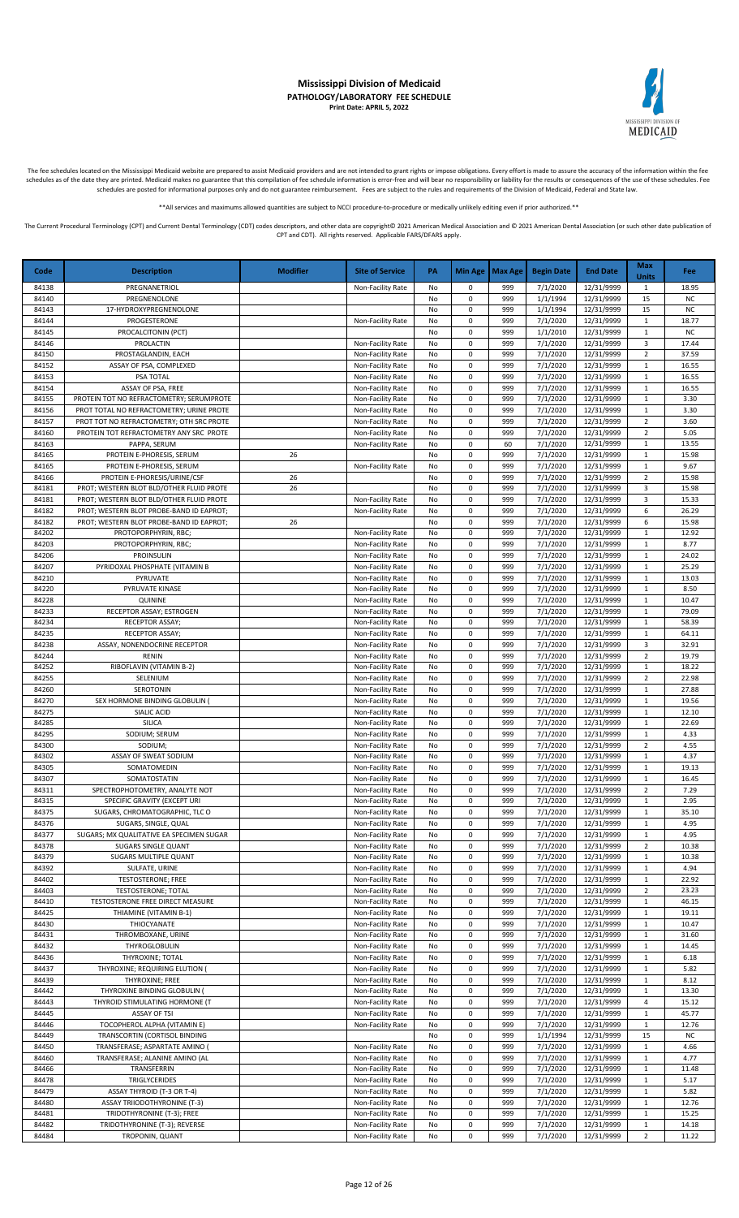# Mississippi Division of Medicaid
## PATHOLOGY/LABORATORY FEE SCHEDULE
**Print Date: APRIL 5, 2022**

The fee schedules located on the Mississippi Medicaid website are prepared to assist Medicaid providers and are not intended to grant rights or impose obligations. Every effort is made to assure the accuracy of the information within the fee schedules as of the date they are printed. Medicaid makes no guarantee that this compilation of fee schedule information is error-free and will bear no responsibility or liability for the results or consequences of the use of these schedules. Fee schedules are posted for informational purposes only and do not guarantee reimbursement. Fees are subject to the rules and requirements of the Division of Medicaid, Federal and State law.

**All services and maximums allowed quantities are subject to NCCI procedure-to-procedure or medically unlikely editing even if prior authorized.**

The Current Procedural Terminology (CPT) and Current Dental Terminology (CDT) codes descriptors, and other data are copyright© 2021 American Medical Association and © 2021 American Dental Association (or such other date publication of CPT and CDT). All rights reserved. Applicable FARS/DFARS apply.

| Code | Description | Modifier | Site of Service | PA | Min Age | Max Age | Begin Date | End Date | Max Units | Fee |
|---|---|---|---|---|---|---|---|---|---|---|
| 84138 | PREGNANETRIOL | | Non-Facility Rate | No | 0 | 999 | 7/1/2020 | 12/31/9999 | 1 | 18.95 |
| 84140 | PREGNENOLONE | | | No | 0 | 999 | 1/1/1994 | 12/31/9999 | 15 | NC |
| 84143 | 17-HYDROXYPREGNENOLONE | | | No | 0 | 999 | 1/1/1994 | 12/31/9999 | 15 | NC |
| 84144 | PROGESTERONE | | Non-Facility Rate | No | 0 | 999 | 7/1/2020 | 12/31/9999 | 1 | 18.77 |
| 84145 | PROCALCITONIN (PCT) | | | No | 0 | 999 | 1/1/2010 | 12/31/9999 | 1 | NC |
| 84146 | PROLACTIN | | Non-Facility Rate | No | 0 | 999 | 7/1/2020 | 12/31/9999 | 3 | 17.44 |
| 84150 | PROSTAGLANDIN, EACH | | Non-Facility Rate | No | 0 | 999 | 7/1/2020 | 12/31/9999 | 2 | 37.59 |
| 84152 | ASSAY OF PSA, COMPLEXED | | Non-Facility Rate | No | 0 | 999 | 7/1/2020 | 12/31/9999 | 1 | 16.55 |
| 84153 | PSA TOTAL | | Non-Facility Rate | No | 0 | 999 | 7/1/2020 | 12/31/9999 | 1 | 16.55 |
| 84154 | ASSAY OF PSA, FREE | | Non-Facility Rate | No | 0 | 999 | 7/1/2020 | 12/31/9999 | 1 | 16.55 |
| 84155 | PROTEIN TOT NO REFRACTOMETRY; SERUMPROTE | | Non-Facility Rate | No | 0 | 999 | 7/1/2020 | 12/31/9999 | 1 | 3.30 |
| 84156 | PROT TOTAL NO REFRACTOMETRY; URINE PROTE | | Non-Facility Rate | No | 0 | 999 | 7/1/2020 | 12/31/9999 | 1 | 3.30 |
| 84157 | PROT TOT NO REFRACTOMETRY; OTH SRC PROTE | | Non-Facility Rate | No | 0 | 999 | 7/1/2020 | 12/31/9999 | 2 | 3.60 |
| 84160 | PROTEIN TOT REFRACTOMETRY ANY SRC PROTE | | Non-Facility Rate | No | 0 | 999 | 7/1/2020 | 12/31/9999 | 2 | 5.05 |
| 84163 | PAPPA, SERUM | | Non-Facility Rate | No | 0 | 60 | 7/1/2020 | 12/31/9999 | 1 | 13.55 |
| 84165 | PROTEIN E-PHORESIS, SERUM | 26 | | No | 0 | 999 | 7/1/2020 | 12/31/9999 | 1 | 15.98 |
| 84165 | PROTEIN E-PHORESIS, SERUM | | Non-Facility Rate | No | 0 | 999 | 7/1/2020 | 12/31/9999 | 1 | 9.67 |
| 84166 | PROTEIN E-PHORESIS/URINE/CSF | 26 | | No | 0 | 999 | 7/1/2020 | 12/31/9999 | 2 | 15.98 |
| 84181 | PROT; WESTERN BLOT BLD/OTHER FLUID PROTE | 26 | | No | 0 | 999 | 7/1/2020 | 12/31/9999 | 3 | 15.98 |
| 84181 | PROT; WESTERN BLOT BLD/OTHER FLUID PROTE | | Non-Facility Rate | No | 0 | 999 | 7/1/2020 | 12/31/9999 | 3 | 15.33 |
| 84182 | PROT; WESTERN BLOT PROBE-BAND ID EAPROT; | | Non-Facility Rate | No | 0 | 999 | 7/1/2020 | 12/31/9999 | 6 | 26.29 |
| 84182 | PROT; WESTERN BLOT PROBE-BAND ID EAPROT; | 26 | | No | 0 | 999 | 7/1/2020 | 12/31/9999 | 6 | 15.98 |
| 84202 | PROTOPORPHYRIN, RBC; | | Non-Facility Rate | No | 0 | 999 | 7/1/2020 | 12/31/9999 | 1 | 12.92 |
| 84203 | PROTOPORPHYRIN, RBC; | | Non-Facility Rate | No | 0 | 999 | 7/1/2020 | 12/31/9999 | 1 | 8.77 |
| 84206 | PROINSULIN | | Non-Facility Rate | No | 0 | 999 | 7/1/2020 | 12/31/9999 | 1 | 24.02 |
| 84207 | PYRIDOXAL PHOSPHATE (VITAMIN B | | Non-Facility Rate | No | 0 | 999 | 7/1/2020 | 12/31/9999 | 1 | 25.29 |
| 84210 | PYRUVATE | | Non-Facility Rate | No | 0 | 999 | 7/1/2020 | 12/31/9999 | 1 | 13.03 |
| 84220 | PYRUVATE KINASE | | Non-Facility Rate | No | 0 | 999 | 7/1/2020 | 12/31/9999 | 1 | 8.50 |
| 84228 | QUININE | | Non-Facility Rate | No | 0 | 999 | 7/1/2020 | 12/31/9999 | 1 | 10.47 |
| 84233 | RECEPTOR ASSAY; ESTROGEN | | Non-Facility Rate | No | 0 | 999 | 7/1/2020 | 12/31/9999 | 1 | 79.09 |
| 84234 | RECEPTOR ASSAY; | | Non-Facility Rate | No | 0 | 999 | 7/1/2020 | 12/31/9999 | 1 | 58.39 |
| 84235 | RECEPTOR ASSAY; | | Non-Facility Rate | No | 0 | 999 | 7/1/2020 | 12/31/9999 | 1 | 64.11 |
| 84238 | ASSAY, NONENDOCRINE RECEPTOR | | Non-Facility Rate | No | 0 | 999 | 7/1/2020 | 12/31/9999 | 3 | 32.91 |
| 84244 | RENIN | | Non-Facility Rate | No | 0 | 999 | 7/1/2020 | 12/31/9999 | 2 | 19.79 |
| 84252 | RIBOFLAVIN (VITAMIN B-2) | | Non-Facility Rate | No | 0 | 999 | 7/1/2020 | 12/31/9999 | 1 | 18.22 |
| 84255 | SELENIUM | | Non-Facility Rate | No | 0 | 999 | 7/1/2020 | 12/31/9999 | 2 | 22.98 |
| 84260 | SEROTONIN | | Non-Facility Rate | No | 0 | 999 | 7/1/2020 | 12/31/9999 | 1 | 27.88 |
| 84270 | SEX HORMONE BINDING GLOBULIN ( | | Non-Facility Rate | No | 0 | 999 | 7/1/2020 | 12/31/9999 | 1 | 19.56 |
| 84275 | SIALIC ACID | | Non-Facility Rate | No | 0 | 999 | 7/1/2020 | 12/31/9999 | 1 | 12.10 |
| 84285 | SILICA | | Non-Facility Rate | No | 0 | 999 | 7/1/2020 | 12/31/9999 | 1 | 22.69 |
| 84295 | SODIUM; SERUM | | Non-Facility Rate | No | 0 | 999 | 7/1/2020 | 12/31/9999 | 1 | 4.33 |
| 84300 | SODIUM; | | Non-Facility Rate | No | 0 | 999 | 7/1/2020 | 12/31/9999 | 2 | 4.55 |
| 84302 | ASSAY OF SWEAT SODIUM | | Non-Facility Rate | No | 0 | 999 | 7/1/2020 | 12/31/9999 | 1 | 4.37 |
| 84305 | SOMATOMEDIN | | Non-Facility Rate | No | 0 | 999 | 7/1/2020 | 12/31/9999 | 1 | 19.13 |
| 84307 | SOMATOSTATIN | | Non-Facility Rate | No | 0 | 999 | 7/1/2020 | 12/31/9999 | 1 | 16.45 |
| 84311 | SPECTROPHOTOMETRY, ANALYTE NOT | | Non-Facility Rate | No | 0 | 999 | 7/1/2020 | 12/31/9999 | 2 | 7.29 |
| 84315 | SPECIFIC GRAVITY (EXCEPT URI | | Non-Facility Rate | No | 0 | 999 | 7/1/2020 | 12/31/9999 | 1 | 2.95 |
| 84375 | SUGARS, CHROMATOGRAPHIC, TLC O | | Non-Facility Rate | No | 0 | 999 | 7/1/2020 | 12/31/9999 | 1 | 35.10 |
| 84376 | SUGARS, SINGLE, QUAL | | Non-Facility Rate | No | 0 | 999 | 7/1/2020 | 12/31/9999 | 1 | 4.95 |
| 84377 | SUGARS; MX QUALITATIVE EA SPECIMEN SUGAR | | Non-Facility Rate | No | 0 | 999 | 7/1/2020 | 12/31/9999 | 1 | 4.95 |
| 84378 | SUGARS SINGLE QUANT | | Non-Facility Rate | No | 0 | 999 | 7/1/2020 | 12/31/9999 | 2 | 10.38 |
| 84379 | SUGARS MULTIPLE QUANT | | Non-Facility Rate | No | 0 | 999 | 7/1/2020 | 12/31/9999 | 1 | 10.38 |
| 84392 | SULFATE, URINE | | Non-Facility Rate | No | 0 | 999 | 7/1/2020 | 12/31/9999 | 1 | 4.94 |
| 84402 | TESTOSTERONE; FREE | | Non-Facility Rate | No | 0 | 999 | 7/1/2020 | 12/31/9999 | 1 | 22.92 |
| 84403 | TESTOSTERONE; TOTAL | | Non-Facility Rate | No | 0 | 999 | 7/1/2020 | 12/31/9999 | 2 | 23.23 |
| 84410 | TESTOSTERONE FREE DIRECT MEASURE | | Non-Facility Rate | No | 0 | 999 | 7/1/2020 | 12/31/9999 | 1 | 46.15 |
| 84425 | THIAMINE (VITAMIN B-1) | | Non-Facility Rate | No | 0 | 999 | 7/1/2020 | 12/31/9999 | 1 | 19.11 |
| 84430 | THIOCYANATE | | Non-Facility Rate | No | 0 | 999 | 7/1/2020 | 12/31/9999 | 1 | 10.47 |
| 84431 | THROMBOXANE, URINE | | Non-Facility Rate | No | 0 | 999 | 7/1/2020 | 12/31/9999 | 1 | 31.60 |
| 84432 | THYROGLOBULIN | | Non-Facility Rate | No | 0 | 999 | 7/1/2020 | 12/31/9999 | 1 | 14.45 |
| 84436 | THYROXINE; TOTAL | | Non-Facility Rate | No | 0 | 999 | 7/1/2020 | 12/31/9999 | 1 | 6.18 |
| 84437 | THYROXINE; REQUIRING ELUTION ( | | Non-Facility Rate | No | 0 | 999 | 7/1/2020 | 12/31/9999 | 1 | 5.82 |
| 84439 | THYROXINE; FREE | | Non-Facility Rate | No | 0 | 999 | 7/1/2020 | 12/31/9999 | 1 | 8.12 |
| 84442 | THYROXINE BINDING GLOBULIN ( | | Non-Facility Rate | No | 0 | 999 | 7/1/2020 | 12/31/9999 | 1 | 13.30 |
| 84443 | THYROID STIMULATING HORMONE (T | | Non-Facility Rate | No | 0 | 999 | 7/1/2020 | 12/31/9999 | 4 | 15.12 |
| 84445 | ASSAY OF TSI | | Non-Facility Rate | No | 0 | 999 | 7/1/2020 | 12/31/9999 | 1 | 45.77 |
| 84446 | TOCOPHEROL ALPHA (VITAMIN E) | | Non-Facility Rate | No | 0 | 999 | 7/1/2020 | 12/31/9999 | 1 | 12.76 |
| 84449 | TRANSCORTIN (CORTISOL BINDING | | | No | 0 | 999 | 1/1/1994 | 12/31/9999 | 15 | NC |
| 84450 | TRANSFERASE; ASPARTATE AMINO ( | | Non-Facility Rate | No | 0 | 999 | 7/1/2020 | 12/31/9999 | 1 | 4.66 |
| 84460 | TRANSFERASE; ALANINE AMINO (AL | | Non-Facility Rate | No | 0 | 999 | 7/1/2020 | 12/31/9999 | 1 | 4.77 |
| 84466 | TRANSFERRIN | | Non-Facility Rate | No | 0 | 999 | 7/1/2020 | 12/31/9999 | 1 | 11.48 |
| 84478 | TRIGLYCERIDES | | Non-Facility Rate | No | 0 | 999 | 7/1/2020 | 12/31/9999 | 1 | 5.17 |
| 84479 | ASSAY THYROID (T-3 OR T-4) | | Non-Facility Rate | No | 0 | 999 | 7/1/2020 | 12/31/9999 | 1 | 5.82 |
| 84480 | ASSAY TRIIODOTHYRONINE (T-3) | | Non-Facility Rate | No | 0 | 999 | 7/1/2020 | 12/31/9999 | 1 | 12.76 |
| 84481 | TRIDOTHYRONINE (T-3); FREE | | Non-Facility Rate | No | 0 | 999 | 7/1/2020 | 12/31/9999 | 1 | 15.25 |
| 84482 | TRIDOTHYRONINE (T-3); REVERSE | | Non-Facility Rate | No | 0 | 999 | 7/1/2020 | 12/31/9999 | 1 | 14.18 |
| 84484 | TROPONIN, QUANT | | Non-Facility Rate | No | 0 | 999 | 7/1/2020 | 12/31/9999 | 2 | 11.22 |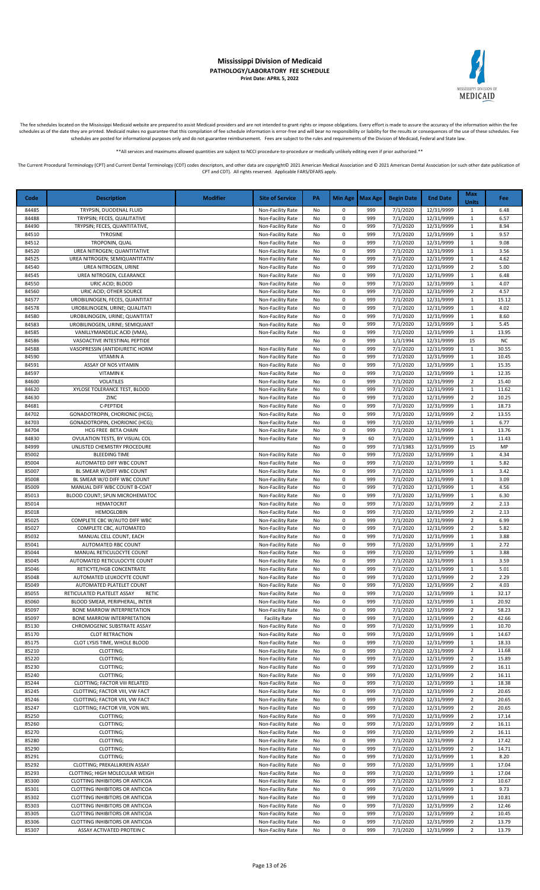# Mississippi Division of Medicaid
**PATHOLOGY/LABORATORY FEE SCHEDULE**
**Print Date: APRIL 5, 2022**

The fee schedules located on the Mississippi Medicaid website are prepared to assist Medicaid providers and are not intended to grant rights or impose obligations. Every effort is made to assure the accuracy of the information within the fee schedules as of the date they are printed. Medicaid makes no guarantee that this compilation of fee schedule information is error-free and will bear no responsibility or liability for the results or consequences of the use of these schedules. Fee schedules are posted for informational purposes only and do not guarantee reimbursement. Fees are subject to the rules and requirements of the Division of Medicaid, Federal and State law.

**All services and maximums allowed quantities are subject to NCCI procedure-to-procedure or medically unlikely editing even if prior authorized.**

The Current Procedural Terminology (CPT) and Current Dental Terminology (CDT) codes descriptors, and other data are copyright© 2021 American Medical Association and © 2021 American Dental Association (or such other date publication of CPT and CDT). All rights reserved. Applicable FARS/DFARS apply.

| Code | Description | Modifier | Site of Service | PA | Min Age | Max Age | Begin Date | End Date | Max Units | Fee |
|---|---|---|---|---|---|---|---|---|---|---|
| 84485 | TRYPSIN, DUODENAL FLUID | | Non-Facility Rate | No | 0 | 999 | 7/1/2020 | 12/31/9999 | 1 | 6.48 |
| 84488 | TRYPSIN; FECES, QUALITATIVE | | Non-Facility Rate | No | 0 | 999 | 7/1/2020 | 12/31/9999 | 1 | 6.57 |
| 84490 | TRYPSIN; FECES, QUANTITATIVE, | | Non-Facility Rate | No | 0 | 999 | 7/1/2020 | 12/31/9999 | 1 | 8.94 |
| 84510 | TYROSINE | | Non-Facility Rate | No | 0 | 999 | 7/1/2020 | 12/31/9999 | 1 | 9.57 |
| 84512 | TROPONIN, QUAL | | Non-Facility Rate | No | 0 | 999 | 7/1/2020 | 12/31/9999 | 1 | 9.08 |
| 84520 | UREA NITROGEN; QUANTITATIVE | | Non-Facility Rate | No | 0 | 999 | 7/1/2020 | 12/31/9999 | 1 | 3.56 |
| 84525 | UREA NITROGEN; SEMIQUANTITATIV | | Non-Facility Rate | No | 0 | 999 | 7/1/2020 | 12/31/9999 | 1 | 4.62 |
| 84540 | UREA NITROGEN, URINE | | Non-Facility Rate | No | 0 | 999 | 7/1/2020 | 12/31/9999 | 2 | 5.00 |
| 84545 | UREA NITROGEN, CLEARANCE | | Non-Facility Rate | No | 0 | 999 | 7/1/2020 | 12/31/9999 | 1 | 6.48 |
| 84550 | URIC ACID; BLOOD | | Non-Facility Rate | No | 0 | 999 | 7/1/2020 | 12/31/9999 | 1 | 4.07 |
| 84560 | URIC ACID; OTHER SOURCE | | Non-Facility Rate | No | 0 | 999 | 7/1/2020 | 12/31/9999 | 2 | 4.57 |
| 84577 | UROBILINOGEN, FECES, QUANTITAT | | Non-Facility Rate | No | 0 | 999 | 7/1/2020 | 12/31/9999 | 1 | 15.12 |
| 84578 | UROBILINOGEN, URINE; QUALITATI | | Non-Facility Rate | No | 0 | 999 | 7/1/2020 | 12/31/9999 | 1 | 4.02 |
| 84580 | UROBILINOGEN, URINE; QUANTITAT | | Non-Facility Rate | No | 0 | 999 | 7/1/2020 | 12/31/9999 | 1 | 8.60 |
| 84583 | UROBILINOGEN, URINE; SEMIQUANT | | Non-Facility Rate | No | 0 | 999 | 7/1/2020 | 12/31/9999 | 1 | 5.45 |
| 84585 | VANILLYMANDELIC ACID (VMA), | | Non-Facility Rate | No | 0 | 999 | 7/1/2020 | 12/31/9999 | 1 | 13.95 |
| 84586 | VASOACTIVE INTESTINAL PEPTIDE | | | No | 0 | 999 | 1/1/1994 | 12/31/9999 | 15 | NC |
| 84588 | VASOPRESSIN (ANTIDIURETIC HORM | | Non-Facility Rate | No | 0 | 999 | 7/1/2020 | 12/31/9999 | 1 | 30.55 |
| 84590 | VITAMIN A | | Non-Facility Rate | No | 0 | 999 | 7/1/2020 | 12/31/9999 | 1 | 10.45 |
| 84591 | ASSAY OF NOS VITAMIN | | Non-Facility Rate | No | 0 | 999 | 7/1/2020 | 12/31/9999 | 1 | 15.35 |
| 84597 | VITAMIN K | | Non-Facility Rate | No | 0 | 999 | 7/1/2020 | 12/31/9999 | 1 | 12.35 |
| 84600 | VOLATILES | | Non-Facility Rate | No | 0 | 999 | 7/1/2020 | 12/31/9999 | 2 | 15.40 |
| 84620 | XYLOSE TOLERANCE TEST, BLOOD | | Non-Facility Rate | No | 0 | 999 | 7/1/2020 | 12/31/9999 | 1 | 11.62 |
| 84630 | ZINC | | Non-Facility Rate | No | 0 | 999 | 7/1/2020 | 12/31/9999 | 2 | 10.25 |
| 84681 | C-PEPTIDE | | Non-Facility Rate | No | 0 | 999 | 7/1/2020 | 12/31/9999 | 1 | 18.73 |
| 84702 | GONADOTROPIN, CHORIONIC (HCG); | | Non-Facility Rate | No | 0 | 999 | 7/1/2020 | 12/31/9999 | 2 | 13.55 |
| 84703 | GONADOTROPIN, CHORIONIC (HCG); | | Non-Facility Rate | No | 0 | 999 | 7/1/2020 | 12/31/9999 | 1 | 6.77 |
| 84704 | HCG FREE BETA CHAIN | | Non-Facility Rate | No | 0 | 999 | 7/1/2020 | 12/31/9999 | 1 | 13.76 |
| 84830 | OVULATION TESTS, BY VISUAL COL | | Non-Facility Rate | No | 9 | 60 | 7/1/2020 | 12/31/9999 | 1 | 11.43 |
| 84999 | UNLISTED CHEMISTRY PROCEDURE | | | No | 0 | 999 | 7/1/1983 | 12/31/9999 | 15 | MP |
| 85002 | BLEEDING TIME | | Non-Facility Rate | No | 0 | 999 | 7/1/2020 | 12/31/9999 | 1 | 4.34 |
| 85004 | AUTOMATED DIFF WBC COUNT | | Non-Facility Rate | No | 0 | 999 | 7/1/2020 | 12/31/9999 | 1 | 5.82 |
| 85007 | BL SMEAR W/DIFF WBC COUNT | | Non-Facility Rate | No | 0 | 999 | 7/1/2020 | 12/31/9999 | 1 | 3.42 |
| 85008 | BL SMEAR W/O DIFF WBC COUNT | | Non-Facility Rate | No | 0 | 999 | 7/1/2020 | 12/31/9999 | 1 | 3.09 |
| 85009 | MANUAL DIFF WBC COUNT B-COAT | | Non-Facility Rate | No | 0 | 999 | 7/1/2020 | 12/31/9999 | 1 | 4.56 |
| 85013 | BLOOD COUNT; SPUN MICROHEMATOC | | Non-Facility Rate | No | 0 | 999 | 7/1/2020 | 12/31/9999 | 1 | 6.30 |
| 85014 | HEMATOCRIT | | Non-Facility Rate | No | 0 | 999 | 7/1/2020 | 12/31/9999 | 2 | 2.13 |
| 85018 | HEMOGLOBIN | | Non-Facility Rate | No | 0 | 999 | 7/1/2020 | 12/31/9999 | 2 | 2.13 |
| 85025 | COMPLETE CBC W/AUTO DIFF WBC | | Non-Facility Rate | No | 0 | 999 | 7/1/2020 | 12/31/9999 | 2 | 6.99 |
| 85027 | COMPLETE CBC, AUTOMATED | | Non-Facility Rate | No | 0 | 999 | 7/1/2020 | 12/31/9999 | 2 | 5.82 |
| 85032 | MANUAL CELL COUNT, EACH | | Non-Facility Rate | No | 0 | 999 | 7/1/2020 | 12/31/9999 | 1 | 3.88 |
| 85041 | AUTOMATED RBC COUNT | | Non-Facility Rate | No | 0 | 999 | 7/1/2020 | 12/31/9999 | 1 | 2.72 |
| 85044 | MANUAL RETICULOCYTE COUNT | | Non-Facility Rate | No | 0 | 999 | 7/1/2020 | 12/31/9999 | 1 | 3.88 |
| 85045 | AUTOMATED RETICULOCYTE COUNT | | Non-Facility Rate | No | 0 | 999 | 7/1/2020 | 12/31/9999 | 1 | 3.59 |
| 85046 | RETICYTE/HGB CONCENTRATE | | Non-Facility Rate | No | 0 | 999 | 7/1/2020 | 12/31/9999 | 1 | 5.01 |
| 85048 | AUTOMATED LEUKOCYTE COUNT | | Non-Facility Rate | No | 0 | 999 | 7/1/2020 | 12/31/9999 | 2 | 2.29 |
| 85049 | AUTOMATED PLATELET COUNT | | Non-Facility Rate | No | 0 | 999 | 7/1/2020 | 12/31/9999 | 2 | 4.03 |
| 85055 | RETICULATED PLATELET ASSAY RETIC | | Non-Facility Rate | No | 0 | 999 | 7/1/2020 | 12/31/9999 | 1 | 32.17 |
| 85060 | BLOOD SMEAR, PERIPHERAL, INTER | | Non-Facility Rate | No | 0 | 999 | 7/1/2020 | 12/31/9999 | 1 | 20.92 |
| 85097 | BONE MARROW INTERPRETATION | | Non-Facility Rate | No | 0 | 999 | 7/1/2020 | 12/31/9999 | 2 | 58.23 |
| 85097 | BONE MARROW INTERPRETATION | | Facility Rate | No | 0 | 999 | 7/1/2020 | 12/31/9999 | 2 | 42.66 |
| 85130 | CHROMOGENIC SUBSTRATE ASSAY | | Non-Facility Rate | No | 0 | 999 | 7/1/2020 | 12/31/9999 | 1 | 10.70 |
| 85170 | CLOT RETRACTION | | Non-Facility Rate | No | 0 | 999 | 7/1/2020 | 12/31/9999 | 1 | 14.67 |
| 85175 | CLOT LYSIS TIME, WHOLE BLOOD | | Non-Facility Rate | No | 0 | 999 | 7/1/2020 | 12/31/9999 | 1 | 18.33 |
| 85210 | CLOTTING; | | Non-Facility Rate | No | 0 | 999 | 7/1/2020 | 12/31/9999 | 2 | 11.68 |
| 85220 | CLOTTING; | | Non-Facility Rate | No | 0 | 999 | 7/1/2020 | 12/31/9999 | 2 | 15.89 |
| 85230 | CLOTTING; | | Non-Facility Rate | No | 0 | 999 | 7/1/2020 | 12/31/9999 | 2 | 16.11 |
| 85240 | CLOTTING; | | Non-Facility Rate | No | 0 | 999 | 7/1/2020 | 12/31/9999 | 2 | 16.11 |
| 85244 | CLOTTING; FACTOR VIII RELATED | | Non-Facility Rate | No | 0 | 999 | 7/1/2020 | 12/31/9999 | 1 | 18.38 |
| 85245 | CLOTTING; FACTOR VIII, VW FACT | | Non-Facility Rate | No | 0 | 999 | 7/1/2020 | 12/31/9999 | 2 | 20.65 |
| 85246 | CLOTTING; FACTOR VIII, VW FACT | | Non-Facility Rate | No | 0 | 999 | 7/1/2020 | 12/31/9999 | 2 | 20.65 |
| 85247 | CLOTTING; FACTOR VIII, VON WIL | | Non-Facility Rate | No | 0 | 999 | 7/1/2020 | 12/31/9999 | 2 | 20.65 |
| 85250 | CLOTTING; | | Non-Facility Rate | No | 0 | 999 | 7/1/2020 | 12/31/9999 | 2 | 17.14 |
| 85260 | CLOTTING; | | Non-Facility Rate | No | 0 | 999 | 7/1/2020 | 12/31/9999 | 2 | 16.11 |
| 85270 | CLOTTING; | | Non-Facility Rate | No | 0 | 999 | 7/1/2020 | 12/31/9999 | 2 | 16.11 |
| 85280 | CLOTTING; | | Non-Facility Rate | No | 0 | 999 | 7/1/2020 | 12/31/9999 | 2 | 17.42 |
| 85290 | CLOTTING; | | Non-Facility Rate | No | 0 | 999 | 7/1/2020 | 12/31/9999 | 2 | 14.71 |
| 85291 | CLOTTING; | | Non-Facility Rate | No | 0 | 999 | 7/1/2020 | 12/31/9999 | 1 | 8.20 |
| 85292 | CLOTTING; PREKALLIKREIN ASSAY | | Non-Facility Rate | No | 0 | 999 | 7/1/2020 | 12/31/9999 | 1 | 17.04 |
| 85293 | CLOTTING; HIGH MOLECULAR WEIGH | | Non-Facility Rate | No | 0 | 999 | 7/1/2020 | 12/31/9999 | 1 | 17.04 |
| 85300 | CLOTTING INHIBITORS OR ANTICOA | | Non-Facility Rate | No | 0 | 999 | 7/1/2020 | 12/31/9999 | 2 | 10.67 |
| 85301 | CLOTTING INHIBITORS OR ANTICOA | | Non-Facility Rate | No | 0 | 999 | 7/1/2020 | 12/31/9999 | 1 | 9.73 |
| 85302 | CLOTTING INHIBITORS OR ANTICOA | | Non-Facility Rate | No | 0 | 999 | 7/1/2020 | 12/31/9999 | 1 | 10.81 |
| 85303 | CLOTTING INHIBITORS OR ANTICOA | | Non-Facility Rate | No | 0 | 999 | 7/1/2020 | 12/31/9999 | 2 | 12.46 |
| 85305 | CLOTTING INHIBITORS OR ANTICOA | | Non-Facility Rate | No | 0 | 999 | 7/1/2020 | 12/31/9999 | 2 | 10.45 |
| 85306 | CLOTTING INHIBITORS OR ANTICOA | | Non-Facility Rate | No | 0 | 999 | 7/1/2020 | 12/31/9999 | 2 | 13.79 |
| 85307 | ASSAY ACTIVATED PROTEIN C | | Non-Facility Rate | No | 0 | 999 | 7/1/2020 | 12/31/9999 | 2 | 13.79 |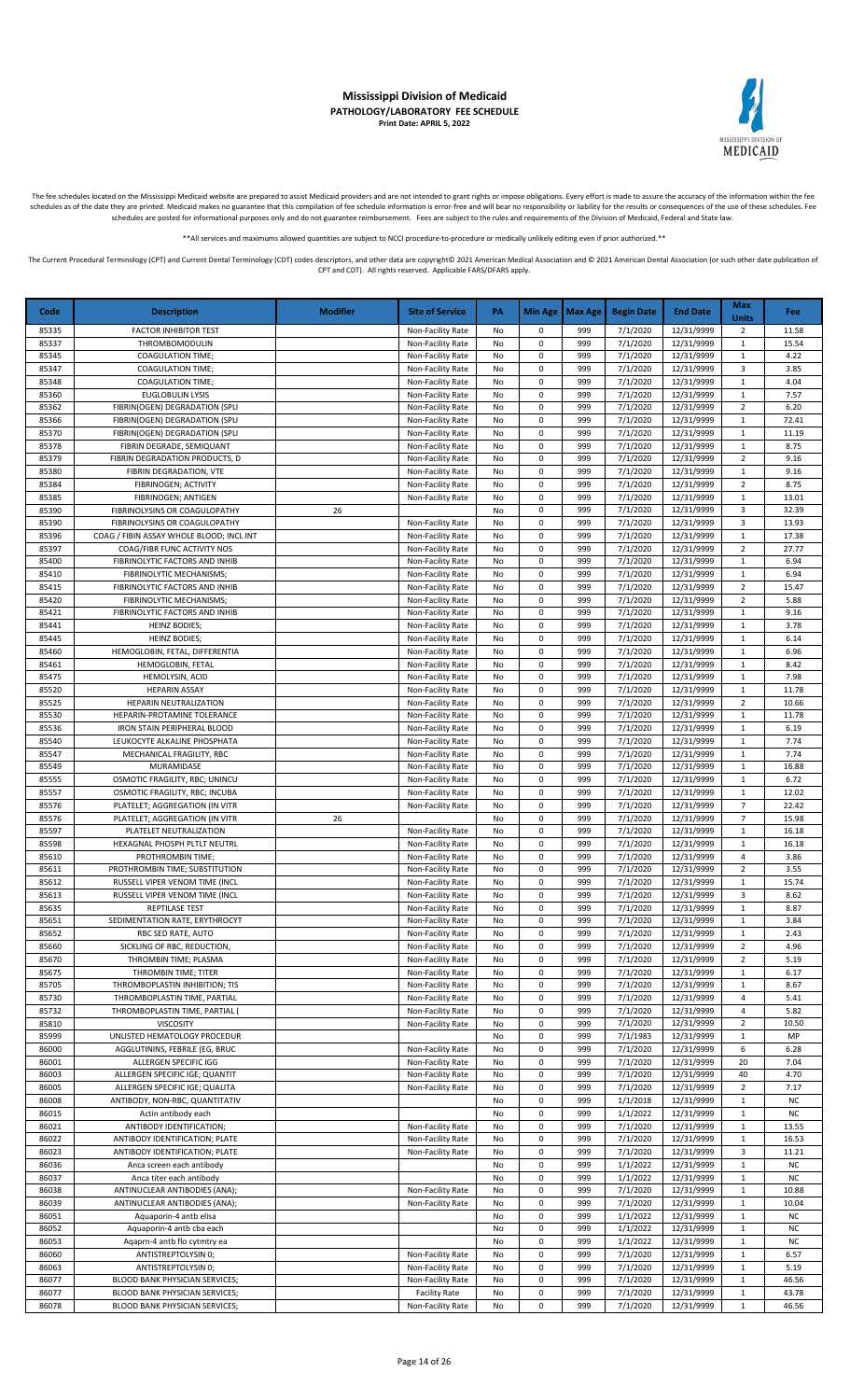# Mississippi Division of Medicaid

**PATHOLOGY/LABORATORY FEE SCHEDULE**

**Print Date: APRIL 5, 2022**

The fee schedules located on the Mississippi Medicaid website are prepared to assist Medicaid providers and are not intended to grant rights or impose obligations. Every effort is made to assure the accuracy of the information within the fee schedules as of the date they are printed. Medicaid makes no guarantee that this compilation of fee schedule information is error-free and will bear no responsibility or liability for the results or consequences of the use of these schedules. Fee schedules are posted for informational purposes only and do not guarantee reimbursement. Fees are subject to the rules and requirements of the Division of Medicaid, Federal and State law.

**All services and maximums allowed quantities are subject to NCCI procedure-to-procedure or medically unlikely editing even if prior authorized.**

The Current Procedural Terminology (CPT) and Current Dental Terminology (CDT) codes descriptors, and other data are copyright© 2021 American Medical Association and © 2021 American Dental Association (or such other date publication of CPT and CDT). All rights reserved. Applicable FARS/DFARS apply.

| Code | Description | Modifier | Site of Service | PA | Min Age | Max Age | Begin Date | End Date | Max Units | Fee |
|---|---|---|---|---|---|---|---|---|---|---|
| 85335 | FACTOR INHIBITOR TEST | | Non-Facility Rate | No | 0 | 999 | 7/1/2020 | 12/31/9999 | 2 | 11.58 |
| 85337 | THROMBOMODULIN | | Non-Facility Rate | No | 0 | 999 | 7/1/2020 | 12/31/9999 | 1 | 15.54 |
| 85345 | COAGULATION TIME; | | Non-Facility Rate | No | 0 | 999 | 7/1/2020 | 12/31/9999 | 1 | 4.22 |
| 85347 | COAGULATION TIME; | | Non-Facility Rate | No | 0 | 999 | 7/1/2020 | 12/31/9999 | 3 | 3.85 |
| 85348 | COAGULATION TIME; | | Non-Facility Rate | No | 0 | 999 | 7/1/2020 | 12/31/9999 | 1 | 4.04 |
| 85360 | EUGLOBULIN LYSIS | | Non-Facility Rate | No | 0 | 999 | 7/1/2020 | 12/31/9999 | 1 | 7.57 |
| 85362 | FIBRIN(OGEN) DEGRADATION (SPLI | | Non-Facility Rate | No | 0 | 999 | 7/1/2020 | 12/31/9999 | 2 | 6.20 |
| 85366 | FIBRIN(OGEN) DEGRADATION (SPLI | | Non-Facility Rate | No | 0 | 999 | 7/1/2020 | 12/31/9999 | 1 | 72.41 |
| 85370 | FIBRIN(OGEN) DEGRADATION (SPLI | | Non-Facility Rate | No | 0 | 999 | 7/1/2020 | 12/31/9999 | 1 | 11.19 |
| 85378 | FIBRIN DEGRADE, SEMIQUANT | | Non-Facility Rate | No | 0 | 999 | 7/1/2020 | 12/31/9999 | 1 | 8.75 |
| 85379 | FIBRIN DEGRADATION PRODUCTS, D | | Non-Facility Rate | No | 0 | 999 | 7/1/2020 | 12/31/9999 | 2 | 9.16 |
| 85380 | FIBRIN DEGRADATION, VTE | | Non-Facility Rate | No | 0 | 999 | 7/1/2020 | 12/31/9999 | 1 | 9.16 |
| 85384 | FIBRINOGEN; ACTIVITY | | Non-Facility Rate | No | 0 | 999 | 7/1/2020 | 12/31/9999 | 2 | 8.75 |
| 85385 | FIBRINOGEN; ANTIGEN | | Non-Facility Rate | No | 0 | 999 | 7/1/2020 | 12/31/9999 | 1 | 13.01 |
| 85390 | FIBRINOLYSINS OR COAGULOPATHY | 26 | | No | 0 | 999 | 7/1/2020 | 12/31/9999 | 3 | 32.39 |
| 85390 | FIBRINOLYSINS OR COAGULOPATHY | | Non-Facility Rate | No | 0 | 999 | 7/1/2020 | 12/31/9999 | 3 | 13.93 |
| 85396 | COAG / FIBIN ASSAY WHOLE BLOOD; INCL INT | | Non-Facility Rate | No | 0 | 999 | 7/1/2020 | 12/31/9999 | 1 | 17.38 |
| 85397 | COAG/FIBR FUNC ACTIVITY NOS | | Non-Facility Rate | No | 0 | 999 | 7/1/2020 | 12/31/9999 | 2 | 27.77 |
| 85400 | FIBRINOLYTIC FACTORS AND INHIB | | Non-Facility Rate | No | 0 | 999 | 7/1/2020 | 12/31/9999 | 1 | 6.94 |
| 85410 | FIBRINOLYTIC MECHANISMS; | | Non-Facility Rate | No | 0 | 999 | 7/1/2020 | 12/31/9999 | 1 | 6.94 |
| 85415 | FIBRINOLYTIC FACTORS AND INHIB | | Non-Facility Rate | No | 0 | 999 | 7/1/2020 | 12/31/9999 | 2 | 15.47 |
| 85420 | FIBRINOLYTIC MECHANISMS; | | Non-Facility Rate | No | 0 | 999 | 7/1/2020 | 12/31/9999 | 2 | 5.88 |
| 85421 | FIBRINOLYTIC FACTORS AND INHIB | | Non-Facility Rate | No | 0 | 999 | 7/1/2020 | 12/31/9999 | 1 | 9.16 |
| 85441 | HEINZ BODIES; | | Non-Facility Rate | No | 0 | 999 | 7/1/2020 | 12/31/9999 | 1 | 3.78 |
| 85445 | HEINZ BODIES; | | Non-Facility Rate | No | 0 | 999 | 7/1/2020 | 12/31/9999 | 1 | 6.14 |
| 85460 | HEMOGLOBIN, FETAL, DIFFERENTIA | | Non-Facility Rate | No | 0 | 999 | 7/1/2020 | 12/31/9999 | 1 | 6.96 |
| 85461 | HEMOGLOBIN, FETAL | | Non-Facility Rate | No | 0 | 999 | 7/1/2020 | 12/31/9999 | 1 | 8.42 |
| 85475 | HEMOLYSIN, ACID | | Non-Facility Rate | No | 0 | 999 | 7/1/2020 | 12/31/9999 | 1 | 7.98 |
| 85520 | HEPARIN ASSAY | | Non-Facility Rate | No | 0 | 999 | 7/1/2020 | 12/31/9999 | 1 | 11.78 |
| 85525 | HEPARIN NEUTRALIZATION | | Non-Facility Rate | No | 0 | 999 | 7/1/2020 | 12/31/9999 | 2 | 10.66 |
| 85530 | HEPARIN-PROTAMINE TOLERANCE | | Non-Facility Rate | No | 0 | 999 | 7/1/2020 | 12/31/9999 | 1 | 11.78 |
| 85536 | IRON STAIN PERIPHERAL BLOOD | | Non-Facility Rate | No | 0 | 999 | 7/1/2020 | 12/31/9999 | 1 | 6.19 |
| 85540 | LEUKOCYTE ALKALINE PHOSPHATA | | Non-Facility Rate | No | 0 | 999 | 7/1/2020 | 12/31/9999 | 1 | 7.74 |
| 85547 | MECHANICAL FRAGILITY, RBC | | Non-Facility Rate | No | 0 | 999 | 7/1/2020 | 12/31/9999 | 1 | 7.74 |
| 85549 | MURAMIDASE | | Non-Facility Rate | No | 0 | 999 | 7/1/2020 | 12/31/9999 | 1 | 16.88 |
| 85555 | OSMOTIC FRAGILITY, RBC; UNINCU | | Non-Facility Rate | No | 0 | 999 | 7/1/2020 | 12/31/9999 | 1 | 6.72 |
| 85557 | OSMOTIC FRAGILITY, RBC; INCUBA | | Non-Facility Rate | No | 0 | 999 | 7/1/2020 | 12/31/9999 | 1 | 12.02 |
| 85576 | PLATELET; AGGREGATION (IN VITR | | Non-Facility Rate | No | 0 | 999 | 7/1/2020 | 12/31/9999 | 7 | 22.42 |
| 85576 | PLATELET; AGGREGATION (IN VITR | 26 | | No | 0 | 999 | 7/1/2020 | 12/31/9999 | 7 | 15.98 |
| 85597 | PLATELET NEUTRALIZATION | | Non-Facility Rate | No | 0 | 999 | 7/1/2020 | 12/31/9999 | 1 | 16.18 |
| 85598 | HEXAGNAL PHOSPH PLTLT NEUTRL | | Non-Facility Rate | No | 0 | 999 | 7/1/2020 | 12/31/9999 | 1 | 16.18 |
| 85610 | PROTHROMBIN TIME; | | Non-Facility Rate | No | 0 | 999 | 7/1/2020 | 12/31/9999 | 4 | 3.86 |
| 85611 | PROTHROMBIN TIME; SUBSTITUTION | | Non-Facility Rate | No | 0 | 999 | 7/1/2020 | 12/31/9999 | 2 | 3.55 |
| 85612 | RUSSELL VIPER VENOM TIME (INCL | | Non-Facility Rate | No | 0 | 999 | 7/1/2020 | 12/31/9999 | 1 | 15.74 |
| 85613 | RUSSELL VIPER VENOM TIME (INCL | | Non-Facility Rate | No | 0 | 999 | 7/1/2020 | 12/31/9999 | 3 | 8.62 |
| 85635 | REPTILASE TEST | | Non-Facility Rate | No | 0 | 999 | 7/1/2020 | 12/31/9999 | 1 | 8.87 |
| 85651 | SEDIMENTATION RATE, ERYTHROCYT | | Non-Facility Rate | No | 0 | 999 | 7/1/2020 | 12/31/9999 | 1 | 3.84 |
| 85652 | RBC SED RATE, AUTO | | Non-Facility Rate | No | 0 | 999 | 7/1/2020 | 12/31/9999 | 1 | 2.43 |
| 85660 | SICKLING OF RBC, REDUCTION, | | Non-Facility Rate | No | 0 | 999 | 7/1/2020 | 12/31/9999 | 2 | 4.96 |
| 85670 | THROMBIN TIME; PLASMA | | Non-Facility Rate | No | 0 | 999 | 7/1/2020 | 12/31/9999 | 2 | 5.19 |
| 85675 | THROMBIN TIME; TITER | | Non-Facility Rate | No | 0 | 999 | 7/1/2020 | 12/31/9999 | 1 | 6.17 |
| 85705 | THROMBOPLASTIN INHIBITION; TIS | | Non-Facility Rate | No | 0 | 999 | 7/1/2020 | 12/31/9999 | 1 | 8.67 |
| 85730 | THROMBOPLASTIN TIME, PARTIAL | | Non-Facility Rate | No | 0 | 999 | 7/1/2020 | 12/31/9999 | 4 | 5.41 |
| 85732 | THROMBOPLASTIN TIME, PARTIAL ( | | Non-Facility Rate | No | 0 | 999 | 7/1/2020 | 12/31/9999 | 4 | 5.82 |
| 85810 | VISCOSITY | | Non-Facility Rate | No | 0 | 999 | 7/1/2020 | 12/31/9999 | 2 | 10.50 |
| 85999 | UNLISTED HEMATOLOGY PROCEDUR | | | No | 0 | 999 | 7/1/1983 | 12/31/9999 | 1 | MP |
| 86000 | AGGLUTININS, FEBRILE (EG, BRUC | | Non-Facility Rate | No | 0 | 999 | 7/1/2020 | 12/31/9999 | 6 | 6.28 |
| 86001 | ALLERGEN SPECIFIC IGG | | Non-Facility Rate | No | 0 | 999 | 7/1/2020 | 12/31/9999 | 20 | 7.04 |
| 86003 | ALLERGEN SPECIFIC IGE; QUANTIT | | Non-Facility Rate | No | 0 | 999 | 7/1/2020 | 12/31/9999 | 40 | 4.70 |
| 86005 | ALLERGEN SPECIFIC IGE; QUALITA | | Non-Facility Rate | No | 0 | 999 | 7/1/2020 | 12/31/9999 | 2 | 7.17 |
| 86008 | ANTIBODY, NON-RBC, QUANTITATIV | | | No | 0 | 999 | 1/1/2018 | 12/31/9999 | 1 | NC |
| 86015 | Actin antibody each | | | No | 0 | 999 | 1/1/2022 | 12/31/9999 | 1 | NC |
| 86021 | ANTIBODY IDENTIFICATION; | | Non-Facility Rate | No | 0 | 999 | 7/1/2020 | 12/31/9999 | 1 | 13.55 |
| 86022 | ANTIBODY IDENTIFICATION; PLATE | | Non-Facility Rate | No | 0 | 999 | 7/1/2020 | 12/31/9999 | 1 | 16.53 |
| 86023 | ANTIBODY IDENTIFICATION; PLATE | | Non-Facility Rate | No | 0 | 999 | 7/1/2020 | 12/31/9999 | 3 | 11.21 |
| 86036 | Anca screen each antibody | | | No | 0 | 999 | 1/1/2022 | 12/31/9999 | 1 | NC |
| 86037 | Anca titer each antibody | | | No | 0 | 999 | 1/1/2022 | 12/31/9999 | 1 | NC |
| 86038 | ANTINUCLEAR ANTIBODIES (ANA); | | Non-Facility Rate | No | 0 | 999 | 7/1/2020 | 12/31/9999 | 1 | 10.88 |
| 86039 | ANTINUCLEAR ANTIBODIES (ANA); | | Non-Facility Rate | No | 0 | 999 | 7/1/2020 | 12/31/9999 | 1 | 10.04 |
| 86051 | Aquaporin-4 antb elisa | | | No | 0 | 999 | 1/1/2022 | 12/31/9999 | 1 | NC |
| 86052 | Aquaporin-4 antb cba each | | | No | 0 | 999 | 1/1/2022 | 12/31/9999 | 1 | NC |
| 86053 | Aqaprn-4 antb flo cytmtry ea | | | No | 0 | 999 | 1/1/2022 | 12/31/9999 | 1 | NC |
| 86060 | ANTISTREPTOLYSIN 0; | | Non-Facility Rate | No | 0 | 999 | 7/1/2020 | 12/31/9999 | 1 | 6.57 |
| 86063 | ANTISTREPTOLYSIN 0; | | Non-Facility Rate | No | 0 | 999 | 7/1/2020 | 12/31/9999 | 1 | 5.19 |
| 86077 | BLOOD BANK PHYSICIAN SERVICES; | | Non-Facility Rate | No | 0 | 999 | 7/1/2020 | 12/31/9999 | 1 | 46.56 |
| 86077 | BLOOD BANK PHYSICIAN SERVICES; | | Facility Rate | No | 0 | 999 | 7/1/2020 | 12/31/9999 | 1 | 43.78 |
| 86078 | BLOOD BANK PHYSICIAN SERVICES; | | Non-Facility Rate | No | 0 | 999 | 7/1/2020 | 12/31/9999 | 1 | 46.56 |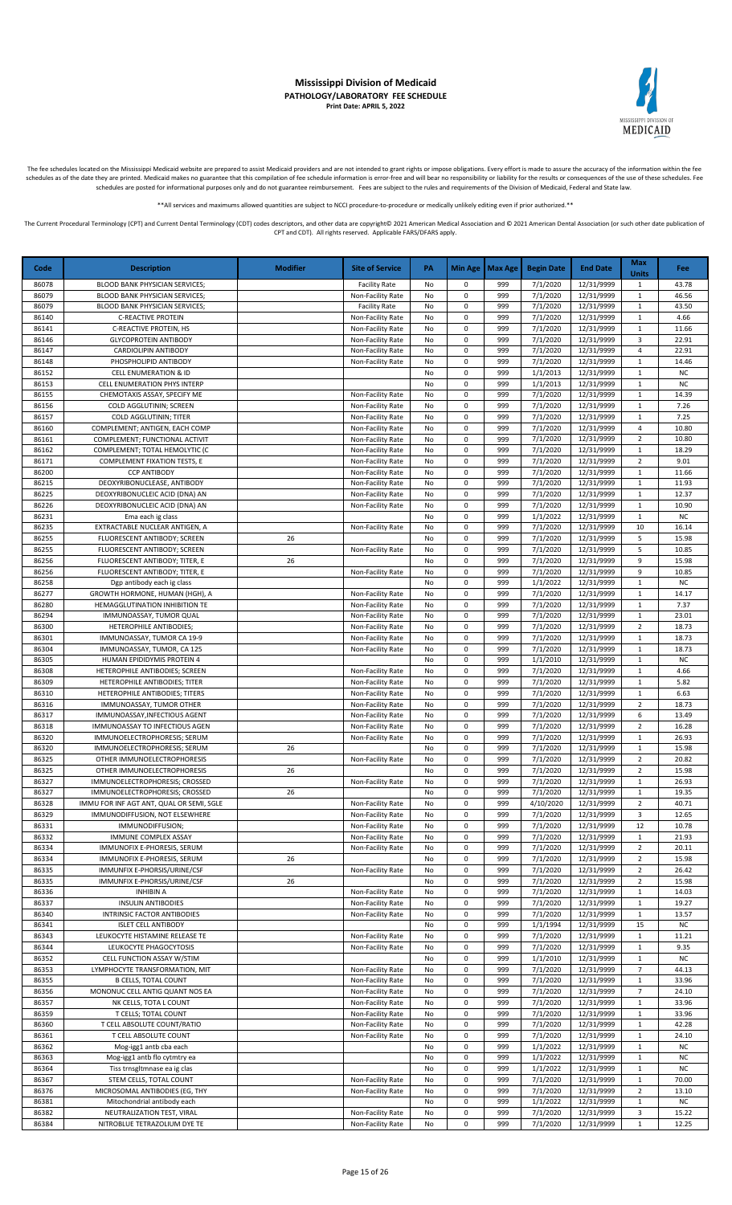# Mississippi Division of Medicaid

**PATHOLOGY/LABORATORY FEE SCHEDULE**

**Print Date: APRIL 5, 2022**

The fee schedules located on the Mississippi Medicaid website are prepared to assist Medicaid providers and are not intended to grant rights or impose obligations. Every effort is made to assure the accuracy of the information within the fee schedules as of the date they are printed. Medicaid makes no guarantee that this compilation of fee schedule information is error-free and will bear no responsibility or liability for the results or consequences of the use of these schedules. Fee schedules are posted for informational purposes only and do not guarantee reimbursement. Fees are subject to the rules and requirements of the Division of Medicaid, Federal and State law.

**All services and maximums allowed quantities are subject to NCCI procedure-to-procedure or medically unlikely editing even if prior authorized.**

The Current Procedural Terminology (CPT) and Current Dental Terminology (CDT) codes descriptors, and other data are copyright© 2021 American Medical Association and © 2021 American Dental Association (or such other date publication of CPT and CDT). All rights reserved. Applicable FARS/DFARS apply.

| Code | Description | Modifier | Site of Service | PA | Min Age | Max Age | Begin Date | End Date | Max Units | Fee |
|---|---|---|---|---|---|---|---|---|---|---|
| 86078 | BLOOD BANK PHYSICIAN SERVICES; | | Facility Rate | No | 0 | 999 | 7/1/2020 | 12/31/9999 | 1 | 43.78 |
| 86079 | BLOOD BANK PHYSICIAN SERVICES; | | Non-Facility Rate | No | 0 | 999 | 7/1/2020 | 12/31/9999 | 1 | 46.56 |
| 86079 | BLOOD BANK PHYSICIAN SERVICES; | | Facility Rate | No | 0 | 999 | 7/1/2020 | 12/31/9999 | 1 | 43.50 |
| 86140 | C-REACTIVE PROTEIN | | Non-Facility Rate | No | 0 | 999 | 7/1/2020 | 12/31/9999 | 1 | 4.66 |
| 86141 | C-REACTIVE PROTEIN, HS | | Non-Facility Rate | No | 0 | 999 | 7/1/2020 | 12/31/9999 | 1 | 11.66 |
| 86146 | GLYCOPROTEIN ANTIBODY | | Non-Facility Rate | No | 0 | 999 | 7/1/2020 | 12/31/9999 | 3 | 22.91 |
| 86147 | CARDIOLIPIN ANTIBODY | | Non-Facility Rate | No | 0 | 999 | 7/1/2020 | 12/31/9999 | 4 | 22.91 |
| 86148 | PHOSPHOLIPID ANTIBODY | | Non-Facility Rate | No | 0 | 999 | 7/1/2020 | 12/31/9999 | 1 | 14.46 |
| 86152 | CELL ENUMERATION & ID | | | No | 0 | 999 | 1/1/2013 | 12/31/9999 | 1 | NC |
| 86153 | CELL ENUMERATION PHYS INTERP | | | No | 0 | 999 | 1/1/2013 | 12/31/9999 | 1 | NC |
| 86155 | CHEMOTAXIS ASSAY, SPECIFY ME | | Non-Facility Rate | No | 0 | 999 | 7/1/2020 | 12/31/9999 | 1 | 14.39 |
| 86156 | COLD AGGLUTININ; SCREEN | | Non-Facility Rate | No | 0 | 999 | 7/1/2020 | 12/31/9999 | 1 | 7.26 |
| 86157 | COLD AGGLUTININ; TITER | | Non-Facility Rate | No | 0 | 999 | 7/1/2020 | 12/31/9999 | 1 | 7.25 |
| 86160 | COMPLEMENT; ANTIGEN, EACH COMP | | Non-Facility Rate | No | 0 | 999 | 7/1/2020 | 12/31/9999 | 4 | 10.80 |
| 86161 | COMPLEMENT; FUNCTIONAL ACTIVIT | | Non-Facility Rate | No | 0 | 999 | 7/1/2020 | 12/31/9999 | 2 | 10.80 |
| 86162 | COMPLEMENT; TOTAL HEMOLYTIC (C | | Non-Facility Rate | No | 0 | 999 | 7/1/2020 | 12/31/9999 | 1 | 18.29 |
| 86171 | COMPLEMENT FIXATION TESTS, E | | Non-Facility Rate | No | 0 | 999 | 7/1/2020 | 12/31/9999 | 2 | 9.01 |
| 86200 | CCP ANTIBODY | | Non-Facility Rate | No | 0 | 999 | 7/1/2020 | 12/31/9999 | 1 | 11.66 |
| 86215 | DEOXYRIBONUCLEASE, ANTIBODY | | Non-Facility Rate | No | 0 | 999 | 7/1/2020 | 12/31/9999 | 1 | 11.93 |
| 86225 | DEOXYRIBONUCLEIC ACID (DNA) AN | | Non-Facility Rate | No | 0 | 999 | 7/1/2020 | 12/31/9999 | 1 | 12.37 |
| 86226 | DEOXYRIBONUCLEIC ACID (DNA) AN | | Non-Facility Rate | No | 0 | 999 | 7/1/2020 | 12/31/9999 | 1 | 10.90 |
| 86231 | Ema each ig class | | | No | 0 | 999 | 1/1/2022 | 12/31/9999 | 1 | NC |
| 86235 | EXTRACTABLE NUCLEAR ANTIGEN, A | | Non-Facility Rate | No | 0 | 999 | 7/1/2020 | 12/31/9999 | 10 | 16.14 |
| 86255 | FLUORESCENT ANTIBODY; SCREEN | 26 | | No | 0 | 999 | 7/1/2020 | 12/31/9999 | 5 | 15.98 |
| 86255 | FLUORESCENT ANTIBODY; SCREEN | | Non-Facility Rate | No | 0 | 999 | 7/1/2020 | 12/31/9999 | 5 | 10.85 |
| 86256 | FLUORESCENT ANTIBODY; TITER, E | 26 | | No | 0 | 999 | 7/1/2020 | 12/31/9999 | 9 | 15.98 |
| 86256 | FLUORESCENT ANTIBODY; TITER, E | | Non-Facility Rate | No | 0 | 999 | 7/1/2020 | 12/31/9999 | 9 | 10.85 |
| 86258 | Dgp antibody each ig class | | | No | 0 | 999 | 1/1/2022 | 12/31/9999 | 1 | NC |
| 86277 | GROWTH HORMONE, HUMAN (HGH), A | | Non-Facility Rate | No | 0 | 999 | 7/1/2020 | 12/31/9999 | 1 | 14.17 |
| 86280 | HEMAGGLUTINATION INHIBITION TE | | Non-Facility Rate | No | 0 | 999 | 7/1/2020 | 12/31/9999 | 1 | 7.37 |
| 86294 | IMMUNOASSAY, TUMOR QUAL | | Non-Facility Rate | No | 0 | 999 | 7/1/2020 | 12/31/9999 | 1 | 23.01 |
| 86300 | HETEROPHILE ANTIBODIES; | | Non-Facility Rate | No | 0 | 999 | 7/1/2020 | 12/31/9999 | 2 | 18.73 |
| 86301 | IMMUNOASSAY, TUMOR CA 19-9 | | Non-Facility Rate | No | 0 | 999 | 7/1/2020 | 12/31/9999 | 1 | 18.73 |
| 86304 | IMMUNOASSAY, TUMOR, CA 125 | | Non-Facility Rate | No | 0 | 999 | 7/1/2020 | 12/31/9999 | 1 | 18.73 |
| 86305 | HUMAN EPIDIDYMIS PROTEIN 4 | | | No | 0 | 999 | 1/1/2010 | 12/31/9999 | 1 | NC |
| 86308 | HETEROPHILE ANTIBODIES; SCREEN | | Non-Facility Rate | No | 0 | 999 | 7/1/2020 | 12/31/9999 | 1 | 4.66 |
| 86309 | HETEROPHILE ANTIBODIES; TITER | | Non-Facility Rate | No | 0 | 999 | 7/1/2020 | 12/31/9999 | 1 | 5.82 |
| 86310 | HETEROPHILE ANTIBODIES; TITERS | | Non-Facility Rate | No | 0 | 999 | 7/1/2020 | 12/31/9999 | 1 | 6.63 |
| 86316 | IMMUNOASSAY, TUMOR OTHER | | Non-Facility Rate | No | 0 | 999 | 7/1/2020 | 12/31/9999 | 2 | 18.73 |
| 86317 | IMMUNOASSAY,INFECTIOUS AGENT | | Non-Facility Rate | No | 0 | 999 | 7/1/2020 | 12/31/9999 | 6 | 13.49 |
| 86318 | IMMUNOASSAY TO INFECTIOUS AGEN | | Non-Facility Rate | No | 0 | 999 | 7/1/2020 | 12/31/9999 | 2 | 16.28 |
| 86320 | IMMUNOELECTROPHORESIS; SERUM | | Non-Facility Rate | No | 0 | 999 | 7/1/2020 | 12/31/9999 | 1 | 26.93 |
| 86320 | IMMUNOELECTROPHORESIS; SERUM | 26 | | No | 0 | 999 | 7/1/2020 | 12/31/9999 | 1 | 15.98 |
| 86325 | OTHER IMMUNOELECTROPHORESIS | | Non-Facility Rate | No | 0 | 999 | 7/1/2020 | 12/31/9999 | 2 | 20.82 |
| 86325 | OTHER IMMUNOELECTROPHORESIS | 26 | | No | 0 | 999 | 7/1/2020 | 12/31/9999 | 2 | 15.98 |
| 86327 | IMMUNOELECTROPHORESIS; CROSSED | | Non-Facility Rate | No | 0 | 999 | 7/1/2020 | 12/31/9999 | 1 | 26.93 |
| 86327 | IMMUNOELECTROPHORESIS; CROSSED | 26 | | No | 0 | 999 | 7/1/2020 | 12/31/9999 | 1 | 19.35 |
| 86328 | IMMU FOR INF AGT ANT, QUAL OR SEMI, SGLE | | Non-Facility Rate | No | 0 | 999 | 4/10/2020 | 12/31/9999 | 2 | 40.71 |
| 86329 | IMMUNODIFFUSION, NOT ELSEWHERE | | Non-Facility Rate | No | 0 | 999 | 7/1/2020 | 12/31/9999 | 3 | 12.65 |
| 86331 | IMMUNODIFFUSION; | | Non-Facility Rate | No | 0 | 999 | 7/1/2020 | 12/31/9999 | 12 | 10.78 |
| 86332 | IMMUNE COMPLEX ASSAY | | Non-Facility Rate | No | 0 | 999 | 7/1/2020 | 12/31/9999 | 1 | 21.93 |
| 86334 | IMMUNOFIX E-PHORESIS, SERUM | | Non-Facility Rate | No | 0 | 999 | 7/1/2020 | 12/31/9999 | 2 | 20.11 |
| 86334 | IMMUNOFIX E-PHORESIS, SERUM | 26 | | No | 0 | 999 | 7/1/2020 | 12/31/9999 | 2 | 15.98 |
| 86335 | IMMUNFIX E-PHORSIS/URINE/CSF | | Non-Facility Rate | No | 0 | 999 | 7/1/2020 | 12/31/9999 | 2 | 26.42 |
| 86335 | IMMUNFIX E-PHORSIS/URINE/CSF | 26 | | No | 0 | 999 | 7/1/2020 | 12/31/9999 | 2 | 15.98 |
| 86336 | INHIBIN A | | Non-Facility Rate | No | 0 | 999 | 7/1/2020 | 12/31/9999 | 1 | 14.03 |
| 86337 | INSULIN ANTIBODIES | | Non-Facility Rate | No | 0 | 999 | 7/1/2020 | 12/31/9999 | 1 | 19.27 |
| 86340 | INTRINSIC FACTOR ANTIBODIES | | Non-Facility Rate | No | 0 | 999 | 7/1/2020 | 12/31/9999 | 1 | 13.57 |
| 86341 | ISLET CELL ANTIBODY | | | No | 0 | 999 | 1/1/1994 | 12/31/9999 | 15 | NC |
| 86343 | LEUKOCYTE HISTAMINE RELEASE TE | | Non-Facility Rate | No | 0 | 999 | 7/1/2020 | 12/31/9999 | 1 | 11.21 |
| 86344 | LEUKOCYTE PHAGOCYTOSIS | | Non-Facility Rate | No | 0 | 999 | 7/1/2020 | 12/31/9999 | 1 | 9.35 |
| 86352 | CELL FUNCTION ASSAY W/STIM | | | No | 0 | 999 | 1/1/2010 | 12/31/9999 | 1 | NC |
| 86353 | LYMPHOCYTE TRANSFORMATION, MIT | | Non-Facility Rate | No | 0 | 999 | 7/1/2020 | 12/31/9999 | 7 | 44.13 |
| 86355 | B CELLS, TOTAL COUNT | | Non-Facility Rate | No | 0 | 999 | 7/1/2020 | 12/31/9999 | 1 | 33.96 |
| 86356 | MONONUC CELL ANTIG QUANT NOS EA | | Non-Facility Rate | No | 0 | 999 | 7/1/2020 | 12/31/9999 | 7 | 24.10 |
| 86357 | NK CELLS, TOTA L COUNT | | Non-Facility Rate | No | 0 | 999 | 7/1/2020 | 12/31/9999 | 1 | 33.96 |
| 86359 | T CELLS; TOTAL COUNT | | Non-Facility Rate | No | 0 | 999 | 7/1/2020 | 12/31/9999 | 1 | 33.96 |
| 86360 | T CELL ABSOLUTE COUNT/RATIO | | Non-Facility Rate | No | 0 | 999 | 7/1/2020 | 12/31/9999 | 1 | 42.28 |
| 86361 | T CELL ABSOLUTE COUNT | | Non-Facility Rate | No | 0 | 999 | 7/1/2020 | 12/31/9999 | 1 | 24.10 |
| 86362 | Mog-igg1 antb cba each | | | No | 0 | 999 | 1/1/2022 | 12/31/9999 | 1 | NC |
| 86363 | Mog-igg1 antb flo cytmtry ea | | | No | 0 | 999 | 1/1/2022 | 12/31/9999 | 1 | NC |
| 86364 | Tiss trnsgltmnase ea ig clas | | | No | 0 | 999 | 1/1/2022 | 12/31/9999 | 1 | NC |
| 86367 | STEM CELLS, TOTAL COUNT | | Non-Facility Rate | No | 0 | 999 | 7/1/2020 | 12/31/9999 | 1 | 70.00 |
| 86376 | MICROSOMAL ANTIBODIES (EG, THY | | Non-Facility Rate | No | 0 | 999 | 7/1/2020 | 12/31/9999 | 2 | 13.10 |
| 86381 | Mitochondrial antibody each | | | No | 0 | 999 | 1/1/2022 | 12/31/9999 | 1 | NC |
| 86382 | NEUTRALIZATION TEST, VIRAL | | Non-Facility Rate | No | 0 | 999 | 7/1/2020 | 12/31/9999 | 3 | 15.22 |
| 86384 | NITROBLUE TETRAZOLIUM DYE TE | | Non-Facility Rate | No | 0 | 999 | 7/1/2020 | 12/31/9999 | 1 | 12.25 |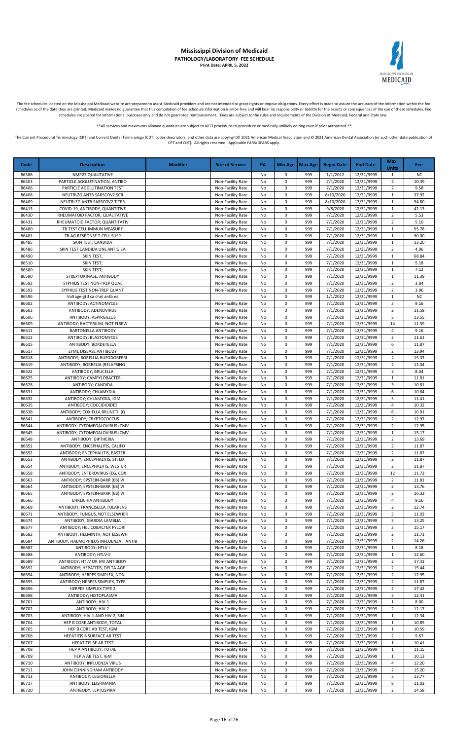# Mississippi Division of Medicaid
## PATHOLOGY/LABORATORY FEE SCHEDULE
**Print Date: APRIL 5, 2022**

The fee schedules located on the Mississippi Medicaid website are prepared to assist Medicaid providers and are not intended to grant rights or impose obligations. Every effort is made to assure the accuracy of the information within the fee schedules as of the date they are printed. Medicaid makes no guarantee that this compilation of fee schedule information is error-free and will bear no responsibility or liability for the results or consequences of the use of these schedules. Fee schedules are posted for informational purposes only and do not guarantee reimbursement. Fees are subject to the rules and requirements of the Division of Medicaid, Federal and State law.

**All services and maximums allowed quantities are subject to NCCI procedure-to-procedure or medically unlikely editing even if prior authorized.**

The Current Procedural Terminology (CPT) and Current Dental Terminology (CDT) codes descriptors, and other data are copyright© 2021 American Medical Association and © 2021 American Dental Association (or such other date publication of CPT and CDT). All rights reserved. Applicable FARS/DFARS apply.

| Code | Description | Modifier | Site of Service | PA | Min Age | Max Age | Begin Date | End Date | Max Units | Fee |
|---|---|---|---|---|---|---|---|---|---|---|
| 86386 | NMP22 QUALITATIVE | | | No | 0 | 999 | 1/1/2012 | 12/31/9999 | 1 | NC |
| 86403 | PARTICLE AGGLUTINATION, ANTIBO | | Non-Facility Rate | No | 0 | 999 | 7/1/2020 | 12/31/9999 | 2 | 10.39 |
| 86406 | PARTICLE AGGLUTINATION TEST | | Non-Facility Rate | No | 0 | 999 | 7/1/2020 | 12/31/9999 | 2 | 9.58 |
| 86408 | NEUTRLZG ANTB SARSCOV2 SCR | | Non-Facility Rate | No | 0 | 999 | 8/10/2020 | 12/31/9999 | 1 | 37.92 |
| 86409 | NEUTRLZG ANTB SARSCOV2 TITER | | Non-Facility Rate | No | 0 | 999 | 8/10/2020 | 12/31/9999 | 1 | 94.80 |
| 86413 | COVID-19, ANTIBODY, QUANTITIVE | | Non-Facility Rate | No | 0 | 999 | 9/8/2020 | 12/31/9999 | 1 | 42.13 |
| 86430 | RHEUMATOID FACTOR; QUALITATIVE | | Non-Facility Rate | No | 0 | 999 | 7/1/2020 | 12/31/9999 | 2 | 5.53 |
| 86431 | RHEUMATOID FACTOR; QUANTITATIV | | Non-Facility Rate | No | 0 | 999 | 7/1/2020 | 12/31/9999 | 2 | 5.10 |
| 86480 | TB TEST CELL IMMUN MEASURE | | Non-Facility Rate | No | 0 | 999 | 7/1/2020 | 12/31/9999 | 1 | 55.78 |
| 86481 | TB AG RESPONSE T-CELL SUSP | | Non-Facility Rate | No | 0 | 999 | 7/1/2020 | 12/31/9999 | 1 | 90.00 |
| 86485 | SKIN TEST; CANDIDA | | Non-Facility Rate | No | 0 | 999 | 7/1/2020 | 12/31/9999 | 1 | 13.20 |
| 86486 | SKIN TEST CANDIDA UNL ANTIG EA | | Non-Facility Rate | No | 0 | 999 | 7/1/2020 | 12/31/9999 | 2 | 4.06 |
| 86490 | SKIN TEST; | | Non-Facility Rate | No | 0 | 999 | 7/1/2020 | 12/31/9999 | 1 | 68.84 |
| 86510 | SKIN TEST; | | Non-Facility Rate | No | 0 | 999 | 7/1/2020 | 12/31/9999 | 1 | 5.18 |
| 86580 | SKIN TEST; | | Non-Facility Rate | No | 0 | 999 | 7/1/2020 | 12/31/9999 | 1 | 7.12 |
| 86590 | STREPTOKINASE, ANTIBODY | | Non-Facility Rate | No | 0 | 999 | 7/1/2020 | 12/31/9999 | 1 | 11.39 |
| 86592 | SYPHILIS TEST NON-TREP QUAL | | Non-Facility Rate | No | 0 | 999 | 7/1/2020 | 12/31/9999 | 2 | 3.84 |
| 86593 | SYPHILIS TEST NON-TREP QUANT | | Non-Facility Rate | No | 0 | 999 | 7/1/2020 | 12/31/9999 | 2 | 3.96 |
| 86596 | Voltage-gtd ca chnl antb ea | | | No | 0 | 999 | 1/1/2022 | 12/31/9999 | 1 | NC |
| 86602 | ANTIBODY; ACTINOMYCES | | Non-Facility Rate | No | 0 | 999 | 7/1/2020 | 12/31/9999 | 3 | 9.16 |
| 86603 | ANTIBODY; ADENOVIRUS | | Non-Facility Rate | No | 0 | 999 | 7/1/2020 | 12/31/9999 | 2 | 11.58 |
| 86606 | ANTIBODY; ASPIRGILLUS | | Non-Facility Rate | No | 0 | 999 | 7/1/2020 | 12/31/9999 | 3 | 13.55 |
| 86609 | ANTIBODY; BACTERIUM, NOT ELSEW | | Non-Facility Rate | No | 0 | 999 | 7/1/2020 | 12/31/9999 | 14 | 11.59 |
| 86611 | BARTONELLA ANTIBODY | | Non-Facility Rate | No | 0 | 999 | 7/1/2020 | 12/31/9999 | 4 | 9.16 |
| 86612 | ANTIBODY; BLASTOMYCES | | Non-Facility Rate | No | 0 | 999 | 7/1/2020 | 12/31/9999 | 2 | 11.61 |
| 86615 | ANTIBODY; BORDETELLA | | Non-Facility Rate | No | 0 | 999 | 7/1/2020 | 12/31/9999 | 6 | 11.87 |
| 86617 | LYME DISEASE ANTIBODY | | Non-Facility Rate | No | 0 | 999 | 7/1/2020 | 12/31/9999 | 2 | 13.94 |
| 86618 | ANTIBODY; BORELLIA BUFGDORFERI | | Non-Facility Rate | No | 0 | 999 | 7/1/2020 | 12/31/9999 | 2 | 15.33 |
| 86619 | ANTIBODY; BORRELIA (RELAPSING | | Non-Facility Rate | No | 0 | 999 | 7/1/2020 | 12/31/9999 | 2 | 12.04 |
| 86622 | ANTIBODY; BRUCELLA | | Non-Facility Rate | No | 0 | 999 | 7/1/2020 | 12/31/9999 | 2 | 8.04 |
| 86625 | ANTIBODY; CAMPYLOBACTER | | Non-Facility Rate | No | 0 | 999 | 7/1/2020 | 12/31/9999 | 1 | 11.81 |
| 86628 | ANTIBODY; CANDIDA | | Non-Facility Rate | No | 0 | 999 | 7/1/2020 | 12/31/9999 | 3 | 10.81 |
| 86631 | ANTIBODY; CHLAMYDIA | | Non-Facility Rate | No | 0 | 999 | 7/1/2020 | 12/31/9999 | 6 | 10.64 |
| 86632 | ANTIBODY; CHLAMYDIA, IGM | | Non-Facility Rate | No | 0 | 999 | 7/1/2020 | 12/31/9999 | 3 | 11.41 |
| 86635 | ANTIBODY; COCCIDIOIDES | | Non-Facility Rate | No | 0 | 999 | 7/1/2020 | 12/31/9999 | 4 | 10.32 |
| 86638 | ANTIBODY; COXIELLA BRUNETII (Q | | Non-Facility Rate | No | 0 | 999 | 7/1/2020 | 12/31/9999 | 6 | 10.91 |
| 86641 | ANTIBODY; CRYPTOCOCCUS | | Non-Facility Rate | No | 0 | 999 | 7/1/2020 | 12/31/9999 | 2 | 12.97 |
| 86644 | ANTIBODY; CYTOMEGALOVIRUS (CMV | | Non-Facility Rate | No | 0 | 999 | 7/1/2020 | 12/31/9999 | 2 | 12.95 |
| 86645 | ANTIBODY; CYTOMEGALOVIRUS (CMV | | Non-Facility Rate | No | 0 | 999 | 7/1/2020 | 12/31/9999 | 1 | 15.17 |
| 86648 | ANTIBODY; DIPTHERIA | | Non-Facility Rate | No | 0 | 999 | 7/1/2020 | 12/31/9999 | 2 | 13.69 |
| 86651 | ANTIBODY; ENCEPHALITIS, CALIFO | | Non-Facility Rate | No | 0 | 999 | 7/1/2020 | 12/31/9999 | 2 | 11.87 |
| 86652 | ANTIBODY; ENCEPHALITIS, EASTER | | Non-Facility Rate | No | 0 | 999 | 7/1/2020 | 12/31/9999 | 2 | 11.87 |
| 86653 | ANTIBODY; ENCEPHALITIS, ST. LO | | Non-Facility Rate | No | 0 | 999 | 7/1/2020 | 12/31/9999 | 2 | 11.87 |
| 86654 | ANTIBODY; ENCEPHALITIS, WESTER | | Non-Facility Rate | No | 0 | 999 | 7/1/2020 | 12/31/9999 | 2 | 11.87 |
| 86658 | ANTIBODY; ENTEROVIRUS (EG, COX | | Non-Facility Rate | No | 0 | 999 | 7/1/2020 | 12/31/9999 | 12 | 11.73 |
| 86663 | ANTIBODY; EPSTEIN-BARR (EB) VI | | Non-Facility Rate | No | 0 | 999 | 7/1/2020 | 12/31/9999 | 2 | 11.81 |
| 86664 | ANTIBODY; EPSTEIN-BARR (EB) VI | | Non-Facility Rate | No | 0 | 999 | 7/1/2020 | 12/31/9999 | 2 | 13.76 |
| 86665 | ANTIBODY; EPSTEIN-BARR (EB) VI | | Non-Facility Rate | No | 0 | 999 | 7/1/2020 | 12/31/9999 | 2 | 16.33 |
| 86666 | EHRLICHIA ANTIBODY | | Non-Facility Rate | No | 0 | 999 | 7/1/2020 | 12/31/9999 | 4 | 9.16 |
| 86668 | ANTIBODY; FRANCISELLA TULARENS | | Non-Facility Rate | No | 0 | 999 | 7/1/2020 | 12/31/9999 | 2 | 12.74 |
| 86671 | ANTIBODY; FUNGUS, NOT ELSEWHER | | Non-Facility Rate | No | 0 | 999 | 7/1/2020 | 12/31/9999 | 3 | 11.03 |
| 86674 | ANTIBODY; GIARDIA LAMBLIA | | Non-Facility Rate | No | 0 | 999 | 7/1/2020 | 12/31/9999 | 3 | 13.25 |
| 86677 | ANTIBODY; HELICOBACTER PYLORI | | Non-Facility Rate | No | 0 | 999 | 7/1/2020 | 12/31/9999 | 3 | 15.17 |
| 86682 | ANTIBODY; HELMINTH, NOT ELSEWH | | Non-Facility Rate | No | 0 | 999 | 7/1/2020 | 12/31/9999 | 2 | 11.71 |
| 86684 | ANTIBODY; HAEMOPHILUS INFLUENZA ANTIB | | Non-Facility Rate | No | 0 | 999 | 7/1/2020 | 12/31/9999 | 2 | 14.26 |
| 86687 | ANTIBODY; HTLV I | | Non-Facility Rate | No | 0 | 999 | 7/1/2020 | 12/31/9999 | 1 | 8.18 |
| 86688 | ANTIBODY; HTLV-II | | Non-Facility Rate | No | 0 | 999 | 7/1/2020 | 12/31/9999 | 1 | 12.60 |
| 86689 | ANTIBODY; HTLV OR HIV ANTIBODY | | Non-Facility Rate | No | 0 | 999 | 7/1/2020 | 12/31/9999 | 2 | 17.42 |
| 86692 | ANTIBODY; HEPATITIS, DELTA AGE | | Non-Facility Rate | No | 0 | 999 | 7/1/2020 | 12/31/9999 | 2 | 15.44 |
| 86694 | ANTIBODY; HERPES SIMPLEX, NON- | | Non-Facility Rate | No | 0 | 999 | 7/1/2020 | 12/31/9999 | 2 | 12.95 |
| 86695 | ANTIBODY; HERPES SIMPLEX, TYPE | | Non-Facility Rate | No | 0 | 999 | 7/1/2020 | 12/31/9999 | 2 | 11.87 |
| 86696 | HERPES SIMPLEX TYPE 2 | | Non-Facility Rate | No | 0 | 999 | 7/1/2020 | 12/31/9999 | 2 | 17.42 |
| 86698 | ANTIBODY; HISTOPLASMA | | Non-Facility Rate | No | 0 | 999 | 7/1/2020 | 12/31/9999 | 3 | 12.41 |
| 86701 | ANTIBODY; HIV-1 | | Non-Facility Rate | No | 0 | 999 | 7/1/2020 | 12/31/9999 | 1 | 8.00 |
| 86702 | ANTIBODY; HIV-2 | | Non-Facility Rate | No | 0 | 999 | 7/1/2020 | 12/31/9999 | 2 | 12.17 |
| 86703 | ANTIBODY; HIV-1 AND HIV-2, SIN | | Non-Facility Rate | No | 0 | 999 | 7/1/2020 | 12/31/9999 | 1 | 12.34 |
| 86704 | HEP B CORE ANTIBODY, TOTAL | | Non-Facility Rate | No | 0 | 999 | 7/1/2020 | 12/31/9999 | 1 | 10.85 |
| 86705 | HEP B CORE AB TEST, IGM | | Non-Facility Rate | No | 0 | 999 | 7/1/2020 | 12/31/9999 | 1 | 10.59 |
| 86706 | HEPATITIS B SURFACE AB TEST | | Non-Facility Rate | No | 0 | 999 | 7/1/2020 | 12/31/9999 | 2 | 9.67 |
| 86707 | HEPATITIS BE AB TEST | | Non-Facility Rate | No | 0 | 999 | 7/1/2020 | 12/31/9999 | 1 | 10.41 |
| 86708 | HEP A ANTIBODY, TOTAL | | Non-Facility Rate | No | 0 | 999 | 7/1/2020 | 12/31/9999 | 1 | 11.15 |
| 86709 | HEP A AB TEST, IGM | | Non-Facility Rate | No | 0 | 999 | 7/1/2020 | 12/31/9999 | 1 | 10.13 |
| 86710 | ANTIBODY; INFLUENZA VIRUS | | Non-Facility Rate | No | 0 | 999 | 7/1/2020 | 12/31/9999 | 4 | 12.20 |
| 86711 | JOHN CUNNINGHAM ANTIBODY | | Non-Facility Rate | No | 0 | 999 | 7/1/2020 | 12/31/9999 | 2 | 15.20 |
| 86713 | ANTIBODY; LEGIONELLA | | Non-Facility Rate | No | 0 | 999 | 7/1/2020 | 12/31/9999 | 3 | 13.77 |
| 86717 | ANTIBODY; LEISHMANIA | | Non-Facility Rate | No | 0 | 999 | 7/1/2020 | 12/31/9999 | 8 | 11.03 |
| 86720 | ANTIBODY; LEPTOSPIRA | | Non-Facility Rate | No | 0 | 999 | 7/1/2020 | 12/31/9999 | 2 | 14.58 |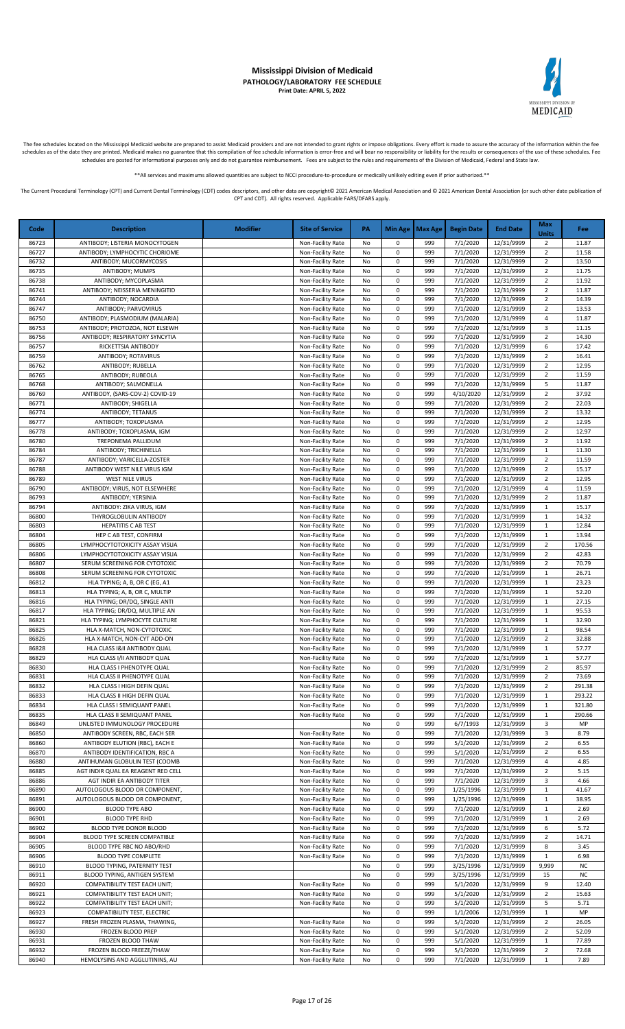# Mississippi Division of Medicaid

**PATHOLOGY/LABORATORY FEE SCHEDULE**

**Print Date: APRIL 5, 2022**

The fee schedules located on the Mississippi Medicaid website are prepared to assist Medicaid providers and are not intended to grant rights or impose obligations. Every effort is made to assure the accuracy of the information within the fee schedules as of the date they are printed. Medicaid makes no guarantee that this compilation of fee schedule information is error-free and will bear no responsibility or liability for the results or consequences of the use of these schedules. Fee schedules are posted for informational purposes only and do not guarantee reimbursement. Fees are subject to the rules and requirements of the Division of Medicaid, Federal and State law.

**All services and maximums allowed quantities are subject to NCCI procedure-to-procedure or medically unlikely editing even if prior authorized.**

The Current Procedural Terminology (CPT) and Current Dental Terminology (CDT) codes descriptors, and other data are copyright© 2021 American Medical Association and © 2021 American Dental Association (or such other date publication of CPT and CDT). All rights reserved. Applicable FARS/DFARS apply.

| Code | Description | Modifier | Site of Service | PA | Min Age | Max Age | Begin Date | End Date | Max Units | Fee |
|---|---|---|---|---|---|---|---|---|---|---|
| 86723 | ANTIBODY; LISTERIA MONOCYTOGEN | | Non-Facility Rate | No | 0 | 999 | 7/1/2020 | 12/31/9999 | 2 | 11.87 |
| 86727 | ANTIBODY; LYMPHOCYTIC CHORIOME | | Non-Facility Rate | No | 0 | 999 | 7/1/2020 | 12/31/9999 | 2 | 11.58 |
| 86732 | ANTIBODY; MUCORMYCOSIS | | Non-Facility Rate | No | 0 | 999 | 7/1/2020 | 12/31/9999 | 2 | 13.50 |
| 86735 | ANTIBODY; MUMPS | | Non-Facility Rate | No | 0 | 999 | 7/1/2020 | 12/31/9999 | 2 | 11.75 |
| 86738 | ANTIBODY; MYCOPLASMA | | Non-Facility Rate | No | 0 | 999 | 7/1/2020 | 12/31/9999 | 2 | 11.92 |
| 86741 | ANTIBODY; NEISSERIA MENINGITID | | Non-Facility Rate | No | 0 | 999 | 7/1/2020 | 12/31/9999 | 2 | 11.87 |
| 86744 | ANTIBODY; NOCARDIA | | Non-Facility Rate | No | 0 | 999 | 7/1/2020 | 12/31/9999 | 2 | 14.39 |
| 86747 | ANTIBODY; PARVOVIRUS | | Non-Facility Rate | No | 0 | 999 | 7/1/2020 | 12/31/9999 | 2 | 13.53 |
| 86750 | ANTIBODY; PLASMODIUM (MALARIA) | | Non-Facility Rate | No | 0 | 999 | 7/1/2020 | 12/31/9999 | 4 | 11.87 |
| 86753 | ANTIBODY; PROTOZOA, NOT ELSEWH | | Non-Facility Rate | No | 0 | 999 | 7/1/2020 | 12/31/9999 | 3 | 11.15 |
| 86756 | ANTIBODY; RESPIRATORY SYNCYTIA | | Non-Facility Rate | No | 0 | 999 | 7/1/2020 | 12/31/9999 | 2 | 14.30 |
| 86757 | RICKETTSIA ANTIBODY | | Non-Facility Rate | No | 0 | 999 | 7/1/2020 | 12/31/9999 | 6 | 17.42 |
| 86759 | ANTIBODY; ROTAVIRUS | | Non-Facility Rate | No | 0 | 999 | 7/1/2020 | 12/31/9999 | 2 | 16.41 |
| 86762 | ANTIBODY; RUBELLA | | Non-Facility Rate | No | 0 | 999 | 7/1/2020 | 12/31/9999 | 2 | 12.95 |
| 86765 | ANTIBODY; RUBEOLA | | Non-Facility Rate | No | 0 | 999 | 7/1/2020 | 12/31/9999 | 2 | 11.59 |
| 86768 | ANTIBODY; SALMONELLA | | Non-Facility Rate | No | 0 | 999 | 7/1/2020 | 12/31/9999 | 5 | 11.87 |
| 86769 | ANTIBODY, (SARS-COV-2) COVID-19 | | Non-Facility Rate | No | 0 | 999 | 4/10/2020 | 12/31/9999 | 2 | 37.92 |
| 86771 | ANTIBODY; SHIGELLA | | Non-Facility Rate | No | 0 | 999 | 7/1/2020 | 12/31/9999 | 2 | 22.03 |
| 86774 | ANTIBODY; TETANUS | | Non-Facility Rate | No | 0 | 999 | 7/1/2020 | 12/31/9999 | 2 | 13.32 |
| 86777 | ANTIBODY; TOXOPLASMA | | Non-Facility Rate | No | 0 | 999 | 7/1/2020 | 12/31/9999 | 2 | 12.95 |
| 86778 | ANTIBODY; TOXOPLASMA, IGM | | Non-Facility Rate | No | 0 | 999 | 7/1/2020 | 12/31/9999 | 2 | 12.97 |
| 86780 | TREPONEMA PALLIDUM | | Non-Facility Rate | No | 0 | 999 | 7/1/2020 | 12/31/9999 | 2 | 11.92 |
| 86784 | ANTIBODY; TRICHINELLA | | Non-Facility Rate | No | 0 | 999 | 7/1/2020 | 12/31/9999 | 1 | 11.30 |
| 86787 | ANTIBODY; VARICELLA-ZOSTER | | Non-Facility Rate | No | 0 | 999 | 7/1/2020 | 12/31/9999 | 2 | 11.59 |
| 86788 | ANTIBODY WEST NILE VIRUS IGM | | Non-Facility Rate | No | 0 | 999 | 7/1/2020 | 12/31/9999 | 2 | 15.17 |
| 86789 | WEST NILE VIRUS | | Non-Facility Rate | No | 0 | 999 | 7/1/2020 | 12/31/9999 | 2 | 12.95 |
| 86790 | ANTIBODY; VIRUS, NOT ELSEWHERE | | Non-Facility Rate | No | 0 | 999 | 7/1/2020 | 12/31/9999 | 4 | 11.59 |
| 86793 | ANTIBODY; YERSINIA | | Non-Facility Rate | No | 0 | 999 | 7/1/2020 | 12/31/9999 | 2 | 11.87 |
| 86794 | ANTIBODY: ZIKA VIRUS, IGM | | Non-Facility Rate | No | 0 | 999 | 7/1/2020 | 12/31/9999 | 1 | 15.17 |
| 86800 | THYROGLOBULIN ANTIBODY | | Non-Facility Rate | No | 0 | 999 | 7/1/2020 | 12/31/9999 | 1 | 14.32 |
| 86803 | HEPATITIS C AB TEST | | Non-Facility Rate | No | 0 | 999 | 7/1/2020 | 12/31/9999 | 1 | 12.84 |
| 86804 | HEP C AB TEST, CONFIRM | | Non-Facility Rate | No | 0 | 999 | 7/1/2020 | 12/31/9999 | 1 | 13.94 |
| 86805 | LYMPHOCYTOTOXICITY ASSAY VISUA | | Non-Facility Rate | No | 0 | 999 | 7/1/2020 | 12/31/9999 | 2 | 170.56 |
| 86806 | LYMPHOCYTOTOXICITY ASSAY VISUA | | Non-Facility Rate | No | 0 | 999 | 7/1/2020 | 12/31/9999 | 2 | 42.83 |
| 86807 | SERUM SCREENING FOR CYTOTOXIC | | Non-Facility Rate | No | 0 | 999 | 7/1/2020 | 12/31/9999 | 2 | 70.79 |
| 86808 | SERUM SCREENING FOR CYTOTOXIC | | Non-Facility Rate | No | 0 | 999 | 7/1/2020 | 12/31/9999 | 1 | 26.71 |
| 86812 | HLA TYPING; A, B, OR C (EG, A1 | | Non-Facility Rate | No | 0 | 999 | 7/1/2020 | 12/31/9999 | 1 | 23.23 |
| 86813 | HLA TYPING; A, B, OR C, MULTIP | | Non-Facility Rate | No | 0 | 999 | 7/1/2020 | 12/31/9999 | 1 | 52.20 |
| 86816 | HLA TYPING; DR/DQ, SINGLE ANTI | | Non-Facility Rate | No | 0 | 999 | 7/1/2020 | 12/31/9999 | 1 | 27.15 |
| 86817 | HLA TYPING; DR/DQ, MULTIPLE AN | | Non-Facility Rate | No | 0 | 999 | 7/1/2020 | 12/31/9999 | 1 | 95.53 |
| 86821 | HLA TYPING; LYMPHOCYTE CULTURE | | Non-Facility Rate | No | 0 | 999 | 7/1/2020 | 12/31/9999 | 1 | 32.90 |
| 86825 | HLA X-MATCH, NON-CYTOTOXIC | | Non-Facility Rate | No | 0 | 999 | 7/1/2020 | 12/31/9999 | 1 | 98.54 |
| 86826 | HLA X-MATCH, NON-CYT ADD-ON | | Non-Facility Rate | No | 0 | 999 | 7/1/2020 | 12/31/9999 | 2 | 32.88 |
| 86828 | HLA CLASS I&II ANTIBODY QUAL | | Non-Facility Rate | No | 0 | 999 | 7/1/2020 | 12/31/9999 | 1 | 57.77 |
| 86829 | HLA CLASS I/II ANTIBODY QUAL | | Non-Facility Rate | No | 0 | 999 | 7/1/2020 | 12/31/9999 | 1 | 57.77 |
| 86830 | HLA CLASS I PHENOTYPE QUAL | | Non-Facility Rate | No | 0 | 999 | 7/1/2020 | 12/31/9999 | 2 | 85.97 |
| 86831 | HLA CLASS II PHENOTYPE QUAL | | Non-Facility Rate | No | 0 | 999 | 7/1/2020 | 12/31/9999 | 2 | 73.69 |
| 86832 | HLA CLASS I HIGH DEFIN QUAL | | Non-Facility Rate | No | 0 | 999 | 7/1/2020 | 12/31/9999 | 2 | 291.38 |
| 86833 | HLA CLASS II HIGH DEFIN QUAL | | Non-Facility Rate | No | 0 | 999 | 7/1/2020 | 12/31/9999 | 1 | 293.22 |
| 86834 | HLA CLASS I SEMIQUANT PANEL | | Non-Facility Rate | No | 0 | 999 | 7/1/2020 | 12/31/9999 | 1 | 321.80 |
| 86835 | HLA CLASS II SEMIQUANT PANEL | | Non-Facility Rate | No | 0 | 999 | 7/1/2020 | 12/31/9999 | 1 | 290.66 |
| 86849 | UNLISTED IMMUNOLOGY PROCEDURE | | | No | 0 | 999 | 6/7/1993 | 12/31/9999 | 3 | MP |
| 86850 | ANTIBODY SCREEN, RBC, EACH SER | | Non-Facility Rate | No | 0 | 999 | 7/1/2020 | 12/31/9999 | 3 | 8.79 |
| 86860 | ANTIBODY ELUTION (RBC), EACH E | | Non-Facility Rate | No | 0 | 999 | 5/1/2020 | 12/31/9999 | 2 | 6.55 |
| 86870 | ANTIBODY IDENTIFICATION, RBC A | | Non-Facility Rate | No | 0 | 999 | 5/1/2020 | 12/31/9999 | 2 | 6.55 |
| 86880 | ANTIHUMAN GLOBULIN TEST (COOMB | | Non-Facility Rate | No | 0 | 999 | 7/1/2020 | 12/31/9999 | 4 | 4.85 |
| 86885 | AGT INDIR QUAL EA REAGENT RED CELL | | Non-Facility Rate | No | 0 | 999 | 7/1/2020 | 12/31/9999 | 2 | 5.15 |
| 86886 | AGT INDIR EA ANTIBODY TITER | | Non-Facility Rate | No | 0 | 999 | 7/1/2020 | 12/31/9999 | 3 | 4.66 |
| 86890 | AUTOLOGOUS BLOOD OR COMPONENT, | | Non-Facility Rate | No | 0 | 999 | 1/25/1996 | 12/31/9999 | 1 | 41.67 |
| 86891 | AUTOLOGOUS BLOOD OR COMPONENT, | | Non-Facility Rate | No | 0 | 999 | 1/25/1996 | 12/31/9999 | 1 | 38.95 |
| 86900 | BLOOD TYPE ABO | | Non-Facility Rate | No | 0 | 999 | 7/1/2020 | 12/31/9999 | 1 | 2.69 |
| 86901 | BLOOD TYPE RHD | | Non-Facility Rate | No | 0 | 999 | 7/1/2020 | 12/31/9999 | 1 | 2.69 |
| 86902 | BLOOD TYPE DONOR BLOOD | | Non-Facility Rate | No | 0 | 999 | 7/1/2020 | 12/31/9999 | 6 | 5.72 |
| 86904 | BLOOD TYPE SCREEN COMPATIBLE | | Non-Facility Rate | No | 0 | 999 | 7/1/2020 | 12/31/9999 | 2 | 14.71 |
| 86905 | BLOOD TYPE RBC NO ABO/RHD | | Non-Facility Rate | No | 0 | 999 | 7/1/2020 | 12/31/9999 | 8 | 3.45 |
| 86906 | BLOOD TYPE COMPLETE | | Non-Facility Rate | No | 0 | 999 | 7/1/2020 | 12/31/9999 | 1 | 6.98 |
| 86910 | BLOOD TYPING, PATERNITY TEST | | | No | 0 | 999 | 3/25/1996 | 12/31/9999 | 9,999 | NC |
| 86911 | BLOOD TYPING, ANTIGEN SYSTEM | | | No | 0 | 999 | 3/25/1996 | 12/31/9999 | 15 | NC |
| 86920 | COMPATIBILITY TEST EACH UNIT; | | Non-Facility Rate | No | 0 | 999 | 5/1/2020 | 12/31/9999 | 9 | 12.40 |
| 86921 | COMPATIBILITY TEST EACH UNIT; | | Non-Facility Rate | No | 0 | 999 | 5/1/2020 | 12/31/9999 | 2 | 15.63 |
| 86922 | COMPATIBILITY TEST EACH UNIT; | | Non-Facility Rate | No | 0 | 999 | 5/1/2020 | 12/31/9999 | 5 | 5.71 |
| 86923 | COMPATIBILITY TEST, ELECTRIC | | | No | 0 | 999 | 1/1/2006 | 12/31/9999 | 1 | MP |
| 86927 | FRESH FROZEN PLASMA, THAWING, | | Non-Facility Rate | No | 0 | 999 | 5/1/2020 | 12/31/9999 | 2 | 26.05 |
| 86930 | FROZEN BLOOD PREP | | Non-Facility Rate | No | 0 | 999 | 5/1/2020 | 12/31/9999 | 2 | 52.09 |
| 86931 | FROZEN BLOOD THAW | | Non-Facility Rate | No | 0 | 999 | 5/1/2020 | 12/31/9999 | 1 | 77.89 |
| 86932 | FROZEN BLOOD FREEZE/THAW | | Non-Facility Rate | No | 0 | 999 | 5/1/2020 | 12/31/9999 | 2 | 72.68 |
| 86940 | HEMOLYSINS AND AGGLUTININS, AU | | Non-Facility Rate | No | 0 | 999 | 7/1/2020 | 12/31/9999 | 1 | 7.89 |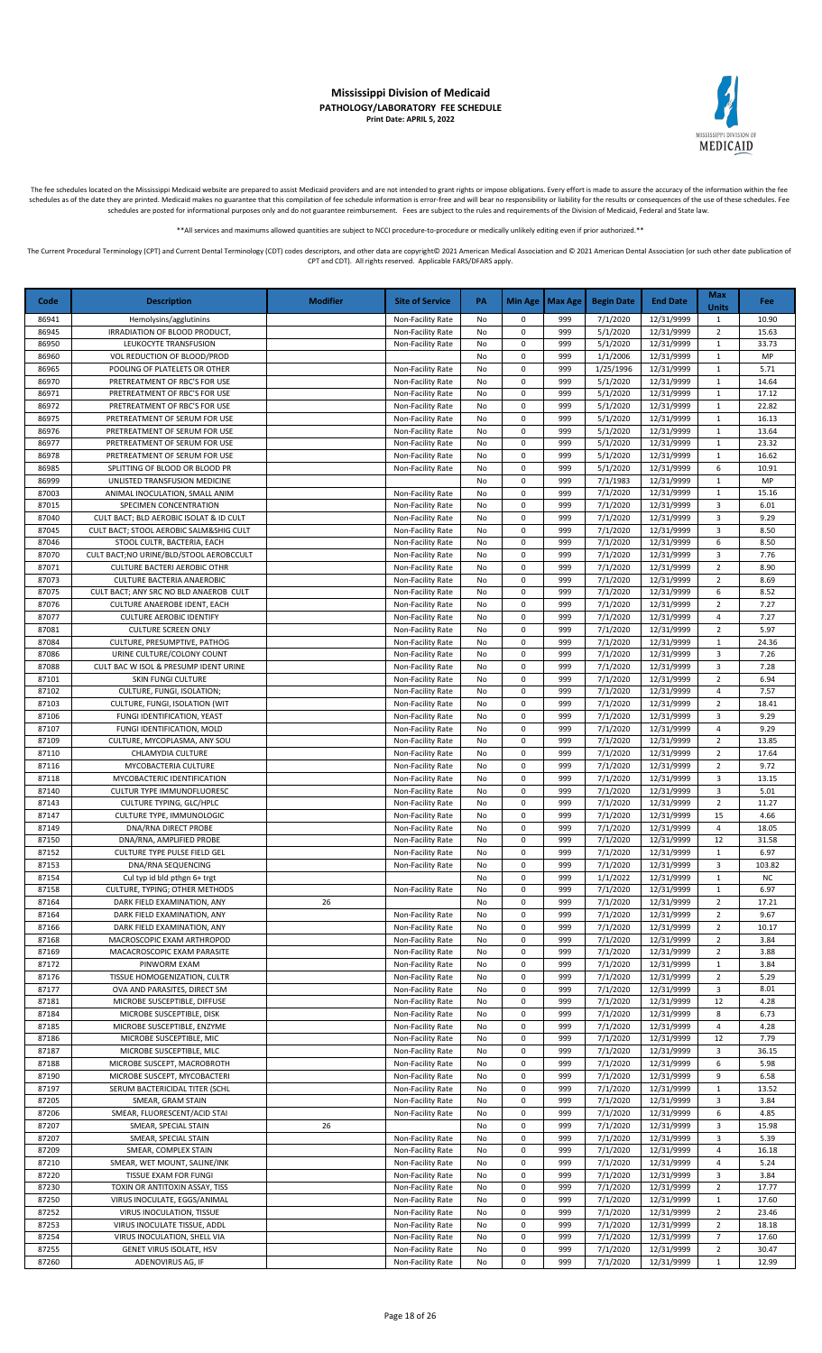# Mississippi Division of Medicaid

**PATHOLOGY/LABORATORY FEE SCHEDULE**

**Print Date: APRIL 5, 2022**

The fee schedules located on the Mississippi Medicaid website are prepared to assist Medicaid providers and are not intended to grant rights or impose obligations. Every effort is made to assure the accuracy of the information within the fee schedules as of the date they are printed. Medicaid makes no guarantee that this compilation of fee schedule information is error-free and will bear no responsibility or liability for the results or consequences of the use of these schedules. Fee schedules are posted for informational purposes only and do not guarantee reimbursement. Fees are subject to the rules and requirements of the Division of Medicaid, Federal and State law.

**All services and maximums allowed quantities are subject to NCCI procedure-to-procedure or medically unlikely editing even if prior authorized.**

The Current Procedural Terminology (CPT) and Current Dental Terminology (CDT) codes descriptors, and other data are copyright© 2021 American Medical Association and © 2021 American Dental Association (or such other date publication of CPT and CDT). All rights reserved. Applicable FARS/DFARS apply.

| Code | Description | Modifier | Site of Service | PA | Min Age | Max Age | Begin Date | End Date | Max Units | Fee |
|---|---|---|---|---|---|---|---|---|---|---|
| 86941 | Hemolysins/agglutinins | | Non-Facility Rate | No | 0 | 999 | 7/1/2020 | 12/31/9999 | 1 | 10.90 |
| 86945 | IRRADIATION OF BLOOD PRODUCT, | | Non-Facility Rate | No | 0 | 999 | 5/1/2020 | 12/31/9999 | 2 | 15.63 |
| 86950 | LEUKOCYTE TRANSFUSION | | Non-Facility Rate | No | 0 | 999 | 5/1/2020 | 12/31/9999 | 1 | 33.73 |
| 86960 | VOL REDUCTION OF BLOOD/PROD | | | No | 0 | 999 | 1/1/2006 | 12/31/9999 | 1 | MP |
| 86965 | POOLING OF PLATELETS OR OTHER | | Non-Facility Rate | No | 0 | 999 | 1/25/1996 | 12/31/9999 | 1 | 5.71 |
| 86970 | PRETREATMENT OF RBC'S FOR USE | | Non-Facility Rate | No | 0 | 999 | 5/1/2020 | 12/31/9999 | 1 | 14.64 |
| 86971 | PRETREATMENT OF RBC'S FOR USE | | Non-Facility Rate | No | 0 | 999 | 5/1/2020 | 12/31/9999 | 1 | 17.12 |
| 86972 | PRETREATMENT OF RBC'S FOR USE | | Non-Facility Rate | No | 0 | 999 | 5/1/2020 | 12/31/9999 | 1 | 22.82 |
| 86975 | PRETREATMENT OF SERUM FOR USE | | Non-Facility Rate | No | 0 | 999 | 5/1/2020 | 12/31/9999 | 1 | 16.13 |
| 86976 | PRETREATMENT OF SERUM FOR USE | | Non-Facility Rate | No | 0 | 999 | 5/1/2020 | 12/31/9999 | 1 | 13.64 |
| 86977 | PRETREATMENT OF SERUM FOR USE | | Non-Facility Rate | No | 0 | 999 | 5/1/2020 | 12/31/9999 | 1 | 23.32 |
| 86978 | PRETREATMENT OF SERUM FOR USE | | Non-Facility Rate | No | 0 | 999 | 5/1/2020 | 12/31/9999 | 1 | 16.62 |
| 86985 | SPLITTING OF BLOOD OR BLOOD PR | | Non-Facility Rate | No | 0 | 999 | 5/1/2020 | 12/31/9999 | 6 | 10.91 |
| 86999 | UNLISTED TRANSFUSION MEDICINE | | | No | 0 | 999 | 7/1/1983 | 12/31/9999 | 1 | MP |
| 87003 | ANIMAL INOCULATION, SMALL ANIM | | Non-Facility Rate | No | 0 | 999 | 7/1/2020 | 12/31/9999 | 1 | 15.16 |
| 87015 | SPECIMEN CONCENTRATION | | Non-Facility Rate | No | 0 | 999 | 7/1/2020 | 12/31/9999 | 3 | 6.01 |
| 87040 | CULT BACT; BLD AEROBIC ISOLAT & ID CULT | | Non-Facility Rate | No | 0 | 999 | 7/1/2020 | 12/31/9999 | 3 | 9.29 |
| 87045 | CULT BACT; STOOL AEROBIC SALM&SHIG CULT | | Non-Facility Rate | No | 0 | 999 | 7/1/2020 | 12/31/9999 | 3 | 8.50 |
| 87046 | STOOL CULTR, BACTERIA, EACH | | Non-Facility Rate | No | 0 | 999 | 7/1/2020 | 12/31/9999 | 6 | 8.50 |
| 87070 | CULT BACT;NO URINE/BLD/STOOL AEROBCCULT | | Non-Facility Rate | No | 0 | 999 | 7/1/2020 | 12/31/9999 | 3 | 7.76 |
| 87071 | CULTURE BACTERI AEROBIC OTHR | | Non-Facility Rate | No | 0 | 999 | 7/1/2020 | 12/31/9999 | 2 | 8.90 |
| 87073 | CULTURE BACTERIA ANAEROBIC | | Non-Facility Rate | No | 0 | 999 | 7/1/2020 | 12/31/9999 | 2 | 8.69 |
| 87075 | CULT BACT; ANY SRC NO BLD ANAEROB CULT | | Non-Facility Rate | No | 0 | 999 | 7/1/2020 | 12/31/9999 | 6 | 8.52 |
| 87076 | CULTURE ANAEROBE IDENT, EACH | | Non-Facility Rate | No | 0 | 999 | 7/1/2020 | 12/31/9999 | 2 | 7.27 |
| 87077 | CULTURE AEROBIC IDENTIFY | | Non-Facility Rate | No | 0 | 999 | 7/1/2020 | 12/31/9999 | 4 | 7.27 |
| 87081 | CULTURE SCREEN ONLY | | Non-Facility Rate | No | 0 | 999 | 7/1/2020 | 12/31/9999 | 2 | 5.97 |
| 87084 | CULTURE, PRESUMPTIVE, PATHOG | | Non-Facility Rate | No | 0 | 999 | 7/1/2020 | 12/31/9999 | 1 | 24.36 |
| 87086 | URINE CULTURE/COLONY COUNT | | Non-Facility Rate | No | 0 | 999 | 7/1/2020 | 12/31/9999 | 3 | 7.26 |
| 87088 | CULT BAC W ISOL & PRESUMP IDENT URINE | | Non-Facility Rate | No | 0 | 999 | 7/1/2020 | 12/31/9999 | 3 | 7.28 |
| 87101 | SKIN FUNGI CULTURE | | Non-Facility Rate | No | 0 | 999 | 7/1/2020 | 12/31/9999 | 2 | 6.94 |
| 87102 | CULTURE, FUNGI, ISOLATION; | | Non-Facility Rate | No | 0 | 999 | 7/1/2020 | 12/31/9999 | 4 | 7.57 |
| 87103 | CULTURE, FUNGI, ISOLATION (WIT | | Non-Facility Rate | No | 0 | 999 | 7/1/2020 | 12/31/9999 | 2 | 18.41 |
| 87106 | FUNGI IDENTIFICATION, YEAST | | Non-Facility Rate | No | 0 | 999 | 7/1/2020 | 12/31/9999 | 3 | 9.29 |
| 87107 | FUNGI IDENTIFICATION, MOLD | | Non-Facility Rate | No | 0 | 999 | 7/1/2020 | 12/31/9999 | 4 | 9.29 |
| 87109 | CULTURE, MYCOPLASMA, ANY SOU | | Non-Facility Rate | No | 0 | 999 | 7/1/2020 | 12/31/9999 | 2 | 13.85 |
| 87110 | CHLAMYDIA CULTURE | | Non-Facility Rate | No | 0 | 999 | 7/1/2020 | 12/31/9999 | 2 | 17.64 |
| 87116 | MYCOBACTERIA CULTURE | | Non-Facility Rate | No | 0 | 999 | 7/1/2020 | 12/31/9999 | 2 | 9.72 |
| 87118 | MYCOBACTERIC IDENTIFICATION | | Non-Facility Rate | No | 0 | 999 | 7/1/2020 | 12/31/9999 | 3 | 13.15 |
| 87140 | CULTUR TYPE IMMUNOFLUORESC | | Non-Facility Rate | No | 0 | 999 | 7/1/2020 | 12/31/9999 | 3 | 5.01 |
| 87143 | CULTURE TYPING, GLC/HPLC | | Non-Facility Rate | No | 0 | 999 | 7/1/2020 | 12/31/9999 | 2 | 11.27 |
| 87147 | CULTURE TYPE, IMMUNOLOGIC | | Non-Facility Rate | No | 0 | 999 | 7/1/2020 | 12/31/9999 | 15 | 4.66 |
| 87149 | DNA/RNA DIRECT PROBE | | Non-Facility Rate | No | 0 | 999 | 7/1/2020 | 12/31/9999 | 4 | 18.05 |
| 87150 | DNA/RNA, AMPLIFIED PROBE | | Non-Facility Rate | No | 0 | 999 | 7/1/2020 | 12/31/9999 | 12 | 31.58 |
| 87152 | CULTURE TYPE PULSE FIELD GEL | | Non-Facility Rate | No | 0 | 999 | 7/1/2020 | 12/31/9999 | 1 | 6.97 |
| 87153 | DNA/RNA SEQUENCING | | Non-Facility Rate | No | 0 | 999 | 7/1/2020 | 12/31/9999 | 3 | 103.82 |
| 87154 | Cul typ id bld pthgn 6+ trgt | | | No | 0 | 999 | 1/1/2022 | 12/31/9999 | 1 | NC |
| 87158 | CULTURE, TYPING; OTHER METHODS | | Non-Facility Rate | No | 0 | 999 | 7/1/2020 | 12/31/9999 | 1 | 6.97 |
| 87164 | DARK FIELD EXAMINATION, ANY | 26 | | No | 0 | 999 | 7/1/2020 | 12/31/9999 | 2 | 17.21 |
| 87164 | DARK FIELD EXAMINATION, ANY | | Non-Facility Rate | No | 0 | 999 | 7/1/2020 | 12/31/9999 | 2 | 9.67 |
| 87166 | DARK FIELD EXAMINATION, ANY | | Non-Facility Rate | No | 0 | 999 | 7/1/2020 | 12/31/9999 | 2 | 10.17 |
| 87168 | MACROSCOPIC EXAM ARTHROPOD | | Non-Facility Rate | No | 0 | 999 | 7/1/2020 | 12/31/9999 | 2 | 3.84 |
| 87169 | MACACROSCOPIC EXAM PARASITE | | Non-Facility Rate | No | 0 | 999 | 7/1/2020 | 12/31/9999 | 2 | 3.88 |
| 87172 | PINWORM EXAM | | Non-Facility Rate | No | 0 | 999 | 7/1/2020 | 12/31/9999 | 1 | 3.84 |
| 87176 | TISSUE HOMOGENIZATION, CULTR | | Non-Facility Rate | No | 0 | 999 | 7/1/2020 | 12/31/9999 | 2 | 5.29 |
| 87177 | OVA AND PARASITES, DIRECT SM | | Non-Facility Rate | No | 0 | 999 | 7/1/2020 | 12/31/9999 | 3 | 8.01 |
| 87181 | MICROBE SUSCEPTIBLE, DIFFUSE | | Non-Facility Rate | No | 0 | 999 | 7/1/2020 | 12/31/9999 | 12 | 4.28 |
| 87184 | MICROBE SUSCEPTIBLE, DISK | | Non-Facility Rate | No | 0 | 999 | 7/1/2020 | 12/31/9999 | 8 | 6.73 |
| 87185 | MICROBE SUSCEPTIBLE, ENZYME | | Non-Facility Rate | No | 0 | 999 | 7/1/2020 | 12/31/9999 | 4 | 4.28 |
| 87186 | MICROBE SUSCEPTIBLE, MIC | | Non-Facility Rate | No | 0 | 999 | 7/1/2020 | 12/31/9999 | 12 | 7.79 |
| 87187 | MICROBE SUSCEPTIBLE, MLC | | Non-Facility Rate | No | 0 | 999 | 7/1/2020 | 12/31/9999 | 3 | 36.15 |
| 87188 | MICROBE SUSCEPT, MACROBROTH | | Non-Facility Rate | No | 0 | 999 | 7/1/2020 | 12/31/9999 | 6 | 5.98 |
| 87190 | MICROBE SUSCEPT, MYCOBACTERI | | Non-Facility Rate | No | 0 | 999 | 7/1/2020 | 12/31/9999 | 9 | 6.58 |
| 87197 | SERUM BACTERICIDAL TITER (SCHL | | Non-Facility Rate | No | 0 | 999 | 7/1/2020 | 12/31/9999 | 1 | 13.52 |
| 87205 | SMEAR, GRAM STAIN | | Non-Facility Rate | No | 0 | 999 | 7/1/2020 | 12/31/9999 | 3 | 3.84 |
| 87206 | SMEAR, FLUORESCENT/ACID STAI | | Non-Facility Rate | No | 0 | 999 | 7/1/2020 | 12/31/9999 | 6 | 4.85 |
| 87207 | SMEAR, SPECIAL STAIN | 26 | | No | 0 | 999 | 7/1/2020 | 12/31/9999 | 3 | 15.98 |
| 87207 | SMEAR, SPECIAL STAIN | | Non-Facility Rate | No | 0 | 999 | 7/1/2020 | 12/31/9999 | 3 | 5.39 |
| 87209 | SMEAR, COMPLEX STAIN | | Non-Facility Rate | No | 0 | 999 | 7/1/2020 | 12/31/9999 | 4 | 16.18 |
| 87210 | SMEAR, WET MOUNT, SALINE/INK | | Non-Facility Rate | No | 0 | 999 | 7/1/2020 | 12/31/9999 | 4 | 5.24 |
| 87220 | TISSUE EXAM FOR FUNGI | | Non-Facility Rate | No | 0 | 999 | 7/1/2020 | 12/31/9999 | 3 | 3.84 |
| 87230 | TOXIN OR ANTITOXIN ASSAY, TISS | | Non-Facility Rate | No | 0 | 999 | 7/1/2020 | 12/31/9999 | 2 | 17.77 |
| 87250 | VIRUS INOCULATE, EGGS/ANIMAL | | Non-Facility Rate | No | 0 | 999 | 7/1/2020 | 12/31/9999 | 1 | 17.60 |
| 87252 | VIRUS INOCULATION, TISSUE | | Non-Facility Rate | No | 0 | 999 | 7/1/2020 | 12/31/9999 | 2 | 23.46 |
| 87253 | VIRUS INOCULATE TISSUE, ADDL | | Non-Facility Rate | No | 0 | 999 | 7/1/2020 | 12/31/9999 | 2 | 18.18 |
| 87254 | VIRUS INOCULATION, SHELL VIA | | Non-Facility Rate | No | 0 | 999 | 7/1/2020 | 12/31/9999 | 7 | 17.60 |
| 87255 | GENET VIRUS ISOLATE, HSV | | Non-Facility Rate | No | 0 | 999 | 7/1/2020 | 12/31/9999 | 2 | 30.47 |
| 87260 | ADENOVIRUS AG, IF | | Non-Facility Rate | No | 0 | 999 | 7/1/2020 | 12/31/9999 | 1 | 12.99 |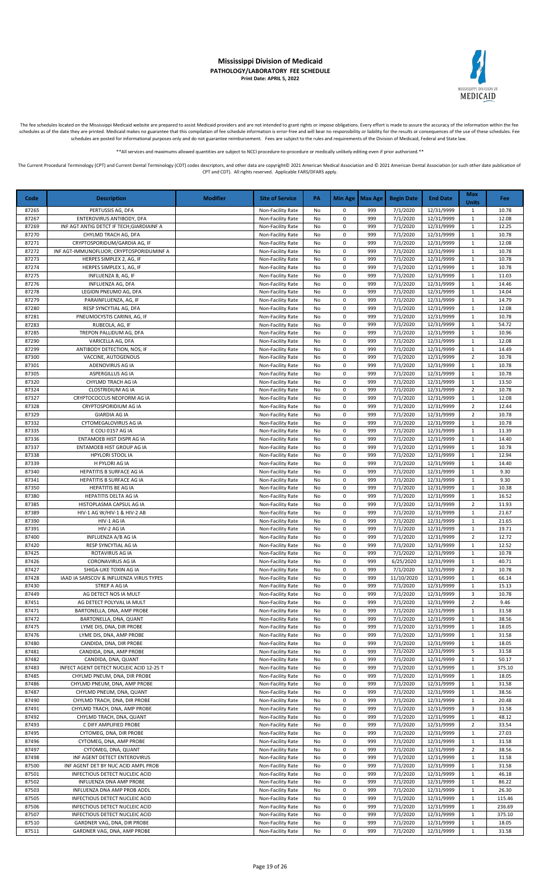# Mississippi Division of Medicaid

**PATHOLOGY/LABORATORY FEE SCHEDULE**

**Print Date: APRIL 5, 2022**

The fee schedules located on the Mississippi Medicaid website are prepared to assist Medicaid providers and are not intended to grant rights or impose obligations. Every effort is made to assure the accuracy of the information within the fee schedules as of the date they are printed. Medicaid makes no guarantee that this compilation of fee schedule information is error-free and will bear no responsibility or liability for the results or consequences of the use of these schedules. Fee schedules are posted for informational purposes only and do not guarantee reimbursement. Fees are subject to the rules and requirements of the Division of Medicaid, Federal and State law.

**All services and maximums allowed quantities are subject to NCCI procedure-to-procedure or medically unlikely editing even if prior authorized.**

The Current Procedural Terminology (CPT) and Current Dental Terminology (CDT) codes descriptors, and other data are copyright© 2021 American Medical Association and © 2021 American Dental Association (or such other date publication of CPT and CDT). All rights reserved. Applicable FARS/DFARS apply.

| Code | Description | Modifier | Site of Service | PA | Min Age | Max Age | Begin Date | End Date | Max Units | Fee |
|---|---|---|---|---|---|---|---|---|---|---|
| 87265 | PERTUSSIS AG, DFA | | Non-Facility Rate | No | 0 | 999 | 7/1/2020 | 12/31/9999 | 1 | 10.78 |
| 87267 | ENTEROVIRUS ANTIBODY, DFA | | Non-Facility Rate | No | 0 | 999 | 7/1/2020 | 12/31/9999 | 1 | 12.08 |
| 87269 | INF AGT ANTIG DETCT IF TECH;GIARDIAINF A | | Non-Facility Rate | No | 0 | 999 | 7/1/2020 | 12/31/9999 | 1 | 12.25 |
| 87270 | CHYLMD TRACH AG, DFA | | Non-Facility Rate | No | 0 | 999 | 7/1/2020 | 12/31/9999 | 1 | 10.78 |
| 87271 | CRYPTOSPORIDUM/GARDIA AG, IF | | Non-Facility Rate | No | 0 | 999 | 7/1/2020 | 12/31/9999 | 1 | 12.08 |
| 87272 | INF AGT-IMMUNOFLUOR; CRYPTOSPORIDUMINF A | | Non-Facility Rate | No | 0 | 999 | 7/1/2020 | 12/31/9999 | 1 | 10.78 |
| 87273 | HERPES SIMPLEX 2, AG, IF | | Non-Facility Rate | No | 0 | 999 | 7/1/2020 | 12/31/9999 | 1 | 10.78 |
| 87274 | HERPES SIMPLEX 1, AG, IF | | Non-Facility Rate | No | 0 | 999 | 7/1/2020 | 12/31/9999 | 1 | 10.78 |
| 87275 | INFLUENZA B, AG, IF | | Non-Facility Rate | No | 0 | 999 | 7/1/2020 | 12/31/9999 | 1 | 11.03 |
| 87276 | INFLUENZA AG, DFA | | Non-Facility Rate | No | 0 | 999 | 7/1/2020 | 12/31/9999 | 1 | 14.46 |
| 87278 | LEGION PNEUMO AG, DFA | | Non-Facility Rate | No | 0 | 999 | 7/1/2020 | 12/31/9999 | 1 | 14.04 |
| 87279 | PARAINFLUENZA, AG, IF | | Non-Facility Rate | No | 0 | 999 | 7/1/2020 | 12/31/9999 | 1 | 14.79 |
| 87280 | RESP SYNCYTIAL AG, DFA | | Non-Facility Rate | No | 0 | 999 | 7/1/2020 | 12/31/9999 | 1 | 12.08 |
| 87281 | PNEUMOCYSTIS CARINII, AG, IF | | Non-Facility Rate | No | 0 | 999 | 7/1/2020 | 12/31/9999 | 1 | 10.78 |
| 87283 | RUBEOLA, AG, IF | | Non-Facility Rate | No | 0 | 999 | 7/1/2020 | 12/31/9999 | 1 | 54.72 |
| 87285 | TREPON PALLIDUM AG, DFA | | Non-Facility Rate | No | 0 | 999 | 7/1/2020 | 12/31/9999 | 1 | 10.96 |
| 87290 | VARICELLA AG, DFA | | Non-Facility Rate | No | 0 | 999 | 7/1/2020 | 12/31/9999 | 1 | 12.08 |
| 87299 | ANTIBODY DETECTION, NOS, IF | | Non-Facility Rate | No | 0 | 999 | 7/1/2020 | 12/31/9999 | 1 | 14.49 |
| 87300 | VACCINE, AUTOGENOUS | | Non-Facility Rate | No | 0 | 999 | 7/1/2020 | 12/31/9999 | 2 | 10.78 |
| 87301 | ADENOVIRUS AG IA | | Non-Facility Rate | No | 0 | 999 | 7/1/2020 | 12/31/9999 | 1 | 10.78 |
| 87305 | ASPERGILLUS AG IA | | Non-Facility Rate | No | 0 | 999 | 7/1/2020 | 12/31/9999 | 1 | 10.78 |
| 87320 | CHYLMD TRACH AG IA | | Non-Facility Rate | No | 0 | 999 | 7/1/2020 | 12/31/9999 | 1 | 13.50 |
| 87324 | CLOSTRIDIUM AG IA | | Non-Facility Rate | No | 0 | 999 | 7/1/2020 | 12/31/9999 | 2 | 10.78 |
| 87327 | CRYPTOCOCCUS NEOFORM AG IA | | Non-Facility Rate | No | 0 | 999 | 7/1/2020 | 12/31/9999 | 1 | 12.08 |
| 87328 | CRYPTOSPORIDIUM AG IA | | Non-Facility Rate | No | 0 | 999 | 7/1/2020 | 12/31/9999 | 2 | 12.44 |
| 87329 | GIARDIA AG IA | | Non-Facility Rate | No | 0 | 999 | 7/1/2020 | 12/31/9999 | 2 | 10.78 |
| 87332 | CYTOMEGALOVIRUS AG IA | | Non-Facility Rate | No | 0 | 999 | 7/1/2020 | 12/31/9999 | 1 | 10.78 |
| 87335 | E COLI 0157 AG IA | | Non-Facility Rate | No | 0 | 999 | 7/1/2020 | 12/31/9999 | 1 | 11.39 |
| 87336 | ENTAMOEB HIST DISPR AG IA | | Non-Facility Rate | No | 0 | 999 | 7/1/2020 | 12/31/9999 | 1 | 14.40 |
| 87337 | ENTAMOEB HIST GROUP AG IA | | Non-Facility Rate | No | 0 | 999 | 7/1/2020 | 12/31/9999 | 1 | 10.78 |
| 87338 | HPYLORI STOOL IA | | Non-Facility Rate | No | 0 | 999 | 7/1/2020 | 12/31/9999 | 1 | 12.94 |
| 87339 | H PYLORI AG IA | | Non-Facility Rate | No | 0 | 999 | 7/1/2020 | 12/31/9999 | 1 | 14.40 |
| 87340 | HEPATITIS B SURFACE AG IA | | Non-Facility Rate | No | 0 | 999 | 7/1/2020 | 12/31/9999 | 1 | 9.30 |
| 87341 | HEPATITIS B SURFACE AG IA | | Non-Facility Rate | No | 0 | 999 | 7/1/2020 | 12/31/9999 | 1 | 9.30 |
| 87350 | HEPATITIS BE AG IA | | Non-Facility Rate | No | 0 | 999 | 7/1/2020 | 12/31/9999 | 1 | 10.38 |
| 87380 | HEPATITIS DELTA AG IA | | Non-Facility Rate | No | 0 | 999 | 7/1/2020 | 12/31/9999 | 1 | 16.52 |
| 87385 | HISTOPLASMA CAPSUL AG IA | | Non-Facility Rate | No | 0 | 999 | 7/1/2020 | 12/31/9999 | 2 | 11.93 |
| 87389 | HIV-1 AG W/HIV-1 & HIV-2 AB | | Non-Facility Rate | No | 0 | 999 | 7/1/2020 | 12/31/9999 | 1 | 21.67 |
| 87390 | HIV-1 AG IA | | Non-Facility Rate | No | 0 | 999 | 7/1/2020 | 12/31/9999 | 1 | 21.65 |
| 87391 | HIV-2 AG IA | | Non-Facility Rate | No | 0 | 999 | 7/1/2020 | 12/31/9999 | 1 | 19.71 |
| 87400 | INFLUENZA A/B AG IA | | Non-Facility Rate | No | 0 | 999 | 7/1/2020 | 12/31/9999 | 2 | 12.72 |
| 87420 | RESP SYNCYTIAL AG IA | | Non-Facility Rate | No | 0 | 999 | 7/1/2020 | 12/31/9999 | 1 | 12.52 |
| 87425 | ROTAVIRUS AG IA | | Non-Facility Rate | No | 0 | 999 | 7/1/2020 | 12/31/9999 | 1 | 10.78 |
| 87426 | CORONAVIRUS AG IA | | Non-Facility Rate | No | 0 | 999 | 6/25/2020 | 12/31/9999 | 1 | 40.71 |
| 87427 | SHIGA-LIKE TOXIN AG IA | | Non-Facility Rate | No | 0 | 999 | 7/1/2020 | 12/31/9999 | 2 | 10.78 |
| 87428 | IAAD IA SARSCOV & INFLUENZA VIRUS TYPES | | Non-Facility Rate | No | 0 | 999 | 11/10/2020 | 12/31/9999 | 1 | 66.14 |
| 87430 | STREP A AG IA | | Non-Facility Rate | No | 0 | 999 | 7/1/2020 | 12/31/9999 | 1 | 15.13 |
| 87449 | AG DETECT NOS IA MULT | | Non-Facility Rate | No | 0 | 999 | 7/1/2020 | 12/31/9999 | 3 | 10.78 |
| 87451 | AG DETECT POLYVAL IA MULT | | Non-Facility Rate | No | 0 | 999 | 7/1/2020 | 12/31/9999 | 2 | 9.46 |
| 87471 | BARTONELLA, DNA, AMP PROBE | | Non-Facility Rate | No | 0 | 999 | 7/1/2020 | 12/31/9999 | 1 | 31.58 |
| 87472 | BARTONELLA, DNA, QUANT | | Non-Facility Rate | No | 0 | 999 | 7/1/2020 | 12/31/9999 | 1 | 38.56 |
| 87475 | LYME DIS, DNA, DIR PROBE | | Non-Facility Rate | No | 0 | 999 | 7/1/2020 | 12/31/9999 | 1 | 18.05 |
| 87476 | LYME DIS, DNA, AMP PROBE | | Non-Facility Rate | No | 0 | 999 | 7/1/2020 | 12/31/9999 | 1 | 31.58 |
| 87480 | CANDIDA, DNA, DIR PROBE | | Non-Facility Rate | No | 0 | 999 | 7/1/2020 | 12/31/9999 | 1 | 18.05 |
| 87481 | CANDIDA, DNA, AMP PROBE | | Non-Facility Rate | No | 0 | 999 | 7/1/2020 | 12/31/9999 | 5 | 31.58 |
| 87482 | CANDIDA, DNA, QUANT | | Non-Facility Rate | No | 0 | 999 | 7/1/2020 | 12/31/9999 | 1 | 50.17 |
| 87483 | INFECT AGENT DETECT NUCLEIC ACID 12-25 T | | Non-Facility Rate | No | 0 | 999 | 7/1/2020 | 12/31/9999 | 1 | 375.10 |
| 87485 | CHYLMD PNEUM, DNA, DIR PROBE | | Non-Facility Rate | No | 0 | 999 | 7/1/2020 | 12/31/9999 | 1 | 18.05 |
| 87486 | CHYLMD PNEUM, DNA, AMP PROBE | | Non-Facility Rate | No | 0 | 999 | 7/1/2020 | 12/31/9999 | 1 | 31.58 |
| 87487 | CHYLMD PNEUM, DNA, QUANT | | Non-Facility Rate | No | 0 | 999 | 7/1/2020 | 12/31/9999 | 1 | 38.56 |
| 87490 | CHYLMD TRACH, DNA, DIR PROBE | | Non-Facility Rate | No | 0 | 999 | 7/1/2020 | 12/31/9999 | 1 | 20.48 |
| 87491 | CHYLMD TRACH, DNA, AMP PROBE | | Non-Facility Rate | No | 0 | 999 | 7/1/2020 | 12/31/9999 | 3 | 31.58 |
| 87492 | CHYLMD TRACH, DNA, QUANT | | Non-Facility Rate | No | 0 | 999 | 7/1/2020 | 12/31/9999 | 1 | 48.12 |
| 87493 | C DIFF AMPLIFIED PROBE | | Non-Facility Rate | No | 0 | 999 | 7/1/2020 | 12/31/9999 | 2 | 33.54 |
| 87495 | CYTOMEG, DNA, DIR PROBE | | Non-Facility Rate | No | 0 | 999 | 7/1/2020 | 12/31/9999 | 1 | 27.03 |
| 87496 | CYTOMEG, DNA, AMP PROBE | | Non-Facility Rate | No | 0 | 999 | 7/1/2020 | 12/31/9999 | 1 | 31.58 |
| 87497 | CYTOMEG, DNA, QUANT | | Non-Facility Rate | No | 0 | 999 | 7/1/2020 | 12/31/9999 | 2 | 38.56 |
| 87498 | INF AGENT DETECT ENTEROVIRUS | | Non-Facility Rate | No | 0 | 999 | 7/1/2020 | 12/31/9999 | 1 | 31.58 |
| 87500 | INF AGENT DET BY NUC ACID AMPL PROB | | Non-Facility Rate | No | 0 | 999 | 7/1/2020 | 12/31/9999 | 1 | 31.58 |
| 87501 | INFECTIOUS DETECT NUCLEIC ACID | | Non-Facility Rate | No | 0 | 999 | 7/1/2020 | 12/31/9999 | 1 | 46.18 |
| 87502 | INFLUENZA DNA AMP PROBE | | Non-Facility Rate | No | 0 | 999 | 7/1/2020 | 12/31/9999 | 1 | 86.22 |
| 87503 | INFLUENZA DNA AMP PROB ADDL | | Non-Facility Rate | No | 0 | 999 | 7/1/2020 | 12/31/9999 | 1 | 26.30 |
| 87505 | INFECTIOUS DETECT NUCLEIC ACID | | Non-Facility Rate | No | 0 | 999 | 7/1/2020 | 12/31/9999 | 1 | 115.46 |
| 87506 | INFECTIOUS DETECT NUCLEIC ACID | | Non-Facility Rate | No | 0 | 999 | 7/1/2020 | 12/31/9999 | 1 | 236.69 |
| 87507 | INFECTIOUS DETECT NUCLEIC ACID | | Non-Facility Rate | No | 0 | 999 | 7/1/2020 | 12/31/9999 | 1 | 375.10 |
| 87510 | GARDNER VAG, DNA, DIR PROBE | | Non-Facility Rate | No | 0 | 999 | 7/1/2020 | 12/31/9999 | 1 | 18.05 |
| 87511 | GARDNER VAG, DNA, AMP PROBE | | Non-Facility Rate | No | 0 | 999 | 7/1/2020 | 12/31/9999 | 1 | 31.58 |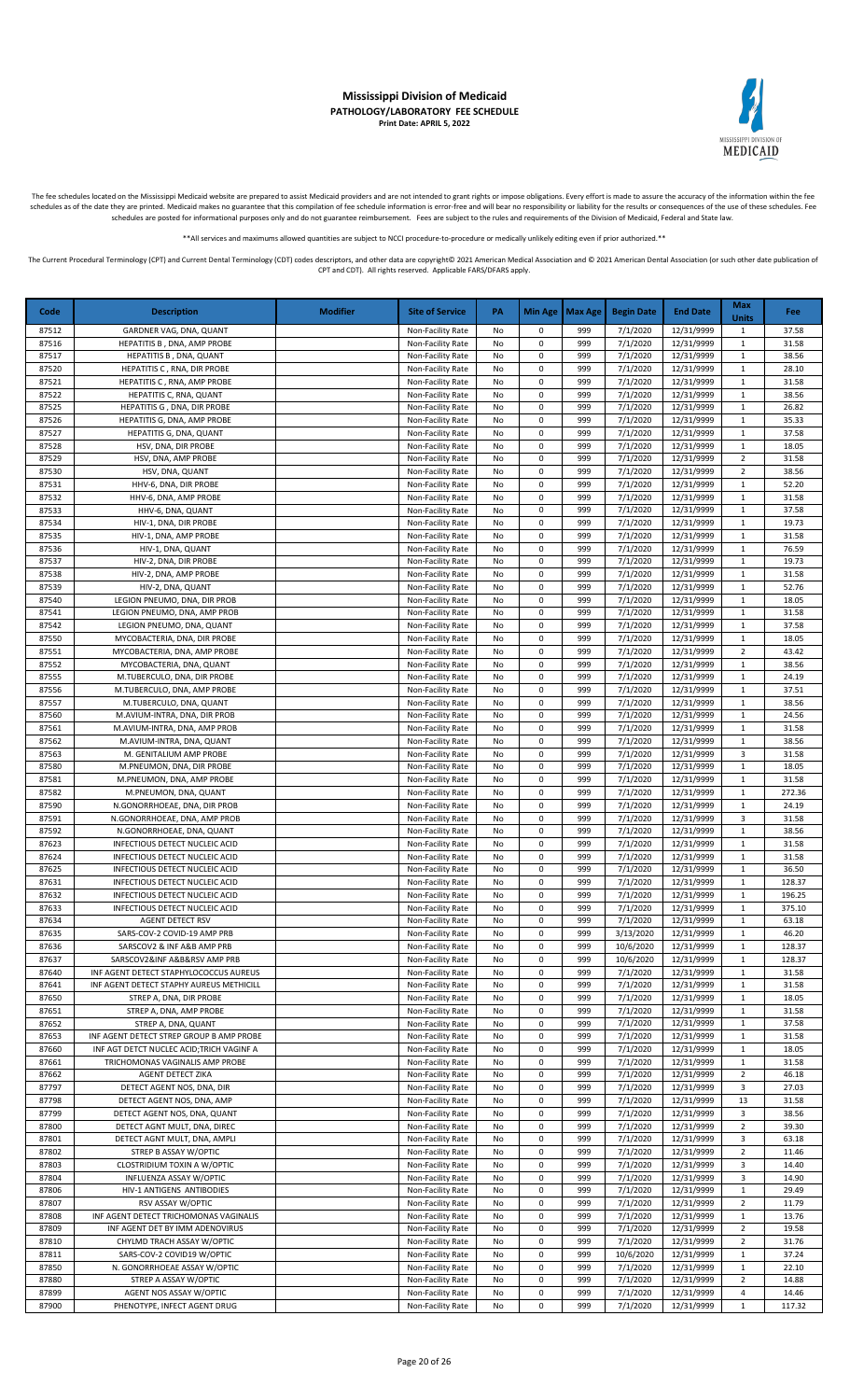# Mississippi Division of Medicaid

**PATHOLOGY/LABORATORY FEE SCHEDULE**

**Print Date: APRIL 5, 2022**

The fee schedules located on the Mississippi Medicaid website are prepared to assist Medicaid providers and are not intended to grant rights or impose obligations. Every effort is made to assure the accuracy of the information within the fee schedules as of the date they are printed. Medicaid makes no guarantee that this compilation of fee schedule information is error-free and will bear no responsibility or liability for the results or consequences of the use of these schedules. Fee schedules are posted for informational purposes only and do not guarantee reimbursement. Fees are subject to the rules and requirements of the Division of Medicaid, Federal and State law.

**All services and maximums allowed quantities are subject to NCCI procedure-to-procedure or medically unlikely editing even if prior authorized.**

The Current Procedural Terminology (CPT) and Current Dental Terminology (CDT) codes descriptors, and other data are copyright© 2021 American Medical Association and © 2021 American Dental Association (or such other date publication of CPT and CDT). All rights reserved. Applicable FARS/DFARS apply.

| Code | Description | Modifier | Site of Service | PA | Min Age | Max Age | Begin Date | End Date | Max Units | Fee |
|---|---|---|---|---|---|---|---|---|---|---|
| 87512 | GARDNER VAG, DNA, QUANT | | Non-Facility Rate | No | 0 | 999 | 7/1/2020 | 12/31/9999 | 1 | 37.58 |
| 87516 | HEPATITIS B , DNA, AMP PROBE | | Non-Facility Rate | No | 0 | 999 | 7/1/2020 | 12/31/9999 | 1 | 31.58 |
| 87517 | HEPATITIS B , DNA, QUANT | | Non-Facility Rate | No | 0 | 999 | 7/1/2020 | 12/31/9999 | 1 | 38.56 |
| 87520 | HEPATITIS C , RNA, DIR PROBE | | Non-Facility Rate | No | 0 | 999 | 7/1/2020 | 12/31/9999 | 1 | 28.10 |
| 87521 | HEPATITIS C , RNA, AMP PROBE | | Non-Facility Rate | No | 0 | 999 | 7/1/2020 | 12/31/9999 | 1 | 31.58 |
| 87522 | HEPATITIS C, RNA, QUANT | | Non-Facility Rate | No | 0 | 999 | 7/1/2020 | 12/31/9999 | 1 | 38.56 |
| 87525 | HEPATITIS G , DNA, DIR PROBE | | Non-Facility Rate | No | 0 | 999 | 7/1/2020 | 12/31/9999 | 1 | 26.82 |
| 87526 | HEPATITIS G, DNA, AMP PROBE | | Non-Facility Rate | No | 0 | 999 | 7/1/2020 | 12/31/9999 | 1 | 35.33 |
| 87527 | HEPATITIS G, DNA, QUANT | | Non-Facility Rate | No | 0 | 999 | 7/1/2020 | 12/31/9999 | 1 | 37.58 |
| 87528 | HSV, DNA, DIR PROBE | | Non-Facility Rate | No | 0 | 999 | 7/1/2020 | 12/31/9999 | 1 | 18.05 |
| 87529 | HSV, DNA, AMP PROBE | | Non-Facility Rate | No | 0 | 999 | 7/1/2020 | 12/31/9999 | 2 | 31.58 |
| 87530 | HSV, DNA, QUANT | | Non-Facility Rate | No | 0 | 999 | 7/1/2020 | 12/31/9999 | 2 | 38.56 |
| 87531 | HHV-6, DNA, DIR PROBE | | Non-Facility Rate | No | 0 | 999 | 7/1/2020 | 12/31/9999 | 1 | 52.20 |
| 87532 | HHV-6, DNA, AMP PROBE | | Non-Facility Rate | No | 0 | 999 | 7/1/2020 | 12/31/9999 | 1 | 31.58 |
| 87533 | HHV-6, DNA, QUANT | | Non-Facility Rate | No | 0 | 999 | 7/1/2020 | 12/31/9999 | 1 | 37.58 |
| 87534 | HIV-1, DNA, DIR PROBE | | Non-Facility Rate | No | 0 | 999 | 7/1/2020 | 12/31/9999 | 1 | 19.73 |
| 87535 | HIV-1, DNA, AMP PROBE | | Non-Facility Rate | No | 0 | 999 | 7/1/2020 | 12/31/9999 | 1 | 31.58 |
| 87536 | HIV-1, DNA, QUANT | | Non-Facility Rate | No | 0 | 999 | 7/1/2020 | 12/31/9999 | 1 | 76.59 |
| 87537 | HIV-2, DNA, DIR PROBE | | Non-Facility Rate | No | 0 | 999 | 7/1/2020 | 12/31/9999 | 1 | 19.73 |
| 87538 | HIV-2, DNA, AMP PROBE | | Non-Facility Rate | No | 0 | 999 | 7/1/2020 | 12/31/9999 | 1 | 31.58 |
| 87539 | HIV-2, DNA, QUANT | | Non-Facility Rate | No | 0 | 999 | 7/1/2020 | 12/31/9999 | 1 | 52.76 |
| 87540 | LEGION PNEUMO, DNA, DIR PROB | | Non-Facility Rate | No | 0 | 999 | 7/1/2020 | 12/31/9999 | 1 | 18.05 |
| 87541 | LEGION PNEUMO, DNA, AMP PROB | | Non-Facility Rate | No | 0 | 999 | 7/1/2020 | 12/31/9999 | 1 | 31.58 |
| 87542 | LEGION PNEUMO, DNA, QUANT | | Non-Facility Rate | No | 0 | 999 | 7/1/2020 | 12/31/9999 | 1 | 37.58 |
| 87550 | MYCOBACTERIA, DNA, DIR PROBE | | Non-Facility Rate | No | 0 | 999 | 7/1/2020 | 12/31/9999 | 1 | 18.05 |
| 87551 | MYCOBACTERIA, DNA, AMP PROBE | | Non-Facility Rate | No | 0 | 999 | 7/1/2020 | 12/31/9999 | 2 | 43.42 |
| 87552 | MYCOBACTERIA, DNA, QUANT | | Non-Facility Rate | No | 0 | 999 | 7/1/2020 | 12/31/9999 | 1 | 38.56 |
| 87555 | M.TUBERCULO, DNA, DIR PROBE | | Non-Facility Rate | No | 0 | 999 | 7/1/2020 | 12/31/9999 | 1 | 24.19 |
| 87556 | M.TUBERCULO, DNA, AMP PROBE | | Non-Facility Rate | No | 0 | 999 | 7/1/2020 | 12/31/9999 | 1 | 37.51 |
| 87557 | M.TUBERCULO, DNA, QUANT | | Non-Facility Rate | No | 0 | 999 | 7/1/2020 | 12/31/9999 | 1 | 38.56 |
| 87560 | M.AVIUM-INTRA, DNA, DIR PROB | | Non-Facility Rate | No | 0 | 999 | 7/1/2020 | 12/31/9999 | 1 | 24.56 |
| 87561 | M.AVIUM-INTRA, DNA, AMP PROB | | Non-Facility Rate | No | 0 | 999 | 7/1/2020 | 12/31/9999 | 1 | 31.58 |
| 87562 | M.AVIUM-INTRA, DNA, QUANT | | Non-Facility Rate | No | 0 | 999 | 7/1/2020 | 12/31/9999 | 1 | 38.56 |
| 87563 | M. GENITALIUM AMP PROBE | | Non-Facility Rate | No | 0 | 999 | 7/1/2020 | 12/31/9999 | 3 | 31.58 |
| 87580 | M.PNEUMON, DNA, DIR PROBE | | Non-Facility Rate | No | 0 | 999 | 7/1/2020 | 12/31/9999 | 1 | 18.05 |
| 87581 | M.PNEUMON, DNA, AMP PROBE | | Non-Facility Rate | No | 0 | 999 | 7/1/2020 | 12/31/9999 | 1 | 31.58 |
| 87582 | M.PNEUMON, DNA, QUANT | | Non-Facility Rate | No | 0 | 999 | 7/1/2020 | 12/31/9999 | 1 | 272.36 |
| 87590 | N.GONORRHOEAE, DNA, DIR PROB | | Non-Facility Rate | No | 0 | 999 | 7/1/2020 | 12/31/9999 | 1 | 24.19 |
| 87591 | N.GONORRHOEAE, DNA, AMP PROB | | Non-Facility Rate | No | 0 | 999 | 7/1/2020 | 12/31/9999 | 3 | 31.58 |
| 87592 | N.GONORRHOEAE, DNA, QUANT | | Non-Facility Rate | No | 0 | 999 | 7/1/2020 | 12/31/9999 | 1 | 38.56 |
| 87623 | INFECTIOUS DETECT NUCLEIC ACID | | Non-Facility Rate | No | 0 | 999 | 7/1/2020 | 12/31/9999 | 1 | 31.58 |
| 87624 | INFECTIOUS DETECT NUCLEIC ACID | | Non-Facility Rate | No | 0 | 999 | 7/1/2020 | 12/31/9999 | 1 | 31.58 |
| 87625 | INFECTIOUS DETECT NUCLEIC ACID | | Non-Facility Rate | No | 0 | 999 | 7/1/2020 | 12/31/9999 | 1 | 36.50 |
| 87631 | INFECTIOUS DETECT NUCLEIC ACID | | Non-Facility Rate | No | 0 | 999 | 7/1/2020 | 12/31/9999 | 1 | 128.37 |
| 87632 | INFECTIOUS DETECT NUCLEIC ACID | | Non-Facility Rate | No | 0 | 999 | 7/1/2020 | 12/31/9999 | 1 | 196.25 |
| 87633 | INFECTIOUS DETECT NUCLEIC ACID | | Non-Facility Rate | No | 0 | 999 | 7/1/2020 | 12/31/9999 | 1 | 375.10 |
| 87634 | AGENT DETECT RSV | | Non-Facility Rate | No | 0 | 999 | 7/1/2020 | 12/31/9999 | 1 | 63.18 |
| 87635 | SARS-COV-2 COVID-19 AMP PRB | | Non-Facility Rate | No | 0 | 999 | 3/13/2020 | 12/31/9999 | 1 | 46.20 |
| 87636 | SARSCOV2 & INF A&B AMP PRB | | Non-Facility Rate | No | 0 | 999 | 10/6/2020 | 12/31/9999 | 1 | 128.37 |
| 87637 | SARSCOV2&INF A&B&RSV AMP PRB | | Non-Facility Rate | No | 0 | 999 | 10/6/2020 | 12/31/9999 | 1 | 128.37 |
| 87640 | INF AGENT DETECT STAPHYLOCOCCUS AUREUS | | Non-Facility Rate | No | 0 | 999 | 7/1/2020 | 12/31/9999 | 1 | 31.58 |
| 87641 | INF AGENT DETECT STAPHY AUREUS METHICILL | | Non-Facility Rate | No | 0 | 999 | 7/1/2020 | 12/31/9999 | 1 | 31.58 |
| 87650 | STREP A, DNA, DIR PROBE | | Non-Facility Rate | No | 0 | 999 | 7/1/2020 | 12/31/9999 | 1 | 18.05 |
| 87651 | STREP A, DNA, AMP PROBE | | Non-Facility Rate | No | 0 | 999 | 7/1/2020 | 12/31/9999 | 1 | 31.58 |
| 87652 | STREP A, DNA, QUANT | | Non-Facility Rate | No | 0 | 999 | 7/1/2020 | 12/31/9999 | 1 | 37.58 |
| 87653 | INF AGENT DETECT STREP GROUP B AMP PROBE | | Non-Facility Rate | No | 0 | 999 | 7/1/2020 | 12/31/9999 | 1 | 31.58 |
| 87660 | INF AGT DETCT NUCLEC ACID;TRICH VAGINF A | | Non-Facility Rate | No | 0 | 999 | 7/1/2020 | 12/31/9999 | 1 | 18.05 |
| 87661 | TRICHOMONAS VAGINALIS AMP PROBE | | Non-Facility Rate | No | 0 | 999 | 7/1/2020 | 12/31/9999 | 1 | 31.58 |
| 87662 | AGENT DETECT ZIKA | | Non-Facility Rate | No | 0 | 999 | 7/1/2020 | 12/31/9999 | 2 | 46.18 |
| 87797 | DETECT AGENT NOS, DNA, DIR | | Non-Facility Rate | No | 0 | 999 | 7/1/2020 | 12/31/9999 | 3 | 27.03 |
| 87798 | DETECT AGENT NOS, DNA, AMP | | Non-Facility Rate | No | 0 | 999 | 7/1/2020 | 12/31/9999 | 13 | 31.58 |
| 87799 | DETECT AGENT NOS, DNA, QUANT | | Non-Facility Rate | No | 0 | 999 | 7/1/2020 | 12/31/9999 | 3 | 38.56 |
| 87800 | DETECT AGNT MULT, DNA, DIREC | | Non-Facility Rate | No | 0 | 999 | 7/1/2020 | 12/31/9999 | 2 | 39.30 |
| 87801 | DETECT AGNT MULT, DNA, AMPLI | | Non-Facility Rate | No | 0 | 999 | 7/1/2020 | 12/31/9999 | 3 | 63.18 |
| 87802 | STREP B ASSAY W/OPTIC | | Non-Facility Rate | No | 0 | 999 | 7/1/2020 | 12/31/9999 | 2 | 11.46 |
| 87803 | CLOSTRIDIUM TOXIN A W/OPTIC | | Non-Facility Rate | No | 0 | 999 | 7/1/2020 | 12/31/9999 | 3 | 14.40 |
| 87804 | INFLUENZA ASSAY W/OPTIC | | Non-Facility Rate | No | 0 | 999 | 7/1/2020 | 12/31/9999 | 3 | 14.90 |
| 87806 | HIV-1 ANTIGENS ANTIBODIES | | Non-Facility Rate | No | 0 | 999 | 7/1/2020 | 12/31/9999 | 1 | 29.49 |
| 87807 | RSV ASSAY W/OPTIC | | Non-Facility Rate | No | 0 | 999 | 7/1/2020 | 12/31/9999 | 2 | 11.79 |
| 87808 | INF AGENT DETECT TRICHOMONAS VAGINALIS | | Non-Facility Rate | No | 0 | 999 | 7/1/2020 | 12/31/9999 | 1 | 13.76 |
| 87809 | INF AGENT DET BY IMM ADENOVIRUS | | Non-Facility Rate | No | 0 | 999 | 7/1/2020 | 12/31/9999 | 2 | 19.58 |
| 87810 | CHYLMD TRACH ASSAY W/OPTIC | | Non-Facility Rate | No | 0 | 999 | 7/1/2020 | 12/31/9999 | 2 | 31.76 |
| 87811 | SARS-COV-2 COVID19 W/OPTIC | | Non-Facility Rate | No | 0 | 999 | 10/6/2020 | 12/31/9999 | 1 | 37.24 |
| 87850 | N. GONORRHOEAE ASSAY W/OPTIC | | Non-Facility Rate | No | 0 | 999 | 7/1/2020 | 12/31/9999 | 1 | 22.10 |
| 87880 | STREP A ASSAY W/OPTIC | | Non-Facility Rate | No | 0 | 999 | 7/1/2020 | 12/31/9999 | 2 | 14.88 |
| 87899 | AGENT NOS ASSAY W/OPTIC | | Non-Facility Rate | No | 0 | 999 | 7/1/2020 | 12/31/9999 | 4 | 14.46 |
| 87900 | PHENOTYPE, INFECT AGENT DRUG | | Non-Facility Rate | No | 0 | 999 | 7/1/2020 | 12/31/9999 | 1 | 117.32 |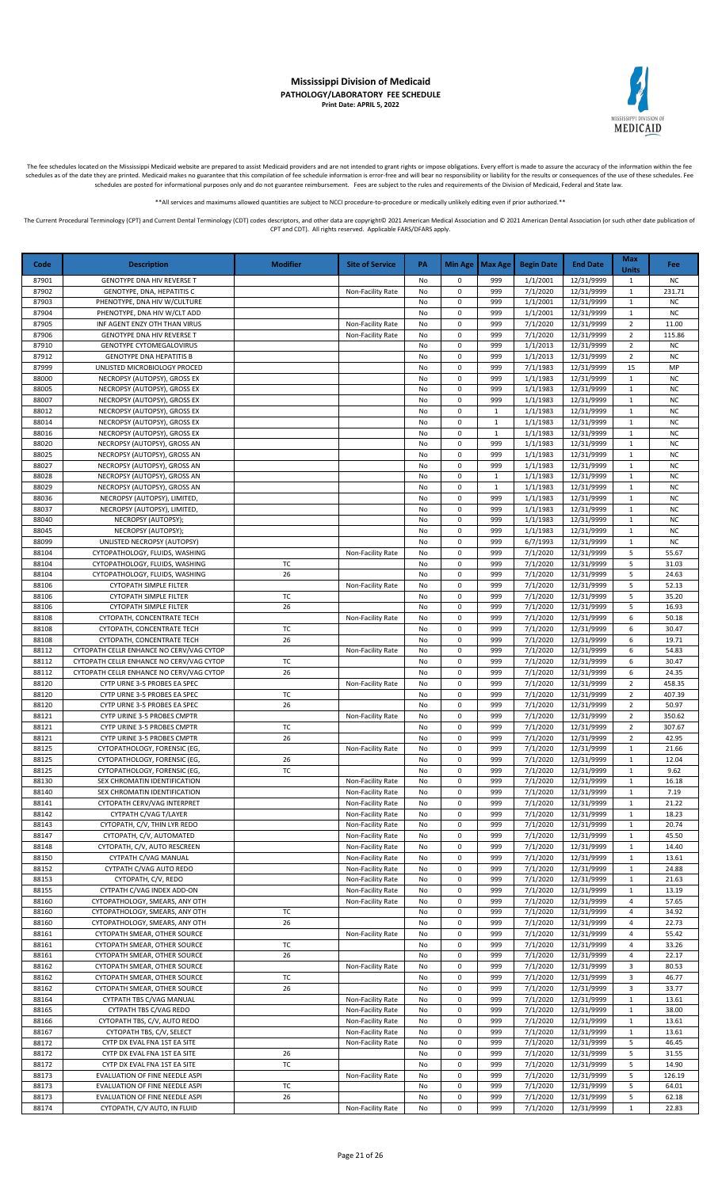# Mississippi Division of Medicaid

**PATHOLOGY/LABORATORY FEE SCHEDULE**

**Print Date: APRIL 5, 2022**

The fee schedules located on the Mississippi Medicaid website are prepared to assist Medicaid providers and are not intended to grant rights or impose obligations. Every effort is made to assure the accuracy of the information within the fee schedules as of the date they are printed. Medicaid makes no guarantee that this compilation of fee schedule information is error-free and will bear no responsibility or liability for the results or consequences of the use of these schedules. Fee schedules are posted for informational purposes only and do not guarantee reimbursement. Fees are subject to the rules and requirements of the Division of Medicaid, Federal and State law.

**All services and maximums allowed quantities are subject to NCCI procedure-to-procedure or medically unlikely editing even if prior authorized.**

The Current Procedural Terminology (CPT) and Current Dental Terminology (CDT) codes descriptors, and other data are copyright© 2021 American Medical Association and © 2021 American Dental Association (or such other date publication of CPT and CDT). All rights reserved. Applicable FARS/DFARS apply.

| Code | Description | Modifier | Site of Service | PA | Min Age | Max Age | Begin Date | End Date | Max Units | Fee |
|---|---|---|---|---|---|---|---|---|---|---|
| 87901 | GENOTYPE DNA HIV REVERSE T | | | No | 0 | 999 | 1/1/2001 | 12/31/9999 | 1 | NC |
| 87902 | GENOTYPE, DNA, HEPATITIS C | | Non-Facility Rate | No | 0 | 999 | 7/1/2020 | 12/31/9999 | 1 | 231.71 |
| 87903 | PHENOTYPE, DNA HIV W/CULTURE | | | No | 0 | 999 | 1/1/2001 | 12/31/9999 | 1 | NC |
| 87904 | PHENOTYPE, DNA HIV W/CLT ADD | | | No | 0 | 999 | 1/1/2001 | 12/31/9999 | 1 | NC |
| 87905 | INF AGENT ENZY OTH THAN VIRUS | | Non-Facility Rate | No | 0 | 999 | 7/1/2020 | 12/31/9999 | 2 | 11.00 |
| 87906 | GENOTYPE DNA HIV REVERSE T | | Non-Facility Rate | No | 0 | 999 | 7/1/2020 | 12/31/9999 | 2 | 115.86 |
| 87910 | GENOTYPE CYTOMEGALOVIRUS | | | No | 0 | 999 | 1/1/2013 | 12/31/9999 | 2 | NC |
| 87912 | GENOTYPE DNA HEPATITIS B | | | No | 0 | 999 | 1/1/2013 | 12/31/9999 | 2 | NC |
| 87999 | UNLISTED MICROBIOLOGY PROCED | | | No | 0 | 999 | 7/1/1983 | 12/31/9999 | 15 | MP |
| 88000 | NECROPSY (AUTOPSY), GROSS EX | | | No | 0 | 999 | 1/1/1983 | 12/31/9999 | 1 | NC |
| 88005 | NECROPSY (AUTOPSY), GROSS EX | | | No | 0 | 999 | 1/1/1983 | 12/31/9999 | 1 | NC |
| 88007 | NECROPSY (AUTOPSY), GROSS EX | | | No | 0 | 999 | 1/1/1983 | 12/31/9999 | 1 | NC |
| 88012 | NECROPSY (AUTOPSY), GROSS EX | | | No | 0 | 1 | 1/1/1983 | 12/31/9999 | 1 | NC |
| 88014 | NECROPSY (AUTOPSY), GROSS EX | | | No | 0 | 1 | 1/1/1983 | 12/31/9999 | 1 | NC |
| 88016 | NECROPSY (AUTOPSY), GROSS EX | | | No | 0 | 1 | 1/1/1983 | 12/31/9999 | 1 | NC |
| 88020 | NECROPSY (AUTOPSY), GROSS AN | | | No | 0 | 999 | 1/1/1983 | 12/31/9999 | 1 | NC |
| 88025 | NECROPSY (AUTOPSY), GROSS AN | | | No | 0 | 999 | 1/1/1983 | 12/31/9999 | 1 | NC |
| 88027 | NECROPSY (AUTOPSY), GROSS AN | | | No | 0 | 999 | 1/1/1983 | 12/31/9999 | 1 | NC |
| 88028 | NECROPSY (AUTOPSY), GROSS AN | | | No | 0 | 1 | 1/1/1983 | 12/31/9999 | 1 | NC |
| 88029 | NECROPSY (AUTOPSY), GROSS AN | | | No | 0 | 1 | 1/1/1983 | 12/31/9999 | 1 | NC |
| 88036 | NECROPSY (AUTOPSY), LIMITED, | | | No | 0 | 999 | 1/1/1983 | 12/31/9999 | 1 | NC |
| 88037 | NECROPSY (AUTOPSY), LIMITED, | | | No | 0 | 999 | 1/1/1983 | 12/31/9999 | 1 | NC |
| 88040 | NECROPSY (AUTOPSY); | | | No | 0 | 999 | 1/1/1983 | 12/31/9999 | 1 | NC |
| 88045 | NECROPSY (AUTOPSY); | | | No | 0 | 999 | 1/1/1983 | 12/31/9999 | 1 | NC |
| 88099 | UNLISTED NECROPSY (AUTOPSY) | | | No | 0 | 999 | 6/7/1993 | 12/31/9999 | 1 | NC |
| 88104 | CYTOPATHOLOGY, FLUIDS, WASHING | | Non-Facility Rate | No | 0 | 999 | 7/1/2020 | 12/31/9999 | 5 | 55.67 |
| 88104 | CYTOPATHOLOGY, FLUIDS, WASHING | TC | | No | 0 | 999 | 7/1/2020 | 12/31/9999 | 5 | 31.03 |
| 88104 | CYTOPATHOLOGY, FLUIDS, WASHING | 26 | | No | 0 | 999 | 7/1/2020 | 12/31/9999 | 5 | 24.63 |
| 88106 | CYTOPATH SIMPLE FILTER | | Non-Facility Rate | No | 0 | 999 | 7/1/2020 | 12/31/9999 | 5 | 52.13 |
| 88106 | CYTOPATH SIMPLE FILTER | TC | | No | 0 | 999 | 7/1/2020 | 12/31/9999 | 5 | 35.20 |
| 88106 | CYTOPATH SIMPLE FILTER | 26 | | No | 0 | 999 | 7/1/2020 | 12/31/9999 | 5 | 16.93 |
| 88108 | CYTOPATH, CONCENTRATE TECH | | Non-Facility Rate | No | 0 | 999 | 7/1/2020 | 12/31/9999 | 6 | 50.18 |
| 88108 | CYTOPATH, CONCENTRATE TECH | TC | | No | 0 | 999 | 7/1/2020 | 12/31/9999 | 6 | 30.47 |
| 88108 | CYTOPATH, CONCENTRATE TECH | 26 | | No | 0 | 999 | 7/1/2020 | 12/31/9999 | 6 | 19.71 |
| 88112 | CYTOPATH CELLR ENHANCE NO CERV/VAG CYTOP | | Non-Facility Rate | No | 0 | 999 | 7/1/2020 | 12/31/9999 | 6 | 54.83 |
| 88112 | CYTOPATH CELLR ENHANCE NO CERV/VAG CYTOP | TC | | No | 0 | 999 | 7/1/2020 | 12/31/9999 | 6 | 30.47 |
| 88112 | CYTOPATH CELLR ENHANCE NO CERV/VAG CYTOP | 26 | | No | 0 | 999 | 7/1/2020 | 12/31/9999 | 6 | 24.35 |
| 88120 | CYTP URNE 3-5 PROBES EA SPEC | | Non-Facility Rate | No | 0 | 999 | 7/1/2020 | 12/31/9999 | 2 | 458.35 |
| 88120 | CYTP URNE 3-5 PROBES EA SPEC | TC | | No | 0 | 999 | 7/1/2020 | 12/31/9999 | 2 | 407.39 |
| 88120 | CYTP URNE 3-5 PROBES EA SPEC | 26 | | No | 0 | 999 | 7/1/2020 | 12/31/9999 | 2 | 50.97 |
| 88121 | CYTP URINE 3-5 PROBES CMPTR | | Non-Facility Rate | No | 0 | 999 | 7/1/2020 | 12/31/9999 | 2 | 350.62 |
| 88121 | CYTP URINE 3-5 PROBES CMPTR | TC | | No | 0 | 999 | 7/1/2020 | 12/31/9999 | 2 | 307.67 |
| 88121 | CYTP URINE 3-5 PROBES CMPTR | 26 | | No | 0 | 999 | 7/1/2020 | 12/31/9999 | 2 | 42.95 |
| 88125 | CYTOPATHOLOGY, FORENSIC (EG, | | Non-Facility Rate | No | 0 | 999 | 7/1/2020 | 12/31/9999 | 1 | 21.66 |
| 88125 | CYTOPATHOLOGY, FORENSIC (EG, | 26 | | No | 0 | 999 | 7/1/2020 | 12/31/9999 | 1 | 12.04 |
| 88125 | CYTOPATHOLOGY, FORENSIC (EG, | TC | | No | 0 | 999 | 7/1/2020 | 12/31/9999 | 1 | 9.62 |
| 88130 | SEX CHROMATIN IDENTIFICATION | | Non-Facility Rate | No | 0 | 999 | 7/1/2020 | 12/31/9999 | 1 | 16.18 |
| 88140 | SEX CHROMATIN IDENTIFICATION | | Non-Facility Rate | No | 0 | 999 | 7/1/2020 | 12/31/9999 | 1 | 7.19 |
| 88141 | CYTOPATH CERV/VAG INTERPRET | | Non-Facility Rate | No | 0 | 999 | 7/1/2020 | 12/31/9999 | 1 | 21.22 |
| 88142 | CYTPATH C/VAG T/LAYER | | Non-Facility Rate | No | 0 | 999 | 7/1/2020 | 12/31/9999 | 1 | 18.23 |
| 88143 | CYTOPATH, C/V, THIN LYR REDO | | Non-Facility Rate | No | 0 | 999 | 7/1/2020 | 12/31/9999 | 1 | 20.74 |
| 88147 | CYTOPATH, C/V, AUTOMATED | | Non-Facility Rate | No | 0 | 999 | 7/1/2020 | 12/31/9999 | 1 | 45.50 |
| 88148 | CYTOPATH, C/V, AUTO RESCREEN | | Non-Facility Rate | No | 0 | 999 | 7/1/2020 | 12/31/9999 | 1 | 14.40 |
| 88150 | CYTPATH C/VAG MANUAL | | Non-Facility Rate | No | 0 | 999 | 7/1/2020 | 12/31/9999 | 1 | 13.61 |
| 88152 | CYTPATH C/VAG AUTO REDO | | Non-Facility Rate | No | 0 | 999 | 7/1/2020 | 12/31/9999 | 1 | 24.88 |
| 88153 | CYTOPATH, C/V, REDO | | Non-Facility Rate | No | 0 | 999 | 7/1/2020 | 12/31/9999 | 1 | 21.63 |
| 88155 | CYTPATH C/VAG INDEX ADD-ON | | Non-Facility Rate | No | 0 | 999 | 7/1/2020 | 12/31/9999 | 1 | 13.19 |
| 88160 | CYTOPATHOLOGY, SMEARS, ANY OTH | | Non-Facility Rate | No | 0 | 999 | 7/1/2020 | 12/31/9999 | 4 | 57.65 |
| 88160 | CYTOPATHOLOGY, SMEARS, ANY OTH | TC | | No | 0 | 999 | 7/1/2020 | 12/31/9999 | 4 | 34.92 |
| 88160 | CYTOPATHOLOGY, SMEARS, ANY OTH | 26 | | No | 0 | 999 | 7/1/2020 | 12/31/9999 | 4 | 22.73 |
| 88161 | CYTOPATH SMEAR, OTHER SOURCE | | Non-Facility Rate | No | 0 | 999 | 7/1/2020 | 12/31/9999 | 4 | 55.42 |
| 88161 | CYTOPATH SMEAR, OTHER SOURCE | TC | | No | 0 | 999 | 7/1/2020 | 12/31/9999 | 4 | 33.26 |
| 88161 | CYTOPATH SMEAR, OTHER SOURCE | 26 | | No | 0 | 999 | 7/1/2020 | 12/31/9999 | 4 | 22.17 |
| 88162 | CYTOPATH SMEAR, OTHER SOURCE | | Non-Facility Rate | No | 0 | 999 | 7/1/2020 | 12/31/9999 | 3 | 80.53 |
| 88162 | CYTOPATH SMEAR, OTHER SOURCE | TC | | No | 0 | 999 | 7/1/2020 | 12/31/9999 | 3 | 46.77 |
| 88162 | CYTOPATH SMEAR, OTHER SOURCE | 26 | | No | 0 | 999 | 7/1/2020 | 12/31/9999 | 3 | 33.77 |
| 88164 | CYTPATH TBS C/VAG MANUAL | | Non-Facility Rate | No | 0 | 999 | 7/1/2020 | 12/31/9999 | 1 | 13.61 |
| 88165 | CYTPATH TBS C/VAG REDO | | Non-Facility Rate | No | 0 | 999 | 7/1/2020 | 12/31/9999 | 1 | 38.00 |
| 88166 | CYTOPATH TBS, C/V, AUTO REDO | | Non-Facility Rate | No | 0 | 999 | 7/1/2020 | 12/31/9999 | 1 | 13.61 |
| 88167 | CYTOPATH TBS, C/V, SELECT | | Non-Facility Rate | No | 0 | 999 | 7/1/2020 | 12/31/9999 | 1 | 13.61 |
| 88172 | CYTP DX EVAL FNA 1ST EA SITE | | Non-Facility Rate | No | 0 | 999 | 7/1/2020 | 12/31/9999 | 5 | 46.45 |
| 88172 | CYTP DX EVAL FNA 1ST EA SITE | 26 | | No | 0 | 999 | 7/1/2020 | 12/31/9999 | 5 | 31.55 |
| 88172 | CYTP DX EVAL FNA 1ST EA SITE | TC | | No | 0 | 999 | 7/1/2020 | 12/31/9999 | 5 | 14.90 |
| 88173 | EVALUATION OF FINE NEEDLE ASPI | | Non-Facility Rate | No | 0 | 999 | 7/1/2020 | 12/31/9999 | 5 | 126.19 |
| 88173 | EVALUATION OF FINE NEEDLE ASPI | TC | | No | 0 | 999 | 7/1/2020 | 12/31/9999 | 5 | 64.01 |
| 88173 | EVALUATION OF FINE NEEDLE ASPI | 26 | | No | 0 | 999 | 7/1/2020 | 12/31/9999 | 5 | 62.18 |
| 88174 | CYTOPATH, C/V AUTO, IN FLUID | | Non-Facility Rate | No | 0 | 999 | 7/1/2020 | 12/31/9999 | 1 | 22.83 |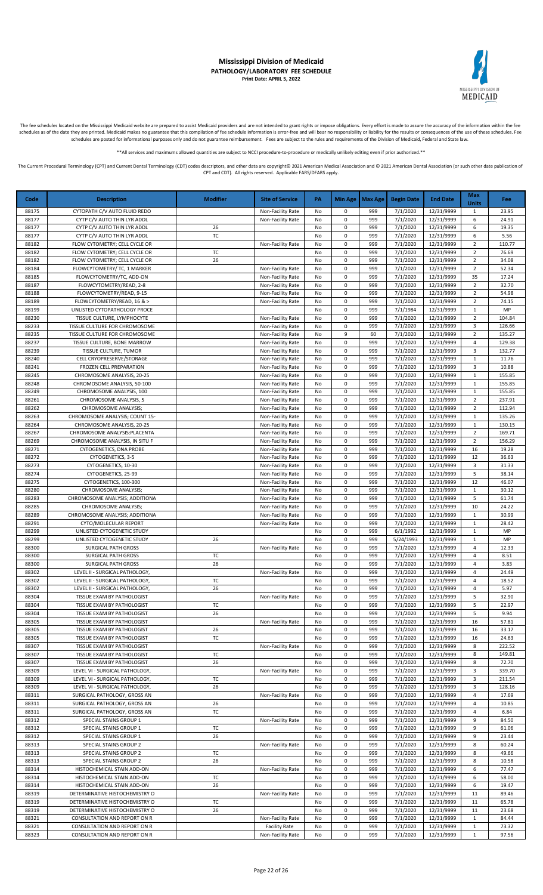# Mississippi Division of Medicaid

**PATHOLOGY/LABORATORY FEE SCHEDULE**

**Print Date: APRIL 5, 2022**

The fee schedules located on the Mississippi Medicaid website are prepared to assist Medicaid providers and are not intended to grant rights or impose obligations. Every effort is made to assure the accuracy of the information within the fee schedules as of the date they are printed. Medicaid makes no guarantee that this compilation of fee schedule information is error-free and will bear no responsibility or liability for the results or consequences of the use of these schedules. Fee schedules are posted for informational purposes only and do not guarantee reimbursement. Fees are subject to the rules and requirements of the Division of Medicaid, Federal and State law.

**All services and maximums allowed quantities are subject to NCCI procedure-to-procedure or medically unlikely editing even if prior authorized.**

The Current Procedural Terminology (CPT) and Current Dental Terminology (CDT) codes descriptors, and other data are copyright© 2021 American Medical Association and © 2021 American Dental Association (or such other date publication of CPT and CDT). All rights reserved. Applicable FARS/DFARS apply.

| Code | Description | Modifier | Site of Service | PA | Min Age | Max Age | Begin Date | End Date | Max Units | Fee |
|---|---|---|---|---|---|---|---|---|---|---|
| 88175 | CYTOPATH C/V AUTO FLUID REDO | | Non-Facility Rate | No | 0 | 999 | 7/1/2020 | 12/31/9999 | 1 | 23.95 |
| 88177 | CYTP C/V AUTO THIN LYR ADDL | | Non-Facility Rate | No | 0 | 999 | 7/1/2020 | 12/31/9999 | 6 | 24.91 |
| 88177 | CYTP C/V AUTO THIN LYR ADDL | 26 | | No | 0 | 999 | 7/1/2020 | 12/31/9999 | 6 | 19.35 |
| 88177 | CYTP C/V AUTO THIN LYR ADDL | TC | | No | 0 | 999 | 7/1/2020 | 12/31/9999 | 6 | 5.56 |
| 88182 | FLOW CYTOMETRY; CELL CYCLE OR | | Non-Facility Rate | No | 0 | 999 | 7/1/2020 | 12/31/9999 | 2 | 110.77 |
| 88182 | FLOW CYTOMETRY; CELL CYCLE OR | TC | | No | 0 | 999 | 7/1/2020 | 12/31/9999 | 2 | 76.69 |
| 88182 | FLOW CYTOMETRY; CELL CYCLE OR | 26 | | No | 0 | 999 | 7/1/2020 | 12/31/9999 | 2 | 34.08 |
| 88184 | FLOWCYTOMETRY/ TC, 1 MARKER | | Non-Facility Rate | No | 0 | 999 | 7/1/2020 | 12/31/9999 | 2 | 52.34 |
| 88185 | FLOWCYTOMETRY/TC, ADD-ON | | Non-Facility Rate | No | 0 | 999 | 7/1/2020 | 12/31/9999 | 35 | 17.24 |
| 88187 | FLOWCYTOMETRY/READ, 2-8 | | Non-Facility Rate | No | 0 | 999 | 7/1/2020 | 12/31/9999 | 2 | 32.70 |
| 88188 | FLOWCYTOMETRY/READ, 9-15 | | Non-Facility Rate | No | 0 | 999 | 7/1/2020 | 12/31/9999 | 2 | 54.98 |
| 88189 | FLOWCYTOMETRY/READ, 16 & > | | Non-Facility Rate | No | 0 | 999 | 7/1/2020 | 12/31/9999 | 2 | 74.15 |
| 88199 | UNLISTED CYTOPATHOLOGY PROCE | | | No | 0 | 999 | 7/1/1984 | 12/31/9999 | 1 | MP |
| 88230 | TISSUE CULTURE, LYMPHOCYTE | | Non-Facility Rate | No | 0 | 999 | 7/1/2020 | 12/31/9999 | 2 | 104.84 |
| 88233 | TISSUE CULTURE FOR CHROMOSOME | | Non-Facility Rate | No | 0 | 999 | 7/1/2020 | 12/31/9999 | 3 | 126.66 |
| 88235 | TISSUE CULTURE FOR CHROMOSOME | | Non-Facility Rate | No | 9 | 60 | 7/1/2020 | 12/31/9999 | 2 | 135.27 |
| 88237 | TISSUE CULTURE, BONE MARROW | | Non-Facility Rate | No | 0 | 999 | 7/1/2020 | 12/31/9999 | 4 | 129.38 |
| 88239 | TISSUE CULTURE, TUMOR | | Non-Facility Rate | No | 0 | 999 | 7/1/2020 | 12/31/9999 | 3 | 132.77 |
| 88240 | CELL CRYOPRESERVE/STORAGE | | Non-Facility Rate | No | 0 | 999 | 7/1/2020 | 12/31/9999 | 1 | 11.76 |
| 88241 | FROZEN CELL PREPARATION | | Non-Facility Rate | No | 0 | 999 | 7/1/2020 | 12/31/9999 | 3 | 10.88 |
| 88245 | CHROMOSOME ANALYSIS, 20-25 | | Non-Facility Rate | No | 0 | 999 | 7/1/2020 | 12/31/9999 | 1 | 155.85 |
| 88248 | CHROMOSOME ANALYSIS, 50-100 | | Non-Facility Rate | No | 0 | 999 | 7/1/2020 | 12/31/9999 | 1 | 155.85 |
| 88249 | CHROMOSOME ANALYSIS, 100 | | Non-Facility Rate | No | 0 | 999 | 7/1/2020 | 12/31/9999 | 1 | 155.85 |
| 88261 | CHROMOSOME ANALYSIS, 5 | | Non-Facility Rate | No | 0 | 999 | 7/1/2020 | 12/31/9999 | 2 | 237.91 |
| 88262 | CHROMOSOME ANALYSIS; | | Non-Facility Rate | No | 0 | 999 | 7/1/2020 | 12/31/9999 | 2 | 112.94 |
| 88263 | CHROMOSOME ANALYSIS; COUNT 15- | | Non-Facility Rate | No | 0 | 999 | 7/1/2020 | 12/31/9999 | 1 | 135.26 |
| 88264 | CHROMOSOME ANALYSIS, 20-25 | | Non-Facility Rate | No | 0 | 999 | 7/1/2020 | 12/31/9999 | 1 | 130.15 |
| 88267 | CHROMOSOME ANALYSIS:PLACENTA | | Non-Facility Rate | No | 0 | 999 | 7/1/2020 | 12/31/9999 | 2 | 169.71 |
| 88269 | CHROMOSOME ANALYSIS, IN SITU F | | Non-Facility Rate | No | 0 | 999 | 7/1/2020 | 12/31/9999 | 2 | 156.29 |
| 88271 | CYTOGENETICS, DNA PROBE | | Non-Facility Rate | No | 0 | 999 | 7/1/2020 | 12/31/9999 | 16 | 19.28 |
| 88272 | CYTOGENETICS, 3-5 | | Non-Facility Rate | No | 0 | 999 | 7/1/2020 | 12/31/9999 | 12 | 36.63 |
| 88273 | CYTOGENETICS, 10-30 | | Non-Facility Rate | No | 0 | 999 | 7/1/2020 | 12/31/9999 | 3 | 31.33 |
| 88274 | CYTOGENETICS, 25-99 | | Non-Facility Rate | No | 0 | 999 | 7/1/2020 | 12/31/9999 | 5 | 38.14 |
| 88275 | CYTOGENETICS, 100-300 | | Non-Facility Rate | No | 0 | 999 | 7/1/2020 | 12/31/9999 | 12 | 46.07 |
| 88280 | CHROMOSOME ANALYSIS; | | Non-Facility Rate | No | 0 | 999 | 7/1/2020 | 12/31/9999 | 1 | 30.12 |
| 88283 | CHROMOSOME ANALYSIS; ADDITIONA | | Non-Facility Rate | No | 0 | 999 | 7/1/2020 | 12/31/9999 | 5 | 61.74 |
| 88285 | CHROMOSOME ANALYSIS; | | Non-Facility Rate | No | 0 | 999 | 7/1/2020 | 12/31/9999 | 10 | 24.22 |
| 88289 | CHROMOSOME ANALYSIS; ADDITIONA | | Non-Facility Rate | No | 0 | 999 | 7/1/2020 | 12/31/9999 | 1 | 30.99 |
| 88291 | CYTO/MOLECULAR REPORT | | Non-Facility Rate | No | 0 | 999 | 7/1/2020 | 12/31/9999 | 1 | 28.42 |
| 88299 | UNLISTED CYTOGENETIC STUDY | | | No | 0 | 999 | 6/1/1992 | 12/31/9999 | 1 | MP |
| 88299 | UNLISTED CYTOGENETIC STUDY | 26 | | No | 0 | 999 | 5/24/1993 | 12/31/9999 | 1 | MP |
| 88300 | SURGICAL PATH GROSS | | Non-Facility Rate | No | 0 | 999 | 7/1/2020 | 12/31/9999 | 4 | 12.33 |
| 88300 | SURGICAL PATH GROSS | TC | | No | 0 | 999 | 7/1/2020 | 12/31/9999 | 4 | 8.51 |
| 88300 | SURGICAL PATH GROSS | 26 | | No | 0 | 999 | 7/1/2020 | 12/31/9999 | 4 | 3.83 |
| 88302 | LEVEL II - SURGICAL PATHOLOGY, | | Non-Facility Rate | No | 0 | 999 | 7/1/2020 | 12/31/9999 | 4 | 24.49 |
| 88302 | LEVEL II - SURGICAL PATHOLOGY, | TC | | No | 0 | 999 | 7/1/2020 | 12/31/9999 | 4 | 18.52 |
| 88302 | LEVEL II - SURGICAL PATHOLOGY, | 26 | | No | 0 | 999 | 7/1/2020 | 12/31/9999 | 4 | 5.97 |
| 88304 | TISSUE EXAM BY PATHOLOGIST | | Non-Facility Rate | No | 0 | 999 | 7/1/2020 | 12/31/9999 | 5 | 32.90 |
| 88304 | TISSUE EXAM BY PATHOLOGIST | TC | | No | 0 | 999 | 7/1/2020 | 12/31/9999 | 5 | 22.97 |
| 88304 | TISSUE EXAM BY PATHOLOGIST | 26 | | No | 0 | 999 | 7/1/2020 | 12/31/9999 | 5 | 9.94 |
| 88305 | TISSUE EXAM BY PATHOLOGIST | | Non-Facility Rate | No | 0 | 999 | 7/1/2020 | 12/31/9999 | 16 | 57.81 |
| 88305 | TISSUE EXAM BY PATHOLOGIST | 26 | | No | 0 | 999 | 7/1/2020 | 12/31/9999 | 16 | 33.17 |
| 88305 | TISSUE EXAM BY PATHOLOGIST | TC | | No | 0 | 999 | 7/1/2020 | 12/31/9999 | 16 | 24.63 |
| 88307 | TISSUE EXAM BY PATHOLOGIST | | Non-Facility Rate | No | 0 | 999 | 7/1/2020 | 12/31/9999 | 8 | 222.52 |
| 88307 | TISSUE EXAM BY PATHOLOGIST | TC | | No | 0 | 999 | 7/1/2020 | 12/31/9999 | 8 | 149.81 |
| 88307 | TISSUE EXAM BY PATHOLOGIST | 26 | | No | 0 | 999 | 7/1/2020 | 12/31/9999 | 8 | 72.70 |
| 88309 | LEVEL VI - SURGICAL PATHOLOGY, | | Non-Facility Rate | No | 0 | 999 | 7/1/2020 | 12/31/9999 | 3 | 339.70 |
| 88309 | LEVEL VI - SURGICAL PATHOLOGY, | TC | | No | 0 | 999 | 7/1/2020 | 12/31/9999 | 3 | 211.54 |
| 88309 | LEVEL VI - SURGICAL PATHOLOGY, | 26 | | No | 0 | 999 | 7/1/2020 | 12/31/9999 | 3 | 128.16 |
| 88311 | SURGICAL PATHOLOGY, GROSS AN | | Non-Facility Rate | No | 0 | 999 | 7/1/2020 | 12/31/9999 | 4 | 17.69 |
| 88311 | SURGICAL PATHOLOGY, GROSS AN | 26 | | No | 0 | 999 | 7/1/2020 | 12/31/9999 | 4 | 10.85 |
| 88311 | SURGICAL PATHOLOGY, GROSS AN | TC | | No | 0 | 999 | 7/1/2020 | 12/31/9999 | 4 | 6.84 |
| 88312 | SPECIAL STAINS GROUP 1 | | Non-Facility Rate | No | 0 | 999 | 7/1/2020 | 12/31/9999 | 9 | 84.50 |
| 88312 | SPECIAL STAINS GROUP 1 | TC | | No | 0 | 999 | 7/1/2020 | 12/31/9999 | 9 | 61.06 |
| 88312 | SPECIAL STAINS GROUP 1 | 26 | | No | 0 | 999 | 7/1/2020 | 12/31/9999 | 9 | 23.44 |
| 88313 | SPECIAL STAINS GROUP 2 | | Non-Facility Rate | No | 0 | 999 | 7/1/2020 | 12/31/9999 | 8 | 60.24 |
| 88313 | SPECIAL STAINS GROUP 2 | TC | | No | 0 | 999 | 7/1/2020 | 12/31/9999 | 8 | 49.66 |
| 88313 | SPECIAL STAINS GROUP 2 | 26 | | No | 0 | 999 | 7/1/2020 | 12/31/9999 | 8 | 10.58 |
| 88314 | HISTOCHEMICAL STAIN ADD-ON | | Non-Facility Rate | No | 0 | 999 | 7/1/2020 | 12/31/9999 | 6 | 77.47 |
| 88314 | HISTOCHEMICAL STAIN ADD-ON | TC | | No | 0 | 999 | 7/1/2020 | 12/31/9999 | 6 | 58.00 |
| 88314 | HISTOCHEMICAL STAIN ADD-ON | 26 | | No | 0 | 999 | 7/1/2020 | 12/31/9999 | 6 | 19.47 |
| 88319 | DETERMINATIVE HISTOCHEMISTRY O | | Non-Facility Rate | No | 0 | 999 | 7/1/2020 | 12/31/9999 | 11 | 89.46 |
| 88319 | DETERMINATIVE HISTOCHEMISTRY O | TC | | No | 0 | 999 | 7/1/2020 | 12/31/9999 | 11 | 65.78 |
| 88319 | DETERMINATIVE HISTOCHEMISTRY O | 26 | | No | 0 | 999 | 7/1/2020 | 12/31/9999 | 11 | 23.68 |
| 88321 | CONSULTATION AND REPORT ON R | | Non-Facility Rate | No | 0 | 999 | 7/1/2020 | 12/31/9999 | 1 | 84.44 |
| 88321 | CONSULTATION AND REPORT ON R | | Facility Rate | No | 0 | 999 | 7/1/2020 | 12/31/9999 | 1 | 73.32 |
| 88323 | CONSULTATION AND REPORT ON R | | Non-Facility Rate | No | 0 | 999 | 7/1/2020 | 12/31/9999 | 1 | 97.56 |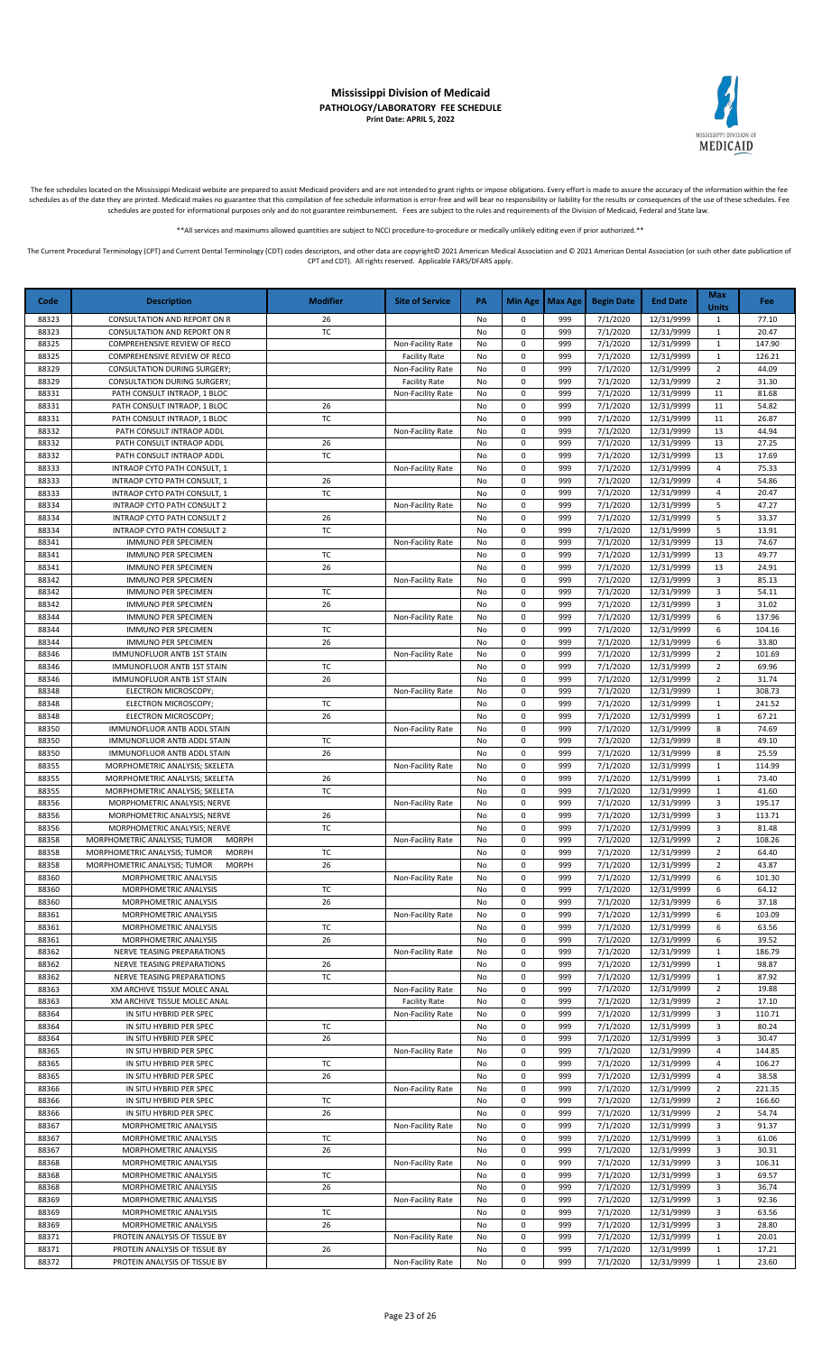# Mississippi Division of Medicaid

**PATHOLOGY/LABORATORY FEE SCHEDULE**

**Print Date: APRIL 5, 2022**

The fee schedules located on the Mississippi Medicaid website are prepared to assist Medicaid providers and are not intended to grant rights or impose obligations. Every effort is made to assure the accuracy of the information within the fee schedules as of the date they are printed. Medicaid makes no guarantee that this compilation of fee schedule information is error-free and will bear no responsibility or liability for the results or consequences of the use of these schedules. Fee schedules are posted for informational purposes only and do not guarantee reimbursement. Fees are subject to the rules and requirements of the Division of Medicaid, Federal and State law.

**All services and maximums allowed quantities are subject to NCCI procedure-to-procedure or medically unlikely editing even if prior authorized.**

The Current Procedural Terminology (CPT) and Current Dental Terminology (CDT) codes descriptors, and other data are copyright© 2021 American Medical Association and © 2021 American Dental Association (or such other date publication of CPT and CDT). All rights reserved. Applicable FARS/DFARS apply.

| Code | Description | Modifier | Site of Service | PA | Min Age | Max Age | Begin Date | End Date | Max Units | Fee |
|---|---|---|---|---|---|---|---|---|---|---|
| 88323 | CONSULTATION AND REPORT ON R | 26 | | No | 0 | 999 | 7/1/2020 | 12/31/9999 | 1 | 77.10 |
| 88323 | CONSULTATION AND REPORT ON R | TC | | No | 0 | 999 | 7/1/2020 | 12/31/9999 | 1 | 20.47 |
| 88325 | COMPREHENSIVE REVIEW OF RECO | | Non-Facility Rate | No | 0 | 999 | 7/1/2020 | 12/31/9999 | 1 | 147.90 |
| 88325 | COMPREHENSIVE REVIEW OF RECO | | Facility Rate | No | 0 | 999 | 7/1/2020 | 12/31/9999 | 1 | 126.21 |
| 88329 | CONSULTATION DURING SURGERY; | | Non-Facility Rate | No | 0 | 999 | 7/1/2020 | 12/31/9999 | 2 | 44.09 |
| 88329 | CONSULTATION DURING SURGERY; | | Facility Rate | No | 0 | 999 | 7/1/2020 | 12/31/9999 | 2 | 31.30 |
| 88331 | PATH CONSULT INTRAOP, 1 BLOC | | Non-Facility Rate | No | 0 | 999 | 7/1/2020 | 12/31/9999 | 11 | 81.68 |
| 88331 | PATH CONSULT INTRAOP, 1 BLOC | 26 | | No | 0 | 999 | 7/1/2020 | 12/31/9999 | 11 | 54.82 |
| 88331 | PATH CONSULT INTRAOP, 1 BLOC | TC | | No | 0 | 999 | 7/1/2020 | 12/31/9999 | 11 | 26.87 |
| 88332 | PATH CONSULT INTRAOP ADDL | | Non-Facility Rate | No | 0 | 999 | 7/1/2020 | 12/31/9999 | 13 | 44.94 |
| 88332 | PATH CONSULT INTRAOP ADDL | 26 | | No | 0 | 999 | 7/1/2020 | 12/31/9999 | 13 | 27.25 |
| 88332 | PATH CONSULT INTRAOP ADDL | TC | | No | 0 | 999 | 7/1/2020 | 12/31/9999 | 13 | 17.69 |
| 88333 | INTRAOP CYTO PATH CONSULT, 1 | | Non-Facility Rate | No | 0 | 999 | 7/1/2020 | 12/31/9999 | 4 | 75.33 |
| 88333 | INTRAOP CYTO PATH CONSULT, 1 | 26 | | No | 0 | 999 | 7/1/2020 | 12/31/9999 | 4 | 54.86 |
| 88333 | INTRAOP CYTO PATH CONSULT, 1 | TC | | No | 0 | 999 | 7/1/2020 | 12/31/9999 | 4 | 20.47 |
| 88334 | INTRAOP CYTO PATH CONSULT 2 | | Non-Facility Rate | No | 0 | 999 | 7/1/2020 | 12/31/9999 | 5 | 47.27 |
| 88334 | INTRAOP CYTO PATH CONSULT 2 | 26 | | No | 0 | 999 | 7/1/2020 | 12/31/9999 | 5 | 33.37 |
| 88334 | INTRAOP CYTO PATH CONSULT 2 | TC | | No | 0 | 999 | 7/1/2020 | 12/31/9999 | 5 | 13.91 |
| 88341 | IMMUNO PER SPECIMEN | | Non-Facility Rate | No | 0 | 999 | 7/1/2020 | 12/31/9999 | 13 | 74.67 |
| 88341 | IMMUNO PER SPECIMEN | TC | | No | 0 | 999 | 7/1/2020 | 12/31/9999 | 13 | 49.77 |
| 88341 | IMMUNO PER SPECIMEN | 26 | | No | 0 | 999 | 7/1/2020 | 12/31/9999 | 13 | 24.91 |
| 88342 | IMMUNO PER SPECIMEN | | Non-Facility Rate | No | 0 | 999 | 7/1/2020 | 12/31/9999 | 3 | 85.13 |
| 88342 | IMMUNO PER SPECIMEN | TC | | No | 0 | 999 | 7/1/2020 | 12/31/9999 | 3 | 54.11 |
| 88342 | IMMUNO PER SPECIMEN | 26 | | No | 0 | 999 | 7/1/2020 | 12/31/9999 | 3 | 31.02 |
| 88344 | IMMUNO PER SPECIMEN | | Non-Facility Rate | No | 0 | 999 | 7/1/2020 | 12/31/9999 | 6 | 137.96 |
| 88344 | IMMUNO PER SPECIMEN | TC | | No | 0 | 999 | 7/1/2020 | 12/31/9999 | 6 | 104.16 |
| 88344 | IMMUNO PER SPECIMEN | 26 | | No | 0 | 999 | 7/1/2020 | 12/31/9999 | 6 | 33.80 |
| 88346 | IMMUNOFLUOR ANTB 1ST STAIN | | Non-Facility Rate | No | 0 | 999 | 7/1/2020 | 12/31/9999 | 2 | 101.69 |
| 88346 | IMMUNOFLUOR ANTB 1ST STAIN | TC | | No | 0 | 999 | 7/1/2020 | 12/31/9999 | 2 | 69.96 |
| 88346 | IMMUNOFLUOR ANTB 1ST STAIN | 26 | | No | 0 | 999 | 7/1/2020 | 12/31/9999 | 2 | 31.74 |
| 88348 | ELECTRON MICROSCOPY; | | Non-Facility Rate | No | 0 | 999 | 7/1/2020 | 12/31/9999 | 1 | 308.73 |
| 88348 | ELECTRON MICROSCOPY; | TC | | No | 0 | 999 | 7/1/2020 | 12/31/9999 | 1 | 241.52 |
| 88348 | ELECTRON MICROSCOPY; | 26 | | No | 0 | 999 | 7/1/2020 | 12/31/9999 | 1 | 67.21 |
| 88350 | IMMUNOFLUOR ANTB ADDL STAIN | | Non-Facility Rate | No | 0 | 999 | 7/1/2020 | 12/31/9999 | 8 | 74.69 |
| 88350 | IMMUNOFLUOR ANTB ADDL STAIN | TC | | No | 0 | 999 | 7/1/2020 | 12/31/9999 | 8 | 49.10 |
| 88350 | IMMUNOFLUOR ANTB ADDL STAIN | 26 | | No | 0 | 999 | 7/1/2020 | 12/31/9999 | 8 | 25.59 |
| 88355 | MORPHOMETRIC ANALYSIS; SKELETA | | Non-Facility Rate | No | 0 | 999 | 7/1/2020 | 12/31/9999 | 1 | 114.99 |
| 88355 | MORPHOMETRIC ANALYSIS; SKELETA | 26 | | No | 0 | 999 | 7/1/2020 | 12/31/9999 | 1 | 73.40 |
| 88355 | MORPHOMETRIC ANALYSIS; SKELETA | TC | | No | 0 | 999 | 7/1/2020 | 12/31/9999 | 1 | 41.60 |
| 88356 | MORPHOMETRIC ANALYSIS; NERVE | | Non-Facility Rate | No | 0 | 999 | 7/1/2020 | 12/31/9999 | 3 | 195.17 |
| 88356 | MORPHOMETRIC ANALYSIS; NERVE | 26 | | No | 0 | 999 | 7/1/2020 | 12/31/9999 | 3 | 113.71 |
| 88356 | MORPHOMETRIC ANALYSIS; NERVE | TC | | No | 0 | 999 | 7/1/2020 | 12/31/9999 | 3 | 81.48 |
| 88358 | MORPHOMETRIC ANALYSIS; TUMOR MORPH | | Non-Facility Rate | No | 0 | 999 | 7/1/2020 | 12/31/9999 | 2 | 108.26 |
| 88358 | MORPHOMETRIC ANALYSIS; TUMOR MORPH | TC | | No | 0 | 999 | 7/1/2020 | 12/31/9999 | 2 | 64.40 |
| 88358 | MORPHOMETRIC ANALYSIS; TUMOR MORPH | 26 | | No | 0 | 999 | 7/1/2020 | 12/31/9999 | 2 | 43.87 |
| 88360 | MORPHOMETRIC ANALYSIS | | Non-Facility Rate | No | 0 | 999 | 7/1/2020 | 12/31/9999 | 6 | 101.30 |
| 88360 | MORPHOMETRIC ANALYSIS | TC | | No | 0 | 999 | 7/1/2020 | 12/31/9999 | 6 | 64.12 |
| 88360 | MORPHOMETRIC ANALYSIS | 26 | | No | 0 | 999 | 7/1/2020 | 12/31/9999 | 6 | 37.18 |
| 88361 | MORPHOMETRIC ANALYSIS | | Non-Facility Rate | No | 0 | 999 | 7/1/2020 | 12/31/9999 | 6 | 103.09 |
| 88361 | MORPHOMETRIC ANALYSIS | TC | | No | 0 | 999 | 7/1/2020 | 12/31/9999 | 6 | 63.56 |
| 88361 | MORPHOMETRIC ANALYSIS | 26 | | No | 0 | 999 | 7/1/2020 | 12/31/9999 | 6 | 39.52 |
| 88362 | NERVE TEASING PREPARATIONS | | Non-Facility Rate | No | 0 | 999 | 7/1/2020 | 12/31/9999 | 1 | 186.79 |
| 88362 | NERVE TEASING PREPARATIONS | 26 | | No | 0 | 999 | 7/1/2020 | 12/31/9999 | 1 | 98.87 |
| 88362 | NERVE TEASING PREPARATIONS | TC | | No | 0 | 999 | 7/1/2020 | 12/31/9999 | 1 | 87.92 |
| 88363 | XM ARCHIVE TISSUE MOLEC ANAL | | Non-Facility Rate | No | 0 | 999 | 7/1/2020 | 12/31/9999 | 2 | 19.88 |
| 88363 | XM ARCHIVE TISSUE MOLEC ANAL | | Facility Rate | No | 0 | 999 | 7/1/2020 | 12/31/9999 | 2 | 17.10 |
| 88364 | IN SITU HYBRID PER SPEC | | Non-Facility Rate | No | 0 | 999 | 7/1/2020 | 12/31/9999 | 3 | 110.71 |
| 88364 | IN SITU HYBRID PER SPEC | TC | | No | 0 | 999 | 7/1/2020 | 12/31/9999 | 3 | 80.24 |
| 88364 | IN SITU HYBRID PER SPEC | 26 | | No | 0 | 999 | 7/1/2020 | 12/31/9999 | 3 | 30.47 |
| 88365 | IN SITU HYBRID PER SPEC | | Non-Facility Rate | No | 0 | 999 | 7/1/2020 | 12/31/9999 | 4 | 144.85 |
| 88365 | IN SITU HYBRID PER SPEC | TC | | No | 0 | 999 | 7/1/2020 | 12/31/9999 | 4 | 106.27 |
| 88365 | IN SITU HYBRID PER SPEC | 26 | | No | 0 | 999 | 7/1/2020 | 12/31/9999 | 4 | 38.58 |
| 88366 | IN SITU HYBRID PER SPEC | | Non-Facility Rate | No | 0 | 999 | 7/1/2020 | 12/31/9999 | 2 | 221.35 |
| 88366 | IN SITU HYBRID PER SPEC | TC | | No | 0 | 999 | 7/1/2020 | 12/31/9999 | 2 | 166.60 |
| 88366 | IN SITU HYBRID PER SPEC | 26 | | No | 0 | 999 | 7/1/2020 | 12/31/9999 | 2 | 54.74 |
| 88367 | MORPHOMETRIC ANALYSIS | | Non-Facility Rate | No | 0 | 999 | 7/1/2020 | 12/31/9999 | 3 | 91.37 |
| 88367 | MORPHOMETRIC ANALYSIS | TC | | No | 0 | 999 | 7/1/2020 | 12/31/9999 | 3 | 61.06 |
| 88367 | MORPHOMETRIC ANALYSIS | 26 | | No | 0 | 999 | 7/1/2020 | 12/31/9999 | 3 | 30.31 |
| 88368 | MORPHOMETRIC ANALYSIS | | Non-Facility Rate | No | 0 | 999 | 7/1/2020 | 12/31/9999 | 3 | 106.31 |
| 88368 | MORPHOMETRIC ANALYSIS | TC | | No | 0 | 999 | 7/1/2020 | 12/31/9999 | 3 | 69.57 |
| 88368 | MORPHOMETRIC ANALYSIS | 26 | | No | 0 | 999 | 7/1/2020 | 12/31/9999 | 3 | 36.74 |
| 88369 | MORPHOMETRIC ANALYSIS | | Non-Facility Rate | No | 0 | 999 | 7/1/2020 | 12/31/9999 | 3 | 92.36 |
| 88369 | MORPHOMETRIC ANALYSIS | TC | | No | 0 | 999 | 7/1/2020 | 12/31/9999 | 3 | 63.56 |
| 88369 | MORPHOMETRIC ANALYSIS | 26 | | No | 0 | 999 | 7/1/2020 | 12/31/9999 | 3 | 28.80 |
| 88371 | PROTEIN ANALYSIS OF TISSUE BY | | Non-Facility Rate | No | 0 | 999 | 7/1/2020 | 12/31/9999 | 1 | 20.01 |
| 88371 | PROTEIN ANALYSIS OF TISSUE BY | 26 | | No | 0 | 999 | 7/1/2020 | 12/31/9999 | 1 | 17.21 |
| 88372 | PROTEIN ANALYSIS OF TISSUE BY | | Non-Facility Rate | No | 0 | 999 | 7/1/2020 | 12/31/9999 | 1 | 23.60 |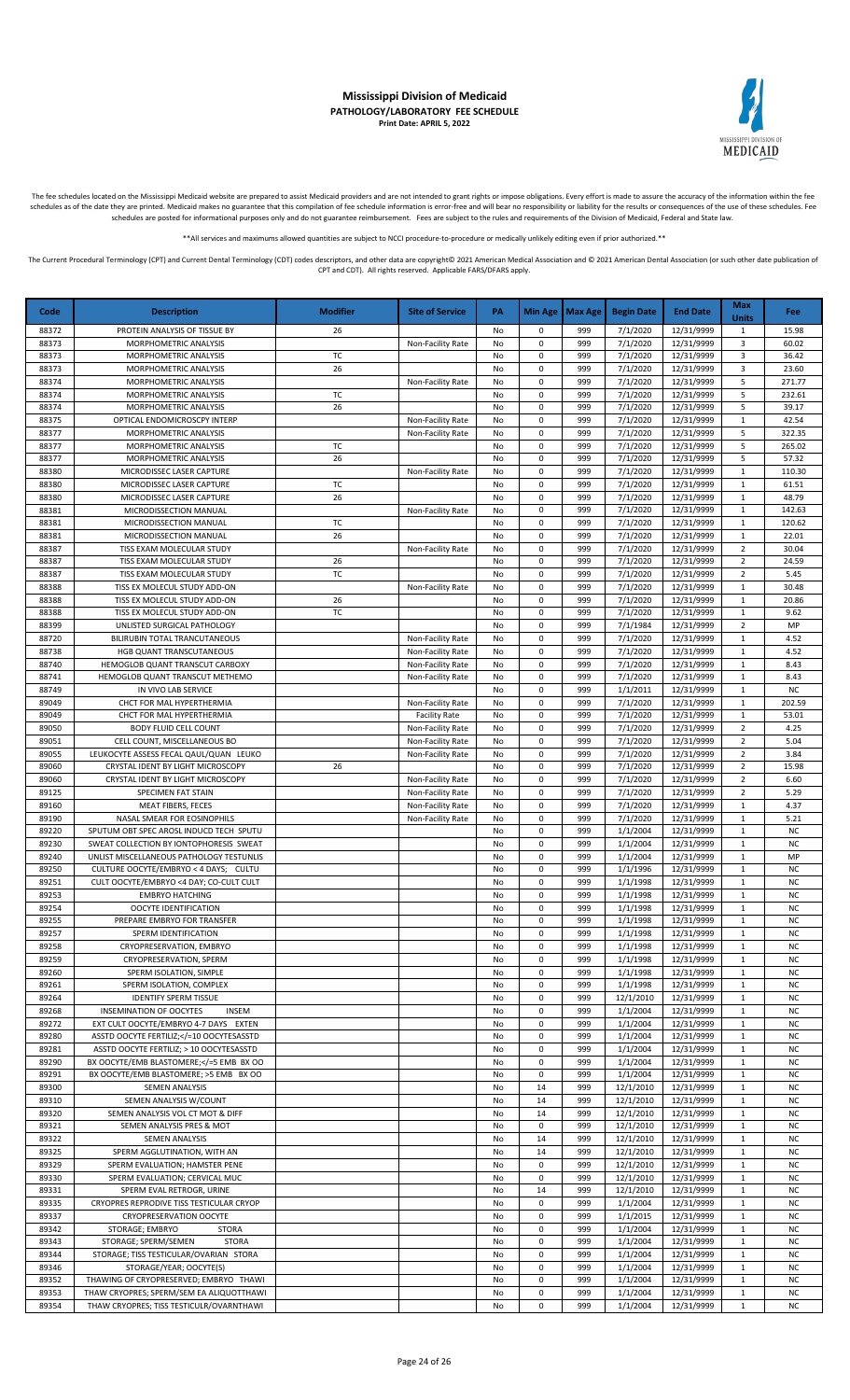# Mississippi Division of Medicaid

**PATHOLOGY/LABORATORY FEE SCHEDULE**

**Print Date: APRIL 5, 2022**

The fee schedules located on the Mississippi Medicaid website are prepared to assist Medicaid providers and are not intended to grant rights or impose obligations. Every effort is made to assure the accuracy of the information within the fee schedules as of the date they are printed. Medicaid makes no guarantee that this compilation of fee schedule information is error-free and will bear no responsibility or liability for the results or consequences of the use of these schedules. Fee schedules are posted for informational purposes only and do not guarantee reimbursement. Fees are subject to the rules and requirements of the Division of Medicaid, Federal and State law.

**All services and maximums allowed quantities are subject to NCCI procedure-to-procedure or medically unlikely editing even if prior authorized.**

The Current Procedural Terminology (CPT) and Current Dental Terminology (CDT) codes descriptors, and other data are copyright© 2021 American Medical Association and © 2021 American Dental Association (or such other date publication of CPT and CDT). All rights reserved. Applicable FARS/DFARS apply.

| Code | Description | Modifier | Site of Service | PA | Min Age | Max Age | Begin Date | End Date | Max Units | Fee |
|---|---|---|---|---|---|---|---|---|---|---|
| 88372 | PROTEIN ANALYSIS OF TISSUE BY | 26 | | No | 0 | 999 | 7/1/2020 | 12/31/9999 | 1 | 15.98 |
| 88373 | MORPHOMETRIC ANALYSIS | | Non-Facility Rate | No | 0 | 999 | 7/1/2020 | 12/31/9999 | 3 | 60.02 |
| 88373 | MORPHOMETRIC ANALYSIS | TC | | No | 0 | 999 | 7/1/2020 | 12/31/9999 | 3 | 36.42 |
| 88373 | MORPHOMETRIC ANALYSIS | 26 | | No | 0 | 999 | 7/1/2020 | 12/31/9999 | 3 | 23.60 |
| 88374 | MORPHOMETRIC ANALYSIS | | Non-Facility Rate | No | 0 | 999 | 7/1/2020 | 12/31/9999 | 5 | 271.77 |
| 88374 | MORPHOMETRIC ANALYSIS | TC | | No | 0 | 999 | 7/1/2020 | 12/31/9999 | 5 | 232.61 |
| 88374 | MORPHOMETRIC ANALYSIS | 26 | | No | 0 | 999 | 7/1/2020 | 12/31/9999 | 5 | 39.17 |
| 88375 | OPTICAL ENDOMICROSCPY INTERP | | Non-Facility Rate | No | 0 | 999 | 7/1/2020 | 12/31/9999 | 1 | 42.54 |
| 88377 | MORPHOMETRIC ANALYSIS | | Non-Facility Rate | No | 0 | 999 | 7/1/2020 | 12/31/9999 | 5 | 322.35 |
| 88377 | MORPHOMETRIC ANALYSIS | TC | | No | 0 | 999 | 7/1/2020 | 12/31/9999 | 5 | 265.02 |
| 88377 | MORPHOMETRIC ANALYSIS | 26 | | No | 0 | 999 | 7/1/2020 | 12/31/9999 | 5 | 57.32 |
| 88380 | MICRODISSEC LASER CAPTURE | | Non-Facility Rate | No | 0 | 999 | 7/1/2020 | 12/31/9999 | 1 | 110.30 |
| 88380 | MICRODISSEC LASER CAPTURE | TC | | No | 0 | 999 | 7/1/2020 | 12/31/9999 | 1 | 61.51 |
| 88380 | MICRODISSEC LASER CAPTURE | 26 | | No | 0 | 999 | 7/1/2020 | 12/31/9999 | 1 | 48.79 |
| 88381 | MICRODISSECTION MANUAL | | Non-Facility Rate | No | 0 | 999 | 7/1/2020 | 12/31/9999 | 1 | 142.63 |
| 88381 | MICRODISSECTION MANUAL | TC | | No | 0 | 999 | 7/1/2020 | 12/31/9999 | 1 | 120.62 |
| 88381 | MICRODISSECTION MANUAL | 26 | | No | 0 | 999 | 7/1/2020 | 12/31/9999 | 1 | 22.01 |
| 88387 | TISS EXAM MOLECULAR STUDY | | Non-Facility Rate | No | 0 | 999 | 7/1/2020 | 12/31/9999 | 2 | 30.04 |
| 88387 | TISS EXAM MOLECULAR STUDY | 26 | | No | 0 | 999 | 7/1/2020 | 12/31/9999 | 2 | 24.59 |
| 88387 | TISS EXAM MOLECULAR STUDY | TC | | No | 0 | 999 | 7/1/2020 | 12/31/9999 | 2 | 5.45 |
| 88388 | TISS EX MOLECUL STUDY ADD-ON | | Non-Facility Rate | No | 0 | 999 | 7/1/2020 | 12/31/9999 | 1 | 30.48 |
| 88388 | TISS EX MOLECUL STUDY ADD-ON | 26 | | No | 0 | 999 | 7/1/2020 | 12/31/9999 | 1 | 20.86 |
| 88388 | TISS EX MOLECUL STUDY ADD-ON | TC | | No | 0 | 999 | 7/1/2020 | 12/31/9999 | 1 | 9.62 |
| 88399 | UNLISTED SURGICAL PATHOLOGY | | | No | 0 | 999 | 7/1/1984 | 12/31/9999 | 2 | MP |
| 88720 | BILIRUBIN TOTAL TRANCUTANEOUS | | Non-Facility Rate | No | 0 | 999 | 7/1/2020 | 12/31/9999 | 1 | 4.52 |
| 88738 | HGB QUANT TRANSCUTANEOUS | | Non-Facility Rate | No | 0 | 999 | 7/1/2020 | 12/31/9999 | 1 | 4.52 |
| 88740 | HEMOGLOB QUANT TRANSCUT CARBOXY | | Non-Facility Rate | No | 0 | 999 | 7/1/2020 | 12/31/9999 | 1 | 8.43 |
| 88741 | HEMOGLOB QUANT TRANSCUT METHEMO | | Non-Facility Rate | No | 0 | 999 | 7/1/2020 | 12/31/9999 | 1 | 8.43 |
| 88749 | IN VIVO LAB SERVICE | | | No | 0 | 999 | 1/1/2011 | 12/31/9999 | 1 | NC |
| 89049 | CHCT FOR MAL HYPERTHERMIA | | Non-Facility Rate | No | 0 | 999 | 7/1/2020 | 12/31/9999 | 1 | 202.59 |
| 89049 | CHCT FOR MAL HYPERTHERMIA | | Facility Rate | No | 0 | 999 | 7/1/2020 | 12/31/9999 | 1 | 53.01 |
| 89050 | BODY FLUID CELL COUNT | | Non-Facility Rate | No | 0 | 999 | 7/1/2020 | 12/31/9999 | 2 | 4.25 |
| 89051 | CELL COUNT, MISCELLANEOUS BO | | Non-Facility Rate | No | 0 | 999 | 7/1/2020 | 12/31/9999 | 2 | 5.04 |
| 89055 | LEUKOCYTE ASSESS FECAL QAUL/QUAN LEUKO | | Non-Facility Rate | No | 0 | 999 | 7/1/2020 | 12/31/9999 | 2 | 3.84 |
| 89060 | CRYSTAL IDENT BY LIGHT MICROSCOPY | 26 | | No | 0 | 999 | 7/1/2020 | 12/31/9999 | 2 | 15.98 |
| 89060 | CRYSTAL IDENT BY LIGHT MICROSCOPY | | Non-Facility Rate | No | 0 | 999 | 7/1/2020 | 12/31/9999 | 2 | 6.60 |
| 89125 | SPECIMEN FAT STAIN | | Non-Facility Rate | No | 0 | 999 | 7/1/2020 | 12/31/9999 | 2 | 5.29 |
| 89160 | MEAT FIBERS, FECES | | Non-Facility Rate | No | 0 | 999 | 7/1/2020 | 12/31/9999 | 1 | 4.37 |
| 89190 | NASAL SMEAR FOR EOSINOPHILS | | Non-Facility Rate | No | 0 | 999 | 7/1/2020 | 12/31/9999 | 1 | 5.21 |
| 89220 | SPUTUM OBT SPEC AROSL INDUCD TECH SPUTU | | | No | 0 | 999 | 1/1/2004 | 12/31/9999 | 1 | NC |
| 89230 | SWEAT COLLECTION BY IONTOPHORESIS SWEAT | | | No | 0 | 999 | 1/1/2004 | 12/31/9999 | 1 | NC |
| 89240 | UNLIST MISCELLANEOUS PATHOLOGY TESTUNLIS | | | No | 0 | 999 | 1/1/2004 | 12/31/9999 | 1 | MP |
| 89250 | CULTURE OOCYTE/EMBRYO < 4 DAYS; CULTU | | | No | 0 | 999 | 1/1/1996 | 12/31/9999 | 1 | NC |
| 89251 | CULT OOCYTE/EMBRYO <4 DAY; CO-CULT CULT | | | No | 0 | 999 | 1/1/1998 | 12/31/9999 | 1 | NC |
| 89253 | EMBRYO HATCHING | | | No | 0 | 999 | 1/1/1998 | 12/31/9999 | 1 | NC |
| 89254 | OOCYTE IDENTIFICATION | | | No | 0 | 999 | 1/1/1998 | 12/31/9999 | 1 | NC |
| 89255 | PREPARE EMBRYO FOR TRANSFER | | | No | 0 | 999 | 1/1/1998 | 12/31/9999 | 1 | NC |
| 89257 | SPERM IDENTIFICATION | | | No | 0 | 999 | 1/1/1998 | 12/31/9999 | 1 | NC |
| 89258 | CRYOPRESERVATION, EMBRYO | | | No | 0 | 999 | 1/1/1998 | 12/31/9999 | 1 | NC |
| 89259 | CRYOPRESERVATION, SPERM | | | No | 0 | 999 | 1/1/1998 | 12/31/9999 | 1 | NC |
| 89260 | SPERM ISOLATION, SIMPLE | | | No | 0 | 999 | 1/1/1998 | 12/31/9999 | 1 | NC |
| 89261 | SPERM ISOLATION, COMPLEX | | | No | 0 | 999 | 1/1/1998 | 12/31/9999 | 1 | NC |
| 89264 | IDENTIFY SPERM TISSUE | | | No | 0 | 999 | 12/1/2010 | 12/31/9999 | 1 | NC |
| 89268 | INSEMINATION OF OOCYTES INSEM | | | No | 0 | 999 | 1/1/2004 | 12/31/9999 | 1 | NC |
| 89272 | EXT CULT OOCYTE/EMBRYO 4-7 DAYS EXTEN | | | No | 0 | 999 | 1/1/2004 | 12/31/9999 | 1 | NC |
| 89280 | ASSTD OOCYTE FERTILIZ;</=10 OOCYTESASSTD | | | No | 0 | 999 | 1/1/2004 | 12/31/9999 | 1 | NC |
| 89281 | ASSTD OOCYTE FERTILIZ; > 10 OOCYTESASSTD | | | No | 0 | 999 | 1/1/2004 | 12/31/9999 | 1 | NC |
| 89290 | BX OOCYTE/EMB BLASTOMERE;</=5 EMB BX OO | | | No | 0 | 999 | 1/1/2004 | 12/31/9999 | 1 | NC |
| 89291 | BX OOCYTE/EMB BLASTOMERE; >5 EMB BX OO | | | No | 0 | 999 | 1/1/2004 | 12/31/9999 | 1 | NC |
| 89300 | SEMEN ANALYSIS | | | No | 14 | 999 | 12/1/2010 | 12/31/9999 | 1 | NC |
| 89310 | SEMEN ANALYSIS W/COUNT | | | No | 14 | 999 | 12/1/2010 | 12/31/9999 | 1 | NC |
| 89320 | SEMEN ANALYSIS VOL CT MOT & DIFF | | | No | 14 | 999 | 12/1/2010 | 12/31/9999 | 1 | NC |
| 89321 | SEMEN ANALYSIS PRES & MOT | | | No | 0 | 999 | 12/1/2010 | 12/31/9999 | 1 | NC |
| 89322 | SEMEN ANALYSIS | | | No | 14 | 999 | 12/1/2010 | 12/31/9999 | 1 | NC |
| 89325 | SPERM AGGLUTINATION, WITH AN | | | No | 14 | 999 | 12/1/2010 | 12/31/9999 | 1 | NC |
| 89329 | SPERM EVALUATION; HAMSTER PENE | | | No | 0 | 999 | 12/1/2010 | 12/31/9999 | 1 | NC |
| 89330 | SPERM EVALUATION; CERVICAL MUC | | | No | 0 | 999 | 12/1/2010 | 12/31/9999 | 1 | NC |
| 89331 | SPERM EVAL RETROGR, URINE | | | No | 14 | 999 | 12/1/2010 | 12/31/9999 | 1 | NC |
| 89335 | CRYOPRES REPRODIVE TISS TESTICULAR CRYOP | | | No | 0 | 999 | 1/1/2004 | 12/31/9999 | 1 | NC |
| 89337 | CRYOPRESERVATION OOCYTE | | | No | 0 | 999 | 1/1/2015 | 12/31/9999 | 1 | NC |
| 89342 | STORAGE; EMBRYO STORA | | | No | 0 | 999 | 1/1/2004 | 12/31/9999 | 1 | NC |
| 89343 | STORAGE; SPERM/SEMEN STORA | | | No | 0 | 999 | 1/1/2004 | 12/31/9999 | 1 | NC |
| 89344 | STORAGE; TISS TESTICULAR/OVARIAN STORA | | | No | 0 | 999 | 1/1/2004 | 12/31/9999 | 1 | NC |
| 89346 | STORAGE/YEAR; OOCYTE(S) | | | No | 0 | 999 | 1/1/2004 | 12/31/9999 | 1 | NC |
| 89352 | THAWING OF CRYOPRESERVED; EMBRYO THAWI | | | No | 0 | 999 | 1/1/2004 | 12/31/9999 | 1 | NC |
| 89353 | THAW CRYOPRES; SPERM/SEM EA ALIQUOTTHAWI | | | No | 0 | 999 | 1/1/2004 | 12/31/9999 | 1 | NC |
| 89354 | THAW CRYOPRES; TISS TESTICULR/OVARNTHAWI | | | No | 0 | 999 | 1/1/2004 | 12/31/9999 | 1 | NC |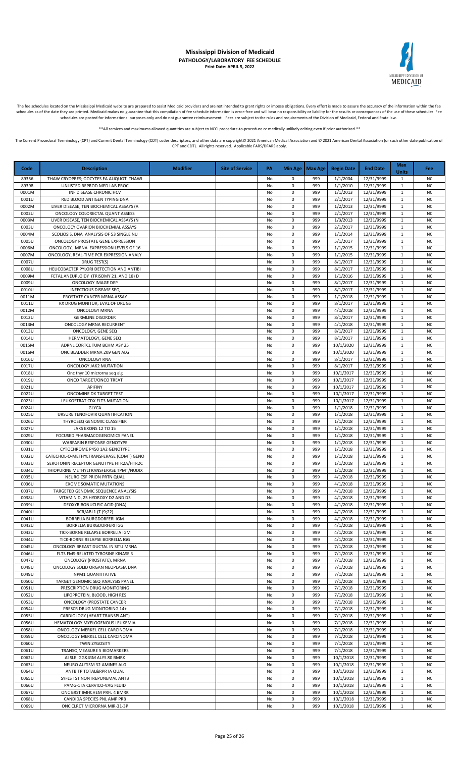# Mississippi Division of Medicaid

**PATHOLOGY/LABORATORY FEE SCHEDULE**

**Print Date: APRIL 5, 2022**

The fee schedules located on the Mississippi Medicaid website are prepared to assist Medicaid providers and are not intended to grant rights or impose obligations. Every effort is made to assure the accuracy of the information within the fee schedules as of the date they are printed. Medicaid makes no guarantee that this compilation of fee schedule information is error-free and will bear no responsibility or liability for the results or consequences of the use of these schedules. Fee schedules are posted for informational purposes only and do not guarantee reimbursement. Fees are subject to the rules and requirements of the Division of Medicaid, Federal and State law.

**All services and maximums allowed quantities are subject to NCCI procedure-to-procedure or medically unlikely editing even if prior authorized.**

The Current Procedural Terminology (CPT) and Current Dental Terminology (CDT) codes descriptors, and other data are copyright© 2021 American Medical Association and © 2021 American Dental Association (or such other date publication of CPT and CDT). All rights reserved. Applicable FARS/DFARS apply.

| Code | Description | Modifier | Site of Service | PA | Min Age | Max Age | Begin Date | End Date | Max Units | Fee |
|---|---|---|---|---|---|---|---|---|---|---|
| 89356 | THAW CRYOPRES; OOCYTES EA ALIQUOT THAWI | | | No | 0 | 999 | 1/1/2004 | 12/31/9999 | 1 | NC |
| 89398 | UNLISTED REPROD MED LAB PROC | | | No | 0 | 999 | 1/1/2010 | 12/31/9999 | 1 | NC |
| 0001M | INF DISEASE CHRONIC HCV | | | No | 0 | 999 | 1/1/2013 | 12/31/9999 | 1 | NC |
| 0001U | RED BLOOD ANTIGEN TYPING DNA | | | No | 0 | 999 | 2/1/2017 | 12/31/9999 | 1 | NC |
| 0002M | LIVER DISEASE, TEN BIOCHEMICAL ASSAYS (A | | | No | 0 | 999 | 1/2/2013 | 12/31/9999 | 1 | NC |
| 0002U | ONCOLOGY COLORECTAL QUANT ASSESS | | | No | 0 | 999 | 2/1/2017 | 12/31/9999 | 1 | NC |
| 0003M | LIVER DISEASE, TEN BIOCHEMICAL ASSAYS (N | | | No | 0 | 999 | 1/3/2013 | 12/31/9999 | 1 | NC |
| 0003U | ONCOLOGY OVARION BIOCHEMIAL ASSAYS | | | No | 0 | 999 | 2/1/2017 | 12/31/9999 | 1 | NC |
| 0004M | SCOLIOSIS, DNA ANALYSIS OF 53 SINGLE NU | | | No | 0 | 999 | 1/1/2014 | 12/31/9999 | 1 | NC |
| 0005U | ONCOLOGY PROSTATE GENE EXPRESSION | | | No | 0 | 999 | 5/1/2017 | 12/31/9999 | 1 | NC |
| 0006M | ONCOLOGY, MRNA EXPRESSION LEVELS OF 16 | | | No | 0 | 999 | 1/1/2015 | 12/31/9999 | 1 | NC |
| 0007M | ONCOLOGY, REAL-TIME PCR EXPRESSION ANALY | | | No | 0 | 999 | 1/1/2015 | 12/31/9999 | 1 | NC |
| 0007U | DRUG TEST(S) | | | No | 0 | 999 | 8/1/2017 | 12/31/9999 | 1 | NC |
| 0008U | HELICOBACTER PYLORI DETECTION AND ANTIBI | | | No | 0 | 999 | 8/1/2017 | 12/31/9999 | 1 | NC |
| 0009M | FETAL ANEUPLOIDY (TRISOMY 21, AND 18) D | | | No | 0 | 999 | 1/1/2016 | 12/31/9999 | 1 | NC |
| 0009U | ONCOLOGY IMAGE DEP | | | No | 0 | 999 | 8/1/2017 | 12/31/9999 | 1 | NC |
| 0010U | INFECTIOUS DISEASE SEQ | | | No | 0 | 999 | 8/1/2017 | 12/31/9999 | 1 | NC |
| 0011M | PROSTATE CANCER MRNA ASSAY | | | No | 0 | 999 | 1/1/2018 | 12/31/9999 | 1 | NC |
| 0011U | RX DRUG MONITOR, EVAL OF DRUGS | | | No | 0 | 999 | 8/1/2017 | 12/31/9999 | 1 | NC |
| 0012M | ONCOLOGY MRNA | | | No | 0 | 999 | 4/1/2018 | 12/31/9999 | 1 | NC |
| 0012U | GERMLINE DISORDER | | | No | 0 | 999 | 8/1/2017 | 12/31/9999 | 1 | NC |
| 0013M | ONCOLOGY MRNA RECURRENT | | | No | 0 | 999 | 4/1/2018 | 12/31/9999 | 1 | NC |
| 0013U | ONCOLOGY, GENE SEQ | | | No | 0 | 999 | 8/1/2017 | 12/31/9999 | 1 | NC |
| 0014U | HERMATOLOGY, GENE SEQ | | | No | 0 | 999 | 8/1/2017 | 12/31/9999 | 1 | NC |
| 0015M | ADRNL CORTCL TUM BCHM ASY 25 | | | No | 0 | 999 | 10/1/2020 | 12/31/9999 | 1 | NC |
| 0016M | ONC BLADDER MRNA 209 GEN ALG | | | No | 0 | 999 | 10/1/2020 | 12/31/9999 | 1 | NC |
| 0016U | ONCOLOGY RNA | | | No | 0 | 999 | 8/1/2017 | 12/31/9999 | 1 | NC |
| 0017U | ONCOLOGY JAK2 MUTATION | | | No | 0 | 999 | 8/1/2017 | 12/31/9999 | 1 | NC |
| 0018U | Onc thyr 10 microrna seq alg | | | No | 0 | 999 | 10/1/2017 | 12/31/9999 | 1 | NC |
| 0019U | ONCO TARGET/ONCO TREAT | | | No | 0 | 999 | 10/1/2017 | 12/31/9999 | 1 | NC |
| 0021U | APIFINY | | | No | 0 | 999 | 10/1/2017 | 12/31/9999 | 1 | NC |
| 0022U | ONCOMINE DX TARGET TEST | | | No | 0 | 999 | 10/1/2017 | 12/31/9999 | 1 | NC |
| 0023U | LEUKOSTRAT CDX FLT3 MUTATION | | | No | 0 | 999 | 10/1/2017 | 12/31/9999 | 1 | NC |
| 0024U | GLYCA | | | No | 0 | 999 | 1/1/2018 | 12/31/9999 | 1 | NC |
| 0025U | URSURE TENOFOVIR QUANTIFICATION | | | No | 0 | 999 | 1/1/2018 | 12/31/9999 | 1 | NC |
| 0026U | THYROSEQ GENOMIC CLASSIFIER | | | No | 0 | 999 | 1/1/2018 | 12/31/9999 | 1 | NC |
| 0027U | JAKS EXONS 12 TO 15 | | | No | 0 | 999 | 1/1/2018 | 12/31/9999 | 1 | NC |
| 0029U | FOCUSED PHARMACOGENOMICS PANEL | | | No | 0 | 999 | 1/1/2018 | 12/31/9999 | 1 | NC |
| 0030U | WARFARIN RESPONSE GENOTYPE | | | No | 0 | 999 | 1/1/2018 | 12/31/9999 | 1 | NC |
| 0031U | CYTOCHROME P450 1A2 GENOTYPE | | | No | 0 | 999 | 1/1/2018 | 12/31/9999 | 1 | NC |
| 0032U | CATECHOL-O-METHYLTRANSFERASE (COMT) GENO | | | No | 0 | 999 | 1/1/2018 | 12/31/9999 | 1 | NC |
| 0033U | SEROTONIN RECEPTOR GENOTYPE HTR2A/HTR2C | | | No | 0 | 999 | 1/1/2018 | 12/31/9999 | 1 | NC |
| 0034U | THIOPURINE METHYLTRANSFERASE TPMT/NUDIX | | | No | 0 | 999 | 1/1/2018 | 12/31/9999 | 1 | NC |
| 0035U | NEURO CSF PRION PRTN QUAL | | | No | 0 | 999 | 4/1/2018 | 12/31/9999 | 1 | NC |
| 0036U | EXOME SOMATIC MUTATIONS | | | No | 0 | 999 | 4/1/2018 | 12/31/9999 | 1 | NC |
| 0037U | TARGETED GENOMIC SEQUENCE ANALYSIS | | | No | 0 | 999 | 4/1/2018 | 12/31/9999 | 1 | NC |
| 0038U | VITAMIN D, 25 HYDROXY D2 AND D3 | | | No | 0 | 999 | 4/1/2018 | 12/31/9999 | 1 | NC |
| 0039U | DEOXYRIBONUCLEIC ACID (DNA) | | | No | 0 | 999 | 4/1/2018 | 12/31/9999 | 1 | NC |
| 0040U | BCR/ABL1 (T (9;22) | | | No | 0 | 999 | 4/1/2018 | 12/31/9999 | 1 | NC |
| 0041U | BORRELIA BURGDORFERI IGM | | | No | 0 | 999 | 4/1/2018 | 12/31/9999 | 1 | NC |
| 0042U | BORRELIA BURGDORFERI IGG | | | No | 0 | 999 | 4/1/2018 | 12/31/9999 | 1 | NC |
| 0043U | TICK-BORNE RELAPSE BORRELIA IGM | | | No | 0 | 999 | 4/1/2018 | 12/31/9999 | 1 | NC |
| 0044U | TICK-BORNE RELAPSE BORRELIA IGG | | | No | 0 | 999 | 4/1/2018 | 12/31/9999 | 1 | NC |
| 0045U | ONCOLOGY BREAST DUCTAL IN SITU MRNA | | | No | 0 | 999 | 7/1/2018 | 12/31/9999 | 1 | NC |
| 0046U | FLT3 FMS-RELATED TYROSINE KINASE 3 | | | No | 0 | 999 | 7/1/2018 | 12/31/9999 | 1 | NC |
| 0047U | ONCOLOGY (PROSTATE), MRNA | | | No | 0 | 999 | 7/1/2018 | 12/31/9999 | 1 | NC |
| 0048U | ONCOLOGY SOLID ORGAN NEOPLASIA DNA | | | No | 0 | 999 | 7/1/2018 | 12/31/9999 | 1 | NC |
| 0049U | NPM1 QUANTITATIVE | | | No | 0 | 999 | 7/1/2018 | 12/31/9999 | 1 | NC |
| 0050U | TARGET GENOMIC SEQ ANALYSIS PANEL | | | No | 0 | 999 | 7/1/2018 | 12/31/9999 | 1 | NC |
| 0051U | PRESCRIPTION DRUG MONITORING | | | No | 0 | 999 | 7/1/2018 | 12/31/9999 | 1 | NC |
| 0052U | LIPOPROTEIN, BLOOD, HIGH RES | | | No | 0 | 999 | 7/1/2018 | 12/31/9999 | 1 | NC |
| 0053U | ONCOLOGY (PROSTATE CANCER | | | No | 0 | 999 | 7/1/2018 | 12/31/9999 | 1 | NC |
| 0054U | PRESCR DRUG MONITORING 14+ | | | No | 0 | 999 | 7/1/2018 | 12/31/9999 | 1 | NC |
| 0055U | CARDIOLOGY (HEART TRANSPLANT) | | | No | 0 | 999 | 7/1/2018 | 12/31/9999 | 1 | NC |
| 0056U | HEMATOLOGY MYELOGENOUS LEUKEMIA | | | No | 0 | 999 | 7/1/2018 | 12/31/9999 | 1 | NC |
| 0058U | ONCOLOGY MERKEL CELL CARCINOMA | | | No | 0 | 999 | 7/1/2018 | 12/31/9999 | 1 | NC |
| 0059U | ONCOLOGY MERKEL CELL CARCINOMA | | | No | 0 | 999 | 7/1/2018 | 12/31/9999 | 1 | NC |
| 0060U | TWIN ZYGOSITY | | | No | 0 | 999 | 7/1/2018 | 12/31/9999 | 1 | NC |
| 0061U | TRANSQ MEASURE 5 BIOMARKERS | | | No | 0 | 999 | 7/1/2018 | 12/31/9999 | 1 | NC |
| 0062U | AI SLE IGG&IGM ALYS 80 BMRK | | | No | 0 | 999 | 10/1/2018 | 12/31/9999 | 1 | NC |
| 0063U | NEURO AUTISM 32 AMINES ALG | | | No | 0 | 999 | 10/1/2018 | 12/31/9999 | 1 | NC |
| 0064U | ANTB TP TOTAL&RPR IA QUAL | | | No | 0 | 999 | 10/1/2018 | 12/31/9999 | 1 | NC |
| 0065U | SYFLS TST NONTREPONEMAL ANTB | | | No | 0 | 999 | 10/1/2018 | 12/31/9999 | 1 | NC |
| 0066U | PAMG-1 IA CERVICO-VAG FLUID | | | No | 0 | 999 | 10/1/2018 | 12/31/9999 | 1 | NC |
| 0067U | ONC BRST IMHCHEM PRFL 4 BMRK | | | No | 0 | 999 | 10/1/2018 | 12/31/9999 | 1 | NC |
| 0068U | CANDIDA SPECIES PNL AMP PRB | | | No | 0 | 999 | 10/1/2018 | 12/31/9999 | 1 | NC |
| 0069U | ONC CLRCT MICRORNA MIR-31-3P | | | No | 0 | 999 | 10/1/2018 | 12/31/9999 | 1 | NC |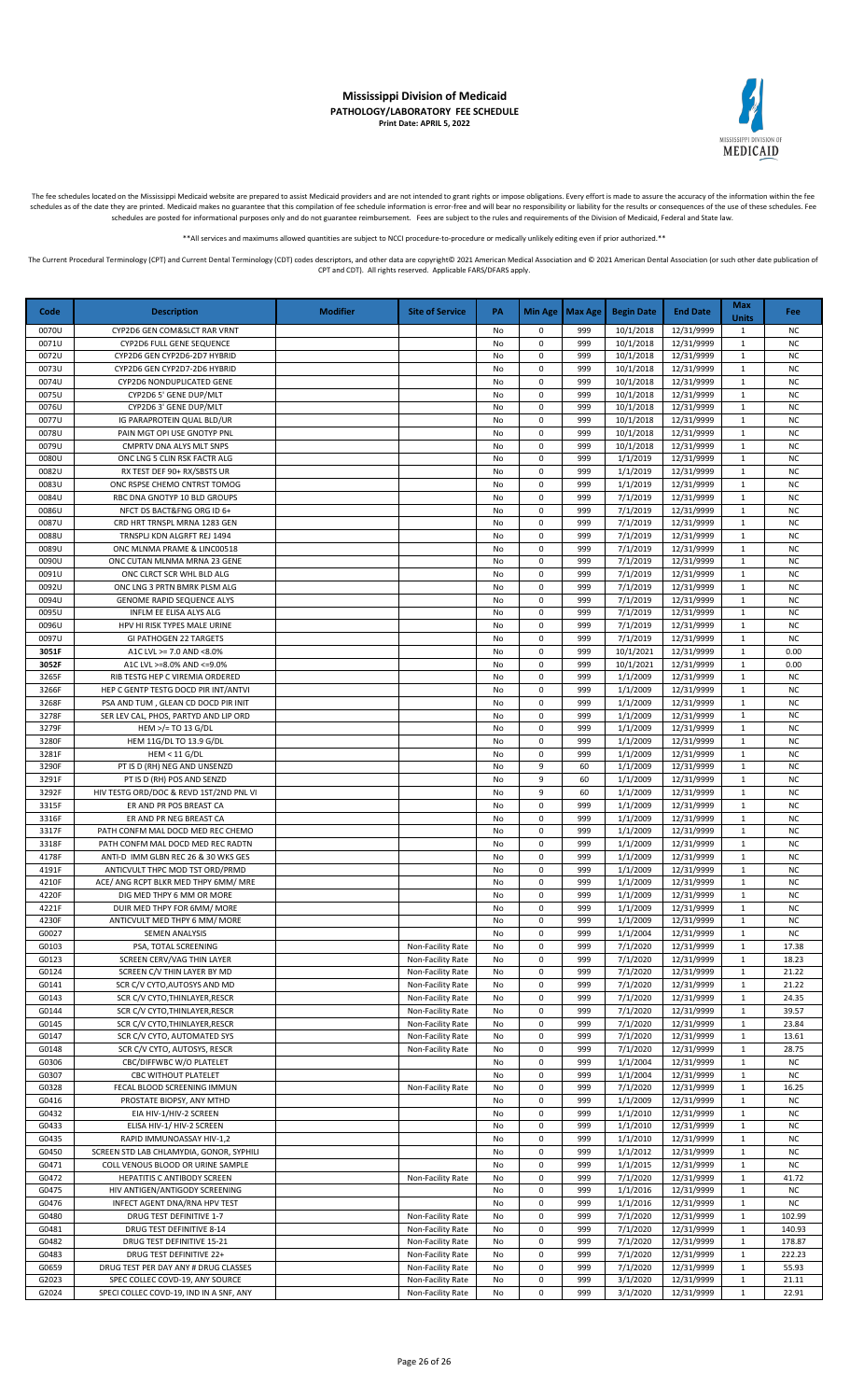# Mississippi Division of Medicaid

**PATHOLOGY/LABORATORY FEE SCHEDULE**

**Print Date: APRIL 5, 2022**

The fee schedules located on the Mississippi Medicaid website are prepared to assist Medicaid providers and are not intended to grant rights or impose obligations. Every effort is made to assure the accuracy of the information within the fee schedules as of the date they are printed. Medicaid makes no guarantee that this compilation of fee schedule information is error-free and will bear no responsibility or liability for the results or consequences of the use of these schedules. Fee schedules are posted for informational purposes only and do not guarantee reimbursement. Fees are subject to the rules and requirements of the Division of Medicaid, Federal and State law.

**All services and maximums allowed quantities are subject to NCCI procedure-to-procedure or medically unlikely editing even if prior authorized.**

The Current Procedural Terminology (CPT) and Current Dental Terminology (CDT) codes descriptors, and other data are copyright© 2021 American Medical Association and © 2021 American Dental Association (or such other date publication of CPT and CDT). All rights reserved. Applicable FARS/DFARS apply.

| Code | Description | Modifier | Site of Service | PA | Min Age | Max Age | Begin Date | End Date | Max Units | Fee |
|---|---|---|---|---|---|---|---|---|---|---|
| 0070U | CYP2D6 GEN COM&SLCT RAR VRNT | | | No | 0 | 999 | 10/1/2018 | 12/31/9999 | 1 | NC |
| 0071U | CYP2D6 FULL GENE SEQUENCE | | | No | 0 | 999 | 10/1/2018 | 12/31/9999 | 1 | NC |
| 0072U | CYP2D6 GEN CYP2D6-2D7 HYBRID | | | No | 0 | 999 | 10/1/2018 | 12/31/9999 | 1 | NC |
| 0073U | CYP2D6 GEN CYP2D7-2D6 HYBRID | | | No | 0 | 999 | 10/1/2018 | 12/31/9999 | 1 | NC |
| 0074U | CYP2D6 NONDUPLICATED GENE | | | No | 0 | 999 | 10/1/2018 | 12/31/9999 | 1 | NC |
| 0075U | CYP2D6 5' GENE DUP/MLT | | | No | 0 | 999 | 10/1/2018 | 12/31/9999 | 1 | NC |
| 0076U | CYP2D6 3' GENE DUP/MLT | | | No | 0 | 999 | 10/1/2018 | 12/31/9999 | 1 | NC |
| 0077U | IG PARAPROTEIN QUAL BLD/UR | | | No | 0 | 999 | 10/1/2018 | 12/31/9999 | 1 | NC |
| 0078U | PAIN MGT OPI USE GNOTYP PNL | | | No | 0 | 999 | 10/1/2018 | 12/31/9999 | 1 | NC |
| 0079U | CMPRTV DNA ALYS MLT SNPS | | | No | 0 | 999 | 10/1/2018 | 12/31/9999 | 1 | NC |
| 0080U | ONC LNG 5 CLIN RSK FACTR ALG | | | No | 0 | 999 | 1/1/2019 | 12/31/9999 | 1 | NC |
| 0082U | RX TEST DEF 90+ RX/SBSTS UR | | | No | 0 | 999 | 1/1/2019 | 12/31/9999 | 1 | NC |
| 0083U | ONC RSPSE CHEMO CNTRST TOMOG | | | No | 0 | 999 | 1/1/2019 | 12/31/9999 | 1 | NC |
| 0084U | RBC DNA GNOTYP 10 BLD GROUPS | | | No | 0 | 999 | 7/1/2019 | 12/31/9999 | 1 | NC |
| 0086U | NFCT DS BACT&FNG ORG ID 6+ | | | No | 0 | 999 | 7/1/2019 | 12/31/9999 | 1 | NC |
| 0087U | CRD HRT TRNSPL MRNA 1283 GEN | | | No | 0 | 999 | 7/1/2019 | 12/31/9999 | 1 | NC |
| 0088U | TRNSPLJ KDN ALGRFT REJ 1494 | | | No | 0 | 999 | 7/1/2019 | 12/31/9999 | 1 | NC |
| 0089U | ONC MLNMA PRAME & LINC00518 | | | No | 0 | 999 | 7/1/2019 | 12/31/9999 | 1 | NC |
| 0090U | ONC CUTAN MLNMA MRNA 23 GENE | | | No | 0 | 999 | 7/1/2019 | 12/31/9999 | 1 | NC |
| 0091U | ONC CLRCT SCR WHL BLD ALG | | | No | 0 | 999 | 7/1/2019 | 12/31/9999 | 1 | NC |
| 0092U | ONC LNG 3 PRTN BMRK PLSM ALG | | | No | 0 | 999 | 7/1/2019 | 12/31/9999 | 1 | NC |
| 0094U | GENOME RAPID SEQUENCE ALYS | | | No | 0 | 999 | 7/1/2019 | 12/31/9999 | 1 | NC |
| 0095U | INFLM EE ELISA ALYS ALG | | | No | 0 | 999 | 7/1/2019 | 12/31/9999 | 1 | NC |
| 0096U | HPV HI RISK TYPES MALE URINE | | | No | 0 | 999 | 7/1/2019 | 12/31/9999 | 1 | NC |
| 0097U | GI PATHOGEN 22 TARGETS | | | No | 0 | 999 | 7/1/2019 | 12/31/9999 | 1 | NC |
| **3051F** | A1C LVL >= 7.0 AND <8.0% | | | No | 0 | 999 | 10/1/2021 | 12/31/9999 | 1 | 0.00 |
| **3052F** | A1C LVL >=8.0% AND <=9.0% | | | No | 0 | 999 | 10/1/2021 | 12/31/9999 | 1 | 0.00 |
| 3265F | RIB TESTG HEP C VIREMIA ORDERED | | | No | 0 | 999 | 1/1/2009 | 12/31/9999 | 1 | NC |
| 3266F | HEP C GENTP TESTG DOCD PIR INT/ANTVI | | | No | 0 | 999 | 1/1/2009 | 12/31/9999 | 1 | NC |
| 3268F | PSA AND TUM , GLEAN CD DOCD PIR INIT | | | No | 0 | 999 | 1/1/2009 | 12/31/9999 | 1 | NC |
| 3278F | SER LEV CAL, PHOS, PARTYD AND LIP ORD | | | No | 0 | 999 | 1/1/2009 | 12/31/9999 | 1 | NC |
| 3279F | HEM >/= TO 13 G/DL | | | No | 0 | 999 | 1/1/2009 | 12/31/9999 | 1 | NC |
| 3280F | HEM 11G/DL TO 13.9 G/DL | | | No | 0 | 999 | 1/1/2009 | 12/31/9999 | 1 | NC |
| 3281F | HEM < 11 G/DL | | | No | 0 | 999 | 1/1/2009 | 12/31/9999 | 1 | NC |
| 3290F | PT IS D (RH) NEG AND UNSENZD | | | No | 9 | 60 | 1/1/2009 | 12/31/9999 | 1 | NC |
| 3291F | PT IS D (RH) POS AND SENZD | | | No | 9 | 60 | 1/1/2009 | 12/31/9999 | 1 | NC |
| 3292F | HIV TESTG ORD/DOC & REVD 1ST/2ND PNL VI | | | No | 9 | 60 | 1/1/2009 | 12/31/9999 | 1 | NC |
| 3315F | ER AND PR POS BREAST CA | | | No | 0 | 999 | 1/1/2009 | 12/31/9999 | 1 | NC |
| 3316F | ER AND PR NEG BREAST CA | | | No | 0 | 999 | 1/1/2009 | 12/31/9999 | 1 | NC |
| 3317F | PATH CONFM MAL DOCD MED REC CHEMO | | | No | 0 | 999 | 1/1/2009 | 12/31/9999 | 1 | NC |
| 3318F | PATH CONFM MAL DOCD MED REC RADTN | | | No | 0 | 999 | 1/1/2009 | 12/31/9999 | 1 | NC |
| 4178F | ANTI-D IMM GLBN REC 26 & 30 WKS GES | | | No | 0 | 999 | 1/1/2009 | 12/31/9999 | 1 | NC |
| 4191F | ANTICVULT THPC MOD TST ORD/PRMD | | | No | 0 | 999 | 1/1/2009 | 12/31/9999 | 1 | NC |
| 4210F | ACE/ ANG RCPT BLKR MED THPY 6MM/ MRE | | | No | 0 | 999 | 1/1/2009 | 12/31/9999 | 1 | NC |
| 4220F | DIG MED THPY 6 MM OR MORE | | | No | 0 | 999 | 1/1/2009 | 12/31/9999 | 1 | NC |
| 4221F | DUIR MED THPY FOR 6MM/ MORE | | | No | 0 | 999 | 1/1/2009 | 12/31/9999 | 1 | NC |
| 4230F | ANTICVULT MED THPY 6 MM/ MORE | | | No | 0 | 999 | 1/1/2009 | 12/31/9999 | 1 | NC |
| G0027 | SEMEN ANALYSIS | | | No | 0 | 999 | 1/1/2004 | 12/31/9999 | 1 | NC |
| G0103 | PSA, TOTAL SCREENING | | Non-Facility Rate | No | 0 | 999 | 7/1/2020 | 12/31/9999 | 1 | 17.38 |
| G0123 | SCREEN CERV/VAG THIN LAYER | | Non-Facility Rate | No | 0 | 999 | 7/1/2020 | 12/31/9999 | 1 | 18.23 |
| G0124 | SCREEN C/V THIN LAYER BY MD | | Non-Facility Rate | No | 0 | 999 | 7/1/2020 | 12/31/9999 | 1 | 21.22 |
| G0141 | SCR C/V CYTO,AUTOSYS AND MD | | Non-Facility Rate | No | 0 | 999 | 7/1/2020 | 12/31/9999 | 1 | 21.22 |
| G0143 | SCR C/V CYTO,THINLAYER,RESCR | | Non-Facility Rate | No | 0 | 999 | 7/1/2020 | 12/31/9999 | 1 | 24.35 |
| G0144 | SCR C/V CYTO,THINLAYER,RESCR | | Non-Facility Rate | No | 0 | 999 | 7/1/2020 | 12/31/9999 | 1 | 39.57 |
| G0145 | SCR C/V CYTO,THINLAYER,RESCR | | Non-Facility Rate | No | 0 | 999 | 7/1/2020 | 12/31/9999 | 1 | 23.84 |
| G0147 | SCR C/V CYTO, AUTOMATED SYS | | Non-Facility Rate | No | 0 | 999 | 7/1/2020 | 12/31/9999 | 1 | 13.61 |
| G0148 | SCR C/V CYTO, AUTOSYS, RESCR | | Non-Facility Rate | No | 0 | 999 | 7/1/2020 | 12/31/9999 | 1 | 28.75 |
| G0306 | CBC/DIFFWBC W/O PLATELET | | | No | 0 | 999 | 1/1/2004 | 12/31/9999 | 1 | NC |
| G0307 | CBC WITHOUT PLATELET | | | No | 0 | 999 | 1/1/2004 | 12/31/9999 | 1 | NC |
| G0328 | FECAL BLOOD SCREENING IMMUN | | Non-Facility Rate | No | 0 | 999 | 7/1/2020 | 12/31/9999 | 1 | 16.25 |
| G0416 | PROSTATE BIOPSY, ANY MTHD | | | No | 0 | 999 | 1/1/2009 | 12/31/9999 | 1 | NC |
| G0432 | EIA HIV-1/HIV-2 SCREEN | | | No | 0 | 999 | 1/1/2010 | 12/31/9999 | 1 | NC |
| G0433 | ELISA HIV-1/ HIV-2 SCREEN | | | No | 0 | 999 | 1/1/2010 | 12/31/9999 | 1 | NC |
| G0435 | RAPID IMMUNOASSAY HIV-1,2 | | | No | 0 | 999 | 1/1/2010 | 12/31/9999 | 1 | NC |
| G0450 | SCREEN STD LAB CHLAMYDIA, GONOR, SYPHILI | | | No | 0 | 999 | 1/1/2012 | 12/31/9999 | 1 | NC |
| G0471 | COLL VENOUS BLOOD OR URINE SAMPLE | | | No | 0 | 999 | 1/1/2015 | 12/31/9999 | 1 | NC |
| G0472 | HEPATITIS C ANTIBODY SCREEN | | Non-Facility Rate | No | 0 | 999 | 7/1/2020 | 12/31/9999 | 1 | 41.72 |
| G0475 | HIV ANTIGEN/ANTIGODY SCREENING | | | No | 0 | 999 | 1/1/2016 | 12/31/9999 | 1 | NC |
| G0476 | INFECT AGENT DNA/RNA HPV TEST | | | No | 0 | 999 | 1/1/2016 | 12/31/9999 | 1 | NC |
| G0480 | DRUG TEST DEFINITIVE 1-7 | | Non-Facility Rate | No | 0 | 999 | 7/1/2020 | 12/31/9999 | 1 | 102.99 |
| G0481 | DRUG TEST DEFINITIVE 8-14 | | Non-Facility Rate | No | 0 | 999 | 7/1/2020 | 12/31/9999 | 1 | 140.93 |
| G0482 | DRUG TEST DEFINITIVE 15-21 | | Non-Facility Rate | No | 0 | 999 | 7/1/2020 | 12/31/9999 | 1 | 178.87 |
| G0483 | DRUG TEST DEFINITIVE 22+ | | Non-Facility Rate | No | 0 | 999 | 7/1/2020 | 12/31/9999 | 1 | 222.23 |
| G0659 | DRUG TEST PER DAY ANY # DRUG CLASSES | | Non-Facility Rate | No | 0 | 999 | 7/1/2020 | 12/31/9999 | 1 | 55.93 |
| G2023 | SPEC COLLEC COVD-19, ANY SOURCE | | Non-Facility Rate | No | 0 | 999 | 3/1/2020 | 12/31/9999 | 1 | 21.11 |
| G2024 | SPECI COLLEC COVD-19, IND IN A SNF, ANY | | Non-Facility Rate | No | 0 | 999 | 3/1/2020 | 12/31/9999 | 1 | 22.91 |